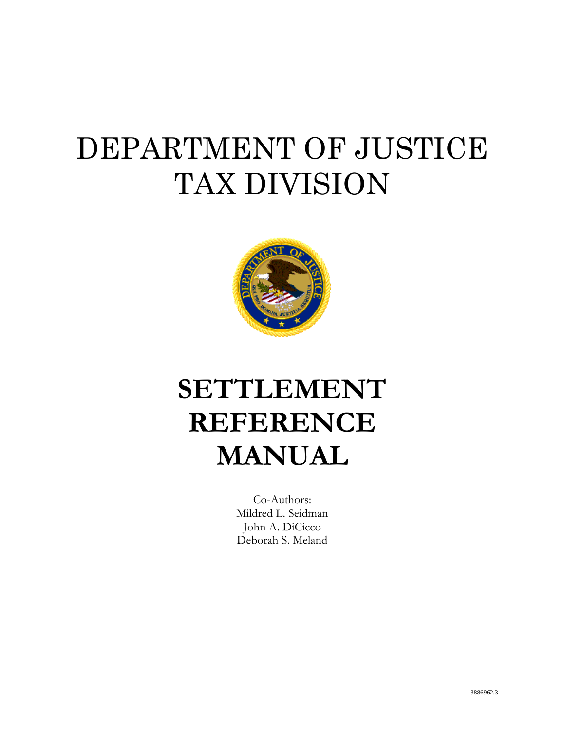# DEPARTMENT OF JUSTICE
# TAX DIVISION

# SETTLEMENT REFERENCE MANUAL

Co-Authors:
Mildred L. Seidman
John A. DiCicco
Deborah S. Meland

3886962.3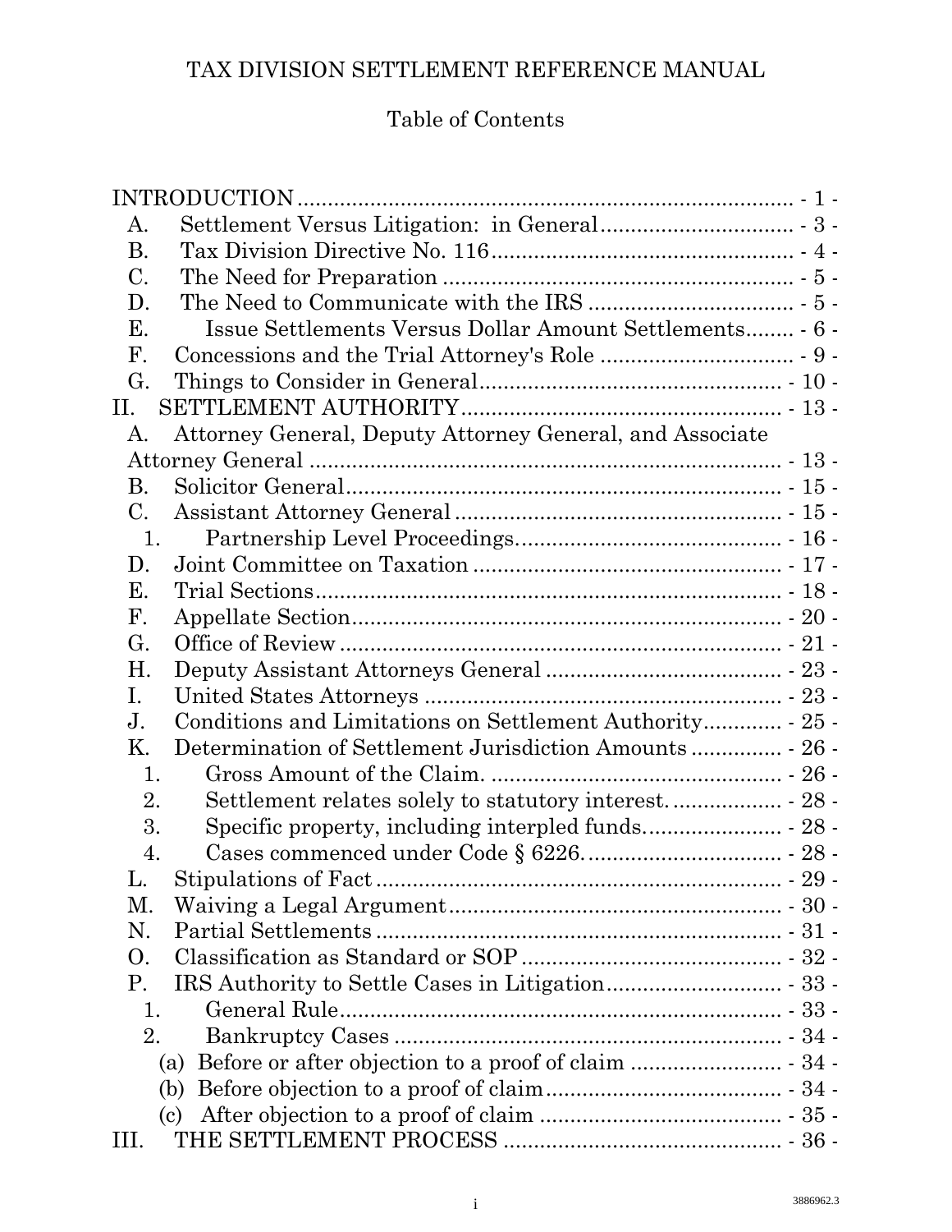# TAX DIVISION SETTLEMENT REFERENCE MANUAL

## Table of Contents

INTRODUCTION ... - 1 -
- A. Settlement Versus Litigation: in General ... - 3 -
- B. Tax Division Directive No. 116 ... - 4 -
- C. The Need for Preparation ... - 5 -
- D. The Need to Communicate with the IRS ... - 5 -
- E. Issue Settlements Versus Dollar Amount Settlements ... - 6 -
- F. Concessions and the Trial Attorney's Role ... - 9 -
- G. Things to Consider in General ... - 10 -

II. SETTLEMENT AUTHORITY ... - 13 -
- A. Attorney General, Deputy Attorney General, and Associate Attorney General ... - 13 -
- B. Solicitor General ... - 15 -
- C. Assistant Attorney General ... - 15 -
  - 1. Partnership Level Proceedings ... - 16 -
- D. Joint Committee on Taxation ... - 17 -
- E. Trial Sections ... - 18 -
- F. Appellate Section ... - 20 -
- G. Office of Review ... - 21 -
- H. Deputy Assistant Attorneys General ... - 23 -
- I. United States Attorneys ... - 23 -
- J. Conditions and Limitations on Settlement Authority ... - 25 -
- K. Determination of Settlement Jurisdiction Amounts ... - 26 -
  - 1. Gross Amount of the Claim. ... - 26 -
  - 2. Settlement relates solely to statutory interest. ... - 28 -
  - 3. Specific property, including interpled funds. ... - 28 -
  - 4. Cases commenced under Code § 6226. ... - 28 -
- L. Stipulations of Fact ... - 29 -
- M. Waiving a Legal Argument ... - 30 -
- N. Partial Settlements ... - 31 -
- O. Classification as Standard or SOP ... - 32 -
- P. IRS Authority to Settle Cases in Litigation ... - 33 -
  - 1. General Rule ... - 33 -
  - 2. Bankruptcy Cases ... - 34 -
    - (a) Before or after objection to a proof of claim ... - 34 -
    - (b) Before objection to a proof of claim ... - 34 -
    - (c) After objection to a proof of claim ... - 35 -

III. THE SETTLEMENT PROCESS ... - 36 -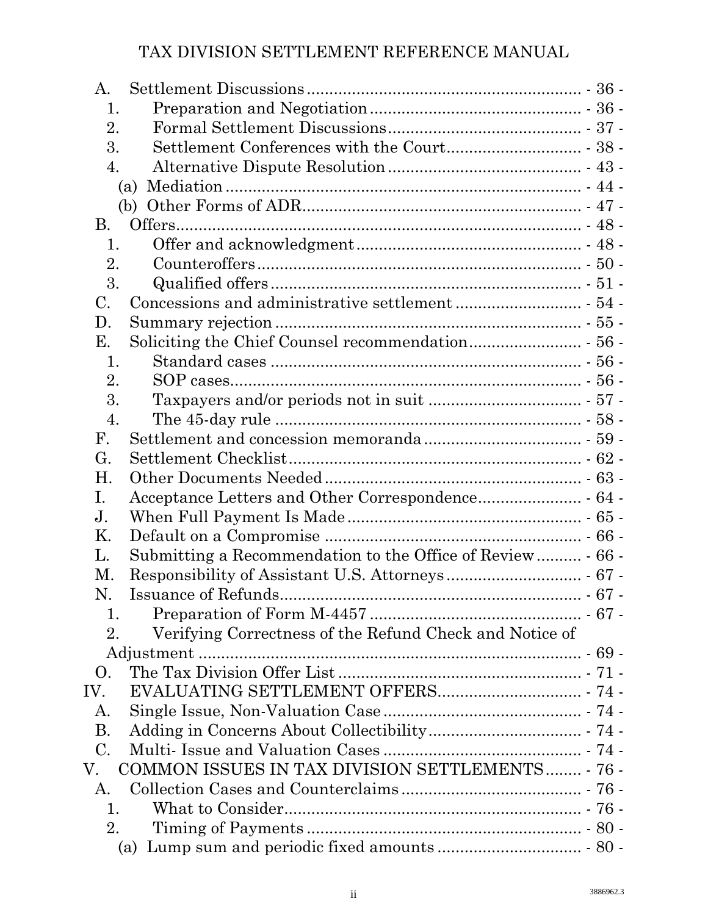A. Settlement Discussions ............................................................ - 36 -
   1. Preparation and Negotiation .............................................. - 36 -
   2. Formal Settlement Discussions .......................................... - 37 -
   3. Settlement Conferences with the Court .............................. - 38 -
   4. Alternative Dispute Resolution .......................................... - 43 -
      (a) Mediation ........................................................................ - 44 -
      (b) Other Forms of ADR ......................................................... - 47 -

B. Offers ........................................................................................ - 48 -
   1. Offer and acknowledgment ................................................. - 48 -
   2. Counteroffers ...................................................................... - 50 -
   3. Qualified offers .................................................................... - 51 -

C. Concessions and administrative settlement ............................ - 54 -

D. Summary rejection ................................................................... - 55 -

E. Soliciting the Chief Counsel recommendation ......................... - 56 -
   1. Standard cases .................................................................... - 56 -
   2. SOP cases ............................................................................ - 56 -
   3. Taxpayers and/or periods not in suit ................................. - 57 -
   4. The 45-day rule ................................................................... - 58 -

F. Settlement and concession memoranda ................................... - 59 -

G. Settlement Checklist ................................................................. - 62 -

H. Other Documents Needed ......................................................... - 63 -

I. Acceptance Letters and Other Correspondence ....................... - 64 -

J. When Full Payment Is Made .................................................... - 65 -

K. Default on a Compromise ......................................................... - 66 -

L. Submitting a Recommendation to the Office of Review .......... - 66 -

M. Responsibility of Assistant U.S. Attorneys .............................. - 67 -

N. Issuance of Refunds .................................................................. - 67 -
   1. Preparation of Form M-4457 ............................................... - 67 -
   2. Verifying Correctness of the Refund Check and Notice of Adjustment ..................................................................................... - 69 -

O. The Tax Division Offer List ...................................................... - 71 -

IV. EVALUATING SETTLEMENT OFFERS ................................ - 74 -

A. Single Issue, Non-Valuation Case ............................................ - 74 -

B. Adding in Concerns About Collectibility .................................. - 74 -

C. Multi- Issue and Valuation Cases ............................................ - 74 -

V. COMMON ISSUES IN TAX DIVISION SETTLEMENTS ........ - 76 -

A. Collection Cases and Counterclaims ........................................ - 76 -
   1. What to Consider .................................................................. - 76 -
   2. Timing of Payments ............................................................. - 80 -
      (a) Lump sum and periodic fixed amounts ............................... - 80 -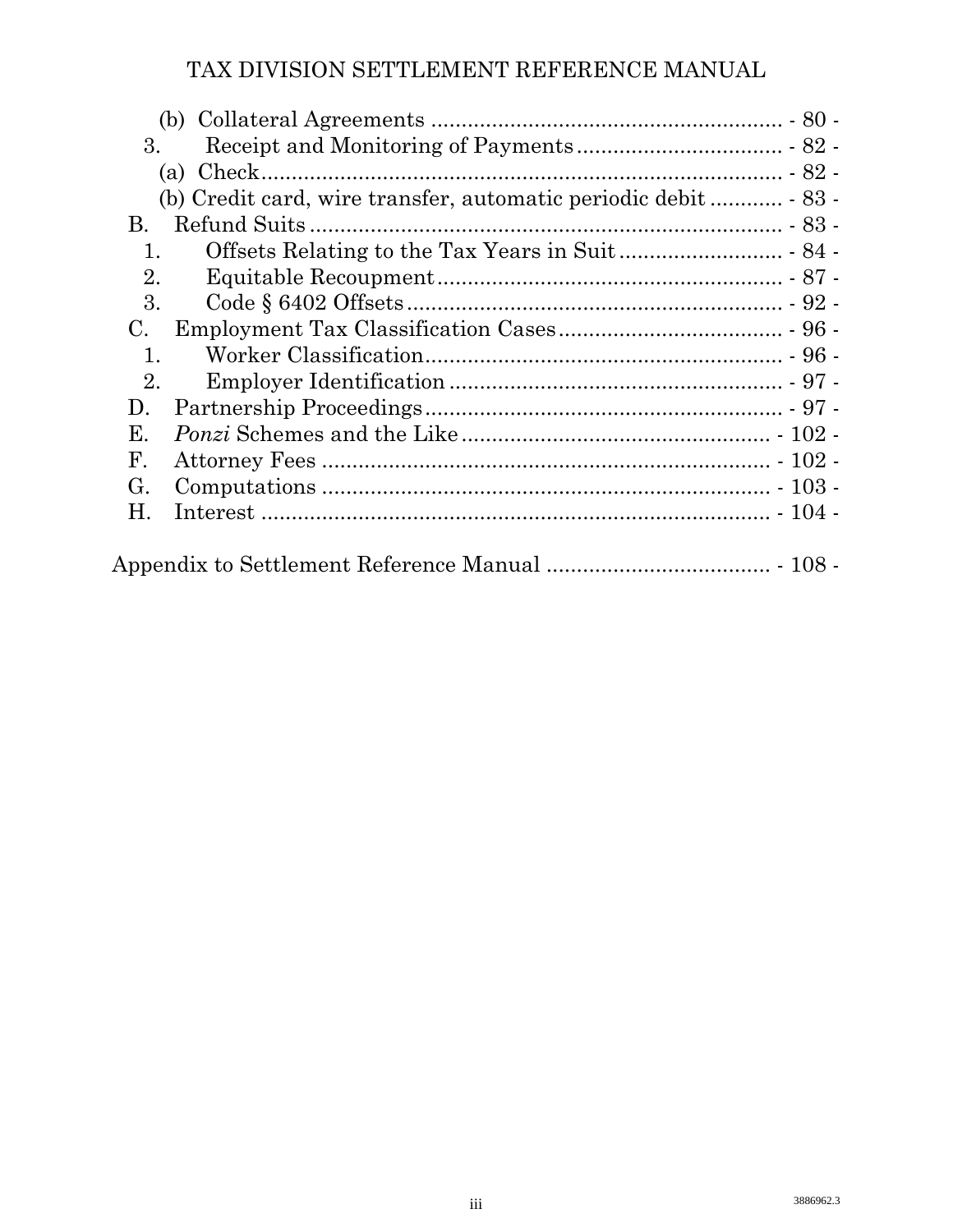(b) Collateral Agreements ........................................................ - 80 -

3. Receipt and Monitoring of Payments ................................. - 82 -

(a) Check ..................................................................................... - 82 -

(b) Credit card, wire transfer, automatic periodic debit ............ - 83 -

B. Refund Suits ............................................................................. - 83 -

1. Offsets Relating to the Tax Years in Suit ........................... - 84 -

2. Equitable Recoupment ........................................................ - 87 -

3. Code § 6402 Offsets ............................................................. - 92 -

C. Employment Tax Classification Cases .................................... - 96 -

1. Worker Classification .......................................................... - 96 -

2. Employer Identification ...................................................... - 97 -

D. Partnership Proceedings .......................................................... - 97 -

E. *Ponzi* Schemes and the Like .................................................. - 102 -

F. Attorney Fees ......................................................................... - 102 -

G. Computations ......................................................................... - 103 -

H. Interest ................................................................................... - 104 -

Appendix to Settlement Reference Manual .................................... - 108 -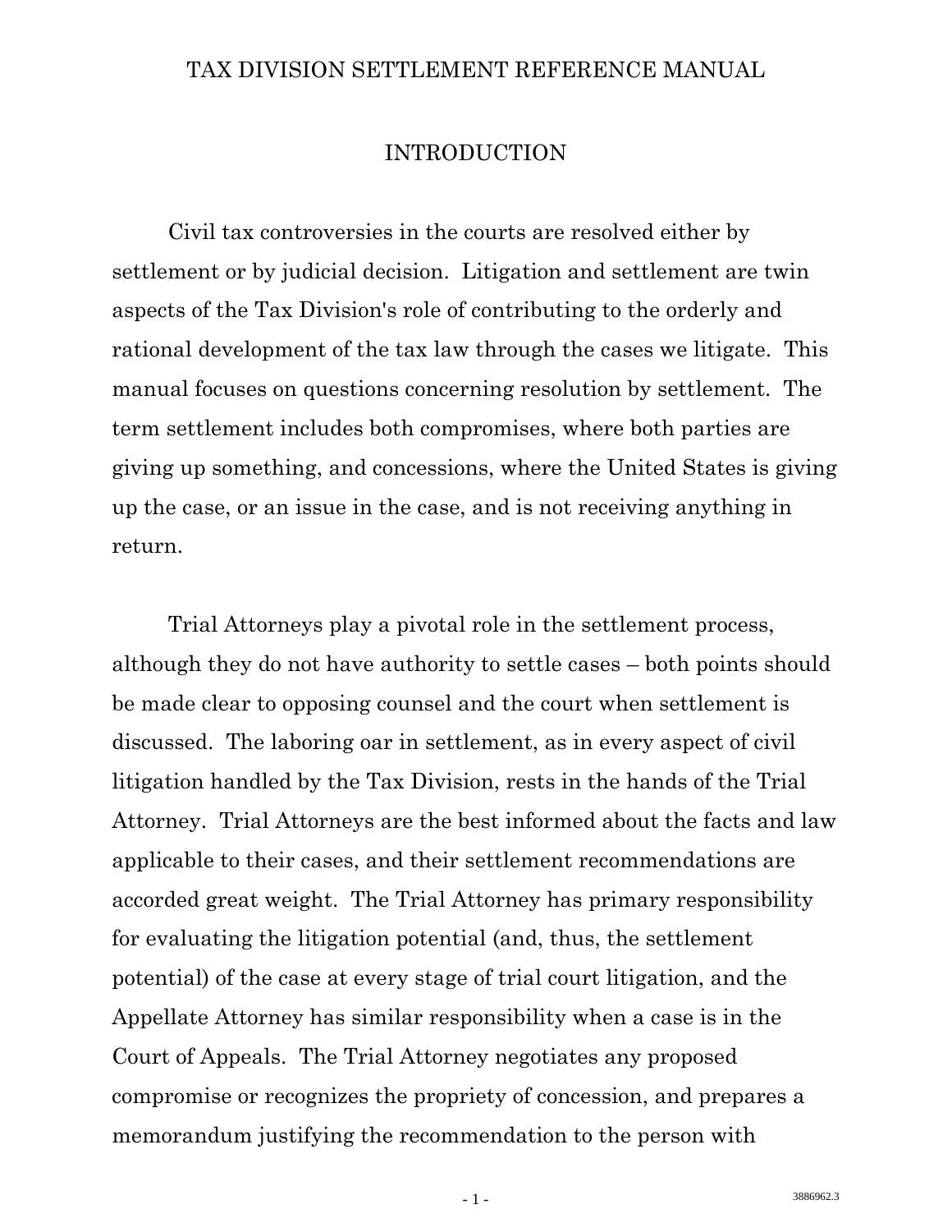# TAX DIVISION SETTLEMENT REFERENCE MANUAL

## INTRODUCTION

Civil tax controversies in the courts are resolved either by settlement or by judicial decision. Litigation and settlement are twin aspects of the Tax Division's role of contributing to the orderly and rational development of the tax law through the cases we litigate. This manual focuses on questions concerning resolution by settlement. The term settlement includes both compromises, where both parties are giving up something, and concessions, where the United States is giving up the case, or an issue in the case, and is not receiving anything in return.

Trial Attorneys play a pivotal role in the settlement process, although they do not have authority to settle cases – both points should be made clear to opposing counsel and the court when settlement is discussed. The laboring oar in settlement, as in every aspect of civil litigation handled by the Tax Division, rests in the hands of the Trial Attorney. Trial Attorneys are the best informed about the facts and law applicable to their cases, and their settlement recommendations are accorded great weight. The Trial Attorney has primary responsibility for evaluating the litigation potential (and, thus, the settlement potential) of the case at every stage of trial court litigation, and the Appellate Attorney has similar responsibility when a case is in the Court of Appeals. The Trial Attorney negotiates any proposed compromise or recognizes the propriety of concession, and prepares a memorandum justifying the recommendation to the person with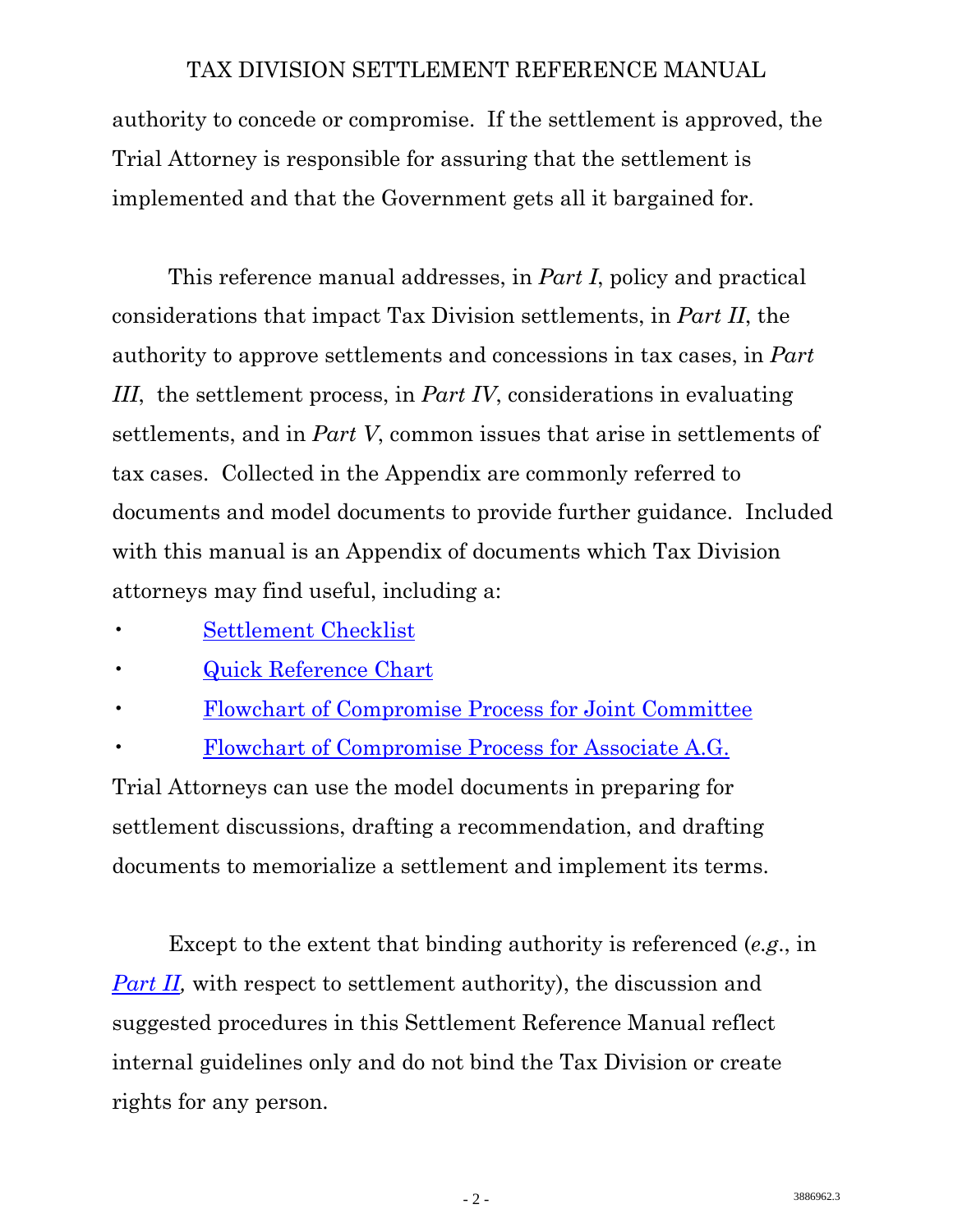authority to concede or compromise. If the settlement is approved, the Trial Attorney is responsible for assuring that the settlement is implemented and that the Government gets all it bargained for.

This reference manual addresses, in *Part I*, policy and practical considerations that impact Tax Division settlements, in *Part II*, the authority to approve settlements and concessions in tax cases, in *Part III*, the settlement process, in *Part IV*, considerations in evaluating settlements, and in *Part V*, common issues that arise in settlements of tax cases. Collected in the Appendix are commonly referred to documents and model documents to provide further guidance. Included with this manual is an Appendix of documents which Tax Division attorneys may find useful, including a:

- Settlement Checklist
- Quick Reference Chart
- Flowchart of Compromise Process for Joint Committee
- Flowchart of Compromise Process for Associate A.G.

Trial Attorneys can use the model documents in preparing for settlement discussions, drafting a recommendation, and drafting documents to memorialize a settlement and implement its terms.

Except to the extent that binding authority is referenced (*e.g.*, in *Part II*, with respect to settlement authority), the discussion and suggested procedures in this Settlement Reference Manual reflect internal guidelines only and do not bind the Tax Division or create rights for any person.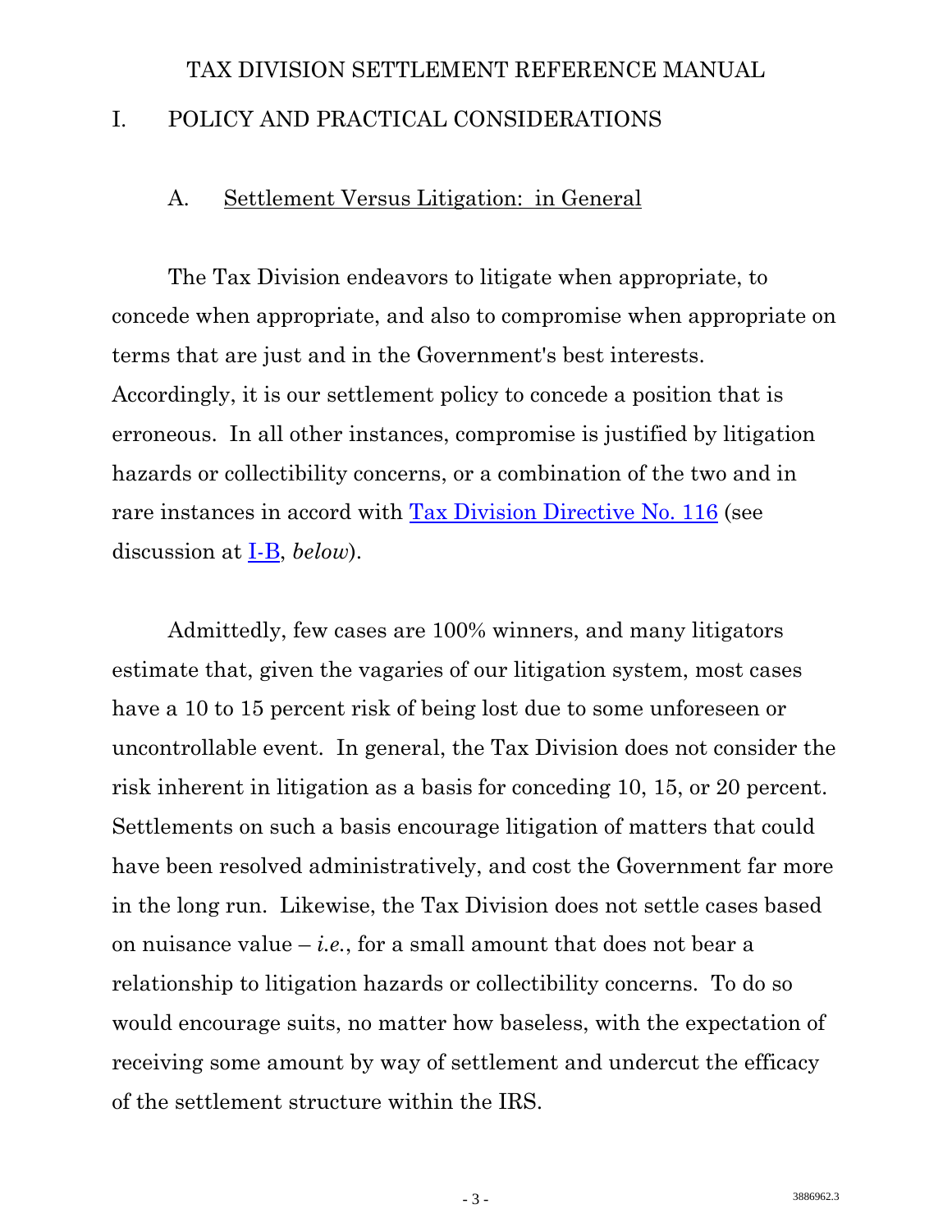# TAX DIVISION SETTLEMENT REFERENCE MANUAL

## I. POLICY AND PRACTICAL CONSIDERATIONS

### A. Settlement Versus Litigation: in General

The Tax Division endeavors to litigate when appropriate, to concede when appropriate, and also to compromise when appropriate on terms that are just and in the Government's best interests. Accordingly, it is our settlement policy to concede a position that is erroneous. In all other instances, compromise is justified by litigation hazards or collectibility concerns, or a combination of the two and in rare instances in accord with Tax Division Directive No. 116 (see discussion at I-B, *below*).

Admittedly, few cases are 100% winners, and many litigators estimate that, given the vagaries of our litigation system, most cases have a 10 to 15 percent risk of being lost due to some unforeseen or uncontrollable event. In general, the Tax Division does not consider the risk inherent in litigation as a basis for conceding 10, 15, or 20 percent. Settlements on such a basis encourage litigation of matters that could have been resolved administratively, and cost the Government far more in the long run. Likewise, the Tax Division does not settle cases based on nuisance value – *i.e.*, for a small amount that does not bear a relationship to litigation hazards or collectibility concerns. To do so would encourage suits, no matter how baseless, with the expectation of receiving some amount by way of settlement and undercut the efficacy of the settlement structure within the IRS.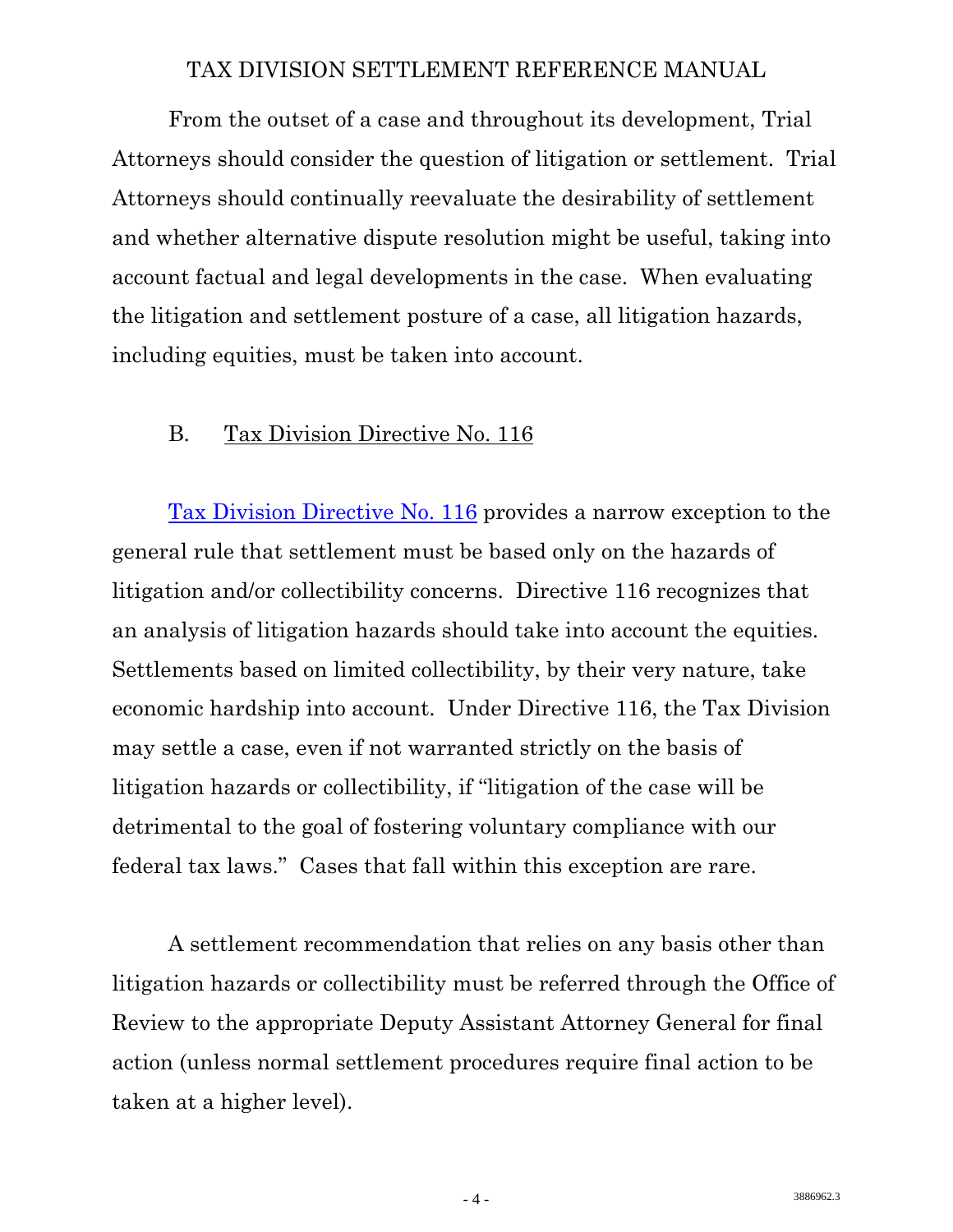From the outset of a case and throughout its development, Trial Attorneys should consider the question of litigation or settlement. Trial Attorneys should continually reevaluate the desirability of settlement and whether alternative dispute resolution might be useful, taking into account factual and legal developments in the case. When evaluating the litigation and settlement posture of a case, all litigation hazards, including equities, must be taken into account.

### B. Tax Division Directive No. 116

Tax Division Directive No. 116 provides a narrow exception to the general rule that settlement must be based only on the hazards of litigation and/or collectibility concerns. Directive 116 recognizes that an analysis of litigation hazards should take into account the equities. Settlements based on limited collectibility, by their very nature, take economic hardship into account. Under Directive 116, the Tax Division may settle a case, even if not warranted strictly on the basis of litigation hazards or collectibility, if "litigation of the case will be detrimental to the goal of fostering voluntary compliance with our federal tax laws." Cases that fall within this exception are rare.

A settlement recommendation that relies on any basis other than litigation hazards or collectibility must be referred through the Office of Review to the appropriate Deputy Assistant Attorney General for final action (unless normal settlement procedures require final action to be taken at a higher level).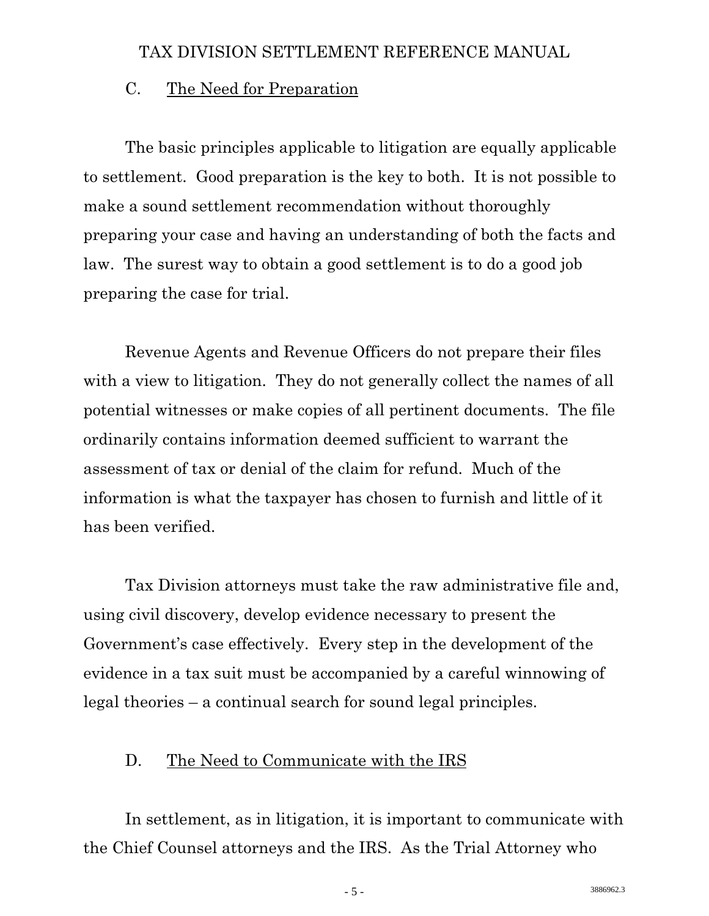### C. The Need for Preparation

The basic principles applicable to litigation are equally applicable to settlement. Good preparation is the key to both. It is not possible to make a sound settlement recommendation without thoroughly preparing your case and having an understanding of both the facts and law. The surest way to obtain a good settlement is to do a good job preparing the case for trial.

Revenue Agents and Revenue Officers do not prepare their files with a view to litigation. They do not generally collect the names of all potential witnesses or make copies of all pertinent documents. The file ordinarily contains information deemed sufficient to warrant the assessment of tax or denial of the claim for refund. Much of the information is what the taxpayer has chosen to furnish and little of it has been verified.

Tax Division attorneys must take the raw administrative file and, using civil discovery, develop evidence necessary to present the Government's case effectively. Every step in the development of the evidence in a tax suit must be accompanied by a careful winnowing of legal theories – a continual search for sound legal principles.

### D. The Need to Communicate with the IRS

In settlement, as in litigation, it is important to communicate with the Chief Counsel attorneys and the IRS. As the Trial Attorney who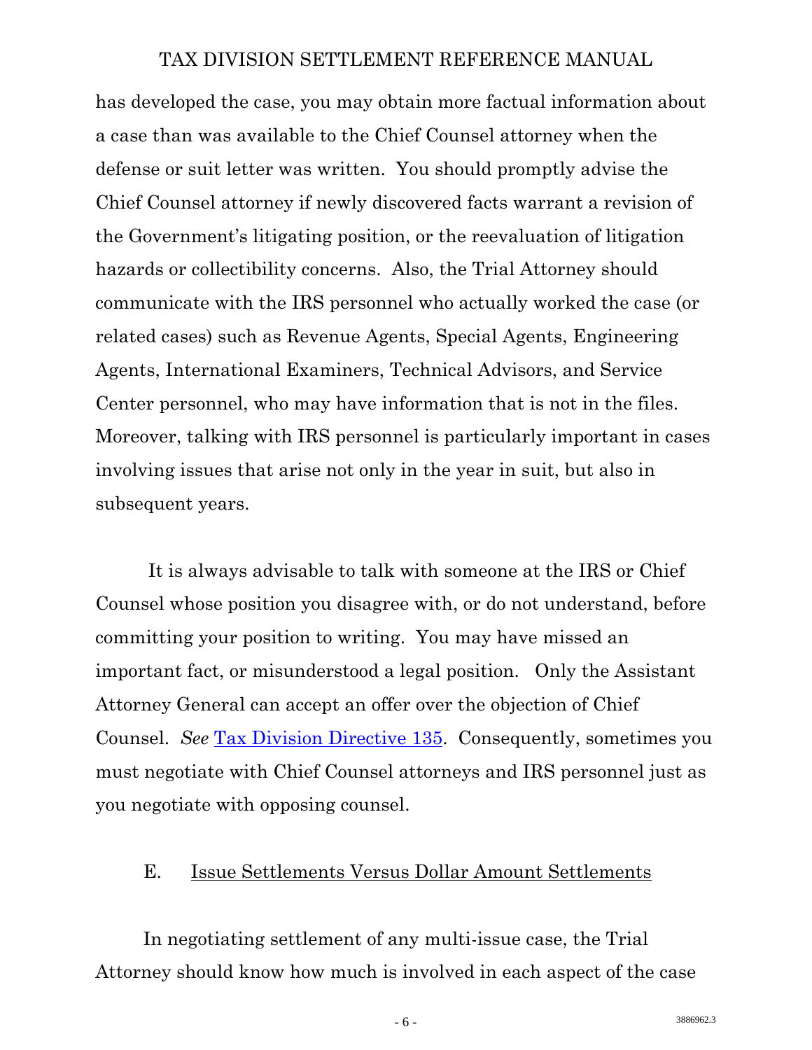has developed the case, you may obtain more factual information about a case than was available to the Chief Counsel attorney when the defense or suit letter was written. You should promptly advise the Chief Counsel attorney if newly discovered facts warrant a revision of the Government's litigating position, or the reevaluation of litigation hazards or collectibility concerns. Also, the Trial Attorney should communicate with the IRS personnel who actually worked the case (or related cases) such as Revenue Agents, Special Agents, Engineering Agents, International Examiners, Technical Advisors, and Service Center personnel, who may have information that is not in the files. Moreover, talking with IRS personnel is particularly important in cases involving issues that arise not only in the year in suit, but also in subsequent years.

It is always advisable to talk with someone at the IRS or Chief Counsel whose position you disagree with, or do not understand, before committing your position to writing. You may have missed an important fact, or misunderstood a legal position. Only the Assistant Attorney General can accept an offer over the objection of Chief Counsel. *See* Tax Division Directive 135. Consequently, sometimes you must negotiate with Chief Counsel attorneys and IRS personnel just as you negotiate with opposing counsel.

## E. Issue Settlements Versus Dollar Amount Settlements

In negotiating settlement of any multi-issue case, the Trial Attorney should know how much is involved in each aspect of the case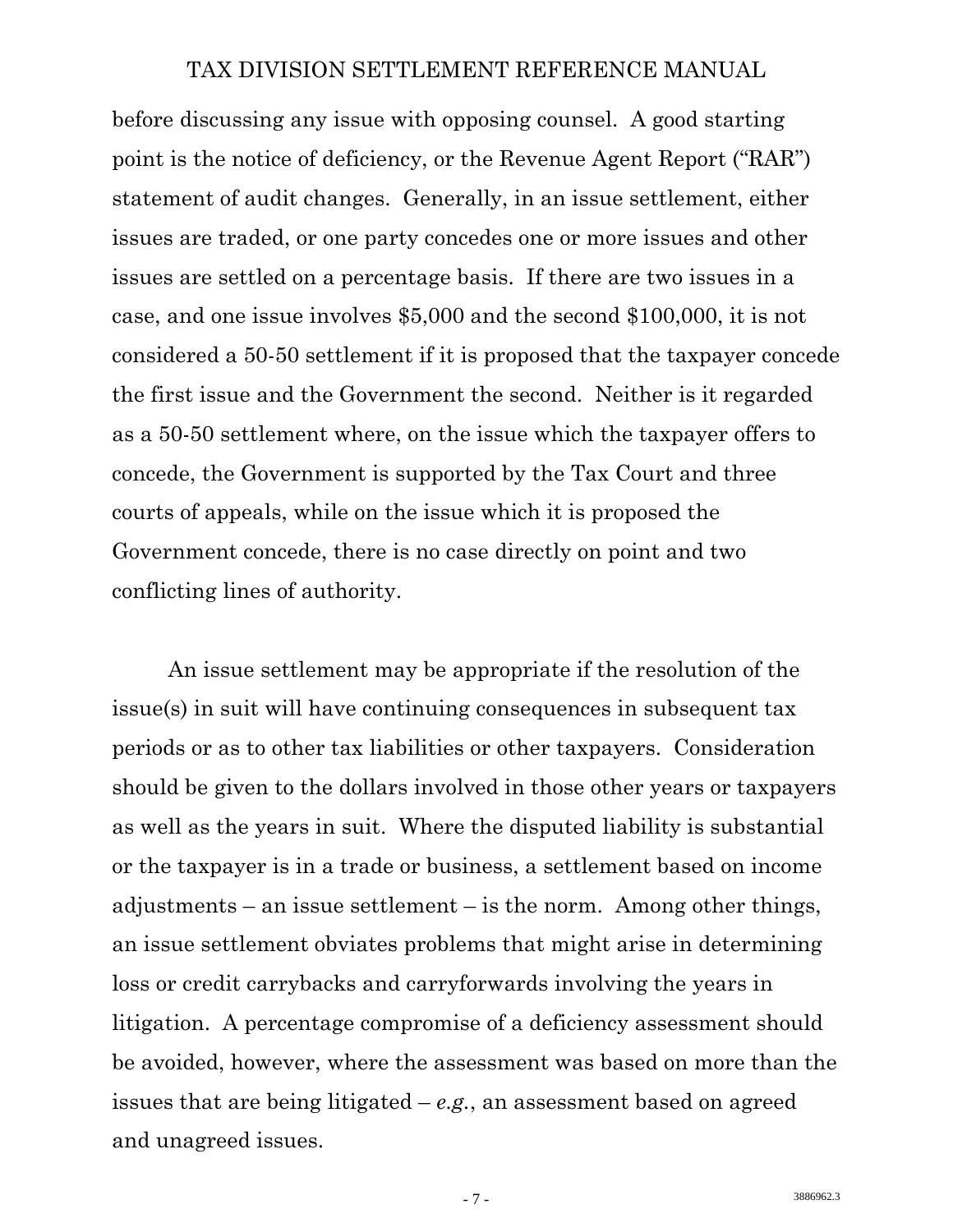before discussing any issue with opposing counsel. A good starting point is the notice of deficiency, or the Revenue Agent Report ("RAR") statement of audit changes. Generally, in an issue settlement, either issues are traded, or one party concedes one or more issues and other issues are settled on a percentage basis. If there are two issues in a case, and one issue involves $5,000 and the second $100,000, it is not considered a 50-50 settlement if it is proposed that the taxpayer concede the first issue and the Government the second. Neither is it regarded as a 50-50 settlement where, on the issue which the taxpayer offers to concede, the Government is supported by the Tax Court and three courts of appeals, while on the issue which it is proposed the Government concede, there is no case directly on point and two conflicting lines of authority.

An issue settlement may be appropriate if the resolution of the issue(s) in suit will have continuing consequences in subsequent tax periods or as to other tax liabilities or other taxpayers. Consideration should be given to the dollars involved in those other years or taxpayers as well as the years in suit. Where the disputed liability is substantial or the taxpayer is in a trade or business, a settlement based on income adjustments – an issue settlement – is the norm. Among other things, an issue settlement obviates problems that might arise in determining loss or credit carrybacks and carryforwards involving the years in litigation. A percentage compromise of a deficiency assessment should be avoided, however, where the assessment was based on more than the issues that are being litigated – *e.g.*, an assessment based on agreed and unagreed issues.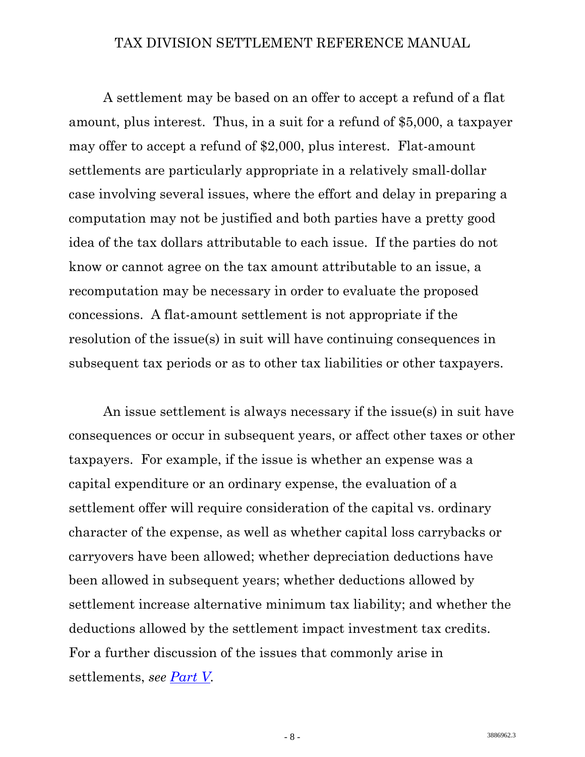A settlement may be based on an offer to accept a refund of a flat amount, plus interest. Thus, in a suit for a refund of $5,000, a taxpayer may offer to accept a refund of $2,000, plus interest. Flat-amount settlements are particularly appropriate in a relatively small-dollar case involving several issues, where the effort and delay in preparing a computation may not be justified and both parties have a pretty good idea of the tax dollars attributable to each issue. If the parties do not know or cannot agree on the tax amount attributable to an issue, a recomputation may be necessary in order to evaluate the proposed concessions. A flat-amount settlement is not appropriate if the resolution of the issue(s) in suit will have continuing consequences in subsequent tax periods or as to other tax liabilities or other taxpayers.

An issue settlement is always necessary if the issue(s) in suit have consequences or occur in subsequent years, or affect other taxes or other taxpayers. For example, if the issue is whether an expense was a capital expenditure or an ordinary expense, the evaluation of a settlement offer will require consideration of the capital vs. ordinary character of the expense, as well as whether capital loss carrybacks or carryovers have been allowed; whether depreciation deductions have been allowed in subsequent years; whether deductions allowed by settlement increase alternative minimum tax liability; and whether the deductions allowed by the settlement impact investment tax credits. For a further discussion of the issues that commonly arise in settlements, *see* Part V.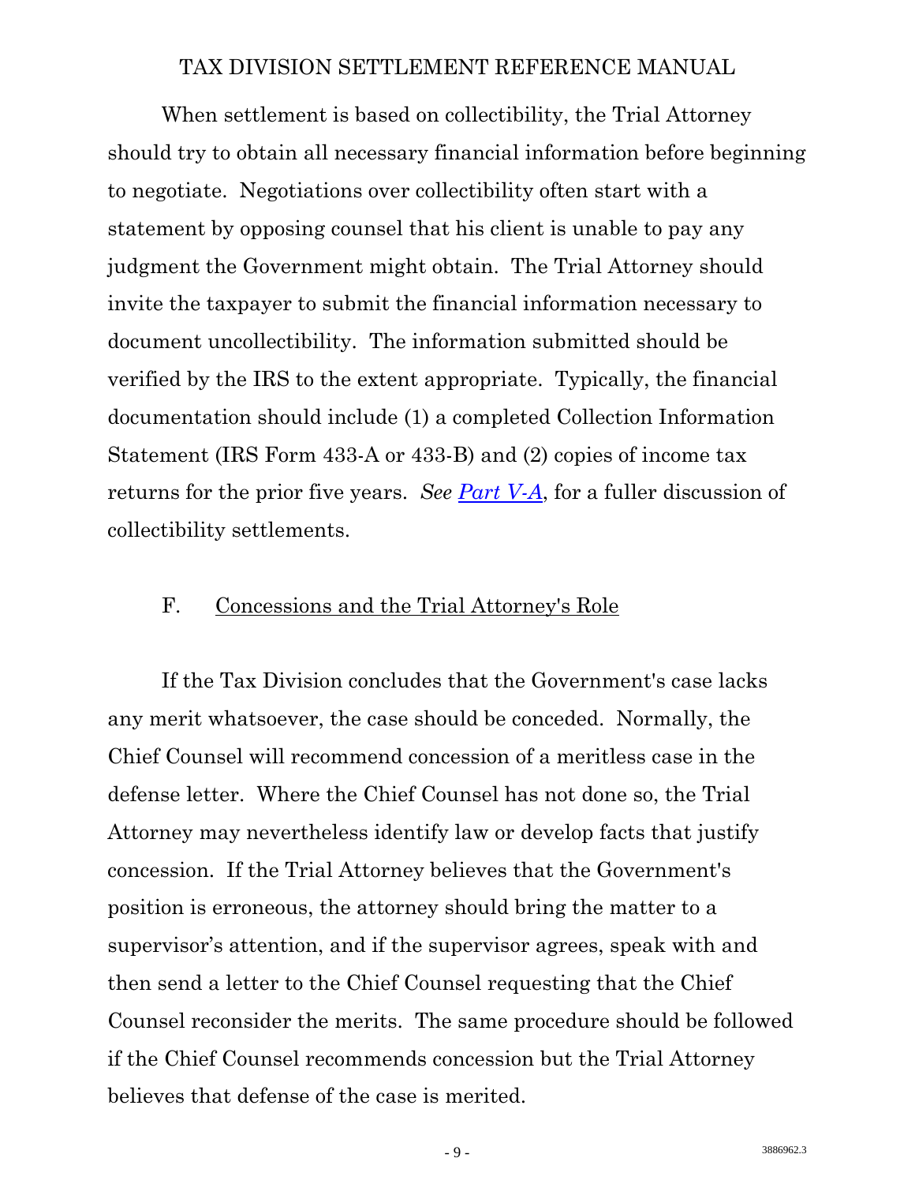When settlement is based on collectibility, the Trial Attorney should try to obtain all necessary financial information before beginning to negotiate. Negotiations over collectibility often start with a statement by opposing counsel that his client is unable to pay any judgment the Government might obtain. The Trial Attorney should invite the taxpayer to submit the financial information necessary to document uncollectibility. The information submitted should be verified by the IRS to the extent appropriate. Typically, the financial documentation should include (1) a completed Collection Information Statement (IRS Form 433-A or 433-B) and (2) copies of income tax returns for the prior five years. *See Part V-A*, for a fuller discussion of collectibility settlements.

### F. Concessions and the Trial Attorney's Role

If the Tax Division concludes that the Government's case lacks any merit whatsoever, the case should be conceded. Normally, the Chief Counsel will recommend concession of a meritless case in the defense letter. Where the Chief Counsel has not done so, the Trial Attorney may nevertheless identify law or develop facts that justify concession. If the Trial Attorney believes that the Government's position is erroneous, the attorney should bring the matter to a supervisor's attention, and if the supervisor agrees, speak with and then send a letter to the Chief Counsel requesting that the Chief Counsel reconsider the merits. The same procedure should be followed if the Chief Counsel recommends concession but the Trial Attorney believes that defense of the case is merited.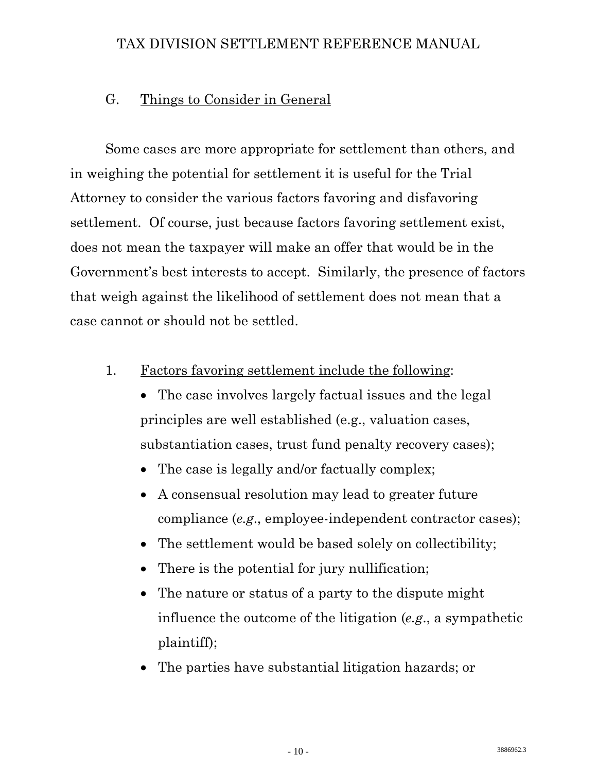### G. Things to Consider in General

Some cases are more appropriate for settlement than others, and in weighing the potential for settlement it is useful for the Trial Attorney to consider the various factors favoring and disfavoring settlement. Of course, just because factors favoring settlement exist, does not mean the taxpayer will make an offer that would be in the Government's best interests to accept. Similarly, the presence of factors that weigh against the likelihood of settlement does not mean that a case cannot or should not be settled.

1. Factors favoring settlement include the following:
   - The case involves largely factual issues and the legal principles are well established (e.g., valuation cases, substantiation cases, trust fund penalty recovery cases);
   - The case is legally and/or factually complex;
   - A consensual resolution may lead to greater future compliance (*e.g*., employee-independent contractor cases);
   - The settlement would be based solely on collectibility;
   - There is the potential for jury nullification;
   - The nature or status of a party to the dispute might influence the outcome of the litigation (*e.g*., a sympathetic plaintiff);
   - The parties have substantial litigation hazards; or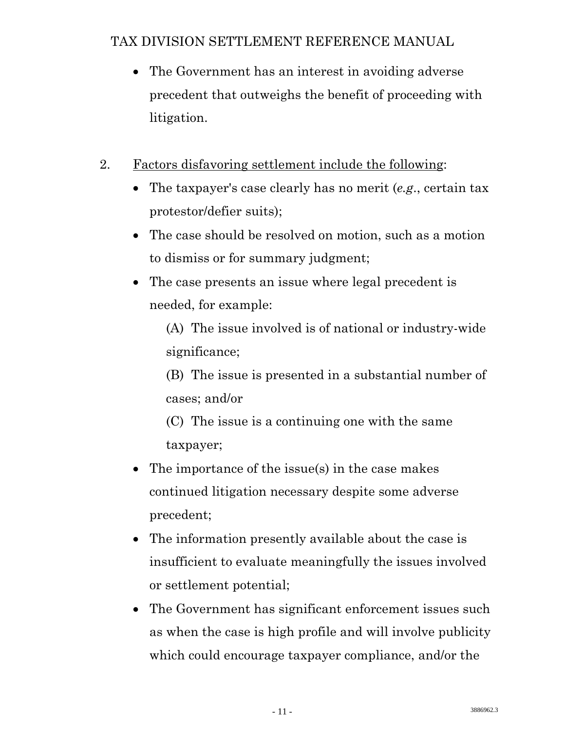- The Government has an interest in avoiding adverse precedent that outweighs the benefit of proceeding with litigation.

2. Factors disfavoring settlement include the following:

   - The taxpayer's case clearly has no merit (*e.g*., certain tax protestor/defier suits);
   - The case should be resolved on motion, such as a motion to dismiss or for summary judgment;
   - The case presents an issue where legal precedent is needed, for example:

     (A) The issue involved is of national or industry-wide significance;

     (B) The issue is presented in a substantial number of cases; and/or

     (C) The issue is a continuing one with the same taxpayer;
   - The importance of the issue(s) in the case makes continued litigation necessary despite some adverse precedent;
   - The information presently available about the case is insufficient to evaluate meaningfully the issues involved or settlement potential;
   - The Government has significant enforcement issues such as when the case is high profile and will involve publicity which could encourage taxpayer compliance, and/or the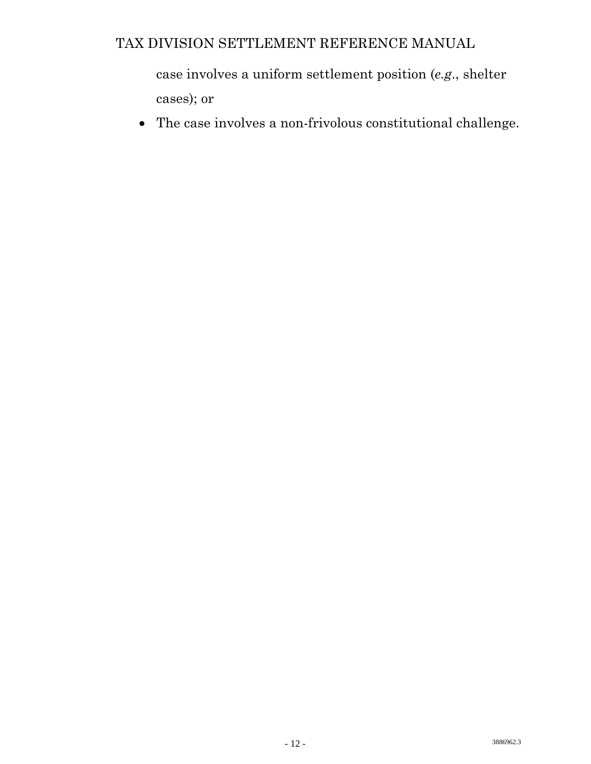case involves a uniform settlement position (*e.g.*, shelter cases); or

- The case involves a non-frivolous constitutional challenge.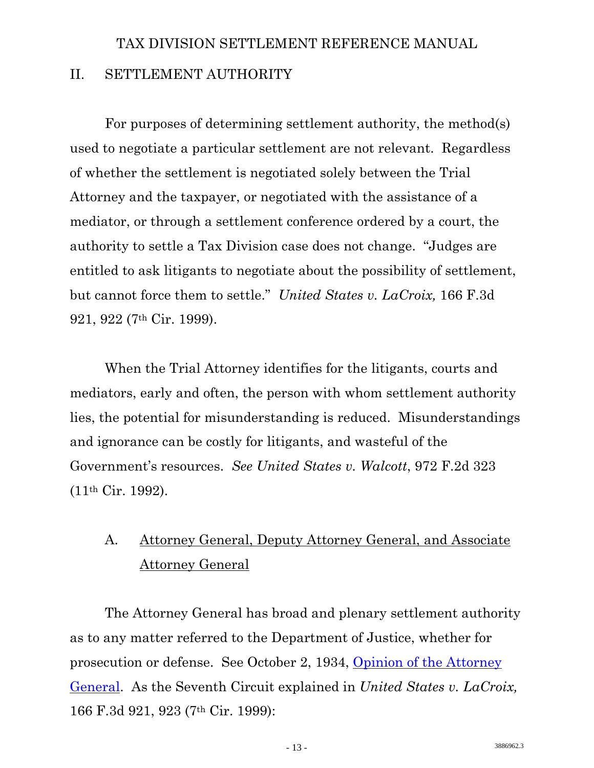## II. SETTLEMENT AUTHORITY

For purposes of determining settlement authority, the method(s) used to negotiate a particular settlement are not relevant. Regardless of whether the settlement is negotiated solely between the Trial Attorney and the taxpayer, or negotiated with the assistance of a mediator, or through a settlement conference ordered by a court, the authority to settle a Tax Division case does not change. "Judges are entitled to ask litigants to negotiate about the possibility of settlement, but cannot force them to settle." *United States v. LaCroix,* 166 F.3d 921, 922 (7th Cir. 1999).

When the Trial Attorney identifies for the litigants, courts and mediators, early and often, the person with whom settlement authority lies, the potential for misunderstanding is reduced. Misunderstandings and ignorance can be costly for litigants, and wasteful of the Government's resources. *See United States v. Walcott*, 972 F.2d 323 (11th Cir. 1992).

### A. Attorney General, Deputy Attorney General, and Associate Attorney General

The Attorney General has broad and plenary settlement authority as to any matter referred to the Department of Justice, whether for prosecution or defense. See October 2, 1934, Opinion of the Attorney General. As the Seventh Circuit explained in *United States v. LaCroix,* 166 F.3d 921, 923 (7th Cir. 1999):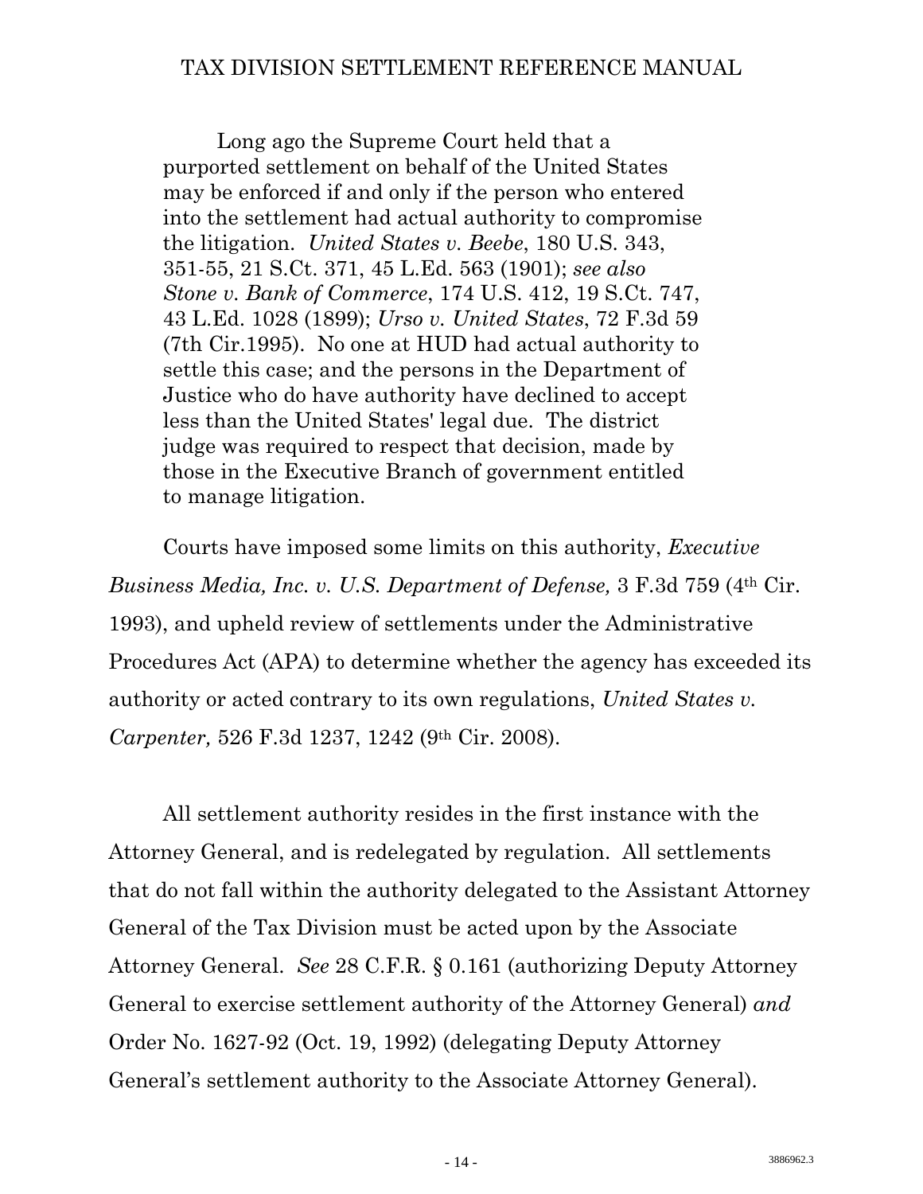> Long ago the Supreme Court held that a purported settlement on behalf of the United States may be enforced if and only if the person who entered into the settlement had actual authority to compromise the litigation. *United States v. Beebe*, 180 U.S. 343, 351-55, 21 S.Ct. 371, 45 L.Ed. 563 (1901); *see also Stone v. Bank of Commerce*, 174 U.S. 412, 19 S.Ct. 747, 43 L.Ed. 1028 (1899); *Urso v. United States*, 72 F.3d 59 (7th Cir.1995). No one at HUD had actual authority to settle this case; and the persons in the Department of Justice who do have authority have declined to accept less than the United States' legal due. The district judge was required to respect that decision, made by those in the Executive Branch of government entitled to manage litigation.

Courts have imposed some limits on this authority, *Executive Business Media, Inc. v. U.S. Department of Defense,* 3 F.3d 759 (4th Cir. 1993), and upheld review of settlements under the Administrative Procedures Act (APA) to determine whether the agency has exceeded its authority or acted contrary to its own regulations, *United States v. Carpenter,* 526 F.3d 1237, 1242 (9th Cir. 2008).

All settlement authority resides in the first instance with the Attorney General, and is redelegated by regulation. All settlements that do not fall within the authority delegated to the Assistant Attorney General of the Tax Division must be acted upon by the Associate Attorney General. *See* 28 C.F.R. § 0.161 (authorizing Deputy Attorney General to exercise settlement authority of the Attorney General) *and* Order No. 1627-92 (Oct. 19, 1992) (delegating Deputy Attorney General's settlement authority to the Associate Attorney General).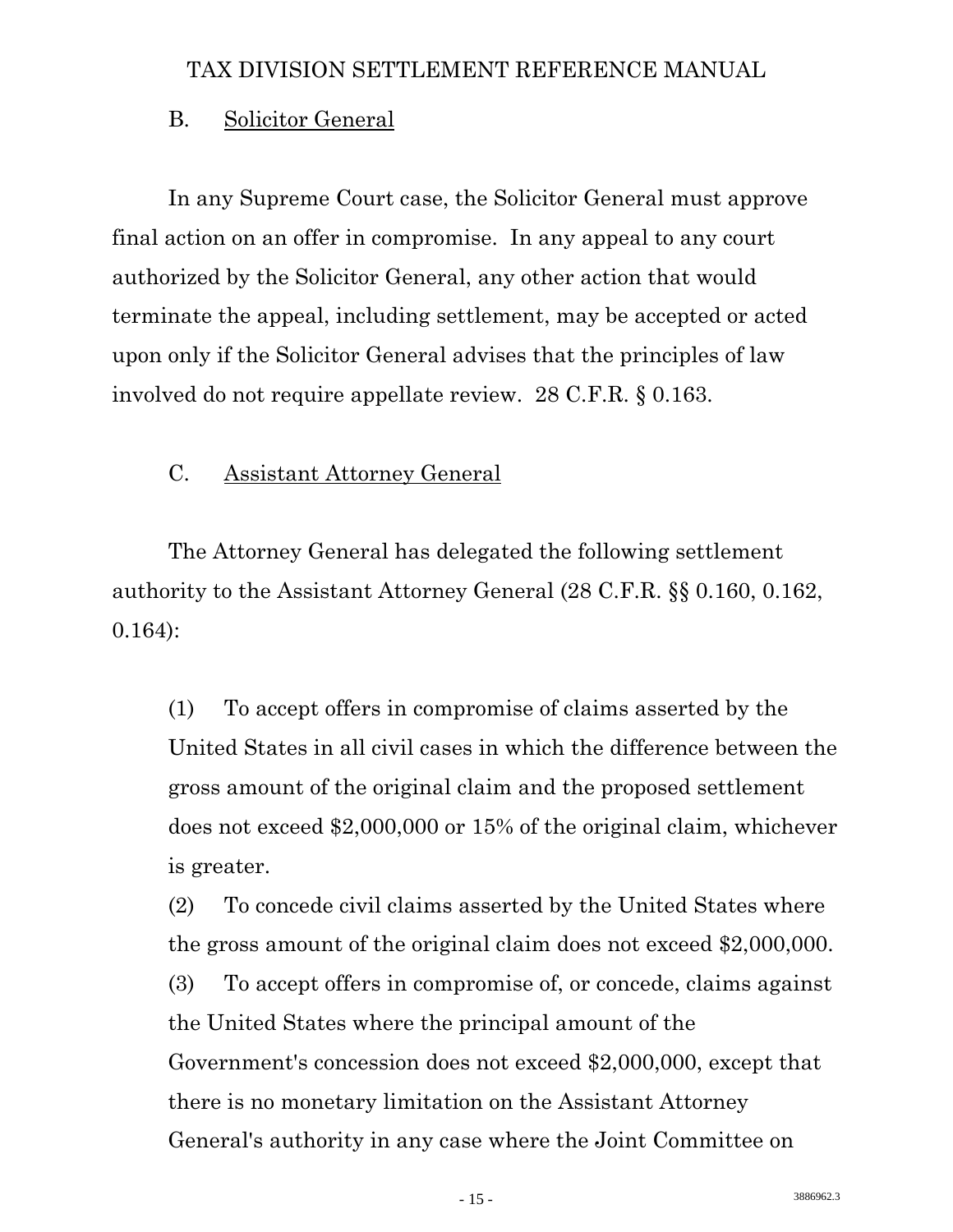### B. Solicitor General

In any Supreme Court case, the Solicitor General must approve final action on an offer in compromise. In any appeal to any court authorized by the Solicitor General, any other action that would terminate the appeal, including settlement, may be accepted or acted upon only if the Solicitor General advises that the principles of law involved do not require appellate review. 28 C.F.R. § 0.163.

### C. Assistant Attorney General

The Attorney General has delegated the following settlement authority to the Assistant Attorney General (28 C.F.R. §§ 0.160, 0.162, 0.164):

(1) To accept offers in compromise of claims asserted by the United States in all civil cases in which the difference between the gross amount of the original claim and the proposed settlement does not exceed $2,000,000 or 15% of the original claim, whichever is greater.

(2) To concede civil claims asserted by the United States where the gross amount of the original claim does not exceed $2,000,000.

(3) To accept offers in compromise of, or concede, claims against the United States where the principal amount of the Government's concession does not exceed $2,000,000, except that there is no monetary limitation on the Assistant Attorney General's authority in any case where the Joint Committee on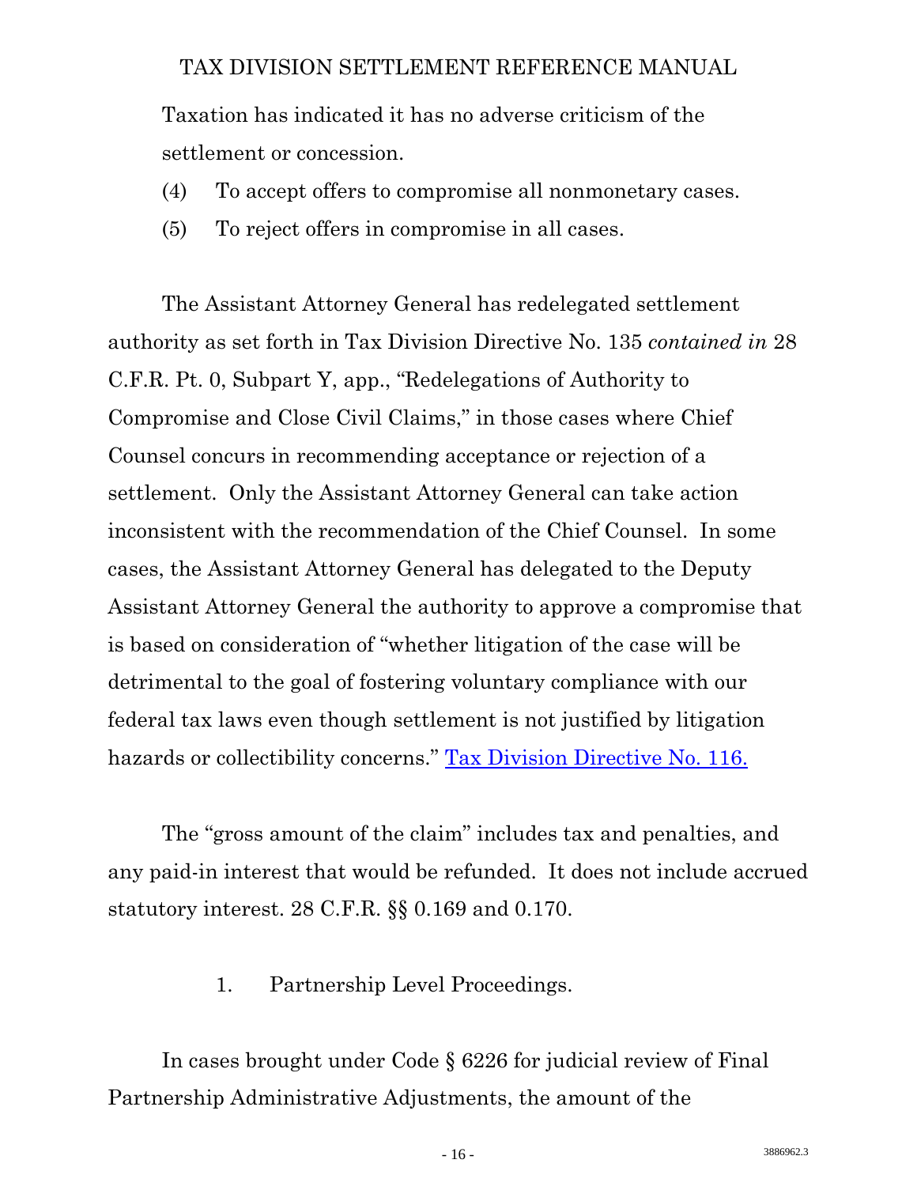Taxation has indicated it has no adverse criticism of the settlement or concession.

(4) To accept offers to compromise all nonmonetary cases.

(5) To reject offers in compromise in all cases.

The Assistant Attorney General has redelegated settlement authority as set forth in Tax Division Directive No. 135 *contained in* 28 C.F.R. Pt. 0, Subpart Y, app., "Redelegations of Authority to Compromise and Close Civil Claims," in those cases where Chief Counsel concurs in recommending acceptance or rejection of a settlement. Only the Assistant Attorney General can take action inconsistent with the recommendation of the Chief Counsel. In some cases, the Assistant Attorney General has delegated to the Deputy Assistant Attorney General the authority to approve a compromise that is based on consideration of "whether litigation of the case will be detrimental to the goal of fostering voluntary compliance with our federal tax laws even though settlement is not justified by litigation hazards or collectibility concerns." Tax Division Directive No. 116.

The "gross amount of the claim" includes tax and penalties, and any paid-in interest that would be refunded. It does not include accrued statutory interest. 28 C.F.R. §§ 0.169 and 0.170.

1. Partnership Level Proceedings.

In cases brought under Code § 6226 for judicial review of Final Partnership Administrative Adjustments, the amount of the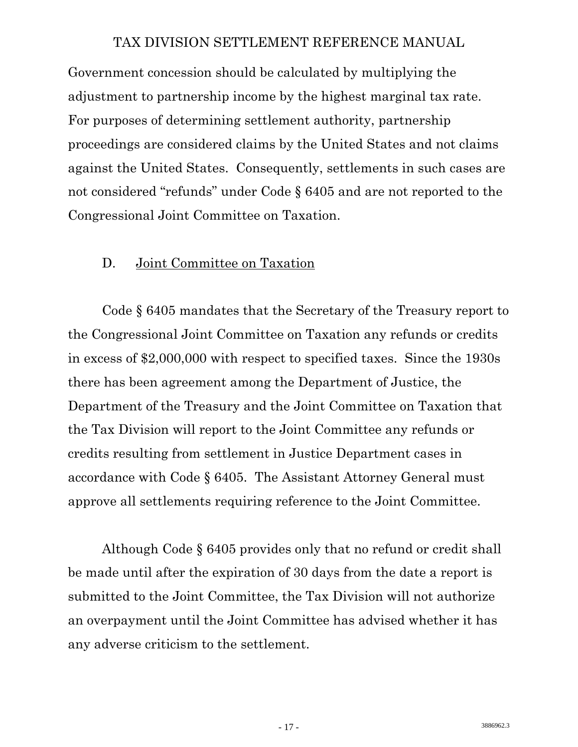Government concession should be calculated by multiplying the adjustment to partnership income by the highest marginal tax rate. For purposes of determining settlement authority, partnership proceedings are considered claims by the United States and not claims against the United States. Consequently, settlements in such cases are not considered "refunds" under Code § 6405 and are not reported to the Congressional Joint Committee on Taxation.

### D. Joint Committee on Taxation

Code § 6405 mandates that the Secretary of the Treasury report to the Congressional Joint Committee on Taxation any refunds or credits in excess of $2,000,000 with respect to specified taxes. Since the 1930s there has been agreement among the Department of Justice, the Department of the Treasury and the Joint Committee on Taxation that the Tax Division will report to the Joint Committee any refunds or credits resulting from settlement in Justice Department cases in accordance with Code § 6405. The Assistant Attorney General must approve all settlements requiring reference to the Joint Committee.

Although Code § 6405 provides only that no refund or credit shall be made until after the expiration of 30 days from the date a report is submitted to the Joint Committee, the Tax Division will not authorize an overpayment until the Joint Committee has advised whether it has any adverse criticism to the settlement.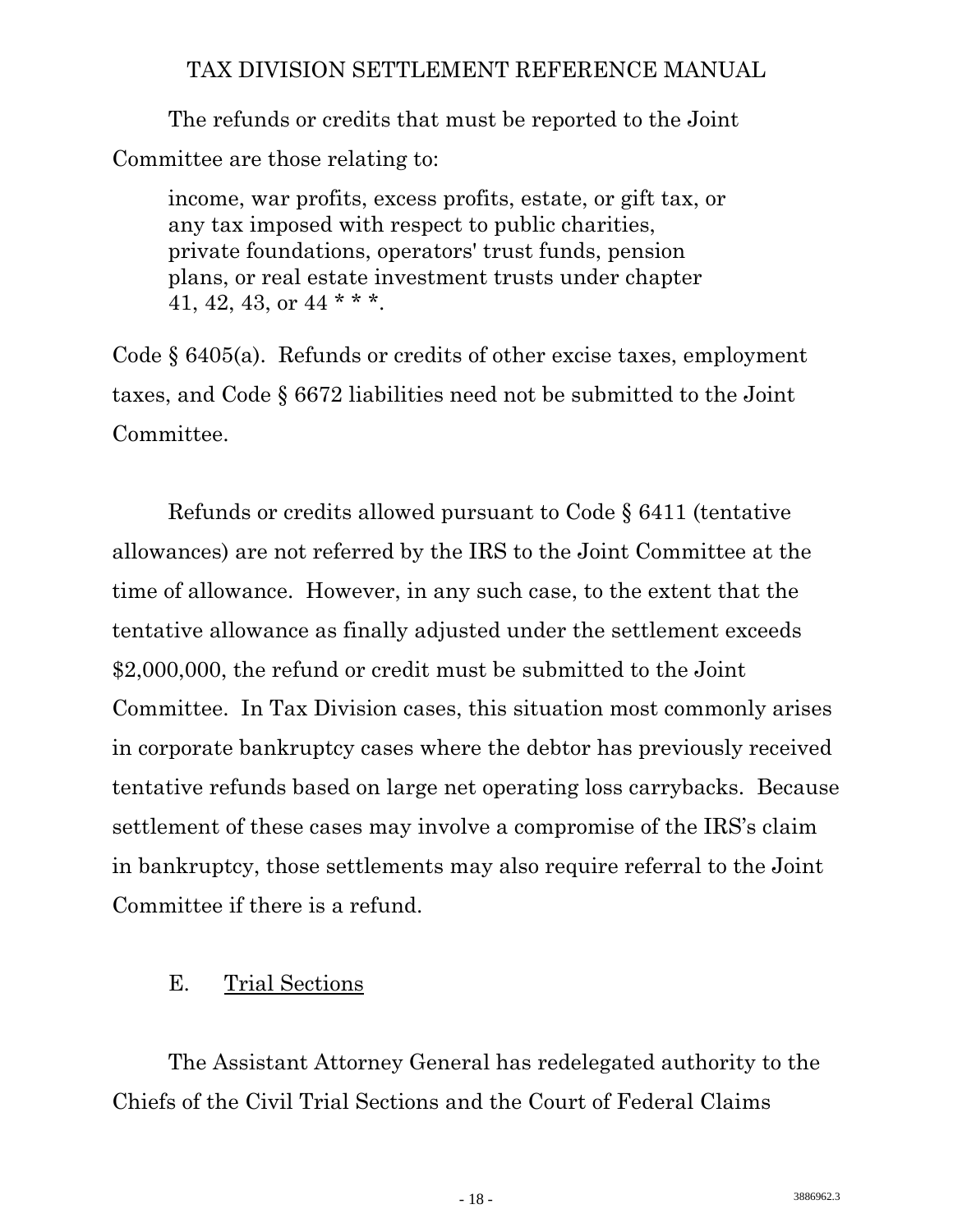The refunds or credits that must be reported to the Joint Committee are those relating to:

> income, war profits, excess profits, estate, or gift tax, or any tax imposed with respect to public charities, private foundations, operators' trust funds, pension plans, or real estate investment trusts under chapter 41, 42, 43, or 44 * * *.

Code § 6405(a). Refunds or credits of other excise taxes, employment taxes, and Code § 6672 liabilities need not be submitted to the Joint Committee.

Refunds or credits allowed pursuant to Code § 6411 (tentative allowances) are not referred by the IRS to the Joint Committee at the time of allowance. However, in any such case, to the extent that the tentative allowance as finally adjusted under the settlement exceeds $2,000,000, the refund or credit must be submitted to the Joint Committee. In Tax Division cases, this situation most commonly arises in corporate bankruptcy cases where the debtor has previously received tentative refunds based on large net operating loss carrybacks. Because settlement of these cases may involve a compromise of the IRS's claim in bankruptcy, those settlements may also require referral to the Joint Committee if there is a refund.

## E. Trial Sections

The Assistant Attorney General has redelegated authority to the Chiefs of the Civil Trial Sections and the Court of Federal Claims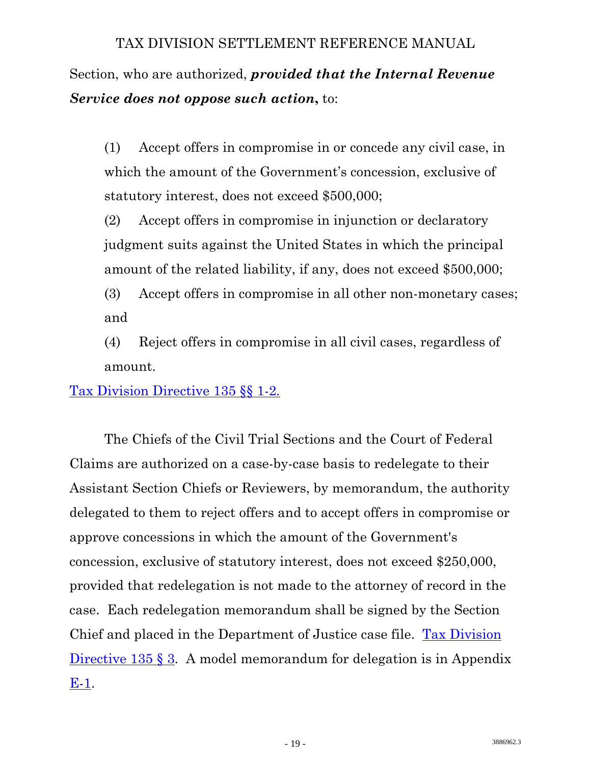Section, who are authorized, ***provided that the Internal Revenue Service does not oppose such action*****,** to:

(1) Accept offers in compromise in or concede any civil case, in which the amount of the Government's concession, exclusive of statutory interest, does not exceed $500,000;

(2) Accept offers in compromise in injunction or declaratory judgment suits against the United States in which the principal amount of the related liability, if any, does not exceed $500,000;

(3) Accept offers in compromise in all other non-monetary cases; and

(4) Reject offers in compromise in all civil cases, regardless of amount.

Tax Division Directive 135 §§ 1-2.

The Chiefs of the Civil Trial Sections and the Court of Federal Claims are authorized on a case-by-case basis to redelegate to their Assistant Section Chiefs or Reviewers, by memorandum, the authority delegated to them to reject offers and to accept offers in compromise or approve concessions in which the amount of the Government's concession, exclusive of statutory interest, does not exceed $250,000, provided that redelegation is not made to the attorney of record in the case. Each redelegation memorandum shall be signed by the Section Chief and placed in the Department of Justice case file. Tax Division Directive 135 § 3. A model memorandum for delegation is in Appendix E-1.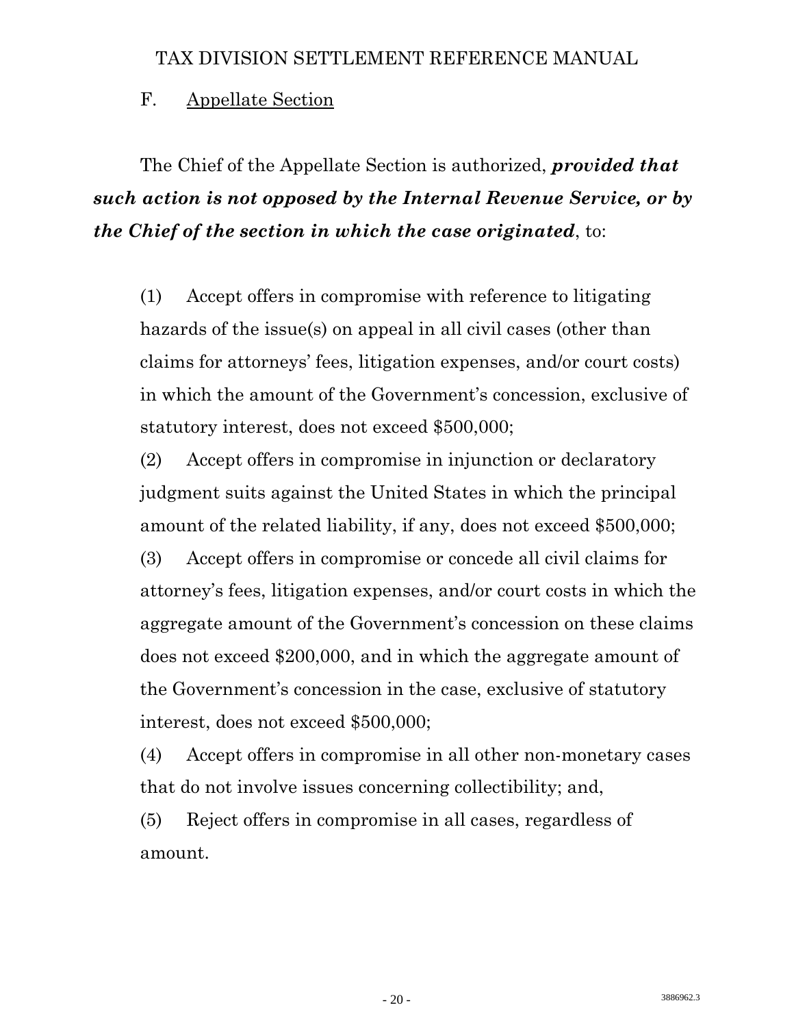### F. Appellate Section

The Chief of the Appellate Section is authorized, ***provided that such action is not opposed by the Internal Revenue Service, or by the Chief of the section in which the case originated***, to:

(1) Accept offers in compromise with reference to litigating hazards of the issue(s) on appeal in all civil cases (other than claims for attorneys' fees, litigation expenses, and/or court costs) in which the amount of the Government's concession, exclusive of statutory interest, does not exceed $500,000;

(2) Accept offers in compromise in injunction or declaratory judgment suits against the United States in which the principal amount of the related liability, if any, does not exceed $500,000;

(3) Accept offers in compromise or concede all civil claims for attorney's fees, litigation expenses, and/or court costs in which the aggregate amount of the Government's concession on these claims does not exceed $200,000, and in which the aggregate amount of the Government's concession in the case, exclusive of statutory interest, does not exceed $500,000;

(4) Accept offers in compromise in all other non-monetary cases that do not involve issues concerning collectibility; and,

(5) Reject offers in compromise in all cases, regardless of amount.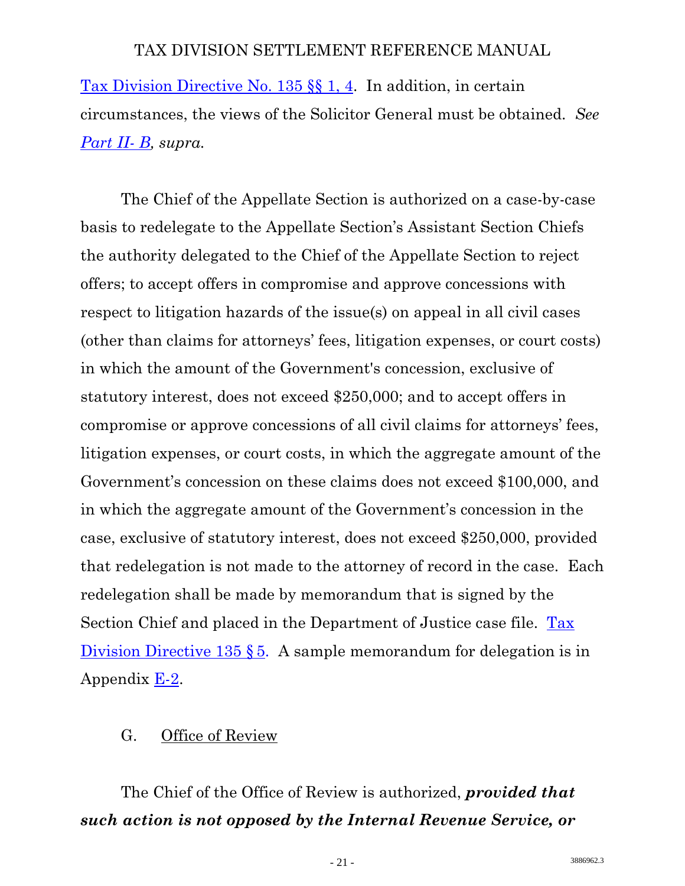Tax Division Directive No. 135 §§ 1, 4. In addition, in certain circumstances, the views of the Solicitor General must be obtained. *See Part II- B, supra.*

The Chief of the Appellate Section is authorized on a case-by-case basis to redelegate to the Appellate Section's Assistant Section Chiefs the authority delegated to the Chief of the Appellate Section to reject offers; to accept offers in compromise and approve concessions with respect to litigation hazards of the issue(s) on appeal in all civil cases (other than claims for attorneys' fees, litigation expenses, or court costs) in which the amount of the Government's concession, exclusive of statutory interest, does not exceed $250,000; and to accept offers in compromise or approve concessions of all civil claims for attorneys' fees, litigation expenses, or court costs, in which the aggregate amount of the Government's concession on these claims does not exceed $100,000, and in which the aggregate amount of the Government's concession in the case, exclusive of statutory interest, does not exceed $250,000, provided that redelegation is not made to the attorney of record in the case. Each redelegation shall be made by memorandum that is signed by the Section Chief and placed in the Department of Justice case file. Tax Division Directive 135 § 5. A sample memorandum for delegation is in Appendix E-2.

## G. Office of Review

The Chief of the Office of Review is authorized, ***provided that such action is not opposed by the Internal Revenue Service, or***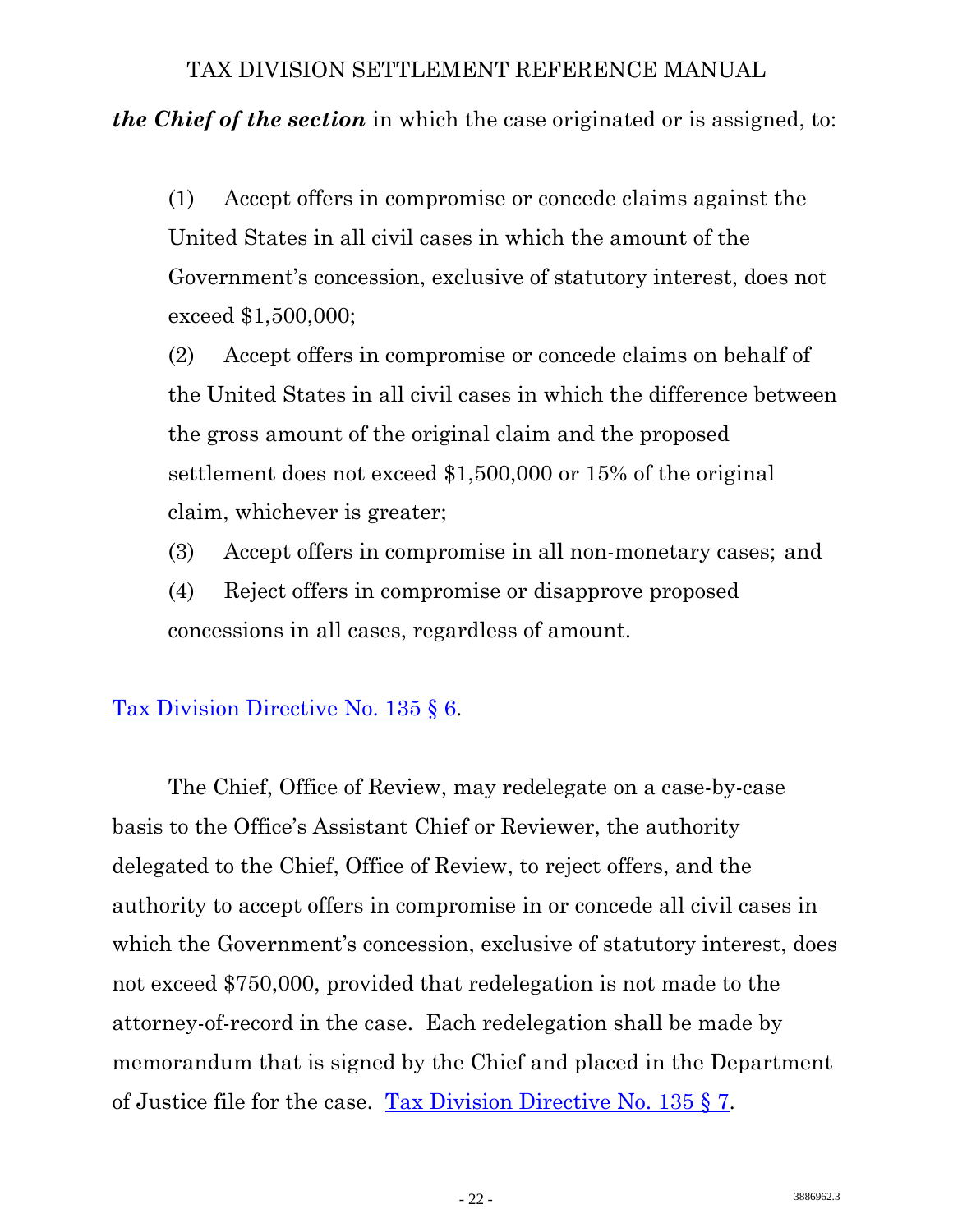***the Chief of the section*** in which the case originated or is assigned, to:

> (1) Accept offers in compromise or concede claims against the United States in all civil cases in which the amount of the Government's concession, exclusive of statutory interest, does not exceed $1,500,000;
>
> (2) Accept offers in compromise or concede claims on behalf of the United States in all civil cases in which the difference between the gross amount of the original claim and the proposed settlement does not exceed $1,500,000 or 15% of the original claim, whichever is greater;
>
> (3) Accept offers in compromise in all non-monetary cases; and
>
> (4) Reject offers in compromise or disapprove proposed concessions in all cases, regardless of amount.

Tax Division Directive No. 135 § 6.

The Chief, Office of Review, may redelegate on a case-by-case basis to the Office's Assistant Chief or Reviewer, the authority delegated to the Chief, Office of Review, to reject offers, and the authority to accept offers in compromise in or concede all civil cases in which the Government's concession, exclusive of statutory interest, does not exceed $750,000, provided that redelegation is not made to the attorney-of-record in the case. Each redelegation shall be made by memorandum that is signed by the Chief and placed in the Department of Justice file for the case. Tax Division Directive No. 135 § 7.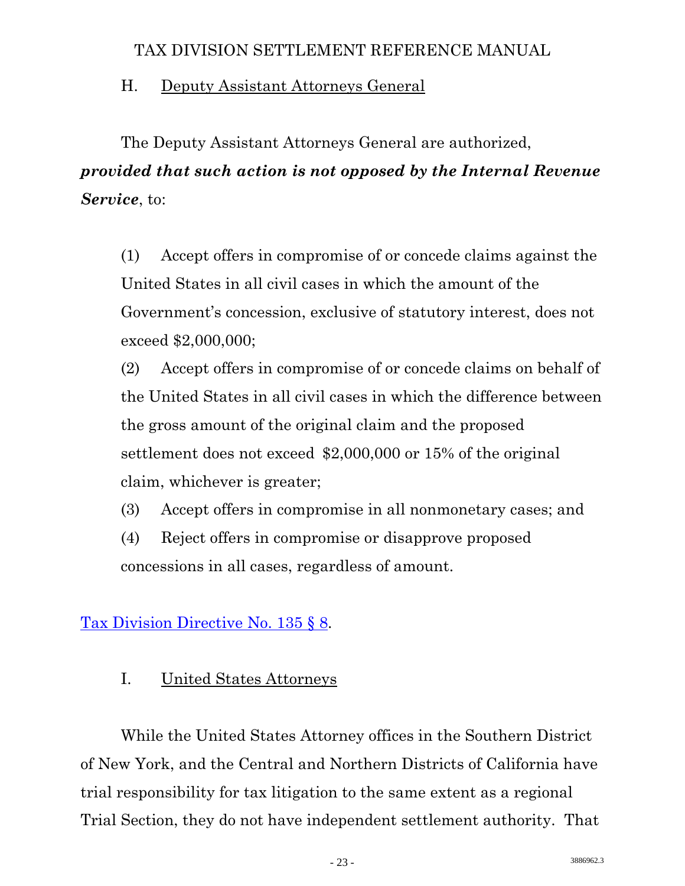### H. Deputy Assistant Attorneys General

The Deputy Assistant Attorneys General are authorized, ***provided that such action is not opposed by the Internal Revenue Service***, to:

> (1) Accept offers in compromise of or concede claims against the United States in all civil cases in which the amount of the Government's concession, exclusive of statutory interest, does not exceed $2,000,000;
>
> (2) Accept offers in compromise of or concede claims on behalf of the United States in all civil cases in which the difference between the gross amount of the original claim and the proposed settlement does not exceed $2,000,000 or 15% of the original claim, whichever is greater;
>
> (3) Accept offers in compromise in all nonmonetary cases; and
>
> (4) Reject offers in compromise or disapprove proposed concessions in all cases, regardless of amount.

Tax Division Directive No. 135 § 8.

### I. United States Attorneys

While the United States Attorney offices in the Southern District of New York, and the Central and Northern Districts of California have trial responsibility for tax litigation to the same extent as a regional Trial Section, they do not have independent settlement authority. That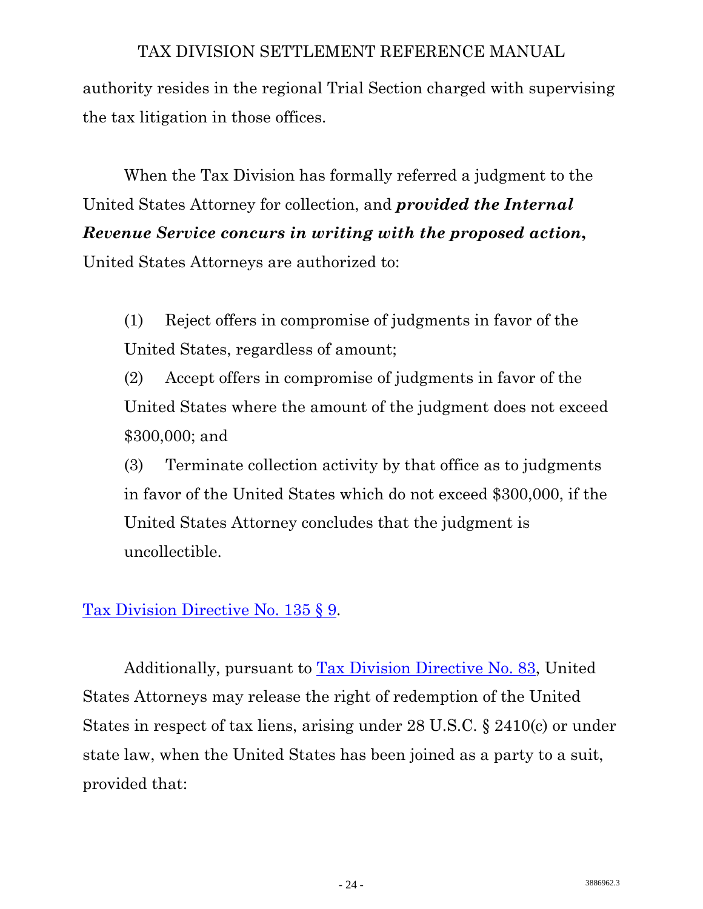authority resides in the regional Trial Section charged with supervising the tax litigation in those offices.

When the Tax Division has formally referred a judgment to the United States Attorney for collection, and ***provided the Internal Revenue Service concurs in writing with the proposed action***, United States Attorneys are authorized to:

(1) Reject offers in compromise of judgments in favor of the United States, regardless of amount;

(2) Accept offers in compromise of judgments in favor of the United States where the amount of the judgment does not exceed $300,000; and

(3) Terminate collection activity by that office as to judgments in favor of the United States which do not exceed $300,000, if the United States Attorney concludes that the judgment is uncollectible.

Tax Division Directive No. 135 § 9.

Additionally, pursuant to Tax Division Directive No. 83, United States Attorneys may release the right of redemption of the United States in respect of tax liens, arising under 28 U.S.C. § 2410(c) or under state law, when the United States has been joined as a party to a suit, provided that: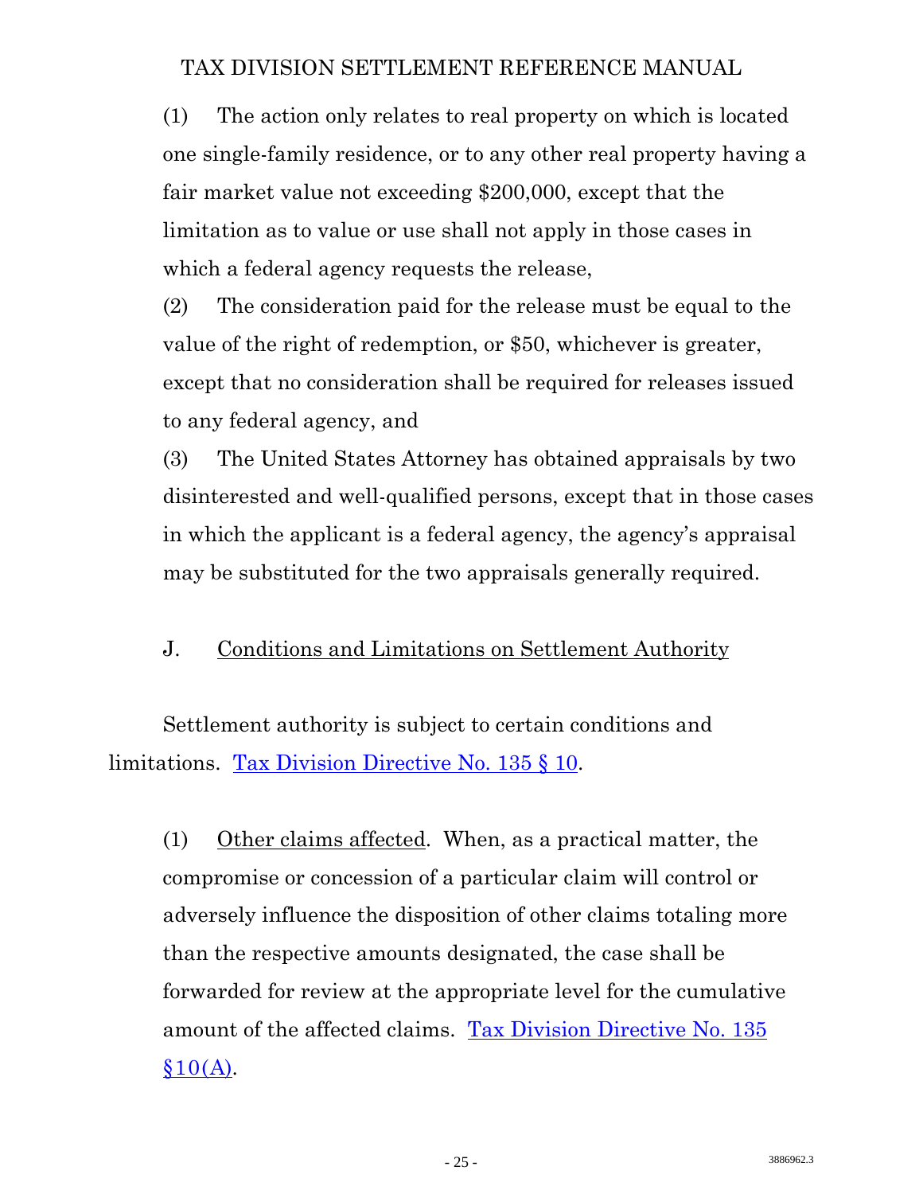(1) The action only relates to real property on which is located one single-family residence, or to any other real property having a fair market value not exceeding $200,000, except that the limitation as to value or use shall not apply in those cases in which a federal agency requests the release,

(2) The consideration paid for the release must be equal to the value of the right of redemption, or $50, whichever is greater, except that no consideration shall be required for releases issued to any federal agency, and

(3) The United States Attorney has obtained appraisals by two disinterested and well-qualified persons, except that in those cases in which the applicant is a federal agency, the agency's appraisal may be substituted for the two appraisals generally required.

### J. Conditions and Limitations on Settlement Authority

Settlement authority is subject to certain conditions and limitations. Tax Division Directive No. 135 § 10.

(1) Other claims affected. When, as a practical matter, the compromise or concession of a particular claim will control or adversely influence the disposition of other claims totaling more than the respective amounts designated, the case shall be forwarded for review at the appropriate level for the cumulative amount of the affected claims. Tax Division Directive No. 135 §10(A).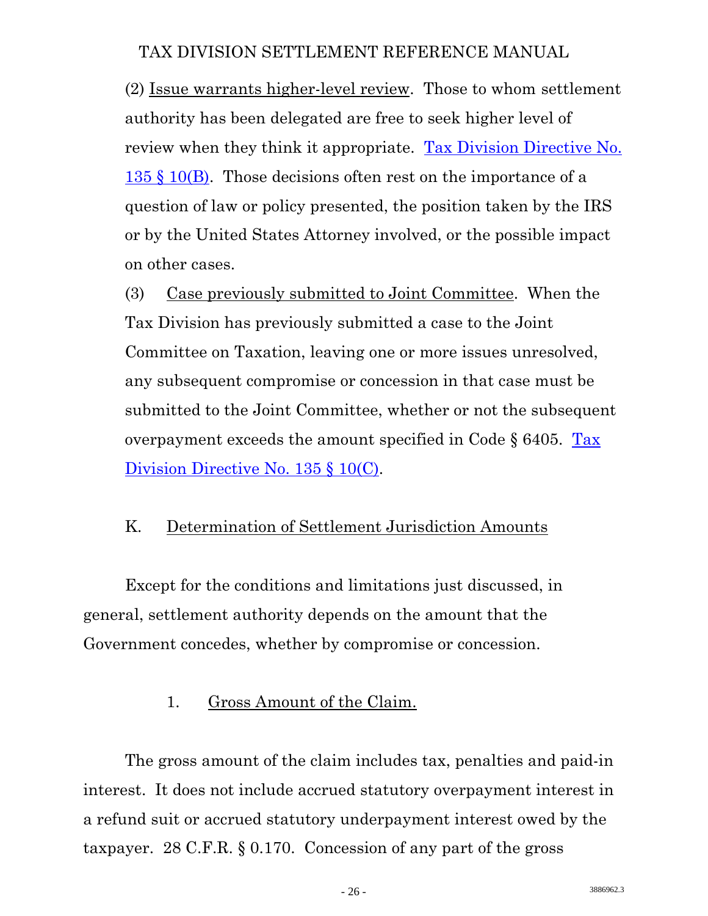(2) Issue warrants higher-level review. Those to whom settlement authority has been delegated are free to seek higher level of review when they think it appropriate. Tax Division Directive No. 135 § 10(B). Those decisions often rest on the importance of a question of law or policy presented, the position taken by the IRS or by the United States Attorney involved, or the possible impact on other cases.

(3) Case previously submitted to Joint Committee. When the Tax Division has previously submitted a case to the Joint Committee on Taxation, leaving one or more issues unresolved, any subsequent compromise or concession in that case must be submitted to the Joint Committee, whether or not the subsequent overpayment exceeds the amount specified in Code § 6405. Tax Division Directive No. 135 § 10(C).

## K. Determination of Settlement Jurisdiction Amounts

Except for the conditions and limitations just discussed, in general, settlement authority depends on the amount that the Government concedes, whether by compromise or concession.

### 1. Gross Amount of the Claim.

The gross amount of the claim includes tax, penalties and paid-in interest. It does not include accrued statutory overpayment interest in a refund suit or accrued statutory underpayment interest owed by the taxpayer. 28 C.F.R. § 0.170. Concession of any part of the gross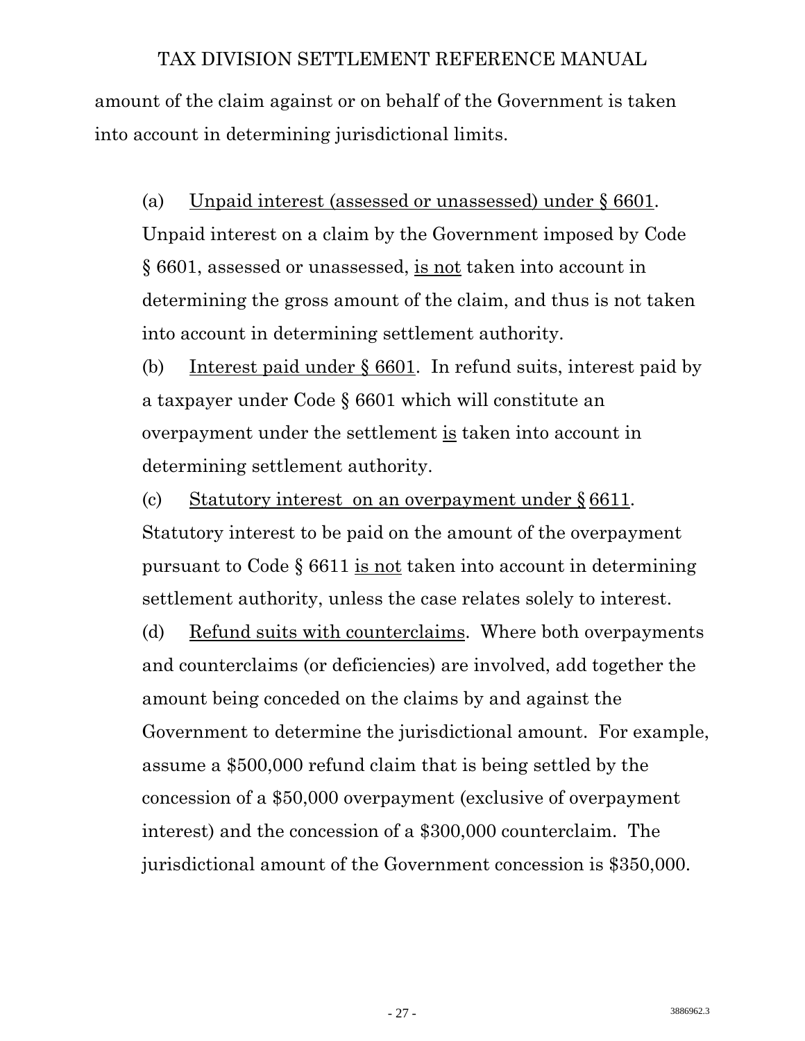amount of the claim against or on behalf of the Government is taken into account in determining jurisdictional limits.

(a) Unpaid interest (assessed or unassessed) under § 6601. Unpaid interest on a claim by the Government imposed by Code § 6601, assessed or unassessed, is not taken into account in determining the gross amount of the claim, and thus is not taken into account in determining settlement authority.

(b) Interest paid under § 6601. In refund suits, interest paid by a taxpayer under Code § 6601 which will constitute an overpayment under the settlement is taken into account in determining settlement authority.

(c) Statutory interest on an overpayment under § 6611. Statutory interest to be paid on the amount of the overpayment pursuant to Code § 6611 is not taken into account in determining settlement authority, unless the case relates solely to interest.

(d) Refund suits with counterclaims. Where both overpayments and counterclaims (or deficiencies) are involved, add together the amount being conceded on the claims by and against the Government to determine the jurisdictional amount. For example, assume a $500,000 refund claim that is being settled by the concession of a $50,000 overpayment (exclusive of overpayment interest) and the concession of a $300,000 counterclaim. The jurisdictional amount of the Government concession is $350,000.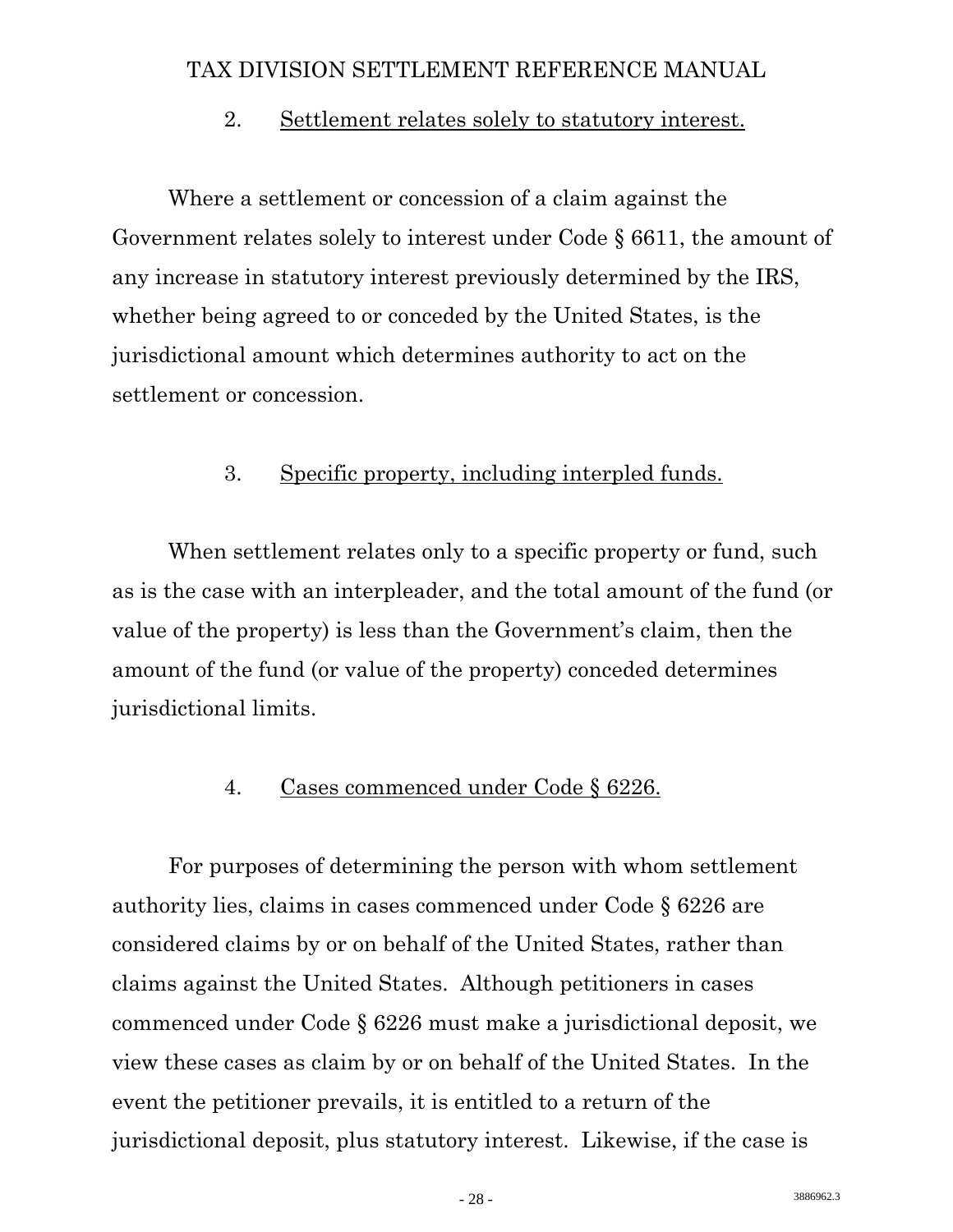2. Settlement relates solely to statutory interest.

Where a settlement or concession of a claim against the Government relates solely to interest under Code § 6611, the amount of any increase in statutory interest previously determined by the IRS, whether being agreed to or conceded by the United States, is the jurisdictional amount which determines authority to act on the settlement or concession.

3. Specific property, including interpled funds.

When settlement relates only to a specific property or fund, such as is the case with an interpleader, and the total amount of the fund (or value of the property) is less than the Government's claim, then the amount of the fund (or value of the property) conceded determines jurisdictional limits.

4. Cases commenced under Code § 6226.

For purposes of determining the person with whom settlement authority lies, claims in cases commenced under Code § 6226 are considered claims by or on behalf of the United States, rather than claims against the United States. Although petitioners in cases commenced under Code § 6226 must make a jurisdictional deposit, we view these cases as claim by or on behalf of the United States. In the event the petitioner prevails, it is entitled to a return of the jurisdictional deposit, plus statutory interest. Likewise, if the case is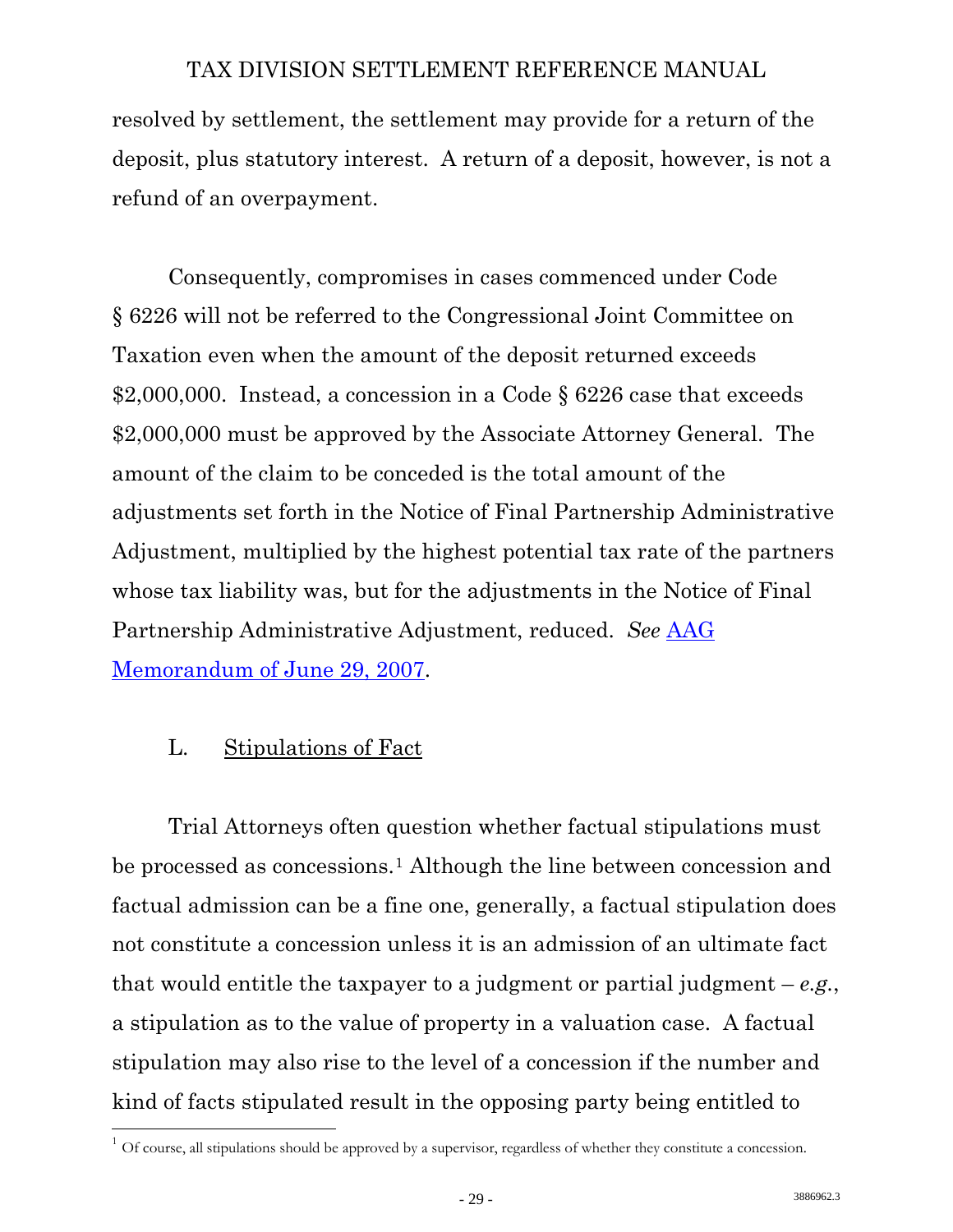resolved by settlement, the settlement may provide for a return of the deposit, plus statutory interest. A return of a deposit, however, is not a refund of an overpayment.

Consequently, compromises in cases commenced under Code § 6226 will not be referred to the Congressional Joint Committee on Taxation even when the amount of the deposit returned exceeds $2,000,000. Instead, a concession in a Code § 6226 case that exceeds $2,000,000 must be approved by the Associate Attorney General. The amount of the claim to be conceded is the total amount of the adjustments set forth in the Notice of Final Partnership Administrative Adjustment, multiplied by the highest potential tax rate of the partners whose tax liability was, but for the adjustments in the Notice of Final Partnership Administrative Adjustment, reduced. *See* AAG Memorandum of June 29, 2007.

## L. Stipulations of Fact

Trial Attorneys often question whether factual stipulations must be processed as concessions.[1] Although the line between concession and factual admission can be a fine one, generally, a factual stipulation does not constitute a concession unless it is an admission of an ultimate fact that would entitle the taxpayer to a judgment or partial judgment – *e.g.*, a stipulation as to the value of property in a valuation case. A factual stipulation may also rise to the level of a concession if the number and kind of facts stipulated result in the opposing party being entitled to

[1] Of course, all stipulations should be approved by a supervisor, regardless of whether they constitute a concession.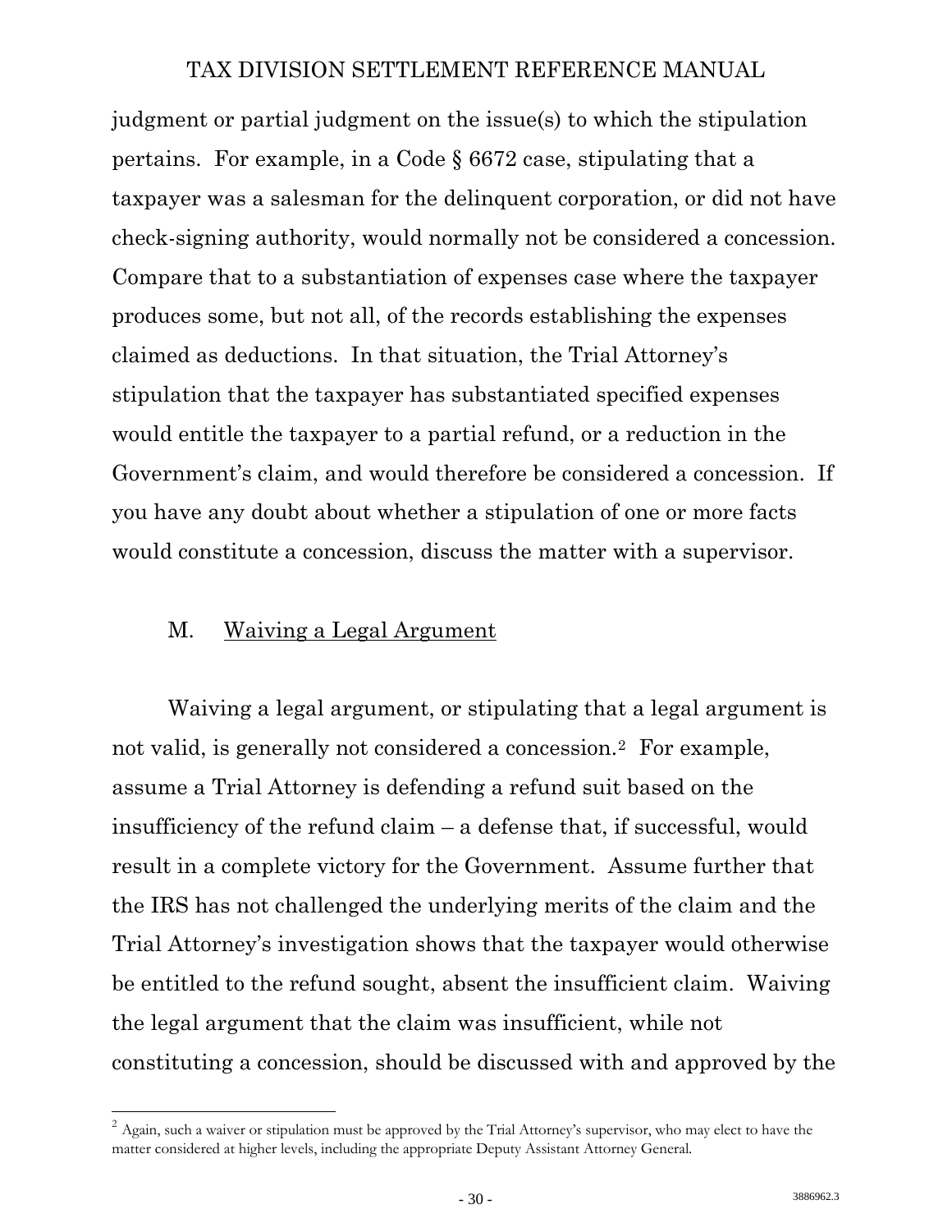judgment or partial judgment on the issue(s) to which the stipulation pertains. For example, in a Code § 6672 case, stipulating that a taxpayer was a salesman for the delinquent corporation, or did not have check-signing authority, would normally not be considered a concession. Compare that to a substantiation of expenses case where the taxpayer produces some, but not all, of the records establishing the expenses claimed as deductions. In that situation, the Trial Attorney's stipulation that the taxpayer has substantiated specified expenses would entitle the taxpayer to a partial refund, or a reduction in the Government's claim, and would therefore be considered a concession. If you have any doubt about whether a stipulation of one or more facts would constitute a concession, discuss the matter with a supervisor.

### M. Waiving a Legal Argument

Waiving a legal argument, or stipulating that a legal argument is not valid, is generally not considered a concession.[2] For example, assume a Trial Attorney is defending a refund suit based on the insufficiency of the refund claim – a defense that, if successful, would result in a complete victory for the Government. Assume further that the IRS has not challenged the underlying merits of the claim and the Trial Attorney's investigation shows that the taxpayer would otherwise be entitled to the refund sought, absent the insufficient claim. Waiving the legal argument that the claim was insufficient, while not constituting a concession, should be discussed with and approved by the

---

[2] Again, such a waiver or stipulation must be approved by the Trial Attorney's supervisor, who may elect to have the matter considered at higher levels, including the appropriate Deputy Assistant Attorney General.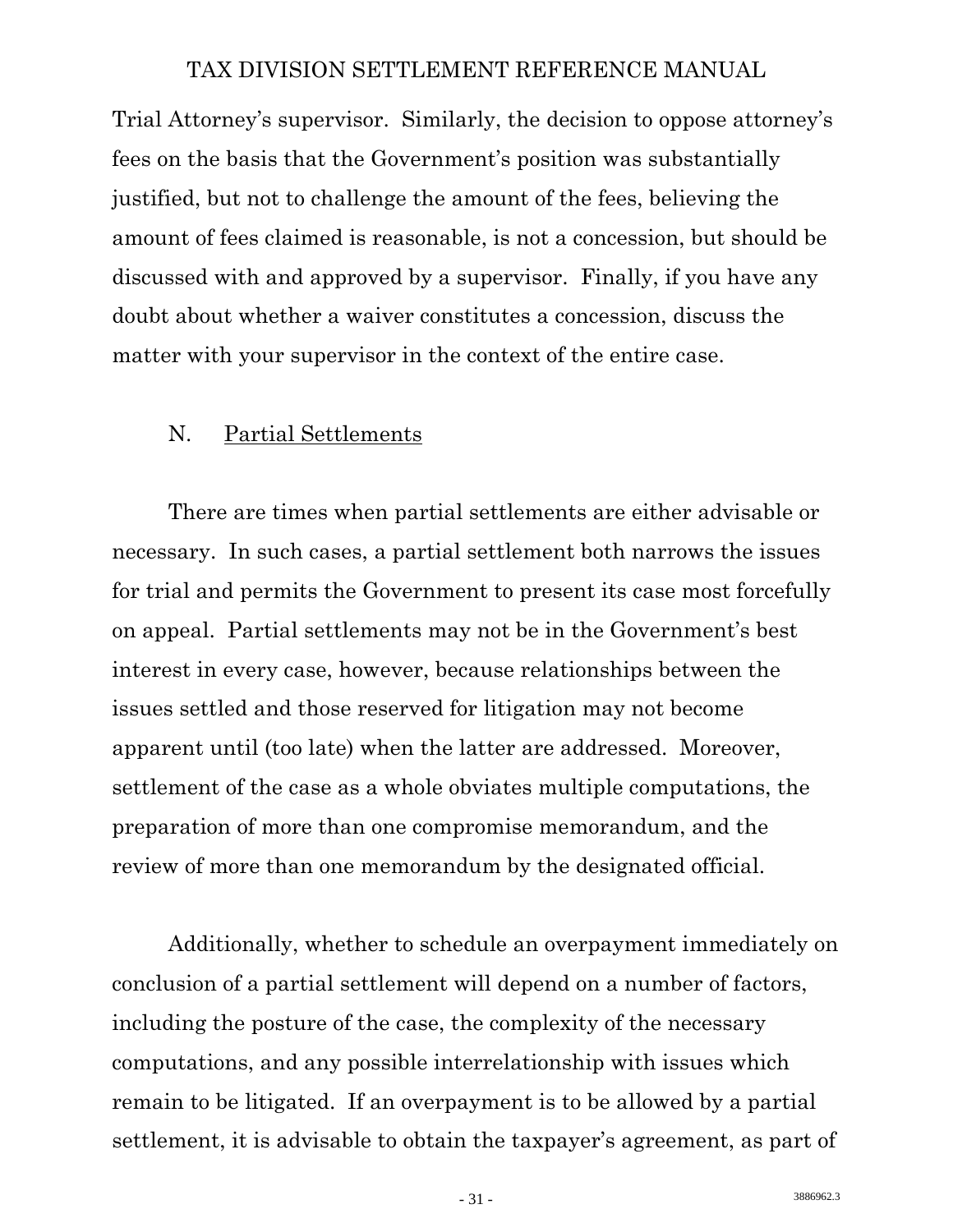Trial Attorney's supervisor. Similarly, the decision to oppose attorney's fees on the basis that the Government's position was substantially justified, but not to challenge the amount of the fees, believing the amount of fees claimed is reasonable, is not a concession, but should be discussed with and approved by a supervisor. Finally, if you have any doubt about whether a waiver constitutes a concession, discuss the matter with your supervisor in the context of the entire case.

### N. Partial Settlements

There are times when partial settlements are either advisable or necessary. In such cases, a partial settlement both narrows the issues for trial and permits the Government to present its case most forcefully on appeal. Partial settlements may not be in the Government's best interest in every case, however, because relationships between the issues settled and those reserved for litigation may not become apparent until (too late) when the latter are addressed. Moreover, settlement of the case as a whole obviates multiple computations, the preparation of more than one compromise memorandum, and the review of more than one memorandum by the designated official.

Additionally, whether to schedule an overpayment immediately on conclusion of a partial settlement will depend on a number of factors, including the posture of the case, the complexity of the necessary computations, and any possible interrelationship with issues which remain to be litigated. If an overpayment is to be allowed by a partial settlement, it is advisable to obtain the taxpayer's agreement, as part of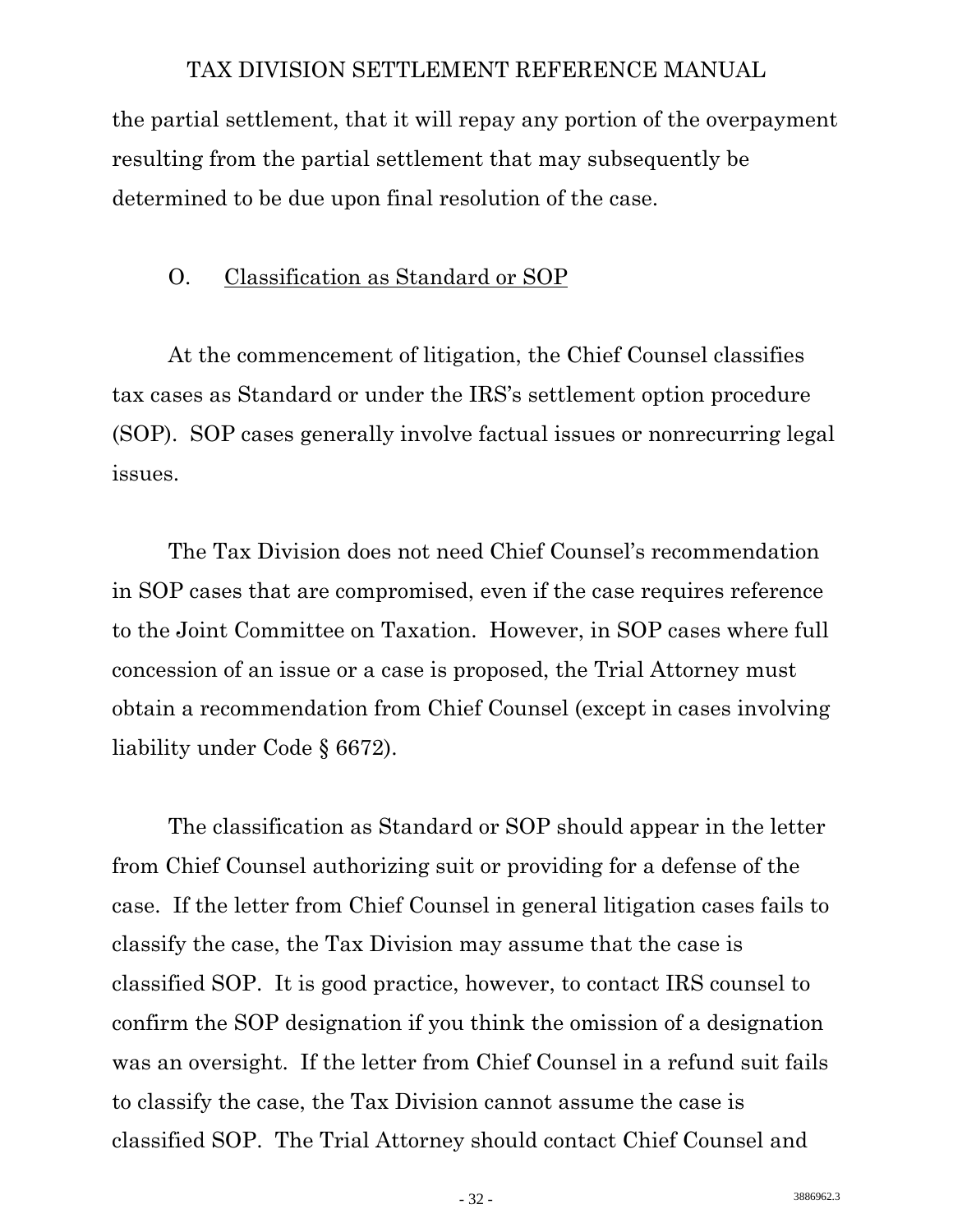the partial settlement, that it will repay any portion of the overpayment resulting from the partial settlement that may subsequently be determined to be due upon final resolution of the case.

### O. Classification as Standard or SOP

At the commencement of litigation, the Chief Counsel classifies tax cases as Standard or under the IRS's settlement option procedure (SOP). SOP cases generally involve factual issues or nonrecurring legal issues.

The Tax Division does not need Chief Counsel's recommendation in SOP cases that are compromised, even if the case requires reference to the Joint Committee on Taxation. However, in SOP cases where full concession of an issue or a case is proposed, the Trial Attorney must obtain a recommendation from Chief Counsel (except in cases involving liability under Code § 6672).

The classification as Standard or SOP should appear in the letter from Chief Counsel authorizing suit or providing for a defense of the case. If the letter from Chief Counsel in general litigation cases fails to classify the case, the Tax Division may assume that the case is classified SOP. It is good practice, however, to contact IRS counsel to confirm the SOP designation if you think the omission of a designation was an oversight. If the letter from Chief Counsel in a refund suit fails to classify the case, the Tax Division cannot assume the case is classified SOP. The Trial Attorney should contact Chief Counsel and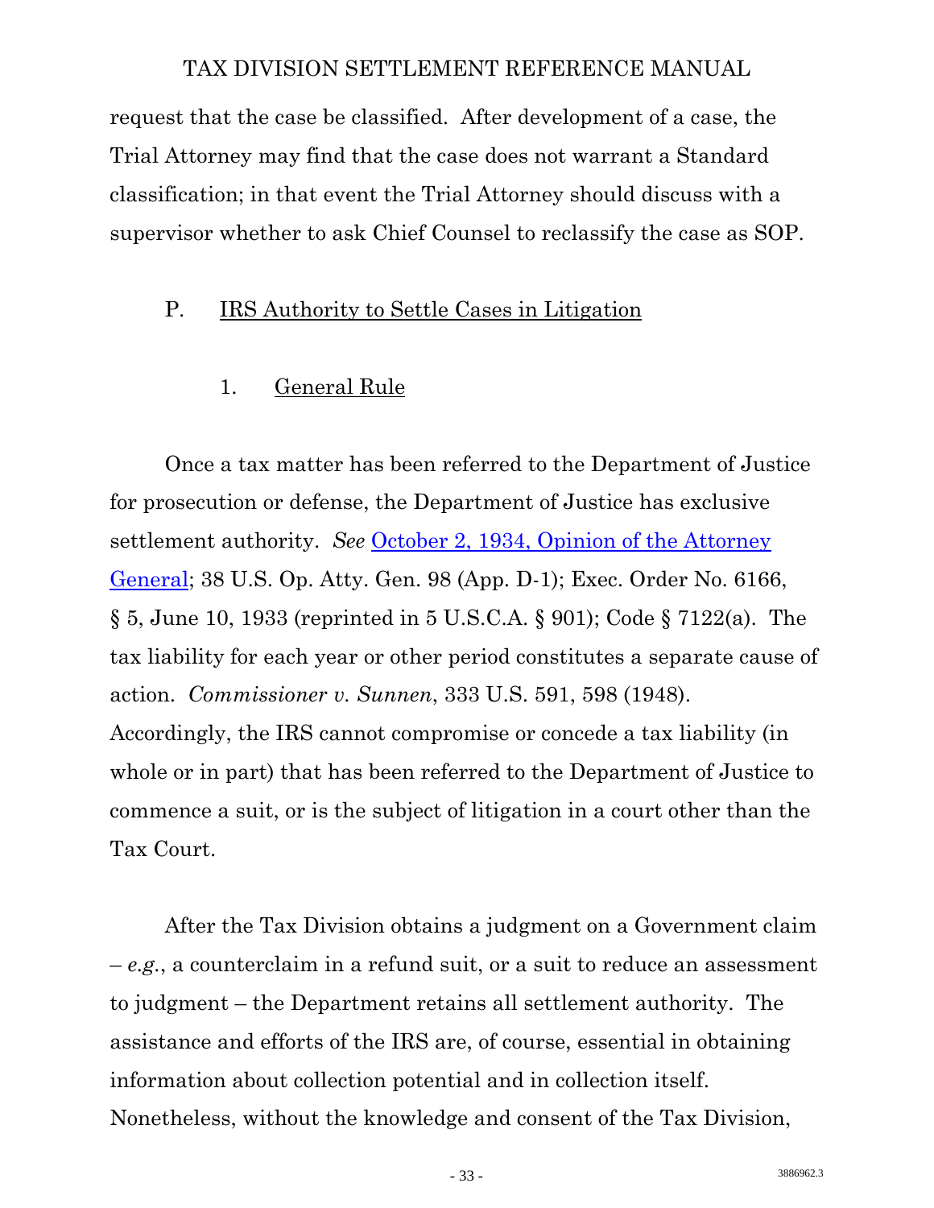request that the case be classified. After development of a case, the Trial Attorney may find that the case does not warrant a Standard classification; in that event the Trial Attorney should discuss with a supervisor whether to ask Chief Counsel to reclassify the case as SOP.

## P. IRS Authority to Settle Cases in Litigation

### 1. General Rule

Once a tax matter has been referred to the Department of Justice for prosecution or defense, the Department of Justice has exclusive settlement authority. *See* October 2, 1934, Opinion of the Attorney General; 38 U.S. Op. Atty. Gen. 98 (App. D-1); Exec. Order No. 6166, § 5, June 10, 1933 (reprinted in 5 U.S.C.A. § 901); Code § 7122(a). The tax liability for each year or other period constitutes a separate cause of action. *Commissioner v. Sunnen*, 333 U.S. 591, 598 (1948). Accordingly, the IRS cannot compromise or concede a tax liability (in whole or in part) that has been referred to the Department of Justice to commence a suit, or is the subject of litigation in a court other than the Tax Court.

After the Tax Division obtains a judgment on a Government claim – *e.g.*, a counterclaim in a refund suit, or a suit to reduce an assessment to judgment – the Department retains all settlement authority. The assistance and efforts of the IRS are, of course, essential in obtaining information about collection potential and in collection itself. Nonetheless, without the knowledge and consent of the Tax Division,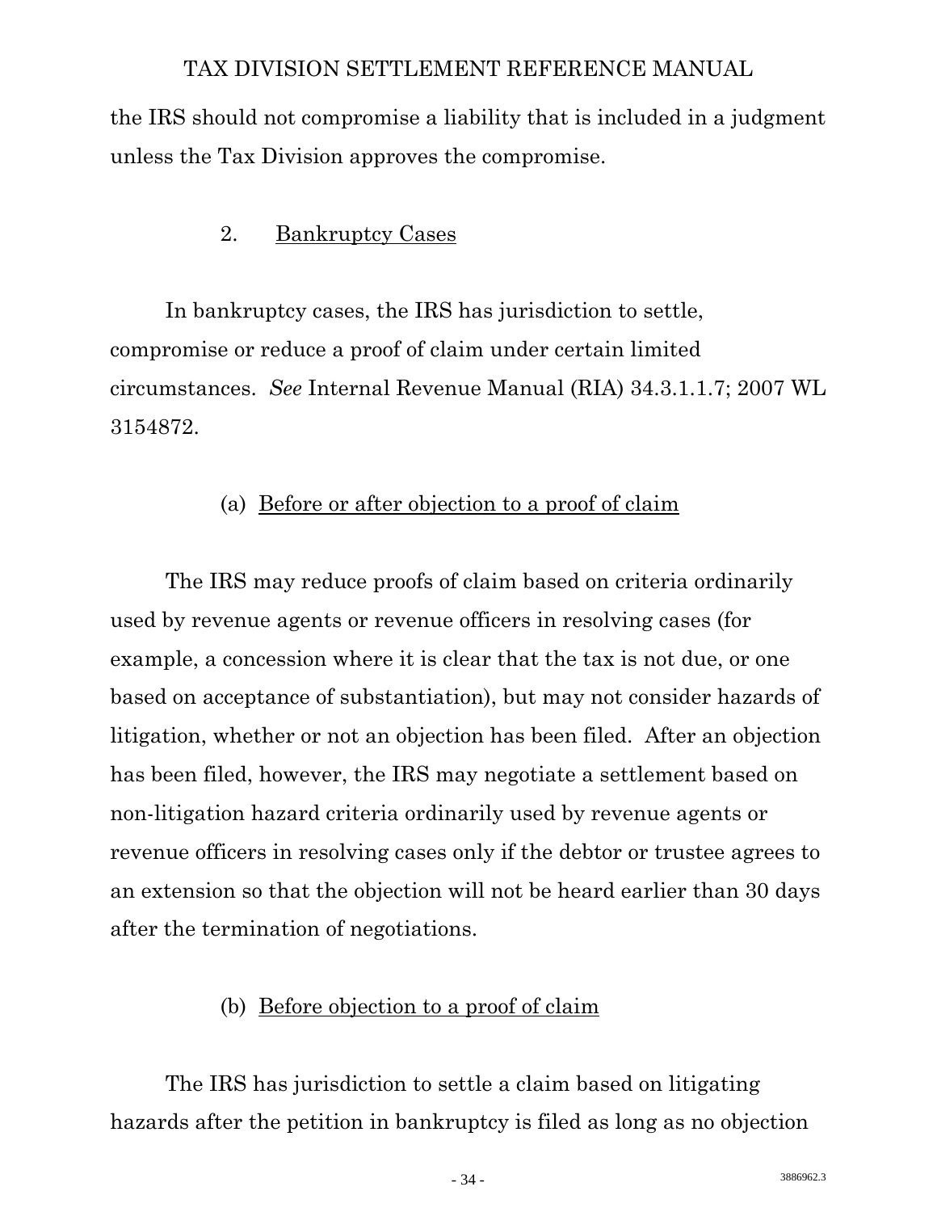the IRS should not compromise a liability that is included in a judgment unless the Tax Division approves the compromise.

### 2. Bankruptcy Cases

In bankruptcy cases, the IRS has jurisdiction to settle, compromise or reduce a proof of claim under certain limited circumstances. *See* Internal Revenue Manual (RIA) 34.3.1.1.7; 2007 WL 3154872.

#### (a) Before or after objection to a proof of claim

The IRS may reduce proofs of claim based on criteria ordinarily used by revenue agents or revenue officers in resolving cases (for example, a concession where it is clear that the tax is not due, or one based on acceptance of substantiation), but may not consider hazards of litigation, whether or not an objection has been filed. After an objection has been filed, however, the IRS may negotiate a settlement based on non-litigation hazard criteria ordinarily used by revenue agents or revenue officers in resolving cases only if the debtor or trustee agrees to an extension so that the objection will not be heard earlier than 30 days after the termination of negotiations.

#### (b) Before objection to a proof of claim

The IRS has jurisdiction to settle a claim based on litigating hazards after the petition in bankruptcy is filed as long as no objection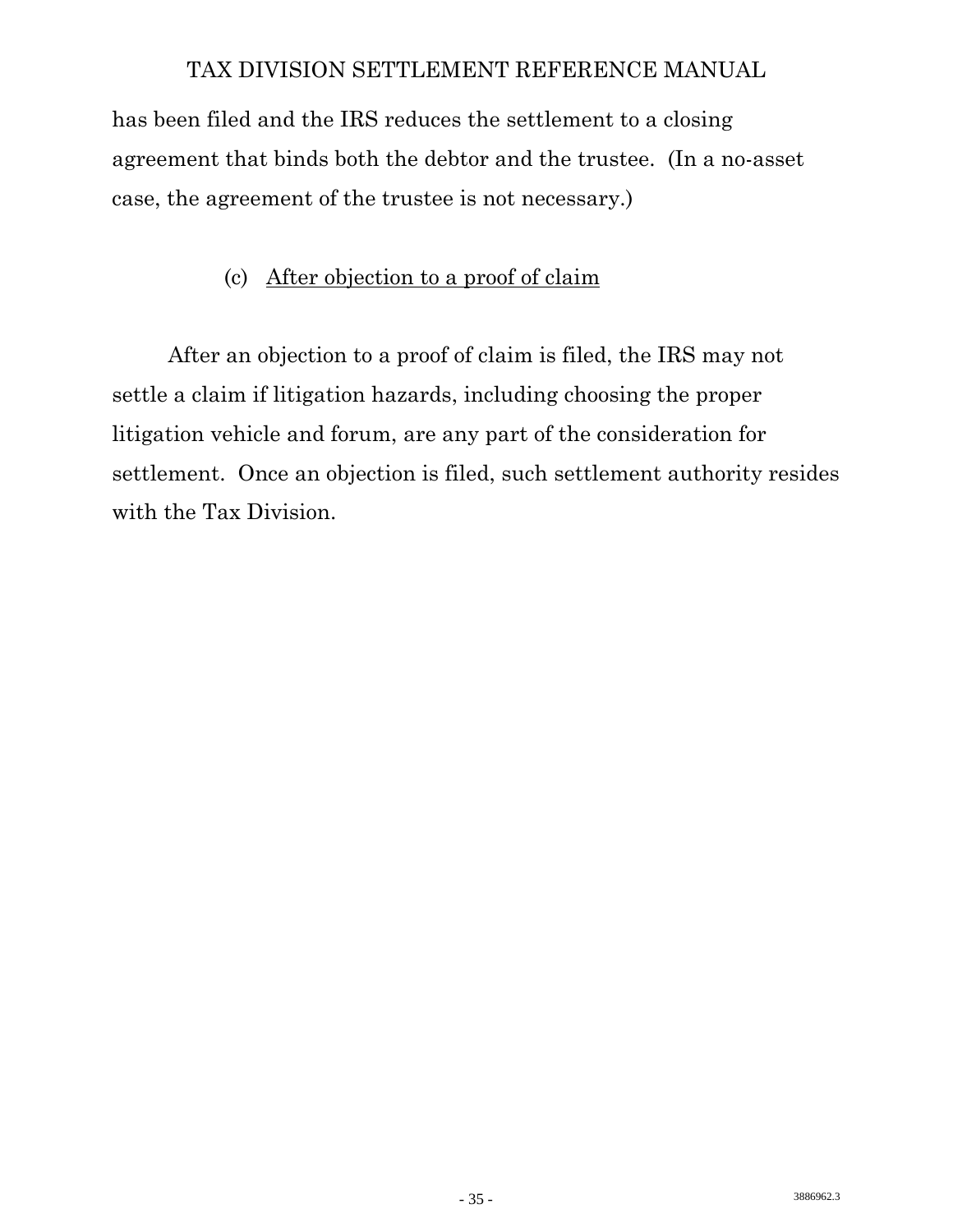has been filed and the IRS reduces the settlement to a closing agreement that binds both the debtor and the trustee. (In a no-asset case, the agreement of the trustee is not necessary.)

#### (c) After objection to a proof of claim

After an objection to a proof of claim is filed, the IRS may not settle a claim if litigation hazards, including choosing the proper litigation vehicle and forum, are any part of the consideration for settlement. Once an objection is filed, such settlement authority resides with the Tax Division.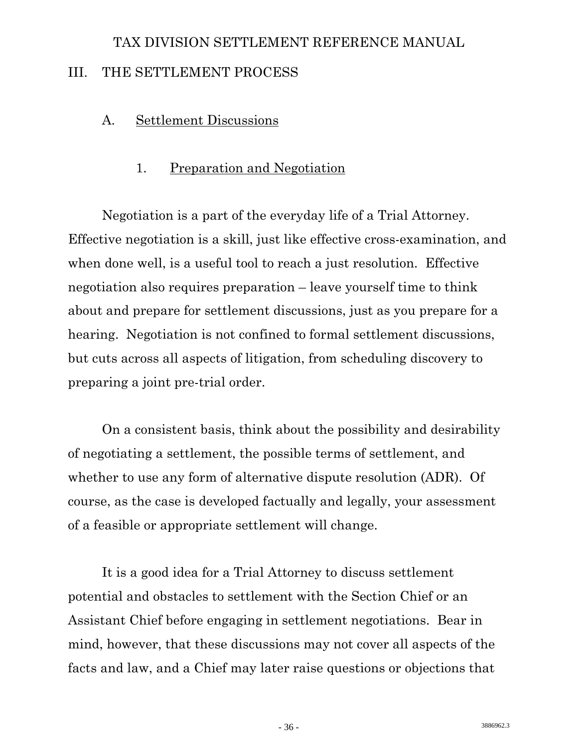# III. THE SETTLEMENT PROCESS

## A. Settlement Discussions

### 1. Preparation and Negotiation

Negotiation is a part of the everyday life of a Trial Attorney. Effective negotiation is a skill, just like effective cross-examination, and when done well, is a useful tool to reach a just resolution. Effective negotiation also requires preparation – leave yourself time to think about and prepare for settlement discussions, just as you prepare for a hearing. Negotiation is not confined to formal settlement discussions, but cuts across all aspects of litigation, from scheduling discovery to preparing a joint pre-trial order.

On a consistent basis, think about the possibility and desirability of negotiating a settlement, the possible terms of settlement, and whether to use any form of alternative dispute resolution (ADR). Of course, as the case is developed factually and legally, your assessment of a feasible or appropriate settlement will change.

It is a good idea for a Trial Attorney to discuss settlement potential and obstacles to settlement with the Section Chief or an Assistant Chief before engaging in settlement negotiations. Bear in mind, however, that these discussions may not cover all aspects of the facts and law, and a Chief may later raise questions or objections that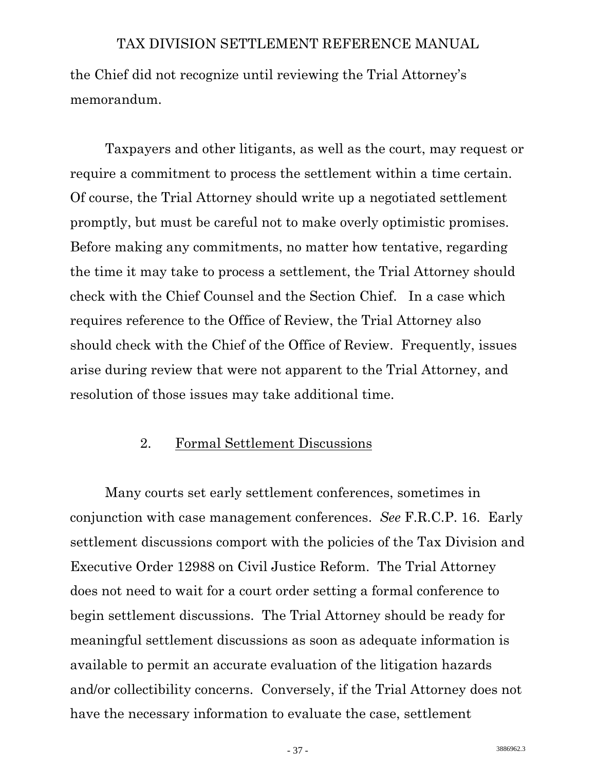the Chief did not recognize until reviewing the Trial Attorney's memorandum.

Taxpayers and other litigants, as well as the court, may request or require a commitment to process the settlement within a time certain. Of course, the Trial Attorney should write up a negotiated settlement promptly, but must be careful not to make overly optimistic promises. Before making any commitments, no matter how tentative, regarding the time it may take to process a settlement, the Trial Attorney should check with the Chief Counsel and the Section Chief. In a case which requires reference to the Office of Review, the Trial Attorney also should check with the Chief of the Office of Review. Frequently, issues arise during review that were not apparent to the Trial Attorney, and resolution of those issues may take additional time.

### 2. Formal Settlement Discussions

Many courts set early settlement conferences, sometimes in conjunction with case management conferences. *See* F.R.C.P. 16. Early settlement discussions comport with the policies of the Tax Division and Executive Order 12988 on Civil Justice Reform. The Trial Attorney does not need to wait for a court order setting a formal conference to begin settlement discussions. The Trial Attorney should be ready for meaningful settlement discussions as soon as adequate information is available to permit an accurate evaluation of the litigation hazards and/or collectibility concerns. Conversely, if the Trial Attorney does not have the necessary information to evaluate the case, settlement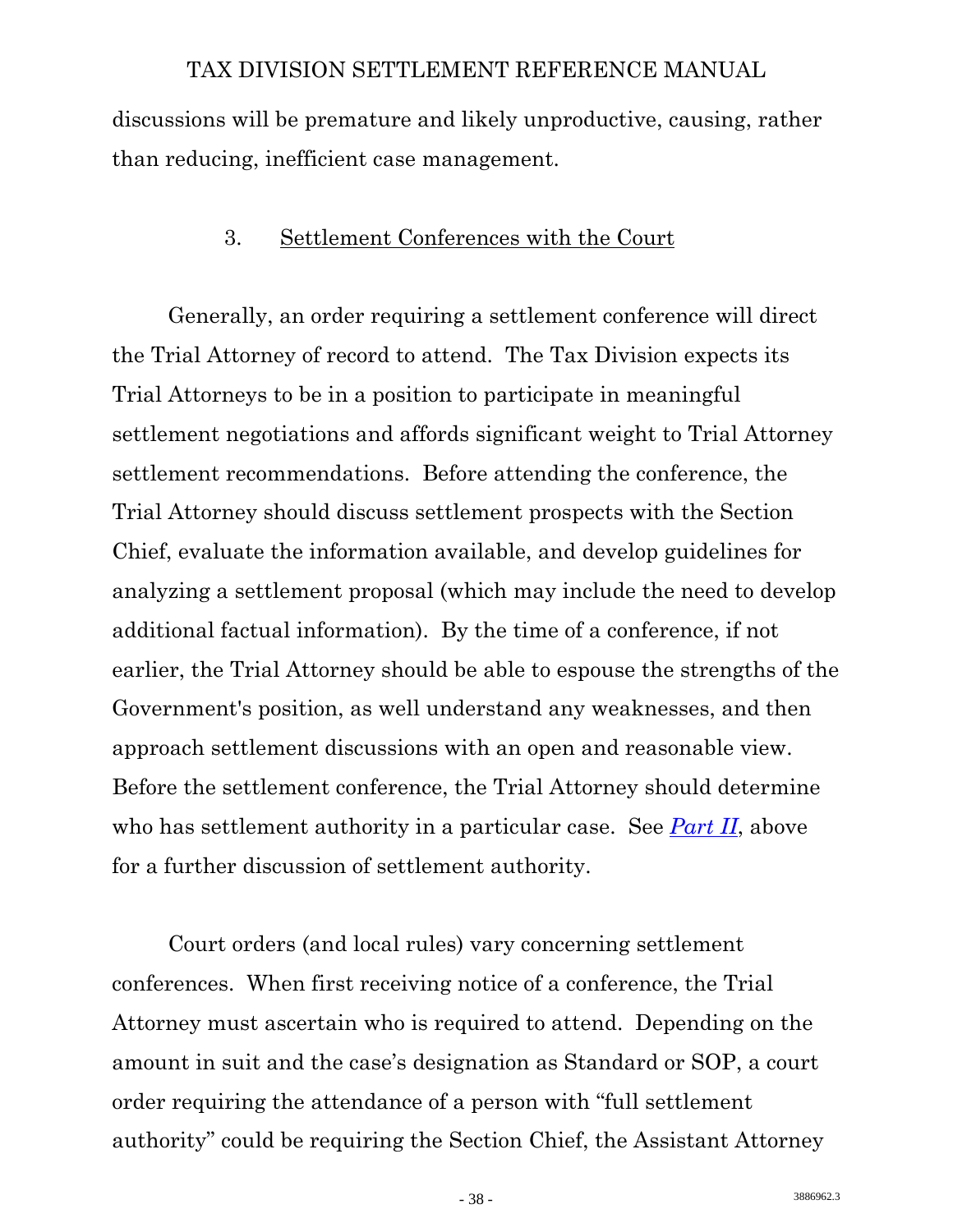discussions will be premature and likely unproductive, causing, rather than reducing, inefficient case management.

### 3. Settlement Conferences with the Court

Generally, an order requiring a settlement conference will direct the Trial Attorney of record to attend. The Tax Division expects its Trial Attorneys to be in a position to participate in meaningful settlement negotiations and affords significant weight to Trial Attorney settlement recommendations. Before attending the conference, the Trial Attorney should discuss settlement prospects with the Section Chief, evaluate the information available, and develop guidelines for analyzing a settlement proposal (which may include the need to develop additional factual information). By the time of a conference, if not earlier, the Trial Attorney should be able to espouse the strengths of the Government's position, as well understand any weaknesses, and then approach settlement discussions with an open and reasonable view. Before the settlement conference, the Trial Attorney should determine who has settlement authority in a particular case. See *Part II*, above for a further discussion of settlement authority.

Court orders (and local rules) vary concerning settlement conferences. When first receiving notice of a conference, the Trial Attorney must ascertain who is required to attend. Depending on the amount in suit and the case's designation as Standard or SOP, a court order requiring the attendance of a person with "full settlement authority" could be requiring the Section Chief, the Assistant Attorney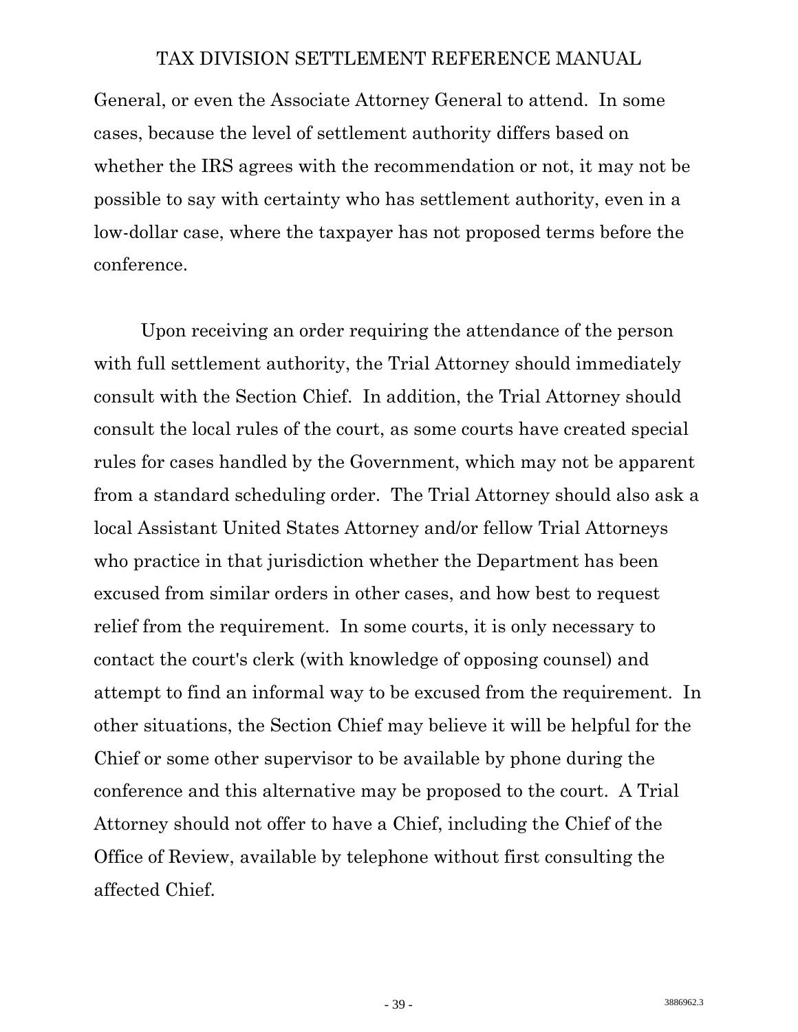General, or even the Associate Attorney General to attend. In some cases, because the level of settlement authority differs based on whether the IRS agrees with the recommendation or not, it may not be possible to say with certainty who has settlement authority, even in a low-dollar case, where the taxpayer has not proposed terms before the conference.

Upon receiving an order requiring the attendance of the person with full settlement authority, the Trial Attorney should immediately consult with the Section Chief. In addition, the Trial Attorney should consult the local rules of the court, as some courts have created special rules for cases handled by the Government, which may not be apparent from a standard scheduling order. The Trial Attorney should also ask a local Assistant United States Attorney and/or fellow Trial Attorneys who practice in that jurisdiction whether the Department has been excused from similar orders in other cases, and how best to request relief from the requirement. In some courts, it is only necessary to contact the court's clerk (with knowledge of opposing counsel) and attempt to find an informal way to be excused from the requirement. In other situations, the Section Chief may believe it will be helpful for the Chief or some other supervisor to be available by phone during the conference and this alternative may be proposed to the court. A Trial Attorney should not offer to have a Chief, including the Chief of the Office of Review, available by telephone without first consulting the affected Chief.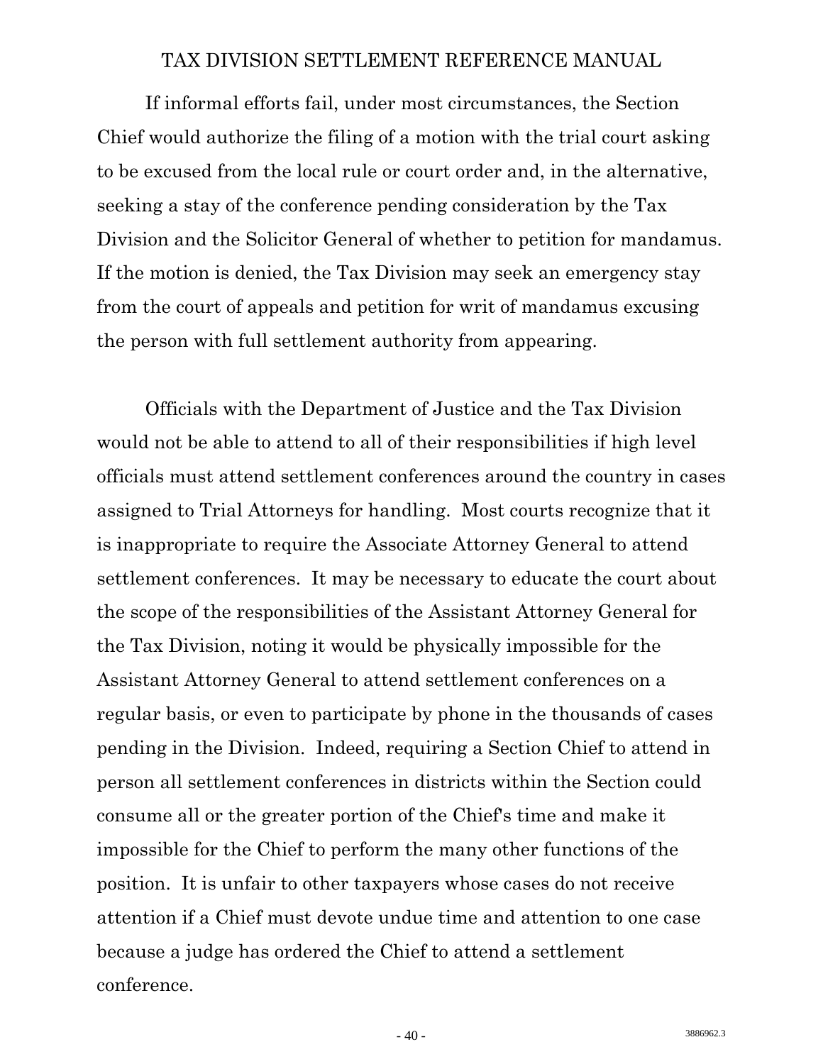If informal efforts fail, under most circumstances, the Section Chief would authorize the filing of a motion with the trial court asking to be excused from the local rule or court order and, in the alternative, seeking a stay of the conference pending consideration by the Tax Division and the Solicitor General of whether to petition for mandamus. If the motion is denied, the Tax Division may seek an emergency stay from the court of appeals and petition for writ of mandamus excusing the person with full settlement authority from appearing.

Officials with the Department of Justice and the Tax Division would not be able to attend to all of their responsibilities if high level officials must attend settlement conferences around the country in cases assigned to Trial Attorneys for handling. Most courts recognize that it is inappropriate to require the Associate Attorney General to attend settlement conferences. It may be necessary to educate the court about the scope of the responsibilities of the Assistant Attorney General for the Tax Division, noting it would be physically impossible for the Assistant Attorney General to attend settlement conferences on a regular basis, or even to participate by phone in the thousands of cases pending in the Division. Indeed, requiring a Section Chief to attend in person all settlement conferences in districts within the Section could consume all or the greater portion of the Chief's time and make it impossible for the Chief to perform the many other functions of the position. It is unfair to other taxpayers whose cases do not receive attention if a Chief must devote undue time and attention to one case because a judge has ordered the Chief to attend a settlement conference.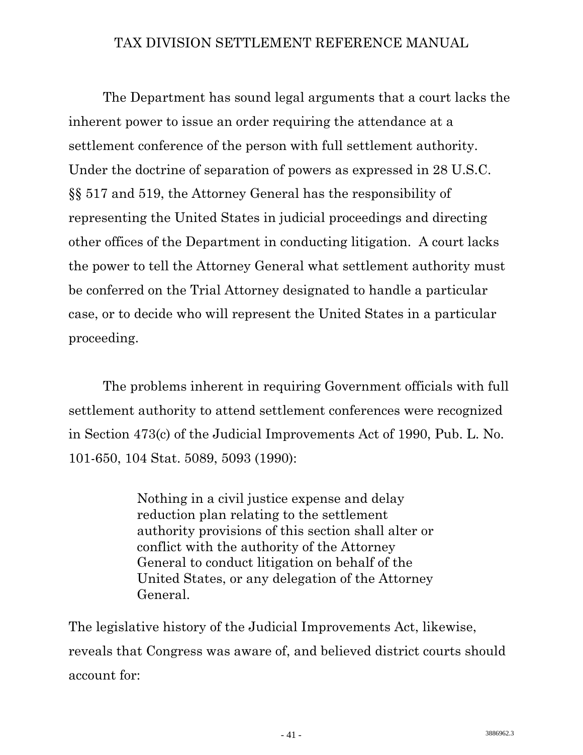The Department has sound legal arguments that a court lacks the inherent power to issue an order requiring the attendance at a settlement conference of the person with full settlement authority. Under the doctrine of separation of powers as expressed in 28 U.S.C. §§ 517 and 519, the Attorney General has the responsibility of representing the United States in judicial proceedings and directing other offices of the Department in conducting litigation. A court lacks the power to tell the Attorney General what settlement authority must be conferred on the Trial Attorney designated to handle a particular case, or to decide who will represent the United States in a particular proceeding.

The problems inherent in requiring Government officials with full settlement authority to attend settlement conferences were recognized in Section 473(c) of the Judicial Improvements Act of 1990, Pub. L. No. 101-650, 104 Stat. 5089, 5093 (1990):

> Nothing in a civil justice expense and delay reduction plan relating to the settlement authority provisions of this section shall alter or conflict with the authority of the Attorney General to conduct litigation on behalf of the United States, or any delegation of the Attorney General.

The legislative history of the Judicial Improvements Act, likewise, reveals that Congress was aware of, and believed district courts should account for: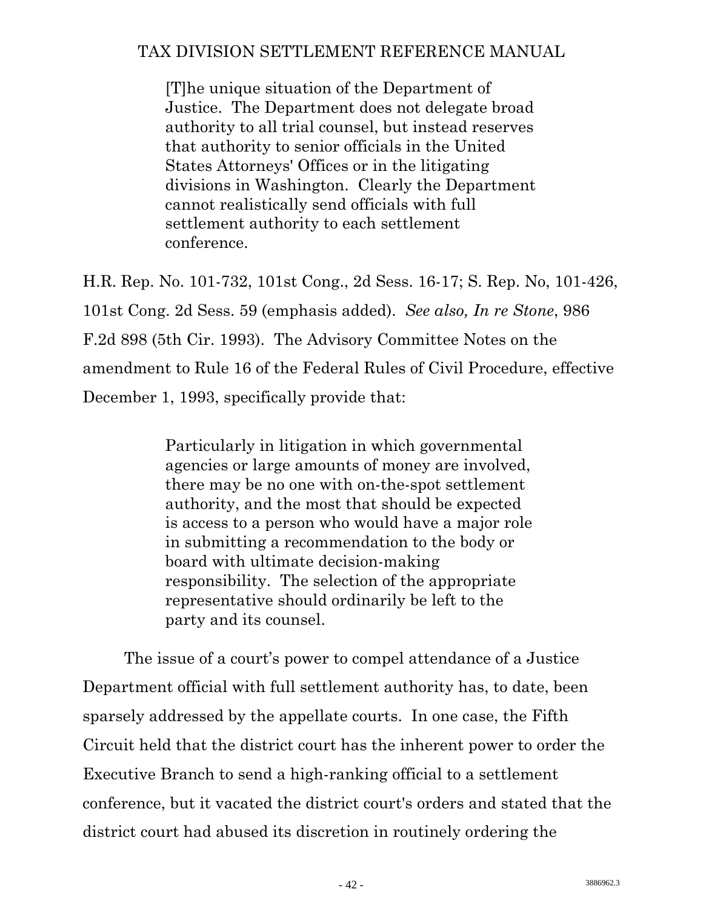> [T]he unique situation of the Department of Justice. The Department does not delegate broad authority to all trial counsel, but instead reserves that authority to senior officials in the United States Attorneys' Offices or in the litigating divisions in Washington. Clearly the Department cannot realistically send officials with full settlement authority to each settlement conference.

H.R. Rep. No. 101-732, 101st Cong., 2d Sess. 16-17; S. Rep. No, 101-426, 101st Cong. 2d Sess. 59 (emphasis added). *See also, In re Stone*, 986 F.2d 898 (5th Cir. 1993). The Advisory Committee Notes on the amendment to Rule 16 of the Federal Rules of Civil Procedure, effective December 1, 1993, specifically provide that:

> Particularly in litigation in which governmental agencies or large amounts of money are involved, there may be no one with on-the-spot settlement authority, and the most that should be expected is access to a person who would have a major role in submitting a recommendation to the body or board with ultimate decision-making responsibility. The selection of the appropriate representative should ordinarily be left to the party and its counsel.

The issue of a court's power to compel attendance of a Justice Department official with full settlement authority has, to date, been sparsely addressed by the appellate courts. In one case, the Fifth Circuit held that the district court has the inherent power to order the Executive Branch to send a high-ranking official to a settlement conference, but it vacated the district court's orders and stated that the district court had abused its discretion in routinely ordering the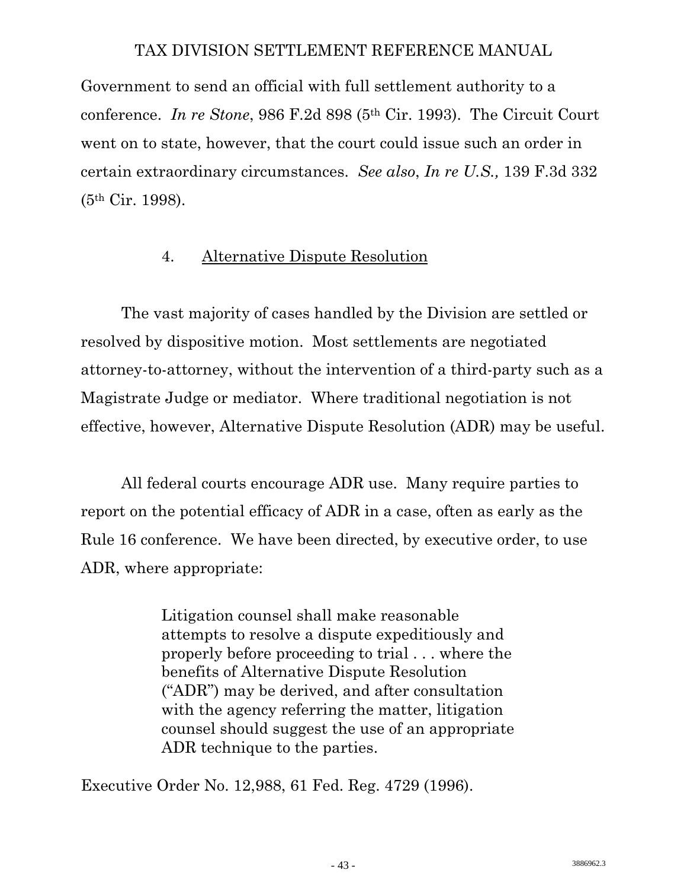Government to send an official with full settlement authority to a conference. *In re Stone*, 986 F.2d 898 (5th Cir. 1993). The Circuit Court went on to state, however, that the court could issue such an order in certain extraordinary circumstances. *See also*, *In re U.S.,* 139 F.3d 332 (5th Cir. 1998).

4. Alternative Dispute Resolution

The vast majority of cases handled by the Division are settled or resolved by dispositive motion. Most settlements are negotiated attorney-to-attorney, without the intervention of a third-party such as a Magistrate Judge or mediator. Where traditional negotiation is not effective, however, Alternative Dispute Resolution (ADR) may be useful.

All federal courts encourage ADR use. Many require parties to report on the potential efficacy of ADR in a case, often as early as the Rule 16 conference. We have been directed, by executive order, to use ADR, where appropriate:

> Litigation counsel shall make reasonable attempts to resolve a dispute expeditiously and properly before proceeding to trial . . . where the benefits of Alternative Dispute Resolution ("ADR") may be derived, and after consultation with the agency referring the matter, litigation counsel should suggest the use of an appropriate ADR technique to the parties.

Executive Order No. 12,988, 61 Fed. Reg. 4729 (1996).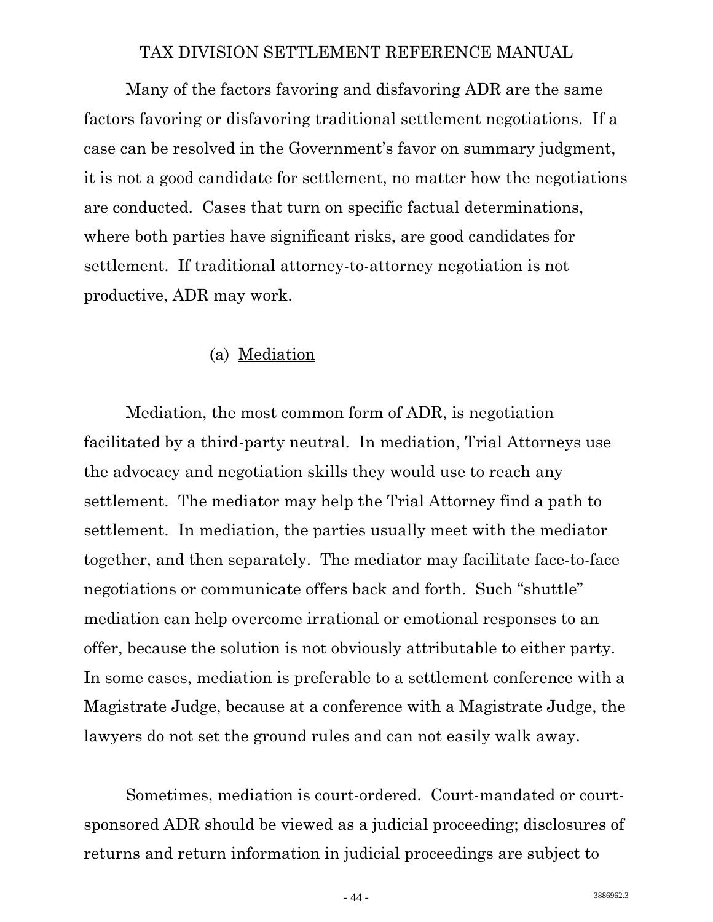Many of the factors favoring and disfavoring ADR are the same factors favoring or disfavoring traditional settlement negotiations. If a case can be resolved in the Government's favor on summary judgment, it is not a good candidate for settlement, no matter how the negotiations are conducted. Cases that turn on specific factual determinations, where both parties have significant risks, are good candidates for settlement. If traditional attorney-to-attorney negotiation is not productive, ADR may work.

(a) Mediation

Mediation, the most common form of ADR, is negotiation facilitated by a third-party neutral. In mediation, Trial Attorneys use the advocacy and negotiation skills they would use to reach any settlement. The mediator may help the Trial Attorney find a path to settlement. In mediation, the parties usually meet with the mediator together, and then separately. The mediator may facilitate face-to-face negotiations or communicate offers back and forth. Such "shuttle" mediation can help overcome irrational or emotional responses to an offer, because the solution is not obviously attributable to either party. In some cases, mediation is preferable to a settlement conference with a Magistrate Judge, because at a conference with a Magistrate Judge, the lawyers do not set the ground rules and can not easily walk away.

Sometimes, mediation is court-ordered. Court-mandated or court-sponsored ADR should be viewed as a judicial proceeding; disclosures of returns and return information in judicial proceedings are subject to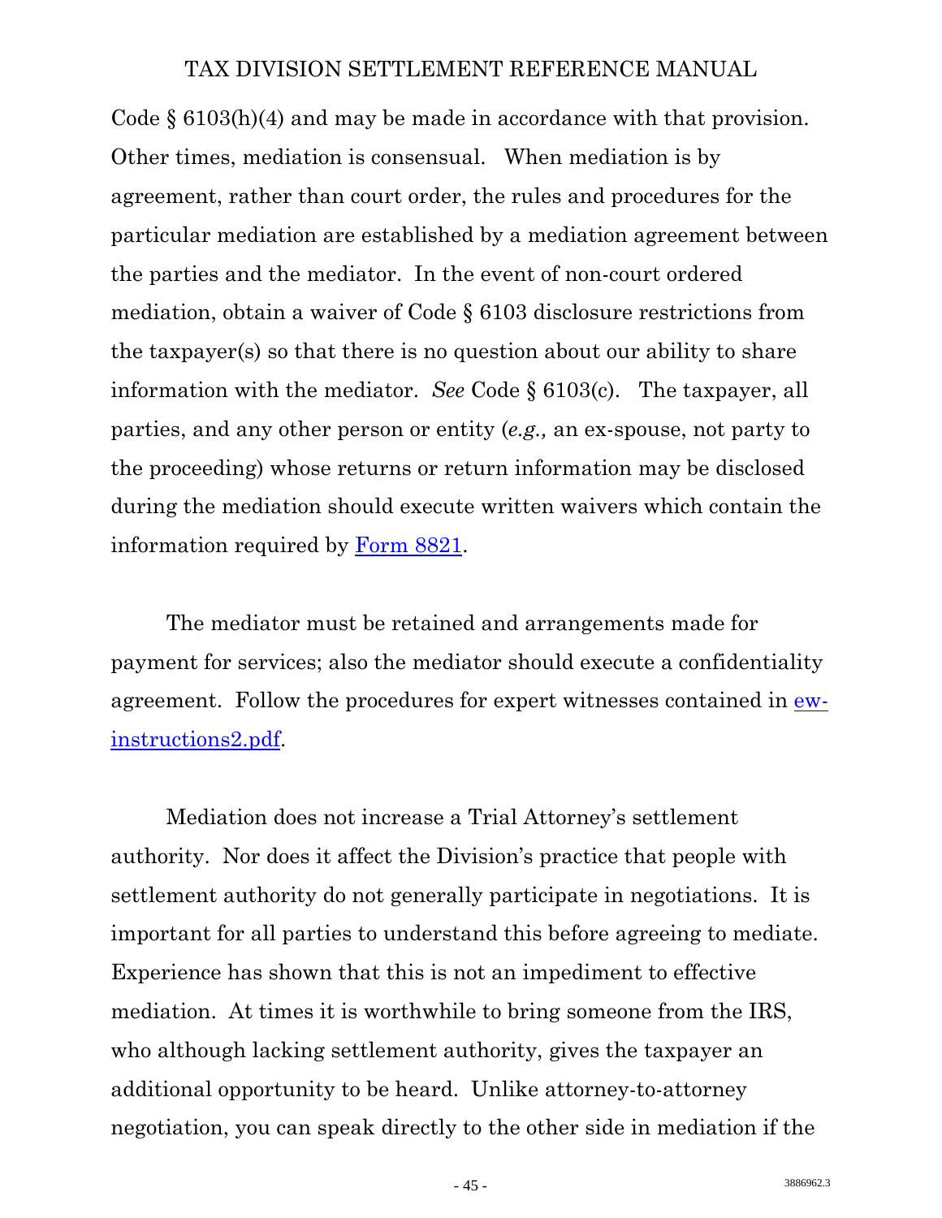Code § 6103(h)(4) and may be made in accordance with that provision. Other times, mediation is consensual. When mediation is by agreement, rather than court order, the rules and procedures for the particular mediation are established by a mediation agreement between the parties and the mediator. In the event of non-court ordered mediation, obtain a waiver of Code § 6103 disclosure restrictions from the taxpayer(s) so that there is no question about our ability to share information with the mediator. *See* Code § 6103(c). The taxpayer, all parties, and any other person or entity (*e.g.,* an ex-spouse, not party to the proceeding) whose returns or return information may be disclosed during the mediation should execute written waivers which contain the information required by [Form 8821](Form 8821).

The mediator must be retained and arrangements made for payment for services; also the mediator should execute a confidentiality agreement. Follow the procedures for expert witnesses contained in [ew-instructions2.pdf](ew-instructions2.pdf).

Mediation does not increase a Trial Attorney's settlement authority. Nor does it affect the Division's practice that people with settlement authority do not generally participate in negotiations. It is important for all parties to understand this before agreeing to mediate. Experience has shown that this is not an impediment to effective mediation. At times it is worthwhile to bring someone from the IRS, who although lacking settlement authority, gives the taxpayer an additional opportunity to be heard. Unlike attorney-to-attorney negotiation, you can speak directly to the other side in mediation if the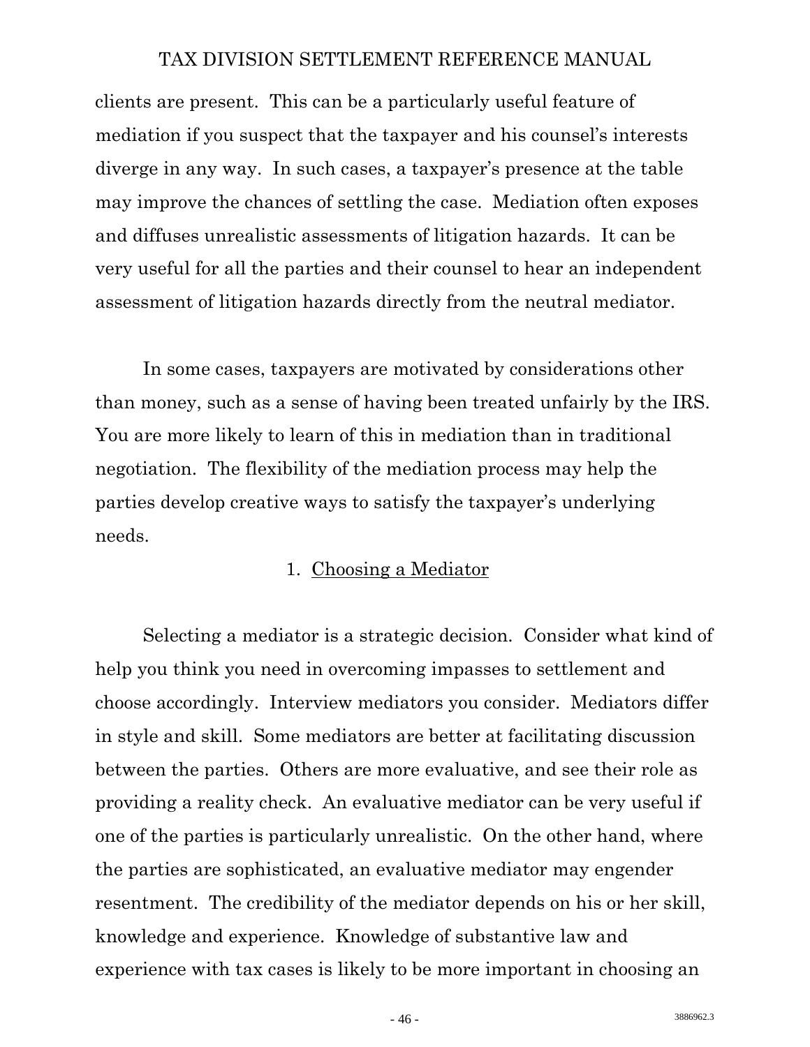clients are present. This can be a particularly useful feature of mediation if you suspect that the taxpayer and his counsel's interests diverge in any way. In such cases, a taxpayer's presence at the table may improve the chances of settling the case. Mediation often exposes and diffuses unrealistic assessments of litigation hazards. It can be very useful for all the parties and their counsel to hear an independent assessment of litigation hazards directly from the neutral mediator.

In some cases, taxpayers are motivated by considerations other than money, such as a sense of having been treated unfairly by the IRS. You are more likely to learn of this in mediation than in traditional negotiation. The flexibility of the mediation process may help the parties develop creative ways to satisfy the taxpayer's underlying needs.

### 1. Choosing a Mediator

Selecting a mediator is a strategic decision. Consider what kind of help you think you need in overcoming impasses to settlement and choose accordingly. Interview mediators you consider. Mediators differ in style and skill. Some mediators are better at facilitating discussion between the parties. Others are more evaluative, and see their role as providing a reality check. An evaluative mediator can be very useful if one of the parties is particularly unrealistic. On the other hand, where the parties are sophisticated, an evaluative mediator may engender resentment. The credibility of the mediator depends on his or her skill, knowledge and experience. Knowledge of substantive law and experience with tax cases is likely to be more important in choosing an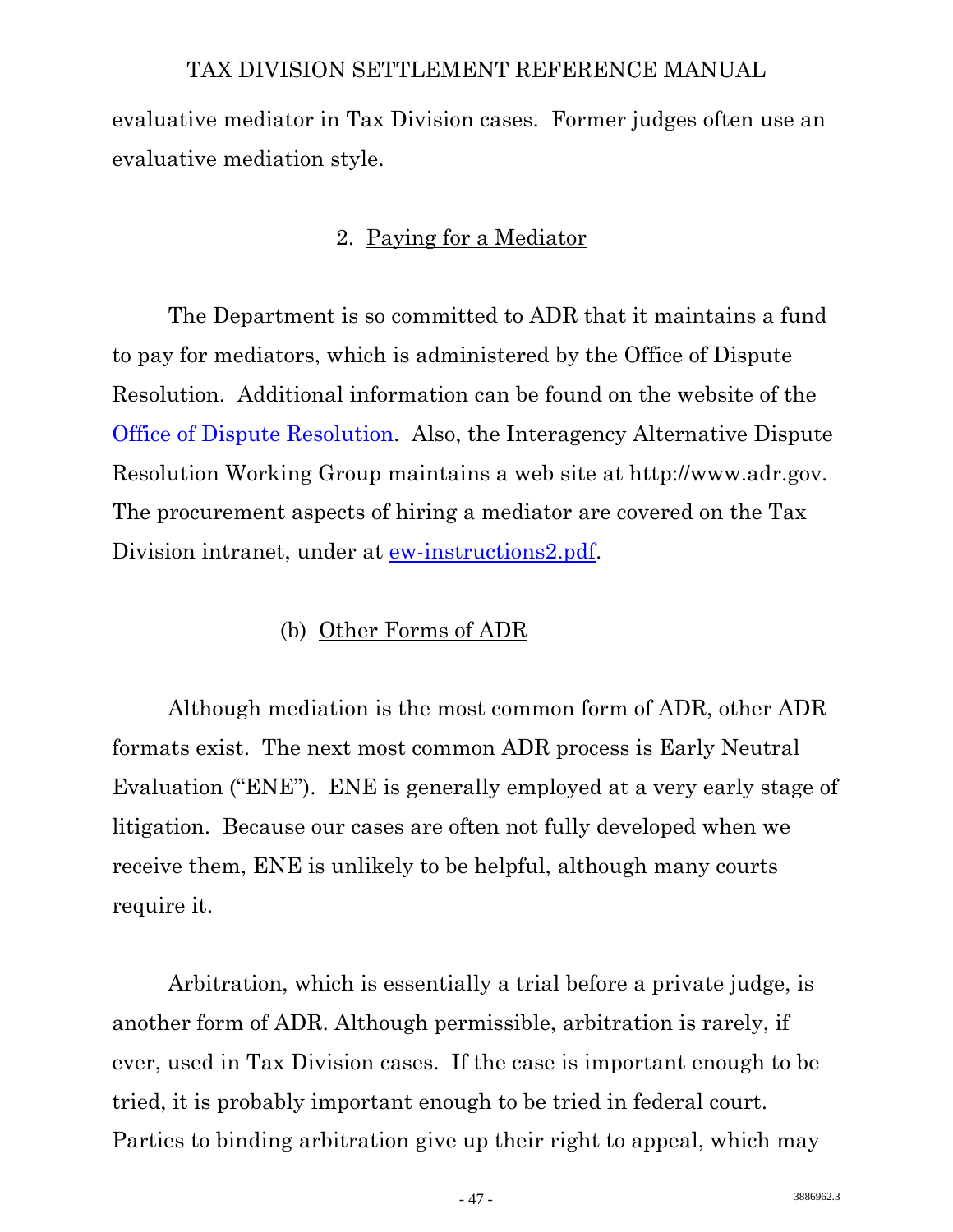evaluative mediator in Tax Division cases. Former judges often use an evaluative mediation style.

2. Paying for a Mediator

The Department is so committed to ADR that it maintains a fund to pay for mediators, which is administered by the Office of Dispute Resolution. Additional information can be found on the website of the [Office of Dispute Resolution](). Also, the Interagency Alternative Dispute Resolution Working Group maintains a web site at http://www.adr.gov. The procurement aspects of hiring a mediator are covered on the Tax Division intranet, under at [ew-instructions2.pdf]().

(b) Other Forms of ADR

Although mediation is the most common form of ADR, other ADR formats exist. The next most common ADR process is Early Neutral Evaluation ("ENE"). ENE is generally employed at a very early stage of litigation. Because our cases are often not fully developed when we receive them, ENE is unlikely to be helpful, although many courts require it.

Arbitration, which is essentially a trial before a private judge, is another form of ADR. Although permissible, arbitration is rarely, if ever, used in Tax Division cases. If the case is important enough to be tried, it is probably important enough to be tried in federal court. Parties to binding arbitration give up their right to appeal, which may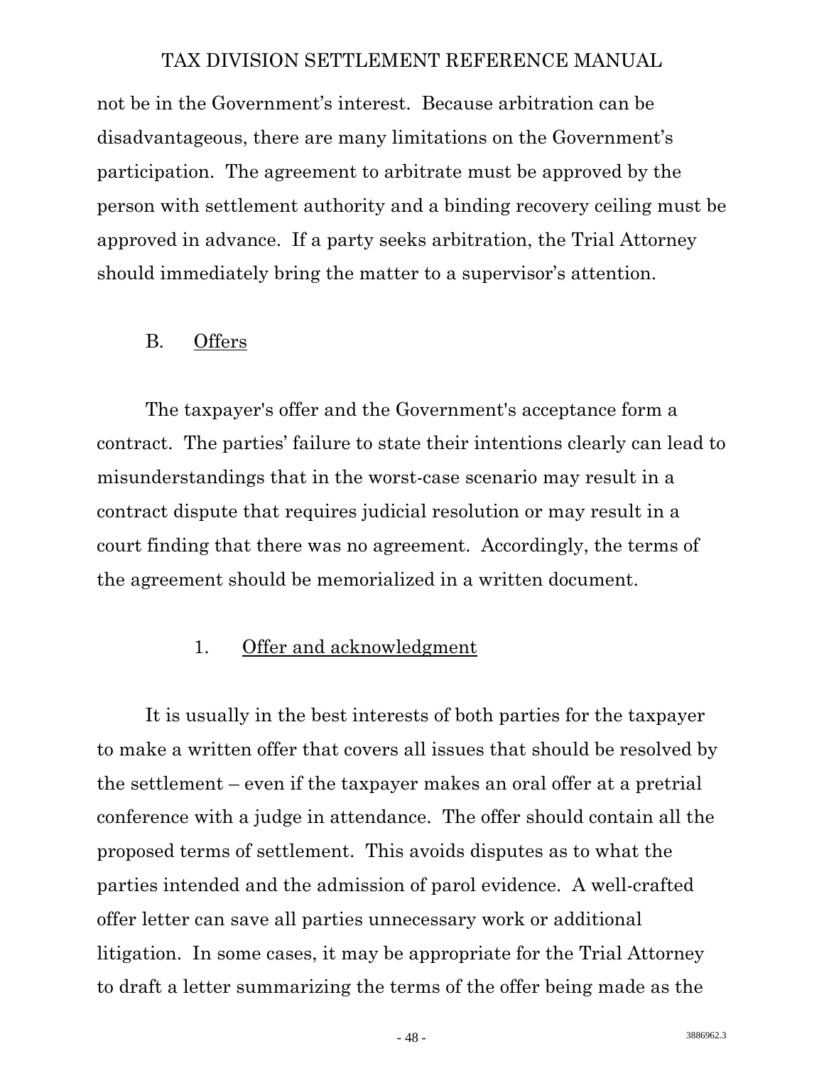not be in the Government's interest. Because arbitration can be disadvantageous, there are many limitations on the Government's participation. The agreement to arbitrate must be approved by the person with settlement authority and a binding recovery ceiling must be approved in advance. If a party seeks arbitration, the Trial Attorney should immediately bring the matter to a supervisor's attention.

## B. Offers

The taxpayer's offer and the Government's acceptance form a contract. The parties' failure to state their intentions clearly can lead to misunderstandings that in the worst-case scenario may result in a contract dispute that requires judicial resolution or may result in a court finding that there was no agreement. Accordingly, the terms of the agreement should be memorialized in a written document.

### 1. Offer and acknowledgment

It is usually in the best interests of both parties for the taxpayer to make a written offer that covers all issues that should be resolved by the settlement – even if the taxpayer makes an oral offer at a pretrial conference with a judge in attendance. The offer should contain all the proposed terms of settlement. This avoids disputes as to what the parties intended and the admission of parol evidence. A well-crafted offer letter can save all parties unnecessary work or additional litigation. In some cases, it may be appropriate for the Trial Attorney to draft a letter summarizing the terms of the offer being made as the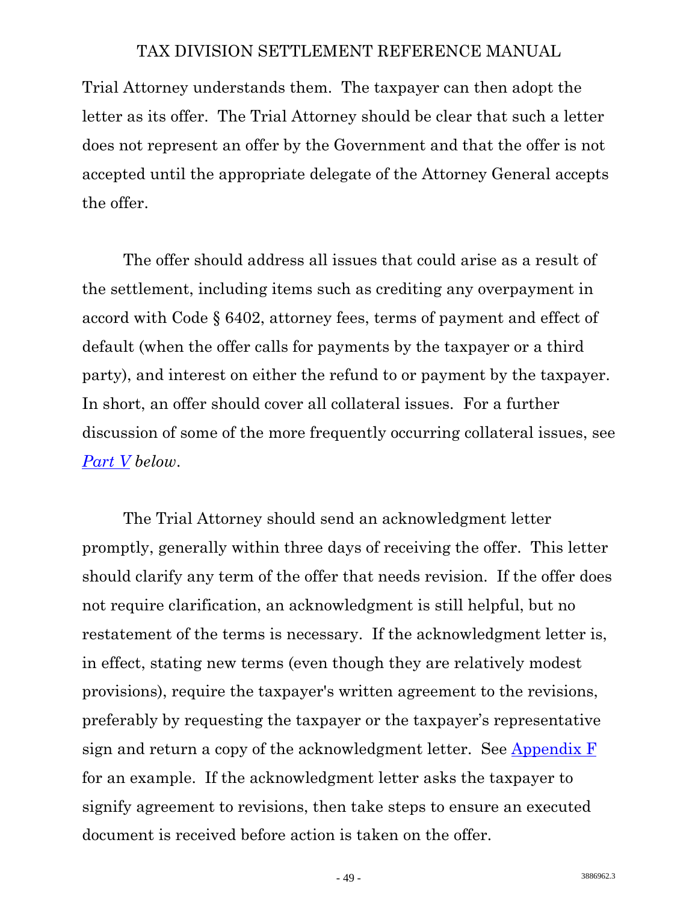Trial Attorney understands them. The taxpayer can then adopt the letter as its offer. The Trial Attorney should be clear that such a letter does not represent an offer by the Government and that the offer is not accepted until the appropriate delegate of the Attorney General accepts the offer.

The offer should address all issues that could arise as a result of the settlement, including items such as crediting any overpayment in accord with Code § 6402, attorney fees, terms of payment and effect of default (when the offer calls for payments by the taxpayer or a third party), and interest on either the refund to or payment by the taxpayer. In short, an offer should cover all collateral issues. For a further discussion of some of the more frequently occurring collateral issues, see *Part V below*.

The Trial Attorney should send an acknowledgment letter promptly, generally within three days of receiving the offer. This letter should clarify any term of the offer that needs revision. If the offer does not require clarification, an acknowledgment is still helpful, but no restatement of the terms is necessary. If the acknowledgment letter is, in effect, stating new terms (even though they are relatively modest provisions), require the taxpayer's written agreement to the revisions, preferably by requesting the taxpayer or the taxpayer's representative sign and return a copy of the acknowledgment letter. See Appendix F for an example. If the acknowledgment letter asks the taxpayer to signify agreement to revisions, then take steps to ensure an executed document is received before action is taken on the offer.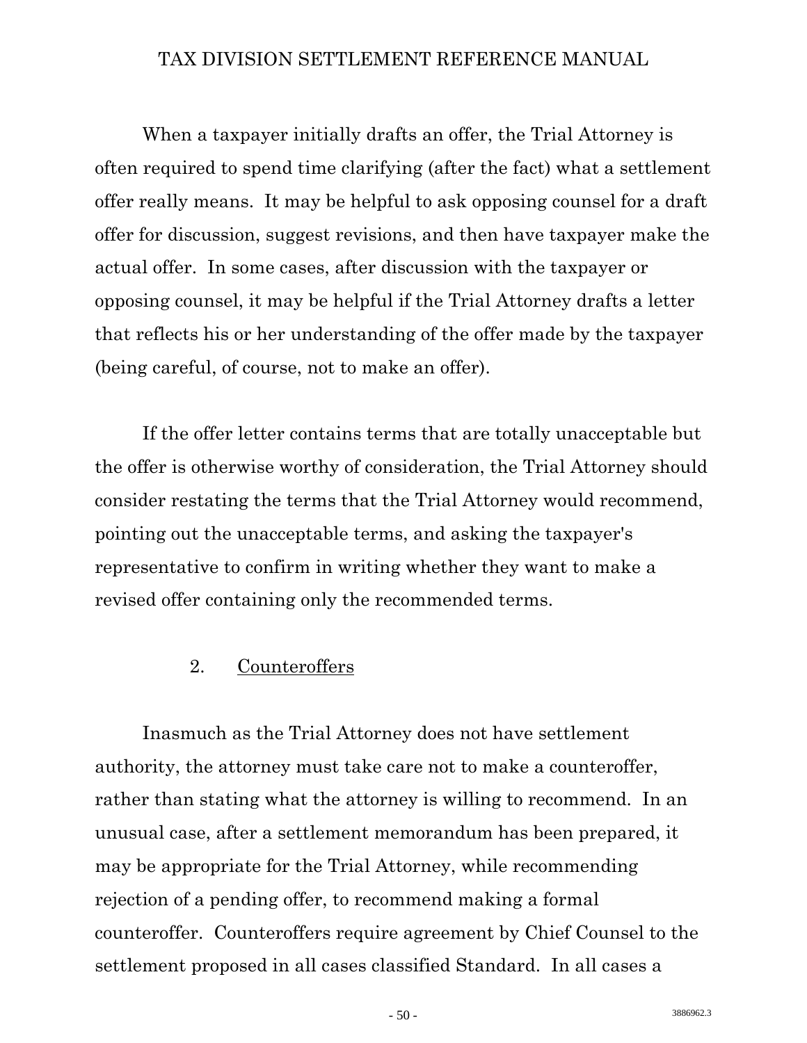When a taxpayer initially drafts an offer, the Trial Attorney is often required to spend time clarifying (after the fact) what a settlement offer really means. It may be helpful to ask opposing counsel for a draft offer for discussion, suggest revisions, and then have taxpayer make the actual offer. In some cases, after discussion with the taxpayer or opposing counsel, it may be helpful if the Trial Attorney drafts a letter that reflects his or her understanding of the offer made by the taxpayer (being careful, of course, not to make an offer).

If the offer letter contains terms that are totally unacceptable but the offer is otherwise worthy of consideration, the Trial Attorney should consider restating the terms that the Trial Attorney would recommend, pointing out the unacceptable terms, and asking the taxpayer's representative to confirm in writing whether they want to make a revised offer containing only the recommended terms.

### 2. Counteroffers

Inasmuch as the Trial Attorney does not have settlement authority, the attorney must take care not to make a counteroffer, rather than stating what the attorney is willing to recommend. In an unusual case, after a settlement memorandum has been prepared, it may be appropriate for the Trial Attorney, while recommending rejection of a pending offer, to recommend making a formal counteroffer. Counteroffers require agreement by Chief Counsel to the settlement proposed in all cases classified Standard. In all cases a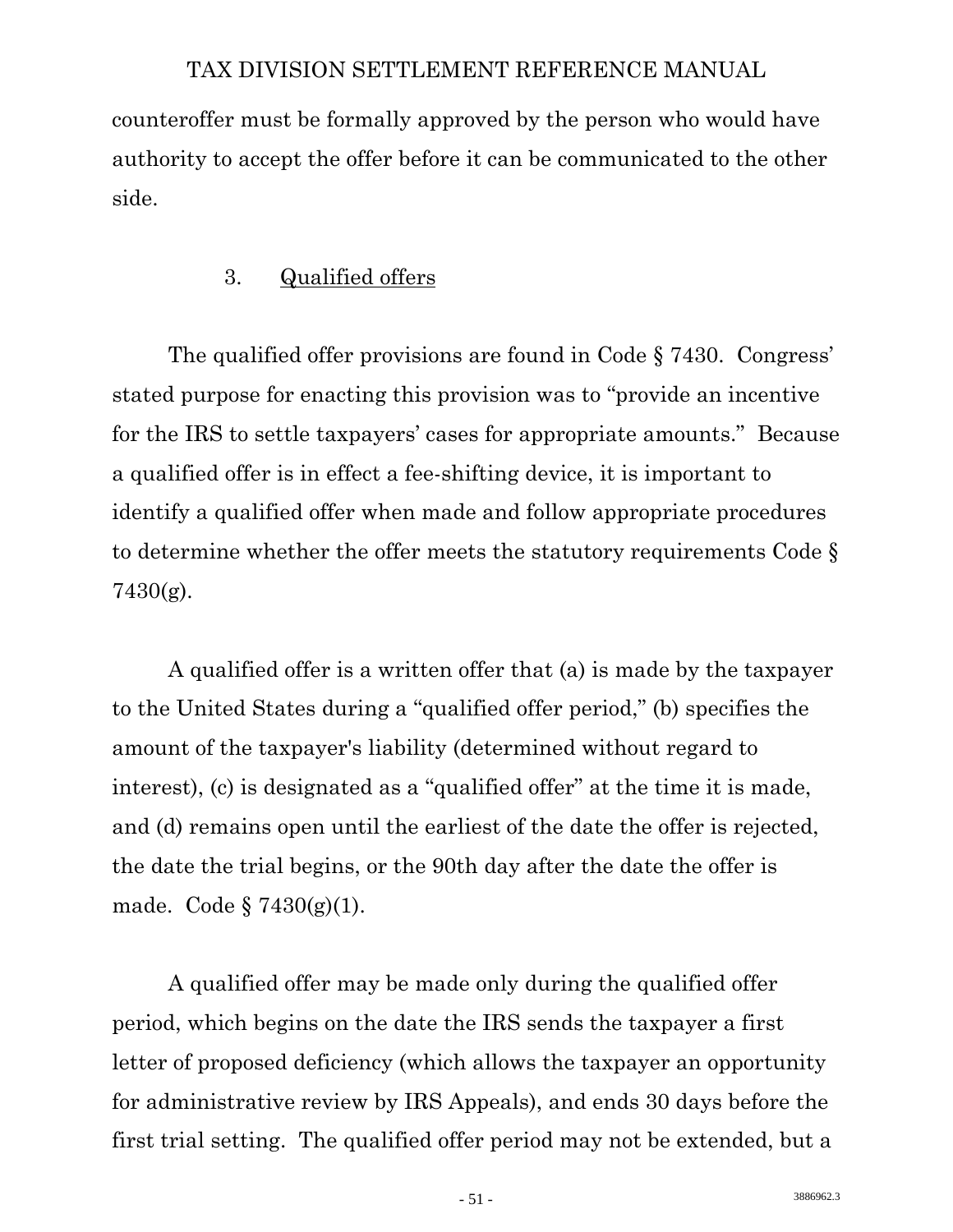counteroffer must be formally approved by the person who would have authority to accept the offer before it can be communicated to the other side.

### 3. Qualified offers

The qualified offer provisions are found in Code § 7430. Congress' stated purpose for enacting this provision was to "provide an incentive for the IRS to settle taxpayers' cases for appropriate amounts." Because a qualified offer is in effect a fee-shifting device, it is important to identify a qualified offer when made and follow appropriate procedures to determine whether the offer meets the statutory requirements Code § 7430(g).

A qualified offer is a written offer that (a) is made by the taxpayer to the United States during a "qualified offer period," (b) specifies the amount of the taxpayer's liability (determined without regard to interest), (c) is designated as a "qualified offer" at the time it is made, and (d) remains open until the earliest of the date the offer is rejected, the date the trial begins, or the 90th day after the date the offer is made. Code § 7430(g)(1).

A qualified offer may be made only during the qualified offer period, which begins on the date the IRS sends the taxpayer a first letter of proposed deficiency (which allows the taxpayer an opportunity for administrative review by IRS Appeals), and ends 30 days before the first trial setting. The qualified offer period may not be extended, but a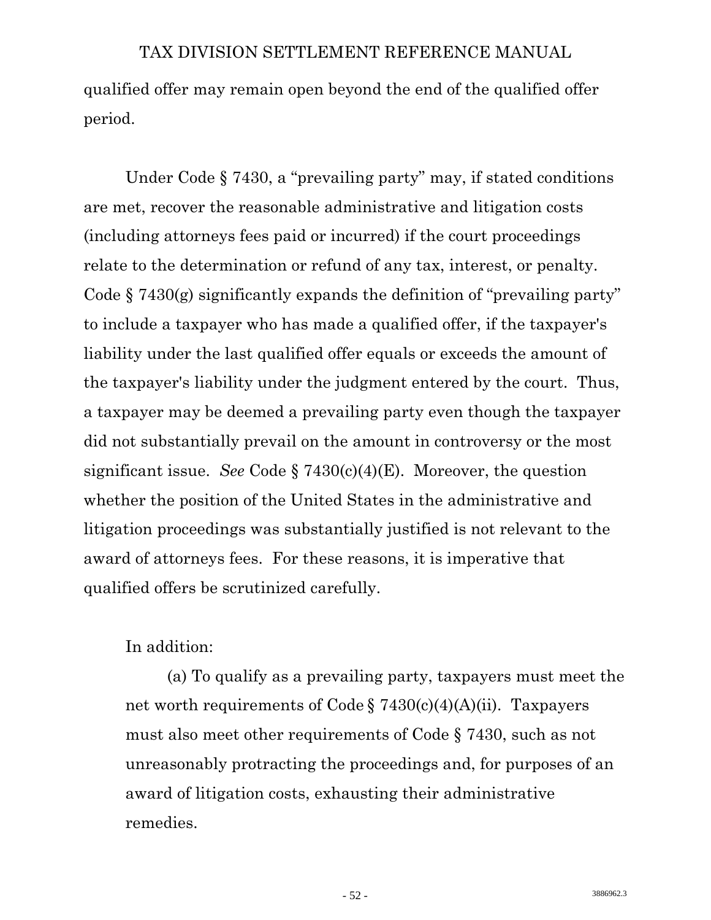qualified offer may remain open beyond the end of the qualified offer period.

Under Code § 7430, a "prevailing party" may, if stated conditions are met, recover the reasonable administrative and litigation costs (including attorneys fees paid or incurred) if the court proceedings relate to the determination or refund of any tax, interest, or penalty. Code § 7430(g) significantly expands the definition of "prevailing party" to include a taxpayer who has made a qualified offer, if the taxpayer's liability under the last qualified offer equals or exceeds the amount of the taxpayer's liability under the judgment entered by the court. Thus, a taxpayer may be deemed a prevailing party even though the taxpayer did not substantially prevail on the amount in controversy or the most significant issue. *See* Code § 7430(c)(4)(E). Moreover, the question whether the position of the United States in the administrative and litigation proceedings was substantially justified is not relevant to the award of attorneys fees. For these reasons, it is imperative that qualified offers be scrutinized carefully.

In addition:

(a) To qualify as a prevailing party, taxpayers must meet the net worth requirements of Code § 7430(c)(4)(A)(ii). Taxpayers must also meet other requirements of Code § 7430, such as not unreasonably protracting the proceedings and, for purposes of an award of litigation costs, exhausting their administrative remedies.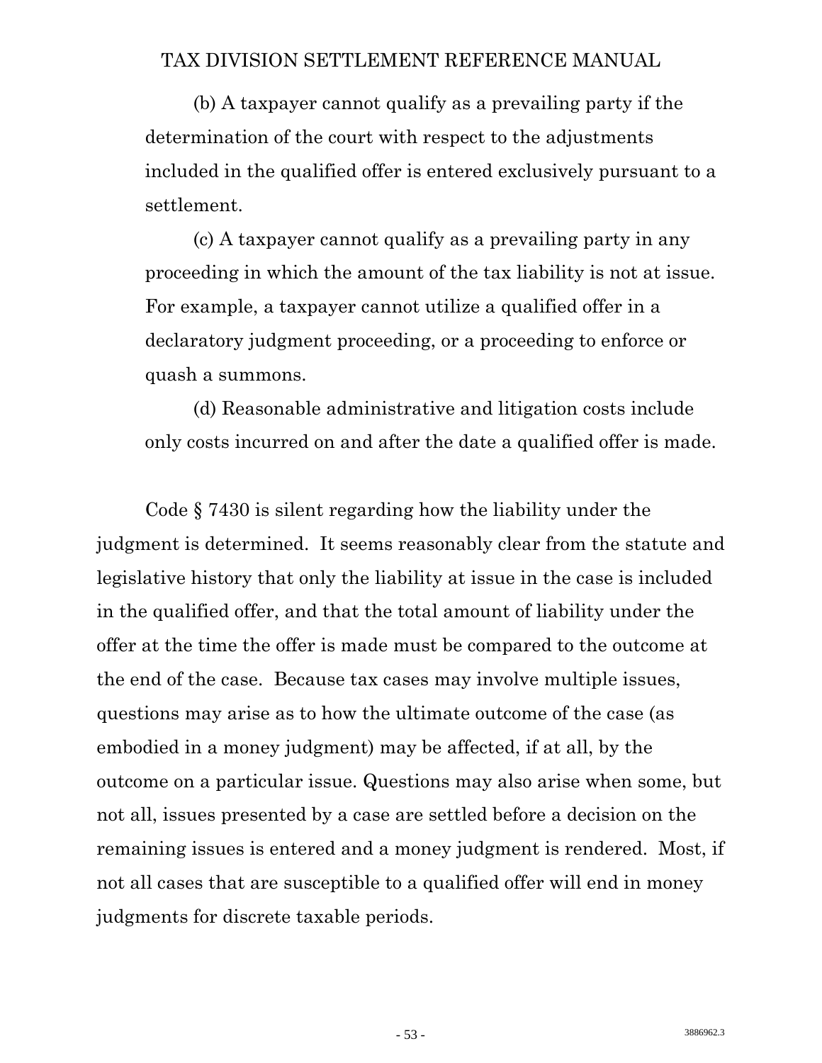(b) A taxpayer cannot qualify as a prevailing party if the determination of the court with respect to the adjustments included in the qualified offer is entered exclusively pursuant to a settlement.

(c) A taxpayer cannot qualify as a prevailing party in any proceeding in which the amount of the tax liability is not at issue. For example, a taxpayer cannot utilize a qualified offer in a declaratory judgment proceeding, or a proceeding to enforce or quash a summons.

(d) Reasonable administrative and litigation costs include only costs incurred on and after the date a qualified offer is made.

Code § 7430 is silent regarding how the liability under the judgment is determined. It seems reasonably clear from the statute and legislative history that only the liability at issue in the case is included in the qualified offer, and that the total amount of liability under the offer at the time the offer is made must be compared to the outcome at the end of the case. Because tax cases may involve multiple issues, questions may arise as to how the ultimate outcome of the case (as embodied in a money judgment) may be affected, if at all, by the outcome on a particular issue. Questions may also arise when some, but not all, issues presented by a case are settled before a decision on the remaining issues is entered and a money judgment is rendered. Most, if not all cases that are susceptible to a qualified offer will end in money judgments for discrete taxable periods.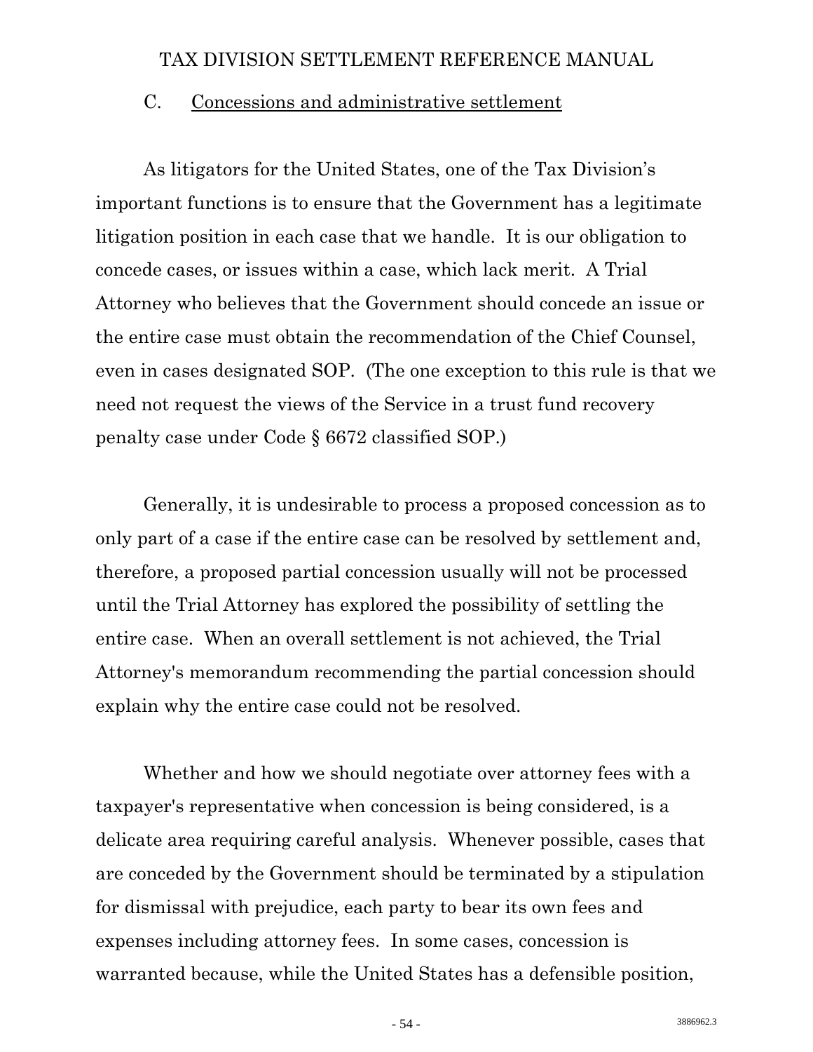### C. Concessions and administrative settlement

As litigators for the United States, one of the Tax Division's important functions is to ensure that the Government has a legitimate litigation position in each case that we handle. It is our obligation to concede cases, or issues within a case, which lack merit. A Trial Attorney who believes that the Government should concede an issue or the entire case must obtain the recommendation of the Chief Counsel, even in cases designated SOP. (The one exception to this rule is that we need not request the views of the Service in a trust fund recovery penalty case under Code § 6672 classified SOP.)

Generally, it is undesirable to process a proposed concession as to only part of a case if the entire case can be resolved by settlement and, therefore, a proposed partial concession usually will not be processed until the Trial Attorney has explored the possibility of settling the entire case. When an overall settlement is not achieved, the Trial Attorney's memorandum recommending the partial concession should explain why the entire case could not be resolved.

Whether and how we should negotiate over attorney fees with a taxpayer's representative when concession is being considered, is a delicate area requiring careful analysis. Whenever possible, cases that are conceded by the Government should be terminated by a stipulation for dismissal with prejudice, each party to bear its own fees and expenses including attorney fees. In some cases, concession is warranted because, while the United States has a defensible position,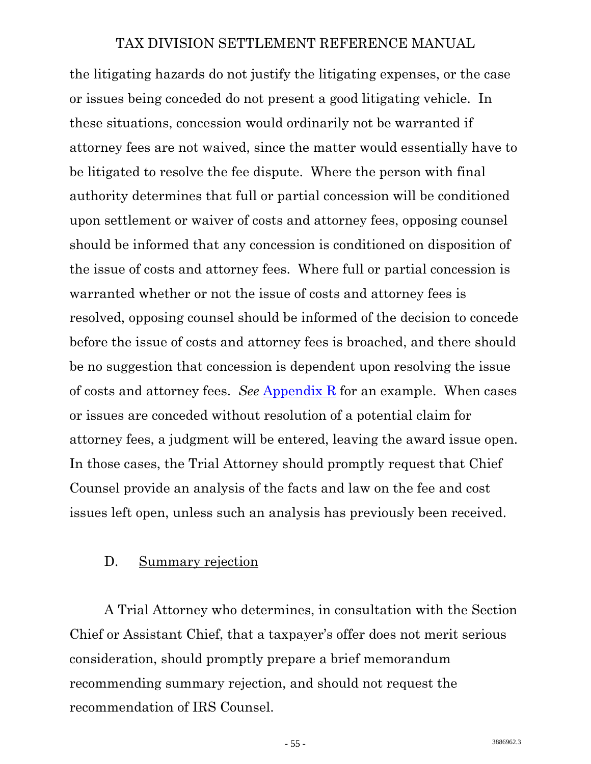the litigating hazards do not justify the litigating expenses, or the case or issues being conceded do not present a good litigating vehicle. In these situations, concession would ordinarily not be warranted if attorney fees are not waived, since the matter would essentially have to be litigated to resolve the fee dispute. Where the person with final authority determines that full or partial concession will be conditioned upon settlement or waiver of costs and attorney fees, opposing counsel should be informed that any concession is conditioned on disposition of the issue of costs and attorney fees. Where full or partial concession is warranted whether or not the issue of costs and attorney fees is resolved, opposing counsel should be informed of the decision to concede before the issue of costs and attorney fees is broached, and there should be no suggestion that concession is dependent upon resolving the issue of costs and attorney fees. *See* Appendix R for an example. When cases or issues are conceded without resolution of a potential claim for attorney fees, a judgment will be entered, leaving the award issue open. In those cases, the Trial Attorney should promptly request that Chief Counsel provide an analysis of the facts and law on the fee and cost issues left open, unless such an analysis has previously been received.

D. Summary rejection

A Trial Attorney who determines, in consultation with the Section Chief or Assistant Chief, that a taxpayer's offer does not merit serious consideration, should promptly prepare a brief memorandum recommending summary rejection, and should not request the recommendation of IRS Counsel.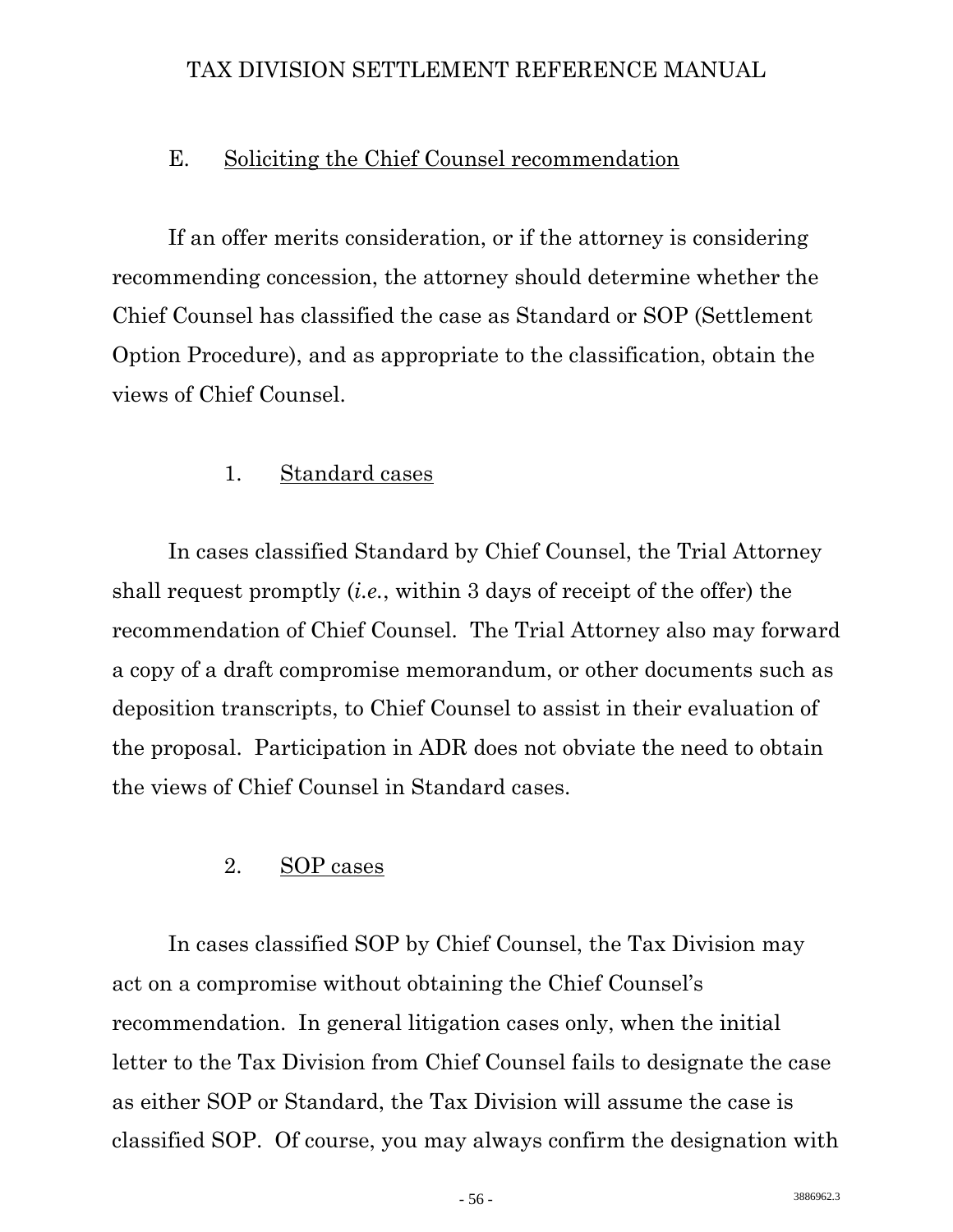### E. Soliciting the Chief Counsel recommendation

If an offer merits consideration, or if the attorney is considering recommending concession, the attorney should determine whether the Chief Counsel has classified the case as Standard or SOP (Settlement Option Procedure), and as appropriate to the classification, obtain the views of Chief Counsel.

#### 1. Standard cases

In cases classified Standard by Chief Counsel, the Trial Attorney shall request promptly (*i.e.*, within 3 days of receipt of the offer) the recommendation of Chief Counsel. The Trial Attorney also may forward a copy of a draft compromise memorandum, or other documents such as deposition transcripts, to Chief Counsel to assist in their evaluation of the proposal. Participation in ADR does not obviate the need to obtain the views of Chief Counsel in Standard cases.

#### 2. SOP cases

In cases classified SOP by Chief Counsel, the Tax Division may act on a compromise without obtaining the Chief Counsel's recommendation. In general litigation cases only, when the initial letter to the Tax Division from Chief Counsel fails to designate the case as either SOP or Standard, the Tax Division will assume the case is classified SOP. Of course, you may always confirm the designation with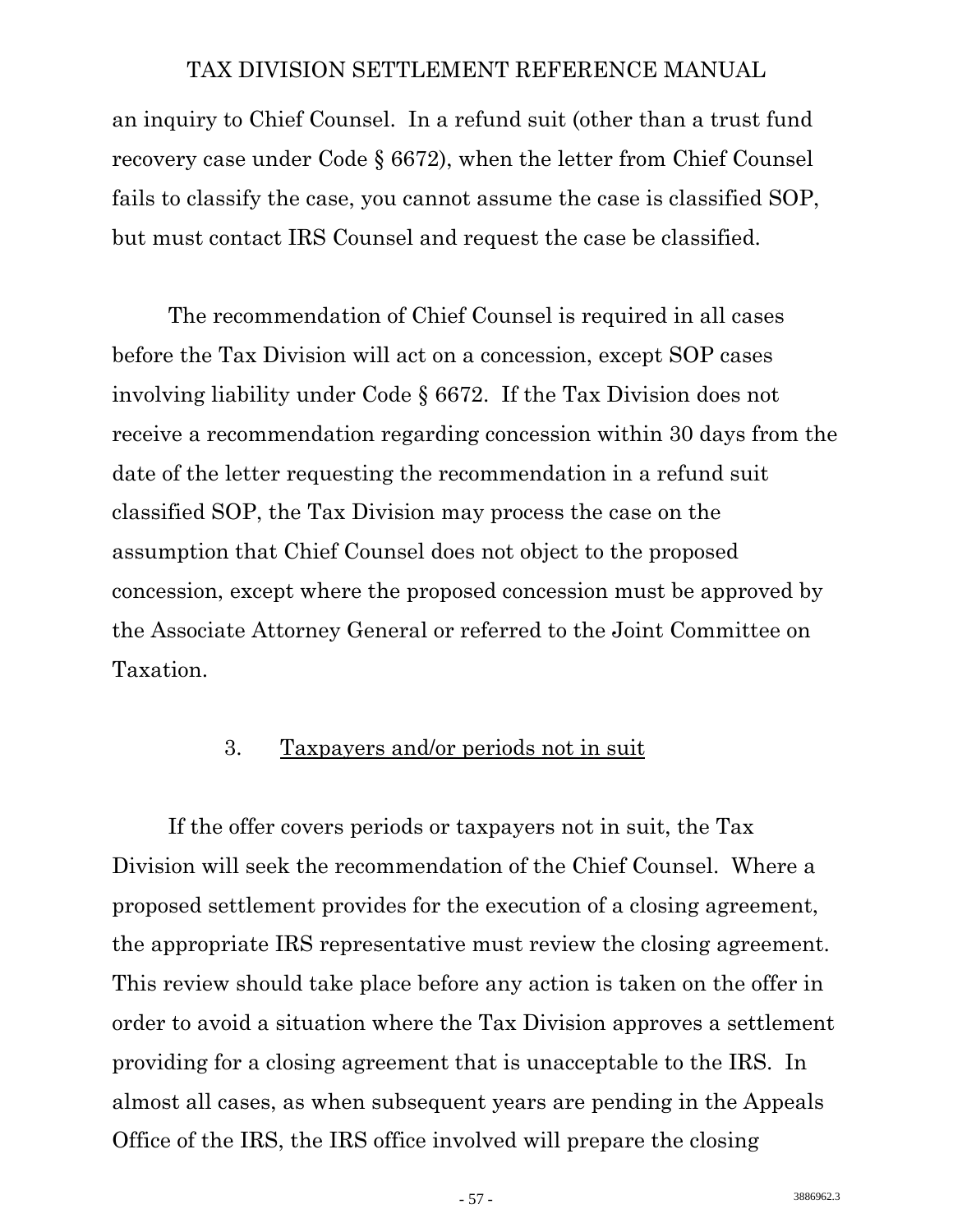an inquiry to Chief Counsel. In a refund suit (other than a trust fund recovery case under Code § 6672), when the letter from Chief Counsel fails to classify the case, you cannot assume the case is classified SOP, but must contact IRS Counsel and request the case be classified.

The recommendation of Chief Counsel is required in all cases before the Tax Division will act on a concession, except SOP cases involving liability under Code § 6672. If the Tax Division does not receive a recommendation regarding concession within 30 days from the date of the letter requesting the recommendation in a refund suit classified SOP, the Tax Division may process the case on the assumption that Chief Counsel does not object to the proposed concession, except where the proposed concession must be approved by the Associate Attorney General or referred to the Joint Committee on Taxation.

### 3. Taxpayers and/or periods not in suit

If the offer covers periods or taxpayers not in suit, the Tax Division will seek the recommendation of the Chief Counsel. Where a proposed settlement provides for the execution of a closing agreement, the appropriate IRS representative must review the closing agreement. This review should take place before any action is taken on the offer in order to avoid a situation where the Tax Division approves a settlement providing for a closing agreement that is unacceptable to the IRS. In almost all cases, as when subsequent years are pending in the Appeals Office of the IRS, the IRS office involved will prepare the closing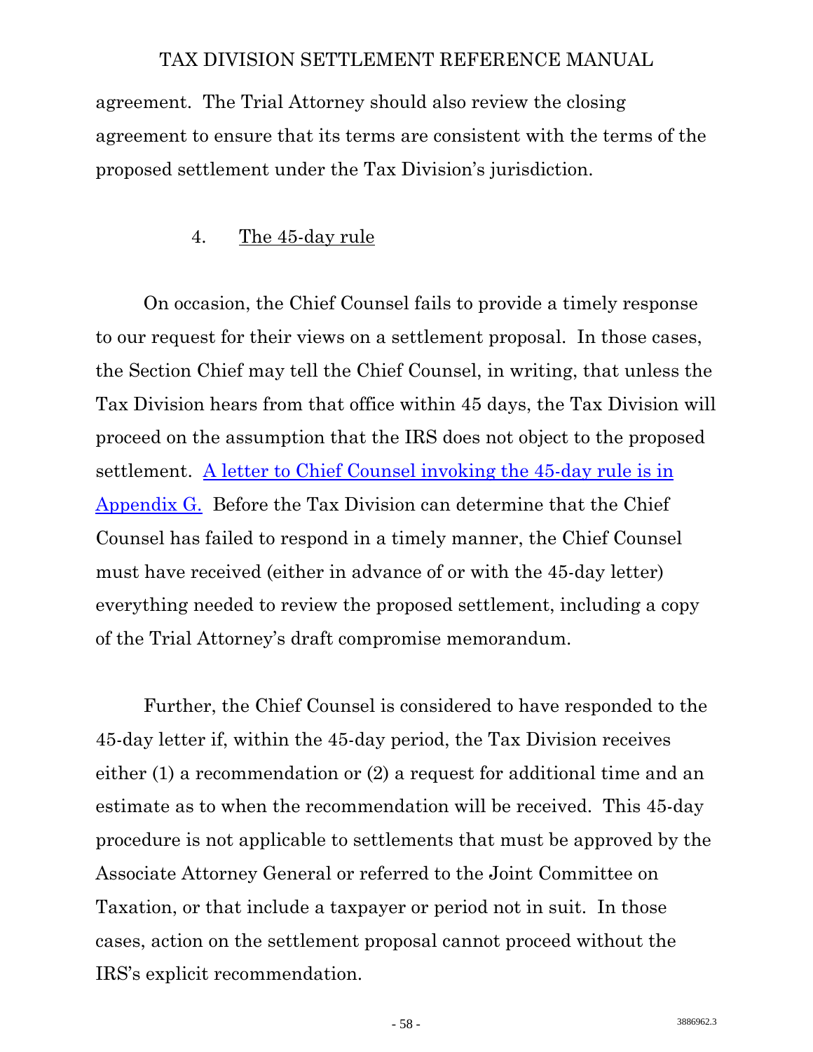agreement. The Trial Attorney should also review the closing agreement to ensure that its terms are consistent with the terms of the proposed settlement under the Tax Division's jurisdiction.

### 4. The 45-day rule

On occasion, the Chief Counsel fails to provide a timely response to our request for their views on a settlement proposal. In those cases, the Section Chief may tell the Chief Counsel, in writing, that unless the Tax Division hears from that office within 45 days, the Tax Division will proceed on the assumption that the IRS does not object to the proposed settlement. [A letter to Chief Counsel invoking the 45-day rule is in Appendix G.](#) Before the Tax Division can determine that the Chief Counsel has failed to respond in a timely manner, the Chief Counsel must have received (either in advance of or with the 45-day letter) everything needed to review the proposed settlement, including a copy of the Trial Attorney's draft compromise memorandum.

Further, the Chief Counsel is considered to have responded to the 45-day letter if, within the 45-day period, the Tax Division receives either (1) a recommendation or (2) a request for additional time and an estimate as to when the recommendation will be received. This 45-day procedure is not applicable to settlements that must be approved by the Associate Attorney General or referred to the Joint Committee on Taxation, or that include a taxpayer or period not in suit. In those cases, action on the settlement proposal cannot proceed without the IRS's explicit recommendation.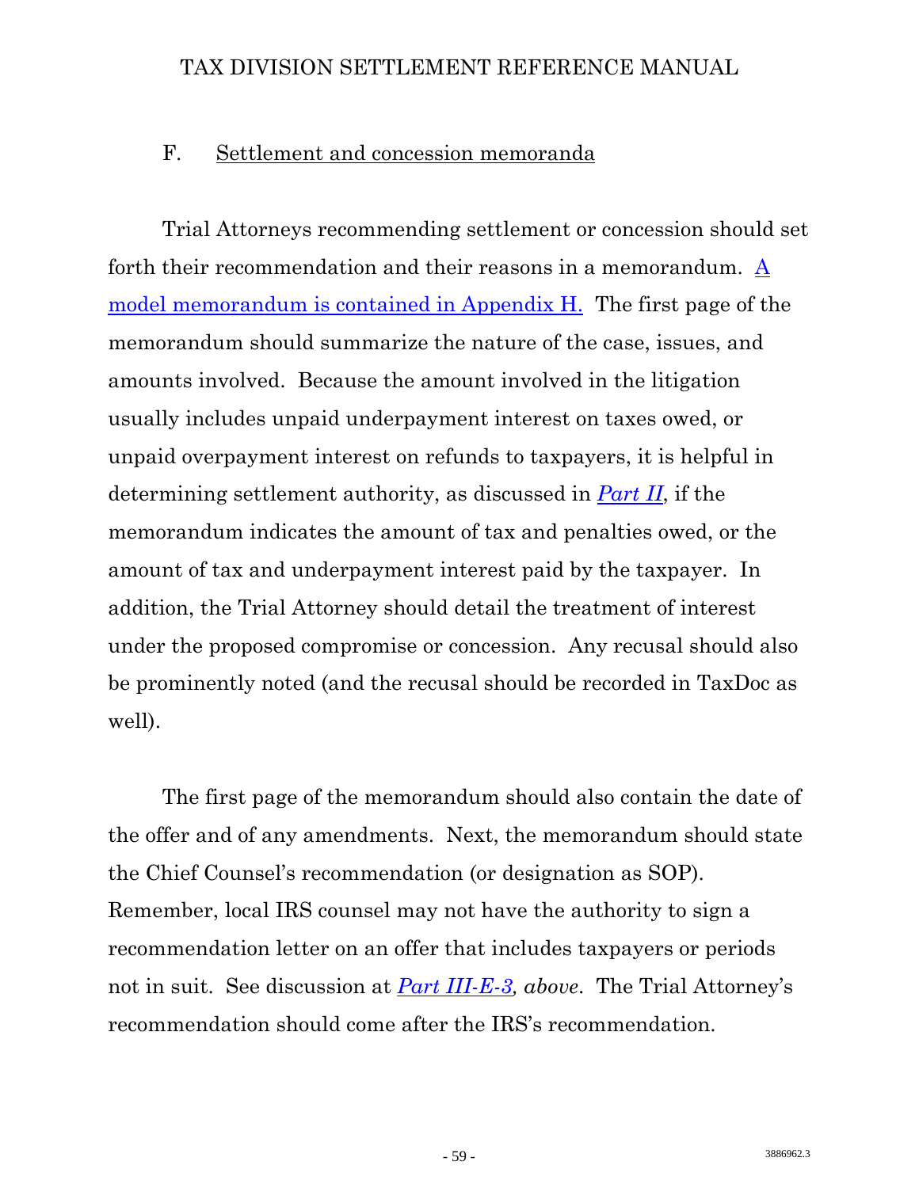### F. Settlement and concession memoranda

Trial Attorneys recommending settlement or concession should set forth their recommendation and their reasons in a memorandum. A model memorandum is contained in Appendix H. The first page of the memorandum should summarize the nature of the case, issues, and amounts involved. Because the amount involved in the litigation usually includes unpaid underpayment interest on taxes owed, or unpaid overpayment interest on refunds to taxpayers, it is helpful in determining settlement authority, as discussed in ***Part II***, if the memorandum indicates the amount of tax and penalties owed, or the amount of tax and underpayment interest paid by the taxpayer. In addition, the Trial Attorney should detail the treatment of interest under the proposed compromise or concession. Any recusal should also be prominently noted (and the recusal should be recorded in TaxDoc as well).

The first page of the memorandum should also contain the date of the offer and of any amendments. Next, the memorandum should state the Chief Counsel's recommendation (or designation as SOP). Remember, local IRS counsel may not have the authority to sign a recommendation letter on an offer that includes taxpayers or periods not in suit. See discussion at ***Part III-E-3****, above*. The Trial Attorney's recommendation should come after the IRS's recommendation.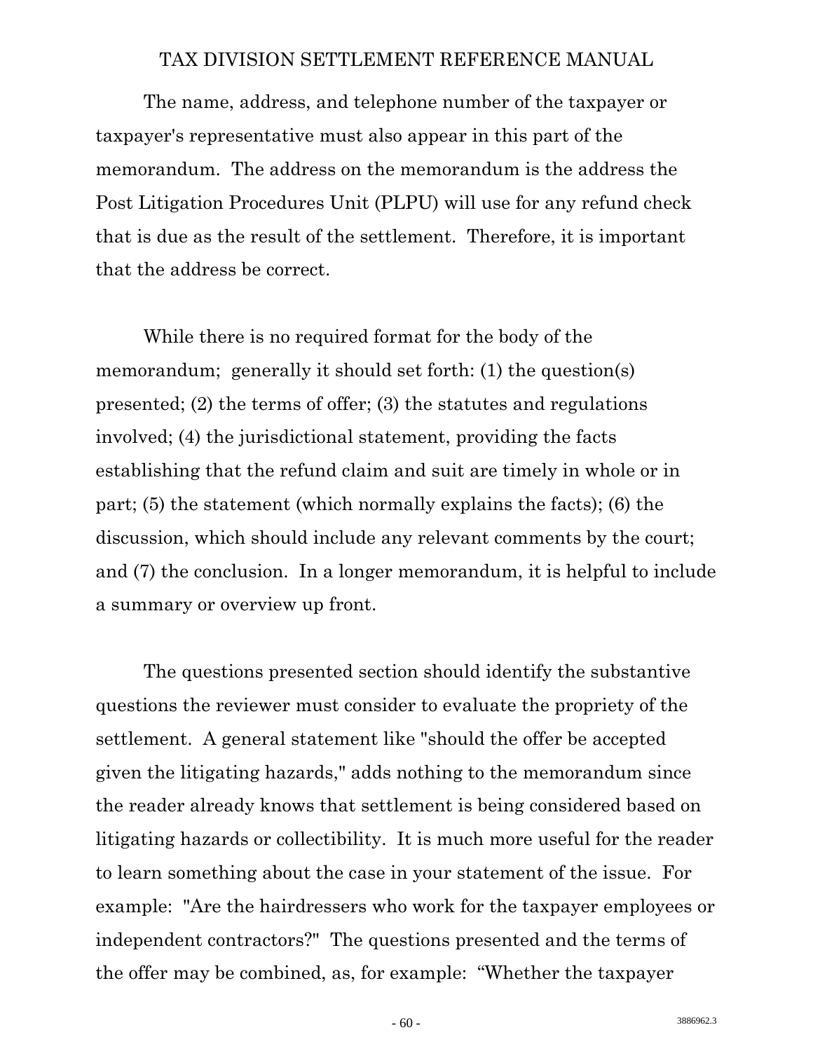The name, address, and telephone number of the taxpayer or taxpayer's representative must also appear in this part of the memorandum. The address on the memorandum is the address the Post Litigation Procedures Unit (PLPU) will use for any refund check that is due as the result of the settlement. Therefore, it is important that the address be correct.

While there is no required format for the body of the memorandum; generally it should set forth: (1) the question(s) presented; (2) the terms of offer; (3) the statutes and regulations involved; (4) the jurisdictional statement, providing the facts establishing that the refund claim and suit are timely in whole or in part; (5) the statement (which normally explains the facts); (6) the discussion, which should include any relevant comments by the court; and (7) the conclusion. In a longer memorandum, it is helpful to include a summary or overview up front.

The questions presented section should identify the substantive questions the reviewer must consider to evaluate the propriety of the settlement. A general statement like "should the offer be accepted given the litigating hazards," adds nothing to the memorandum since the reader already knows that settlement is being considered based on litigating hazards or collectibility. It is much more useful for the reader to learn something about the case in your statement of the issue. For example: "Are the hairdressers who work for the taxpayer employees or independent contractors?" The questions presented and the terms of the offer may be combined, as, for example: "Whether the taxpayer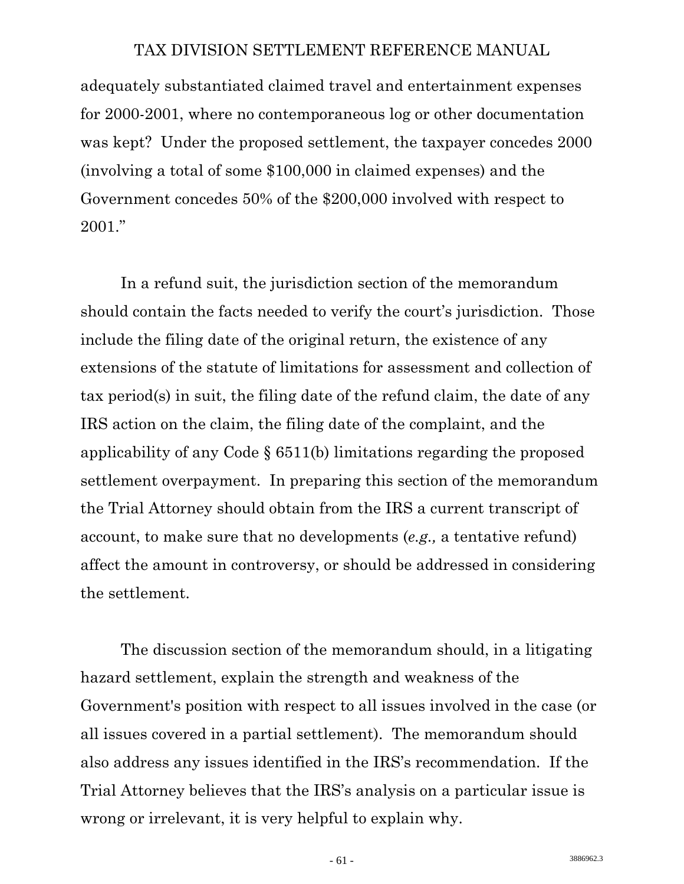adequately substantiated claimed travel and entertainment expenses for 2000-2001, where no contemporaneous log or other documentation was kept? Under the proposed settlement, the taxpayer concedes 2000 (involving a total of some $100,000 in claimed expenses) and the Government concedes 50% of the $200,000 involved with respect to 2001."

In a refund suit, the jurisdiction section of the memorandum should contain the facts needed to verify the court's jurisdiction. Those include the filing date of the original return, the existence of any extensions of the statute of limitations for assessment and collection of tax period(s) in suit, the filing date of the refund claim, the date of any IRS action on the claim, the filing date of the complaint, and the applicability of any Code § 6511(b) limitations regarding the proposed settlement overpayment. In preparing this section of the memorandum the Trial Attorney should obtain from the IRS a current transcript of account, to make sure that no developments (*e.g.,* a tentative refund) affect the amount in controversy, or should be addressed in considering the settlement.

The discussion section of the memorandum should, in a litigating hazard settlement, explain the strength and weakness of the Government's position with respect to all issues involved in the case (or all issues covered in a partial settlement). The memorandum should also address any issues identified in the IRS's recommendation. If the Trial Attorney believes that the IRS's analysis on a particular issue is wrong or irrelevant, it is very helpful to explain why.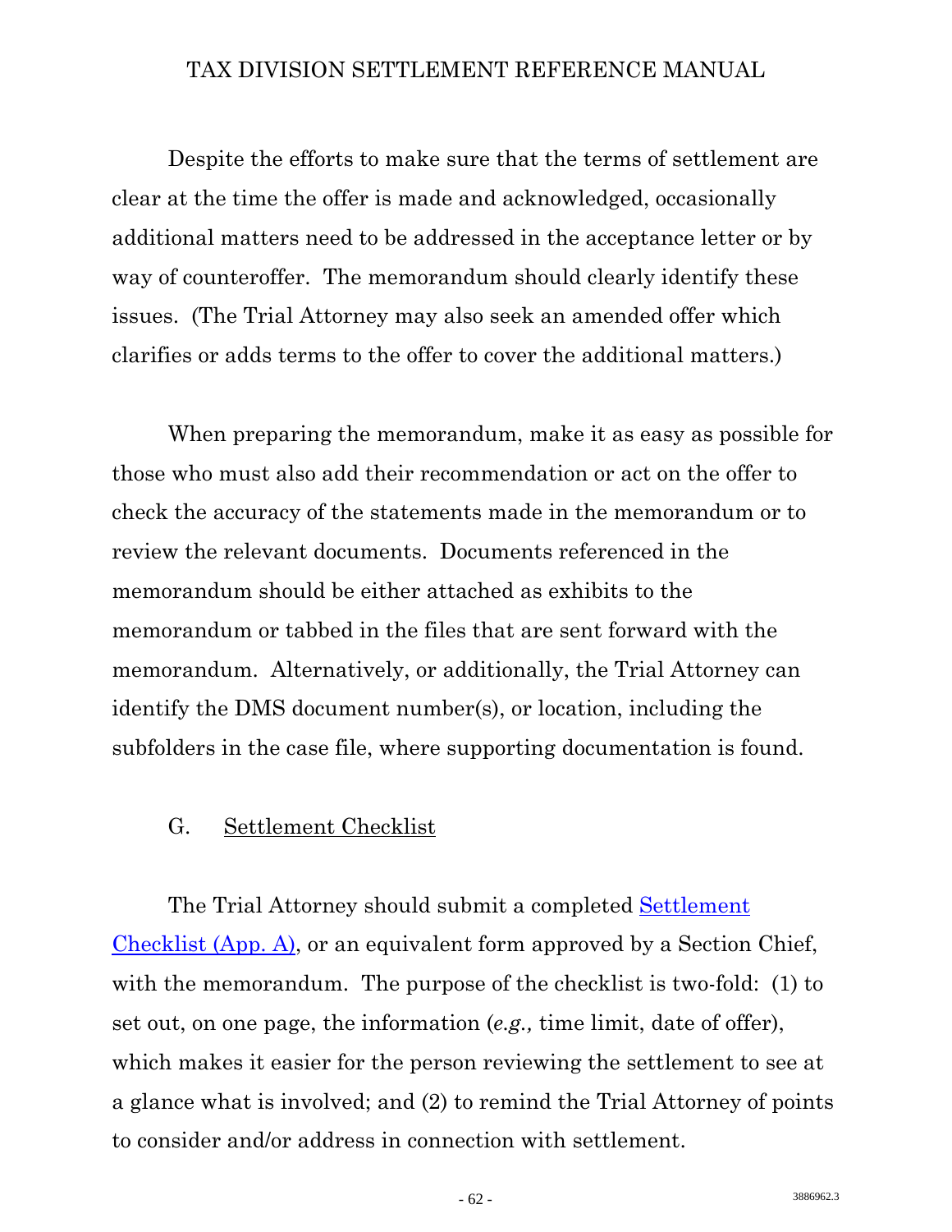Despite the efforts to make sure that the terms of settlement are clear at the time the offer is made and acknowledged, occasionally additional matters need to be addressed in the acceptance letter or by way of counteroffer. The memorandum should clearly identify these issues. (The Trial Attorney may also seek an amended offer which clarifies or adds terms to the offer to cover the additional matters.)

When preparing the memorandum, make it as easy as possible for those who must also add their recommendation or act on the offer to check the accuracy of the statements made in the memorandum or to review the relevant documents. Documents referenced in the memorandum should be either attached as exhibits to the memorandum or tabbed in the files that are sent forward with the memorandum. Alternatively, or additionally, the Trial Attorney can identify the DMS document number(s), or location, including the subfolders in the case file, where supporting documentation is found.

### G. Settlement Checklist

The Trial Attorney should submit a completed Settlement Checklist (App. A), or an equivalent form approved by a Section Chief, with the memorandum. The purpose of the checklist is two-fold: (1) to set out, on one page, the information (*e.g.,* time limit, date of offer), which makes it easier for the person reviewing the settlement to see at a glance what is involved; and (2) to remind the Trial Attorney of points to consider and/or address in connection with settlement.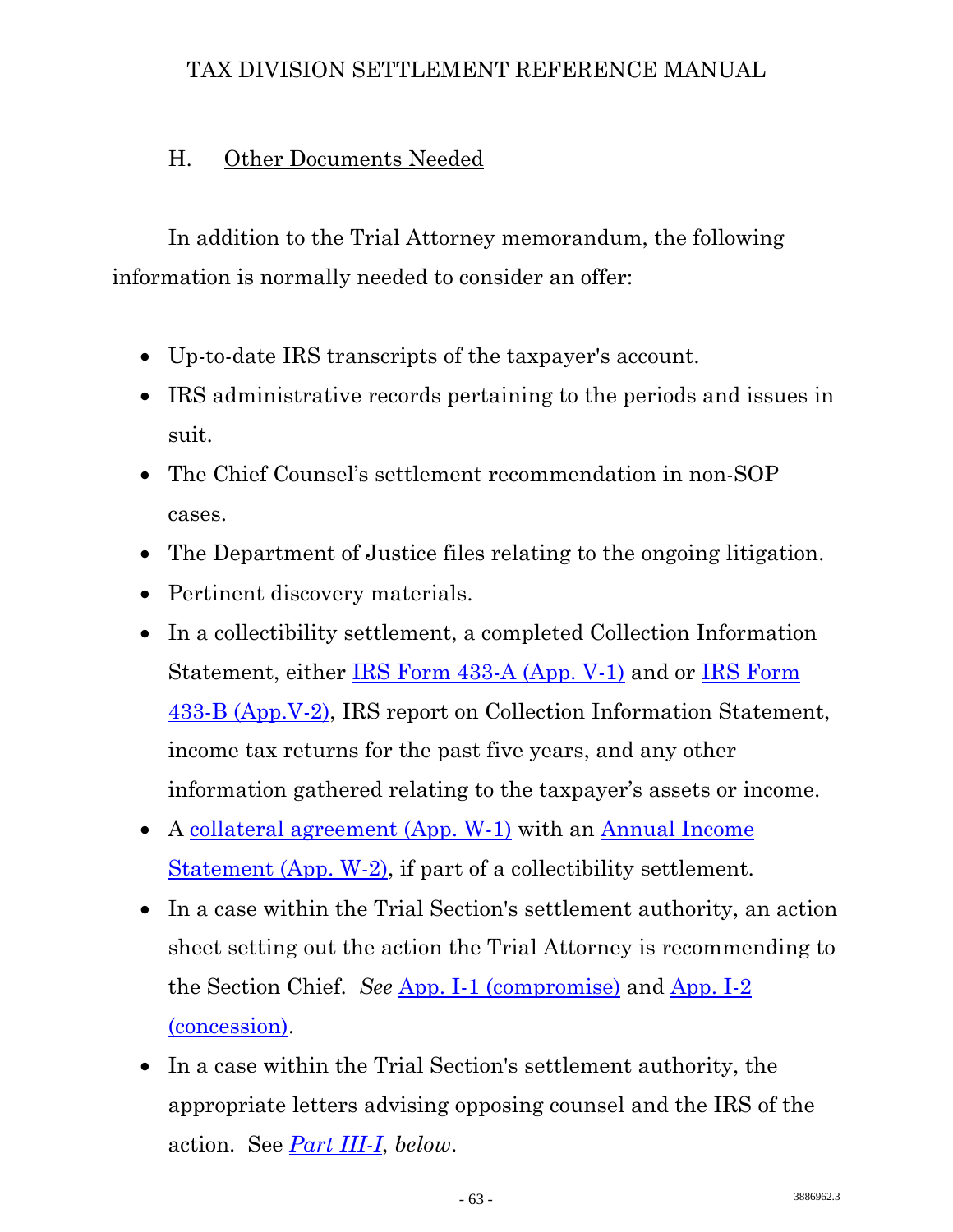### H. Other Documents Needed

In addition to the Trial Attorney memorandum, the following information is normally needed to consider an offer:

- Up-to-date IRS transcripts of the taxpayer's account.
- IRS administrative records pertaining to the periods and issues in suit.
- The Chief Counsel's settlement recommendation in non-SOP cases.
- The Department of Justice files relating to the ongoing litigation.
- Pertinent discovery materials.
- In a collectibility settlement, a completed Collection Information Statement, either IRS Form 433-A (App. V-1) and or IRS Form 433-B (App.V-2), IRS report on Collection Information Statement, income tax returns for the past five years, and any other information gathered relating to the taxpayer's assets or income.
- A collateral agreement (App. W-1) with an Annual Income Statement (App. W-2), if part of a collectibility settlement.
- In a case within the Trial Section's settlement authority, an action sheet setting out the action the Trial Attorney is recommending to the Section Chief. *See* App. I-1 (compromise) and App. I-2 (concession).
- In a case within the Trial Section's settlement authority, the appropriate letters advising opposing counsel and the IRS of the action. See ***Part III-I***, *below*.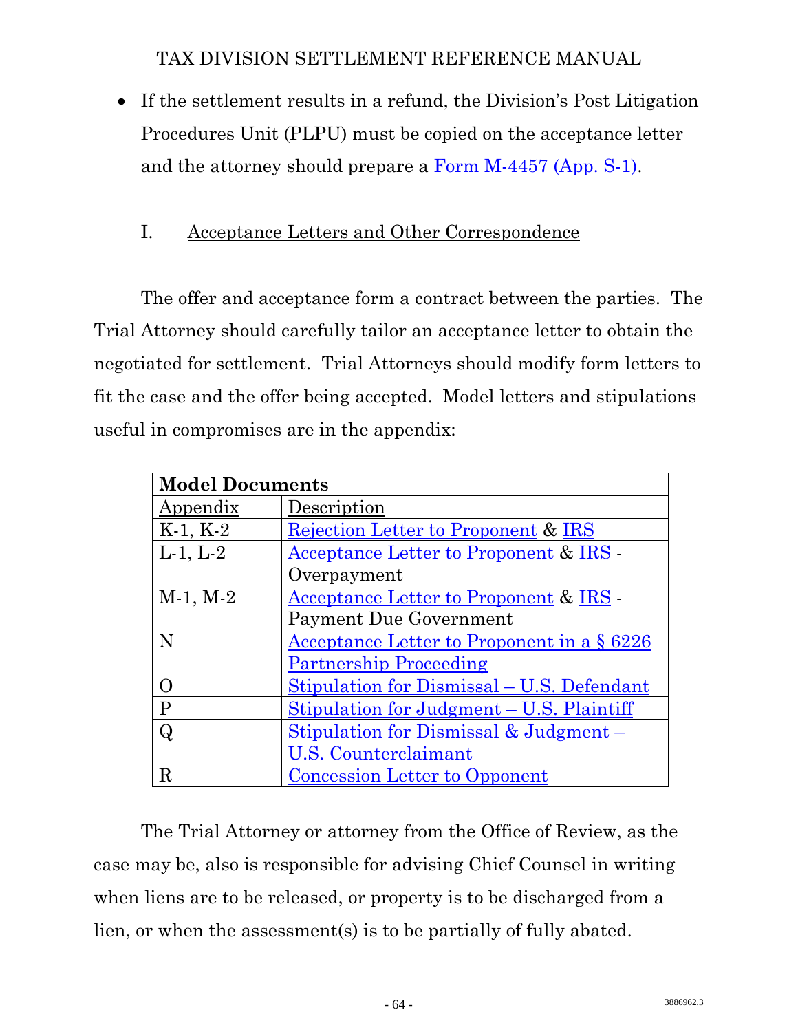- If the settlement results in a refund, the Division's Post Litigation Procedures Unit (PLPU) must be copied on the acceptance letter and the attorney should prepare a Form M-4457 (App. S-1).

## I. Acceptance Letters and Other Correspondence

The offer and acceptance form a contract between the parties. The Trial Attorney should carefully tailor an acceptance letter to obtain the negotiated for settlement. Trial Attorneys should modify form letters to fit the case and the offer being accepted. Model letters and stipulations useful in compromises are in the appendix:

| **Model Documents** | |
|---|---|
| Appendix | Description |
| K-1, K-2 | Rejection Letter to Proponent & IRS |
| L-1, L-2 | Acceptance Letter to Proponent & IRS - Overpayment |
| M-1, M-2 | Acceptance Letter to Proponent & IRS - Payment Due Government |
| N | Acceptance Letter to Proponent in a § 6226 Partnership Proceeding |
| O | Stipulation for Dismissal – U.S. Defendant |
| P | Stipulation for Judgment – U.S. Plaintiff |
| Q | Stipulation for Dismissal & Judgment – U.S. Counterclaimant |
| R | Concession Letter to Opponent |

The Trial Attorney or attorney from the Office of Review, as the case may be, also is responsible for advising Chief Counsel in writing when liens are to be released, or property is to be discharged from a lien, or when the assessment(s) is to be partially of fully abated.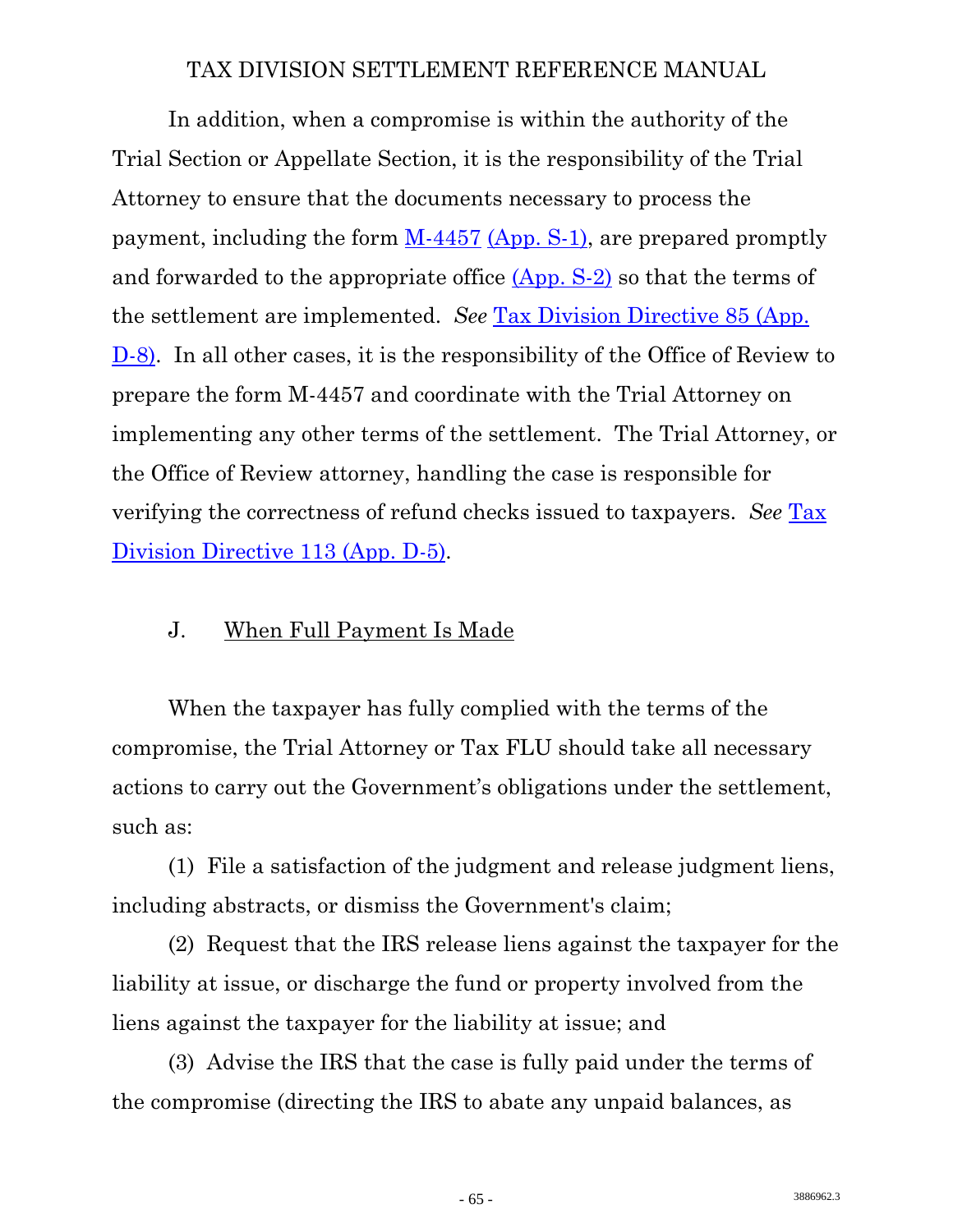In addition, when a compromise is within the authority of the Trial Section or Appellate Section, it is the responsibility of the Trial Attorney to ensure that the documents necessary to process the payment, including the form M-4457 (App. S-1), are prepared promptly and forwarded to the appropriate office (App. S-2) so that the terms of the settlement are implemented. *See* Tax Division Directive 85 (App. D-8). In all other cases, it is the responsibility of the Office of Review to prepare the form M-4457 and coordinate with the Trial Attorney on implementing any other terms of the settlement. The Trial Attorney, or the Office of Review attorney, handling the case is responsible for verifying the correctness of refund checks issued to taxpayers. *See* Tax Division Directive 113 (App. D-5).

## J. When Full Payment Is Made

When the taxpayer has fully complied with the terms of the compromise, the Trial Attorney or Tax FLU should take all necessary actions to carry out the Government's obligations under the settlement, such as:

(1) File a satisfaction of the judgment and release judgment liens, including abstracts, or dismiss the Government's claim;

(2) Request that the IRS release liens against the taxpayer for the liability at issue, or discharge the fund or property involved from the liens against the taxpayer for the liability at issue; and

(3) Advise the IRS that the case is fully paid under the terms of the compromise (directing the IRS to abate any unpaid balances, as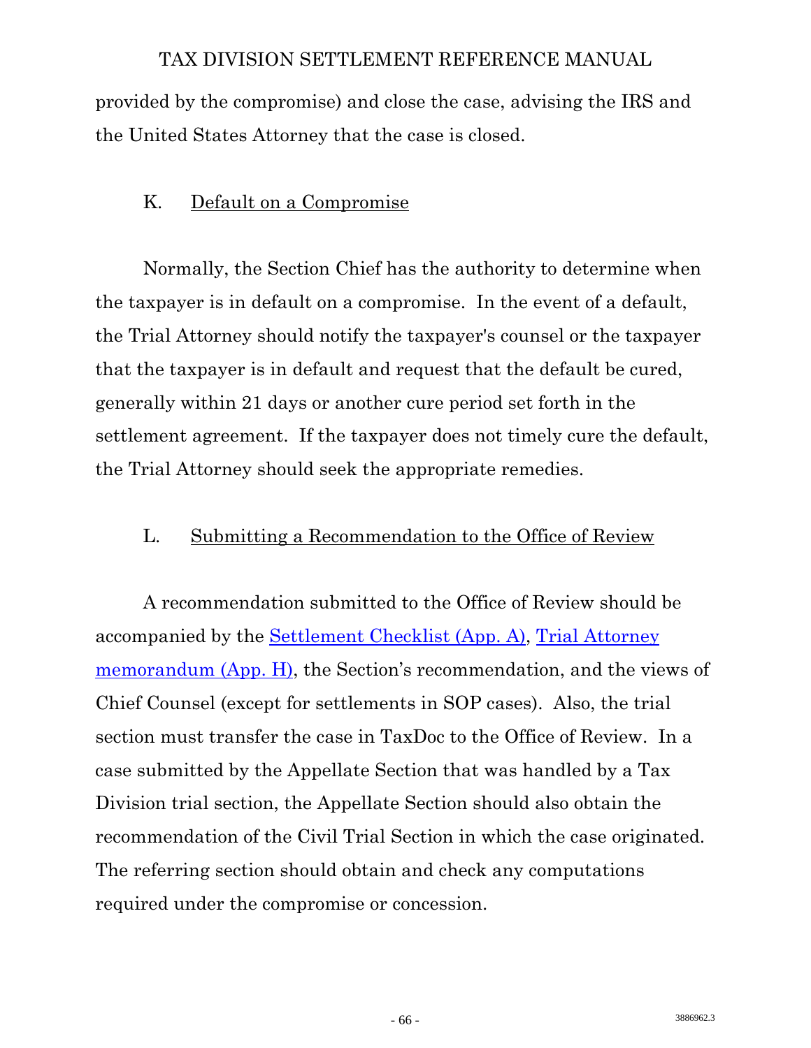provided by the compromise) and close the case, advising the IRS and the United States Attorney that the case is closed.

### K. Default on a Compromise

Normally, the Section Chief has the authority to determine when the taxpayer is in default on a compromise. In the event of a default, the Trial Attorney should notify the taxpayer's counsel or the taxpayer that the taxpayer is in default and request that the default be cured, generally within 21 days or another cure period set forth in the settlement agreement. If the taxpayer does not timely cure the default, the Trial Attorney should seek the appropriate remedies.

### L. Submitting a Recommendation to the Office of Review

A recommendation submitted to the Office of Review should be accompanied by the Settlement Checklist (App. A), Trial Attorney memorandum (App. H), the Section's recommendation, and the views of Chief Counsel (except for settlements in SOP cases). Also, the trial section must transfer the case in TaxDoc to the Office of Review. In a case submitted by the Appellate Section that was handled by a Tax Division trial section, the Appellate Section should also obtain the recommendation of the Civil Trial Section in which the case originated. The referring section should obtain and check any computations required under the compromise or concession.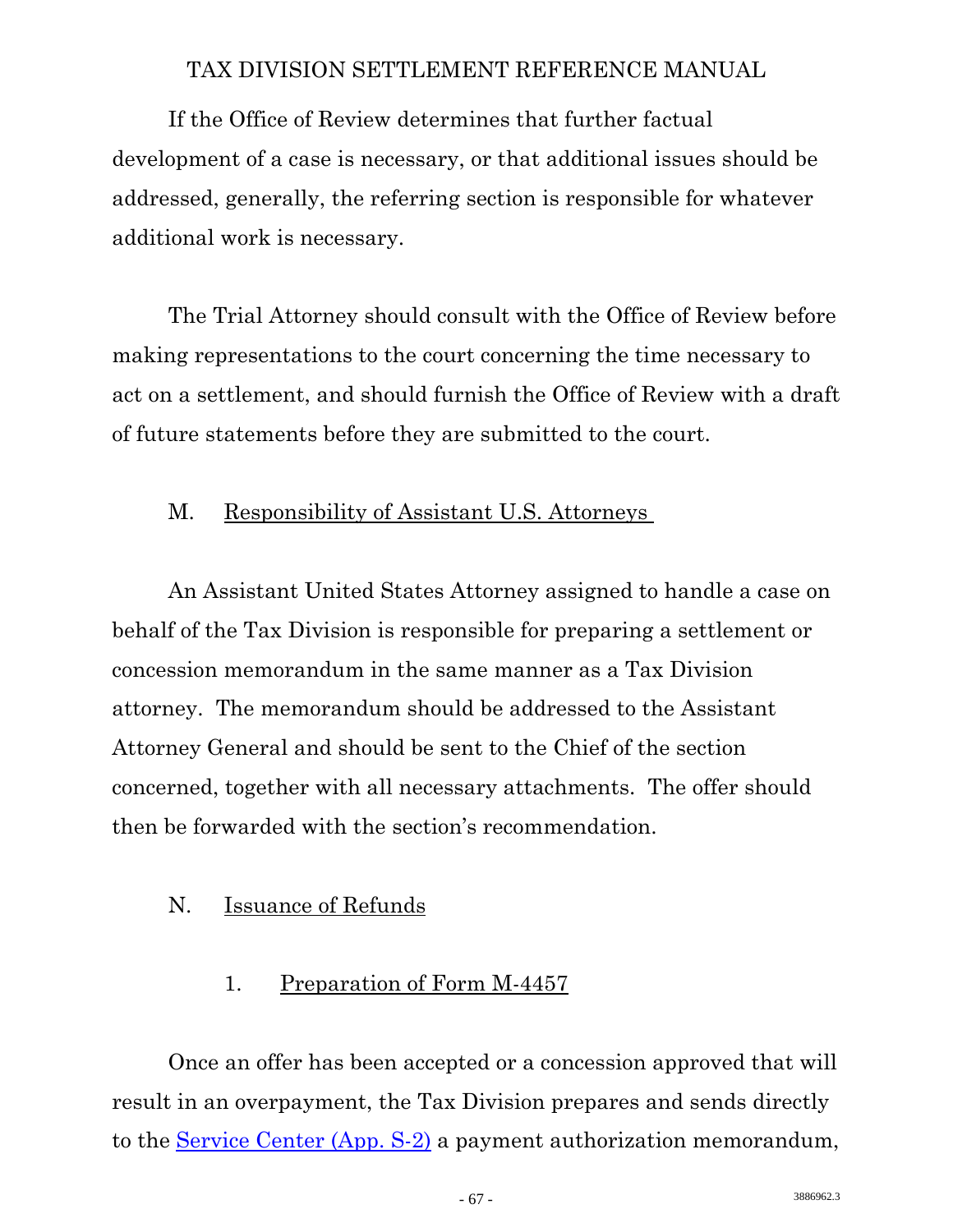If the Office of Review determines that further factual development of a case is necessary, or that additional issues should be addressed, generally, the referring section is responsible for whatever additional work is necessary.

The Trial Attorney should consult with the Office of Review before making representations to the court concerning the time necessary to act on a settlement, and should furnish the Office of Review with a draft of future statements before they are submitted to the court.

## M. Responsibility of Assistant U.S. Attorneys

An Assistant United States Attorney assigned to handle a case on behalf of the Tax Division is responsible for preparing a settlement or concession memorandum in the same manner as a Tax Division attorney. The memorandum should be addressed to the Assistant Attorney General and should be sent to the Chief of the section concerned, together with all necessary attachments. The offer should then be forwarded with the section's recommendation.

## N. Issuance of Refunds

### 1. Preparation of Form M-4457

Once an offer has been accepted or a concession approved that will result in an overpayment, the Tax Division prepares and sends directly to the Service Center (App. S-2) a payment authorization memorandum,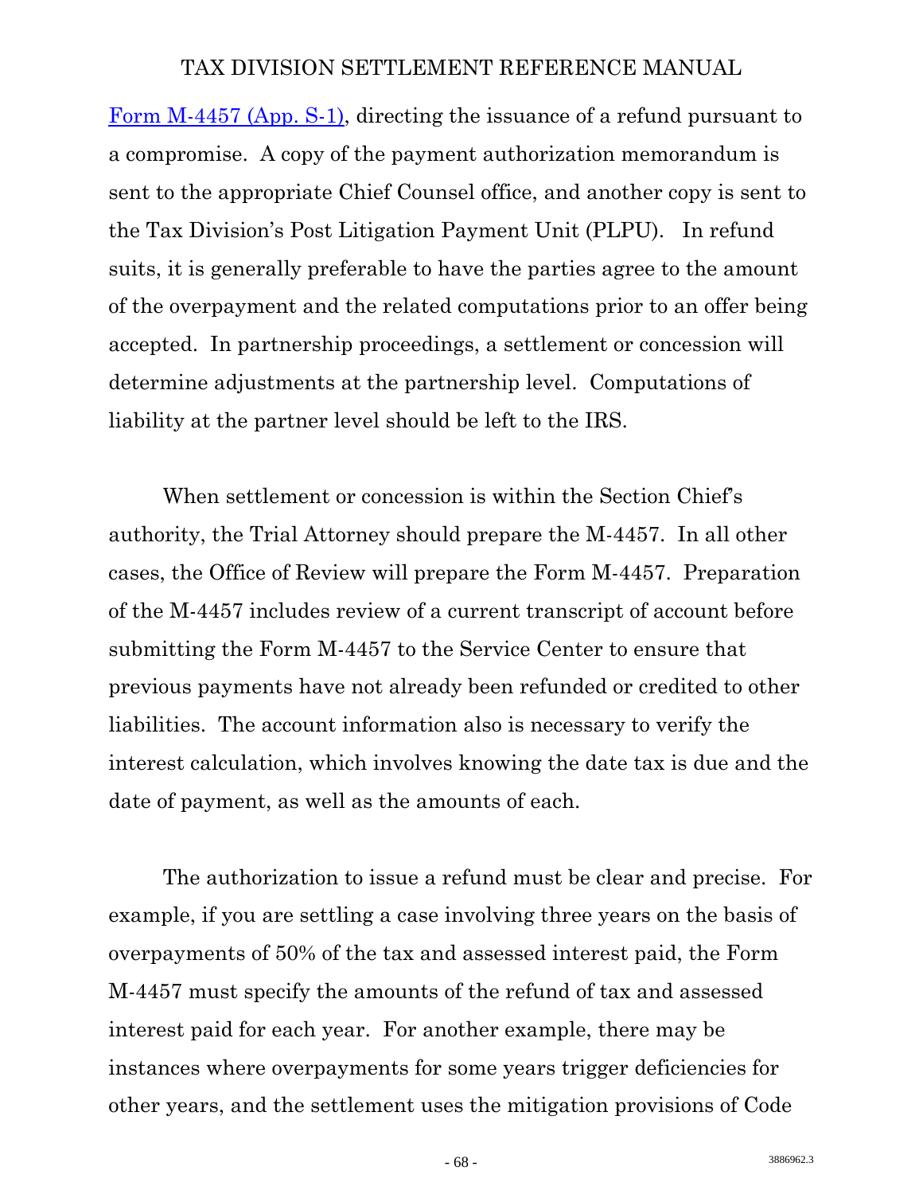[Form M-4457 (App. S-1)](), directing the issuance of a refund pursuant to a compromise. A copy of the payment authorization memorandum is sent to the appropriate Chief Counsel office, and another copy is sent to the Tax Division's Post Litigation Payment Unit (PLPU). In refund suits, it is generally preferable to have the parties agree to the amount of the overpayment and the related computations prior to an offer being accepted. In partnership proceedings, a settlement or concession will determine adjustments at the partnership level. Computations of liability at the partner level should be left to the IRS.

When settlement or concession is within the Section Chief's authority, the Trial Attorney should prepare the M-4457. In all other cases, the Office of Review will prepare the Form M-4457. Preparation of the M-4457 includes review of a current transcript of account before submitting the Form M-4457 to the Service Center to ensure that previous payments have not already been refunded or credited to other liabilities. The account information also is necessary to verify the interest calculation, which involves knowing the date tax is due and the date of payment, as well as the amounts of each.

The authorization to issue a refund must be clear and precise. For example, if you are settling a case involving three years on the basis of overpayments of 50% of the tax and assessed interest paid, the Form M-4457 must specify the amounts of the refund of tax and assessed interest paid for each year. For another example, there may be instances where overpayments for some years trigger deficiencies for other years, and the settlement uses the mitigation provisions of Code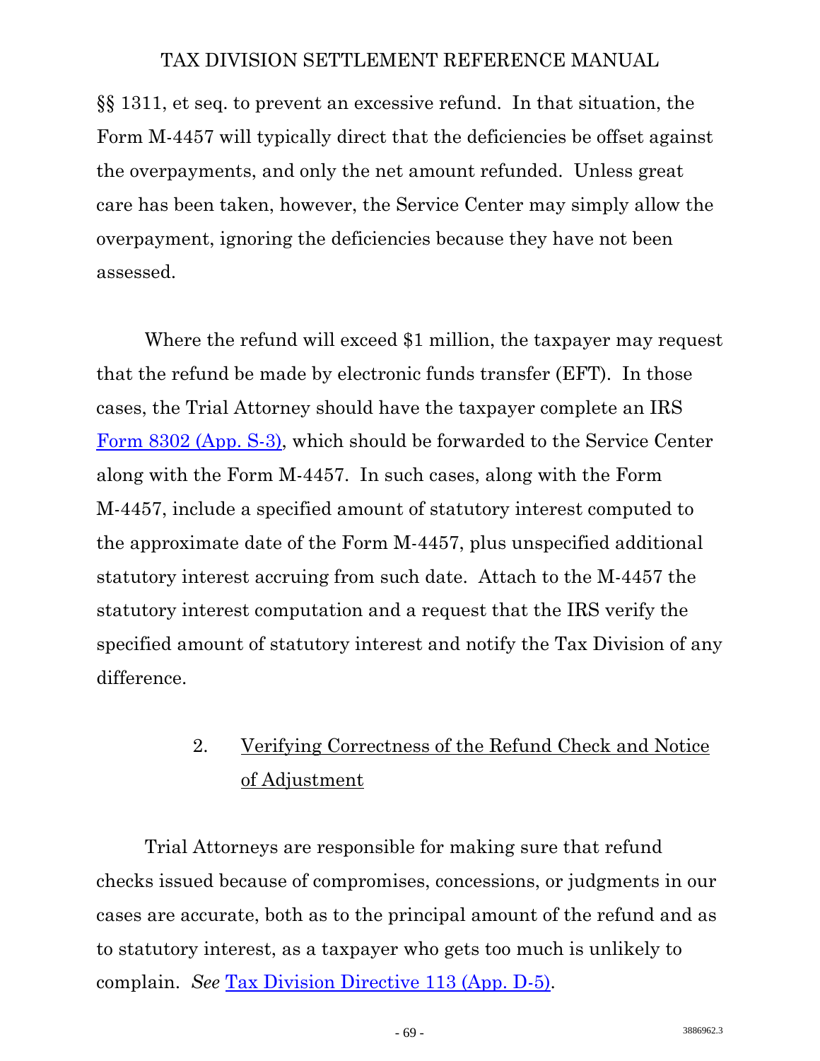§§ 1311, et seq. to prevent an excessive refund. In that situation, the Form M-4457 will typically direct that the deficiencies be offset against the overpayments, and only the net amount refunded. Unless great care has been taken, however, the Service Center may simply allow the overpayment, ignoring the deficiencies because they have not been assessed.

Where the refund will exceed $1 million, the taxpayer may request that the refund be made by electronic funds transfer (EFT). In those cases, the Trial Attorney should have the taxpayer complete an IRS Form 8302 (App. S-3), which should be forwarded to the Service Center along with the Form M-4457. In such cases, along with the Form M-4457, include a specified amount of statutory interest computed to the approximate date of the Form M-4457, plus unspecified additional statutory interest accruing from such date. Attach to the M-4457 the statutory interest computation and a request that the IRS verify the specified amount of statutory interest and notify the Tax Division of any difference.

### 2. Verifying Correctness of the Refund Check and Notice of Adjustment

Trial Attorneys are responsible for making sure that refund checks issued because of compromises, concessions, or judgments in our cases are accurate, both as to the principal amount of the refund and as to statutory interest, as a taxpayer who gets too much is unlikely to complain. *See* Tax Division Directive 113 (App. D-5).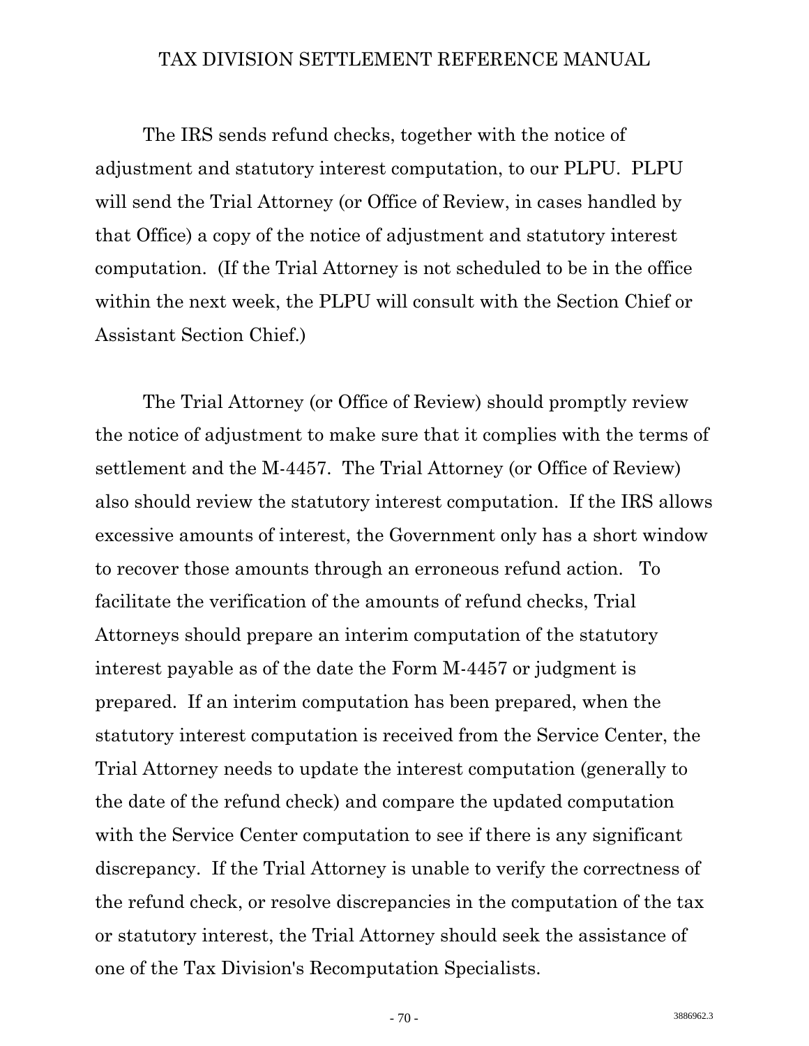The IRS sends refund checks, together with the notice of adjustment and statutory interest computation, to our PLPU. PLPU will send the Trial Attorney (or Office of Review, in cases handled by that Office) a copy of the notice of adjustment and statutory interest computation. (If the Trial Attorney is not scheduled to be in the office within the next week, the PLPU will consult with the Section Chief or Assistant Section Chief.)

The Trial Attorney (or Office of Review) should promptly review the notice of adjustment to make sure that it complies with the terms of settlement and the M-4457. The Trial Attorney (or Office of Review) also should review the statutory interest computation. If the IRS allows excessive amounts of interest, the Government only has a short window to recover those amounts through an erroneous refund action. To facilitate the verification of the amounts of refund checks, Trial Attorneys should prepare an interim computation of the statutory interest payable as of the date the Form M-4457 or judgment is prepared. If an interim computation has been prepared, when the statutory interest computation is received from the Service Center, the Trial Attorney needs to update the interest computation (generally to the date of the refund check) and compare the updated computation with the Service Center computation to see if there is any significant discrepancy. If the Trial Attorney is unable to verify the correctness of the refund check, or resolve discrepancies in the computation of the tax or statutory interest, the Trial Attorney should seek the assistance of one of the Tax Division's Recomputation Specialists.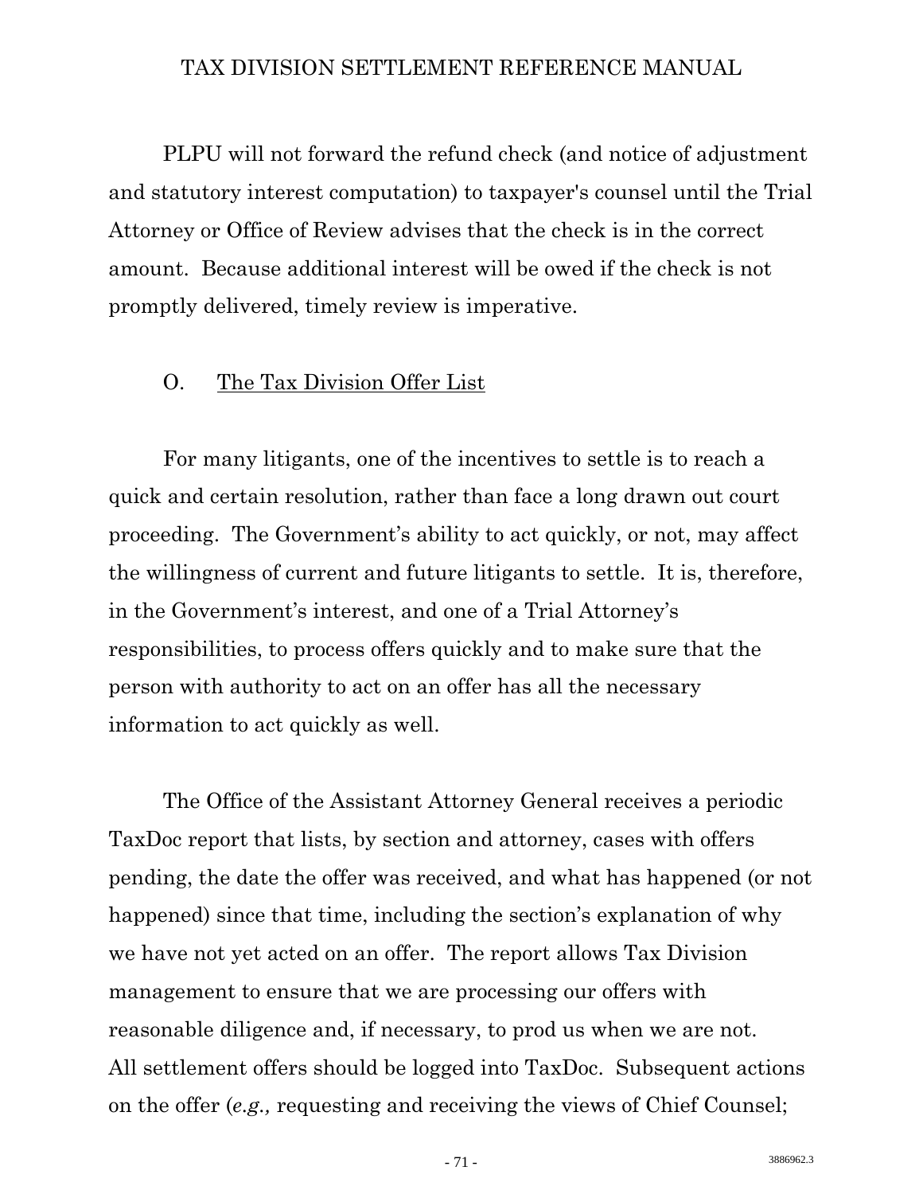PLPU will not forward the refund check (and notice of adjustment and statutory interest computation) to taxpayer's counsel until the Trial Attorney or Office of Review advises that the check is in the correct amount. Because additional interest will be owed if the check is not promptly delivered, timely review is imperative.

### O. The Tax Division Offer List

For many litigants, one of the incentives to settle is to reach a quick and certain resolution, rather than face a long drawn out court proceeding. The Government's ability to act quickly, or not, may affect the willingness of current and future litigants to settle. It is, therefore, in the Government's interest, and one of a Trial Attorney's responsibilities, to process offers quickly and to make sure that the person with authority to act on an offer has all the necessary information to act quickly as well.

The Office of the Assistant Attorney General receives a periodic TaxDoc report that lists, by section and attorney, cases with offers pending, the date the offer was received, and what has happened (or not happened) since that time, including the section's explanation of why we have not yet acted on an offer. The report allows Tax Division management to ensure that we are processing our offers with reasonable diligence and, if necessary, to prod us when we are not. All settlement offers should be logged into TaxDoc. Subsequent actions on the offer (*e.g.,* requesting and receiving the views of Chief Counsel;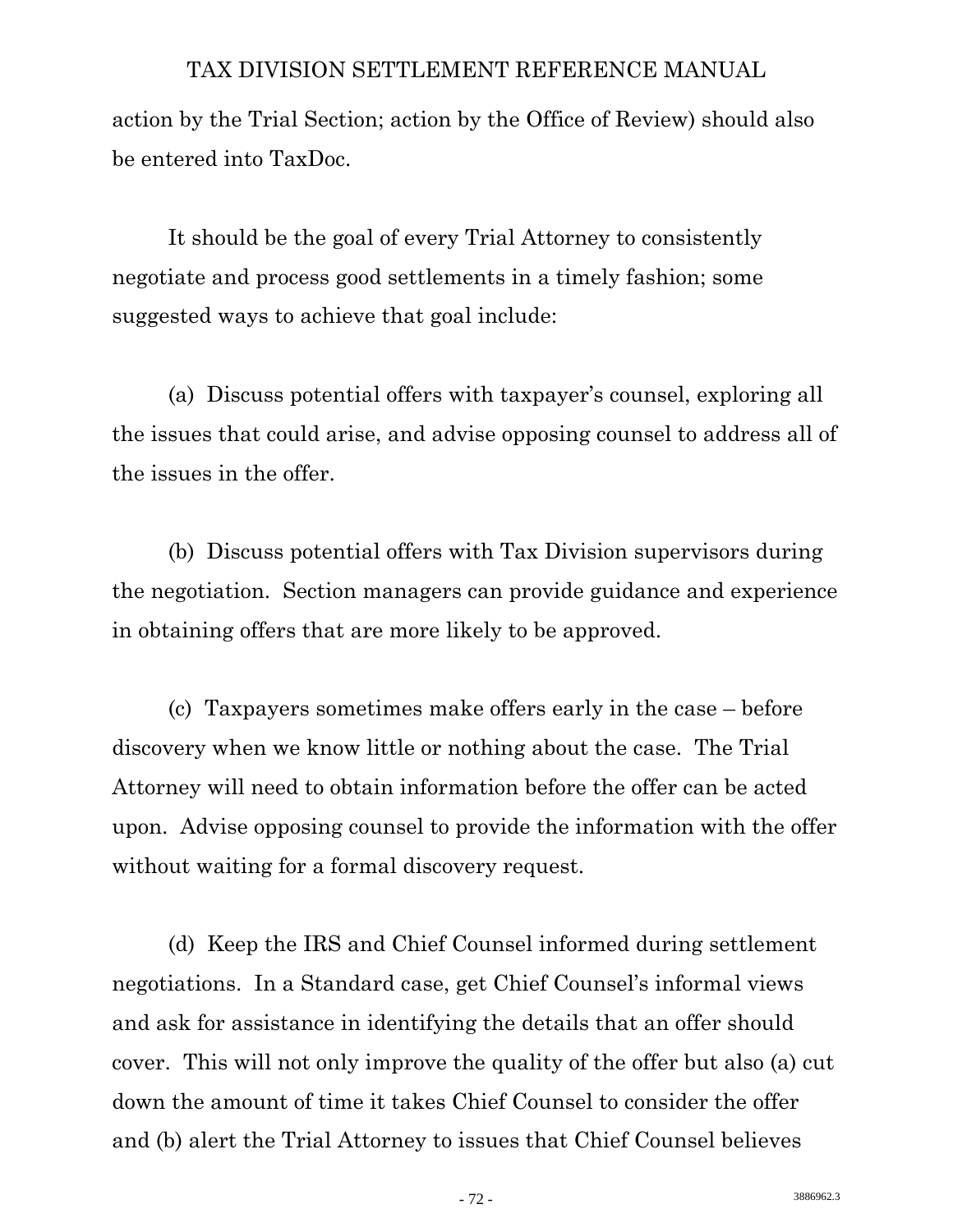action by the Trial Section; action by the Office of Review) should also be entered into TaxDoc.

It should be the goal of every Trial Attorney to consistently negotiate and process good settlements in a timely fashion; some suggested ways to achieve that goal include:

(a) Discuss potential offers with taxpayer's counsel, exploring all the issues that could arise, and advise opposing counsel to address all of the issues in the offer.

(b) Discuss potential offers with Tax Division supervisors during the negotiation. Section managers can provide guidance and experience in obtaining offers that are more likely to be approved.

(c) Taxpayers sometimes make offers early in the case – before discovery when we know little or nothing about the case. The Trial Attorney will need to obtain information before the offer can be acted upon. Advise opposing counsel to provide the information with the offer without waiting for a formal discovery request.

(d) Keep the IRS and Chief Counsel informed during settlement negotiations. In a Standard case, get Chief Counsel's informal views and ask for assistance in identifying the details that an offer should cover. This will not only improve the quality of the offer but also (a) cut down the amount of time it takes Chief Counsel to consider the offer and (b) alert the Trial Attorney to issues that Chief Counsel believes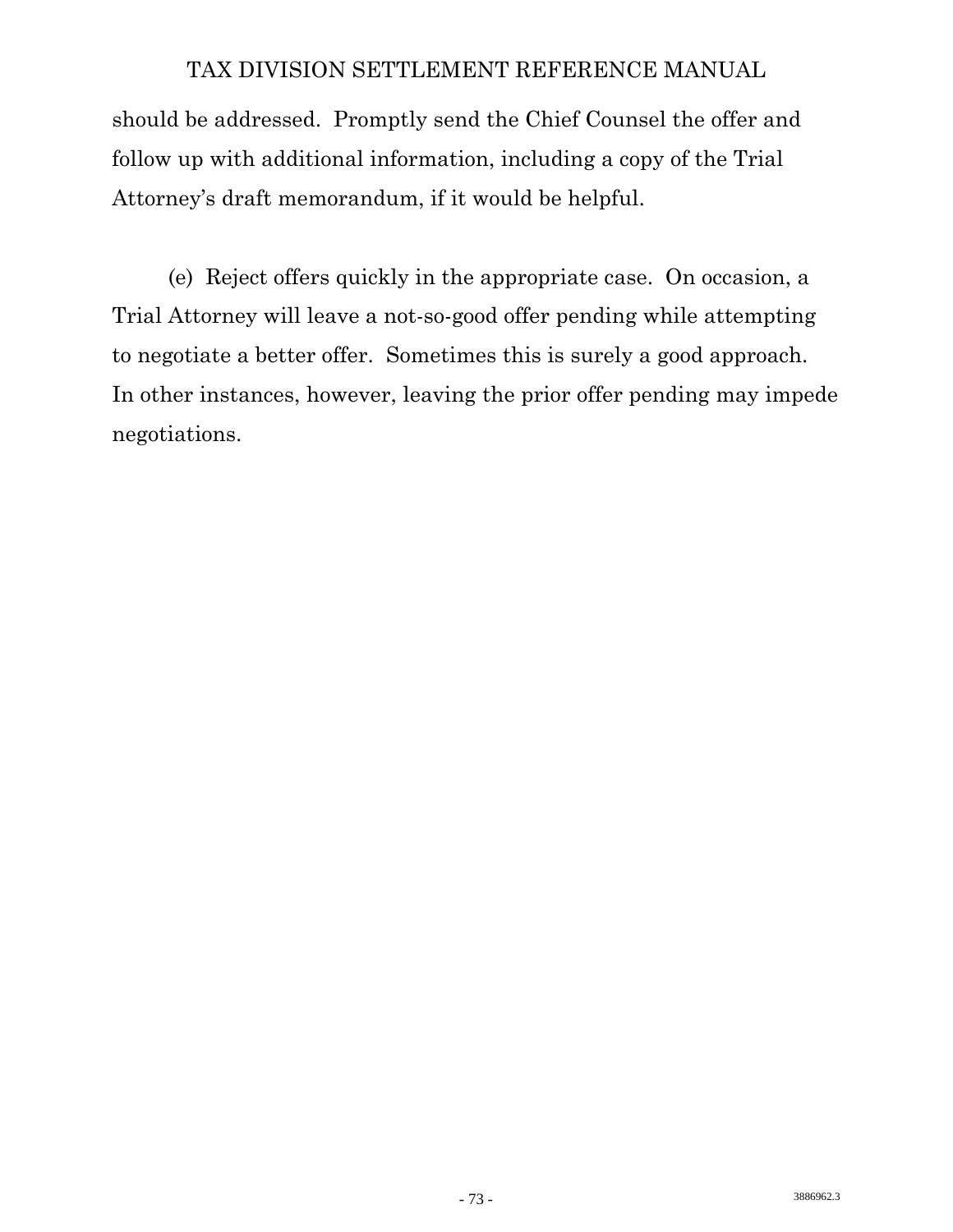should be addressed. Promptly send the Chief Counsel the offer and follow up with additional information, including a copy of the Trial Attorney's draft memorandum, if it would be helpful.

(e) Reject offers quickly in the appropriate case. On occasion, a Trial Attorney will leave a not-so-good offer pending while attempting to negotiate a better offer. Sometimes this is surely a good approach. In other instances, however, leaving the prior offer pending may impede negotiations.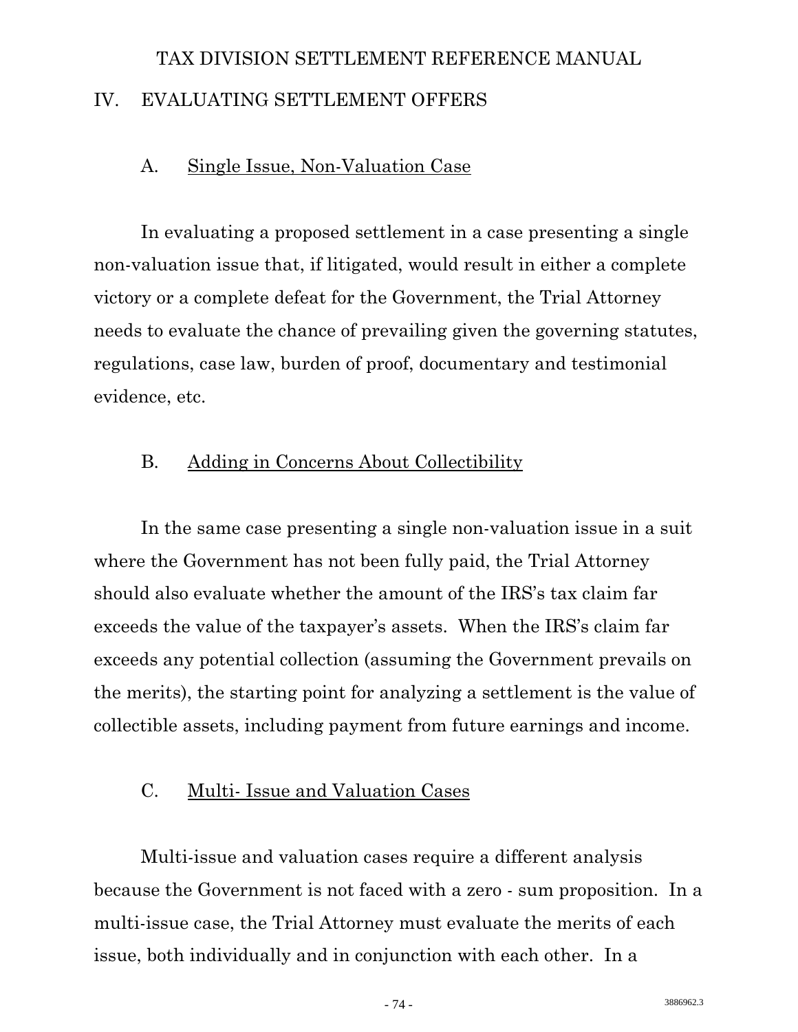## IV. EVALUATING SETTLEMENT OFFERS

### A. Single Issue, Non-Valuation Case

In evaluating a proposed settlement in a case presenting a single non-valuation issue that, if litigated, would result in either a complete victory or a complete defeat for the Government, the Trial Attorney needs to evaluate the chance of prevailing given the governing statutes, regulations, case law, burden of proof, documentary and testimonial evidence, etc.

### B. Adding in Concerns About Collectibility

In the same case presenting a single non-valuation issue in a suit where the Government has not been fully paid, the Trial Attorney should also evaluate whether the amount of the IRS's tax claim far exceeds the value of the taxpayer's assets. When the IRS's claim far exceeds any potential collection (assuming the Government prevails on the merits), the starting point for analyzing a settlement is the value of collectible assets, including payment from future earnings and income.

### C. Multi- Issue and Valuation Cases

Multi-issue and valuation cases require a different analysis because the Government is not faced with a zero - sum proposition. In a multi-issue case, the Trial Attorney must evaluate the merits of each issue, both individually and in conjunction with each other. In a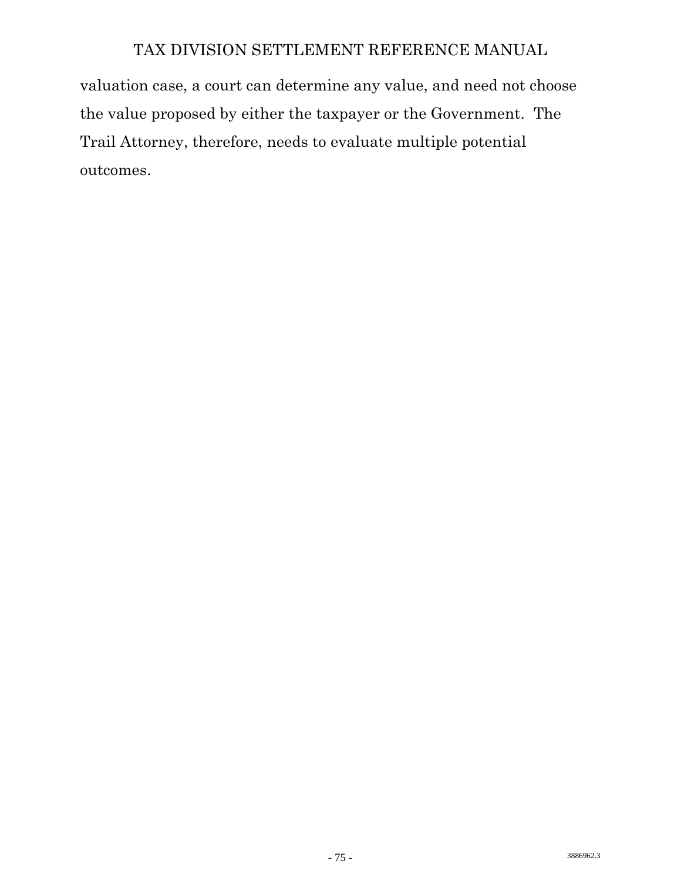valuation case, a court can determine any value, and need not choose the value proposed by either the taxpayer or the Government. The Trail Attorney, therefore, needs to evaluate multiple potential outcomes.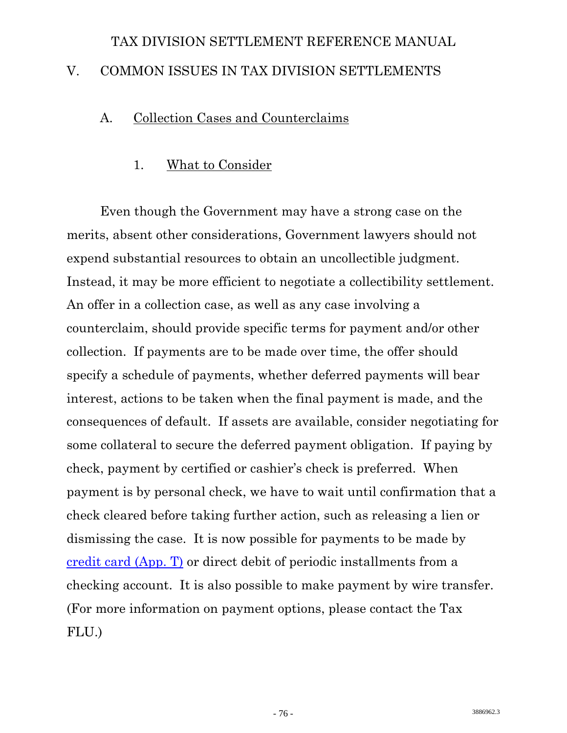# V. COMMON ISSUES IN TAX DIVISION SETTLEMENTS

## A. Collection Cases and Counterclaims

### 1. What to Consider

Even though the Government may have a strong case on the merits, absent other considerations, Government lawyers should not expend substantial resources to obtain an uncollectible judgment. Instead, it may be more efficient to negotiate a collectibility settlement. An offer in a collection case, as well as any case involving a counterclaim, should provide specific terms for payment and/or other collection. If payments are to be made over time, the offer should specify a schedule of payments, whether deferred payments will bear interest, actions to be taken when the final payment is made, and the consequences of default. If assets are available, consider negotiating for some collateral to secure the deferred payment obligation. If paying by check, payment by certified or cashier's check is preferred. When payment is by personal check, we have to wait until confirmation that a check cleared before taking further action, such as releasing a lien or dismissing the case. It is now possible for payments to be made by credit card (App. T) or direct debit of periodic installments from a checking account. It is also possible to make payment by wire transfer. (For more information on payment options, please contact the Tax FLU.)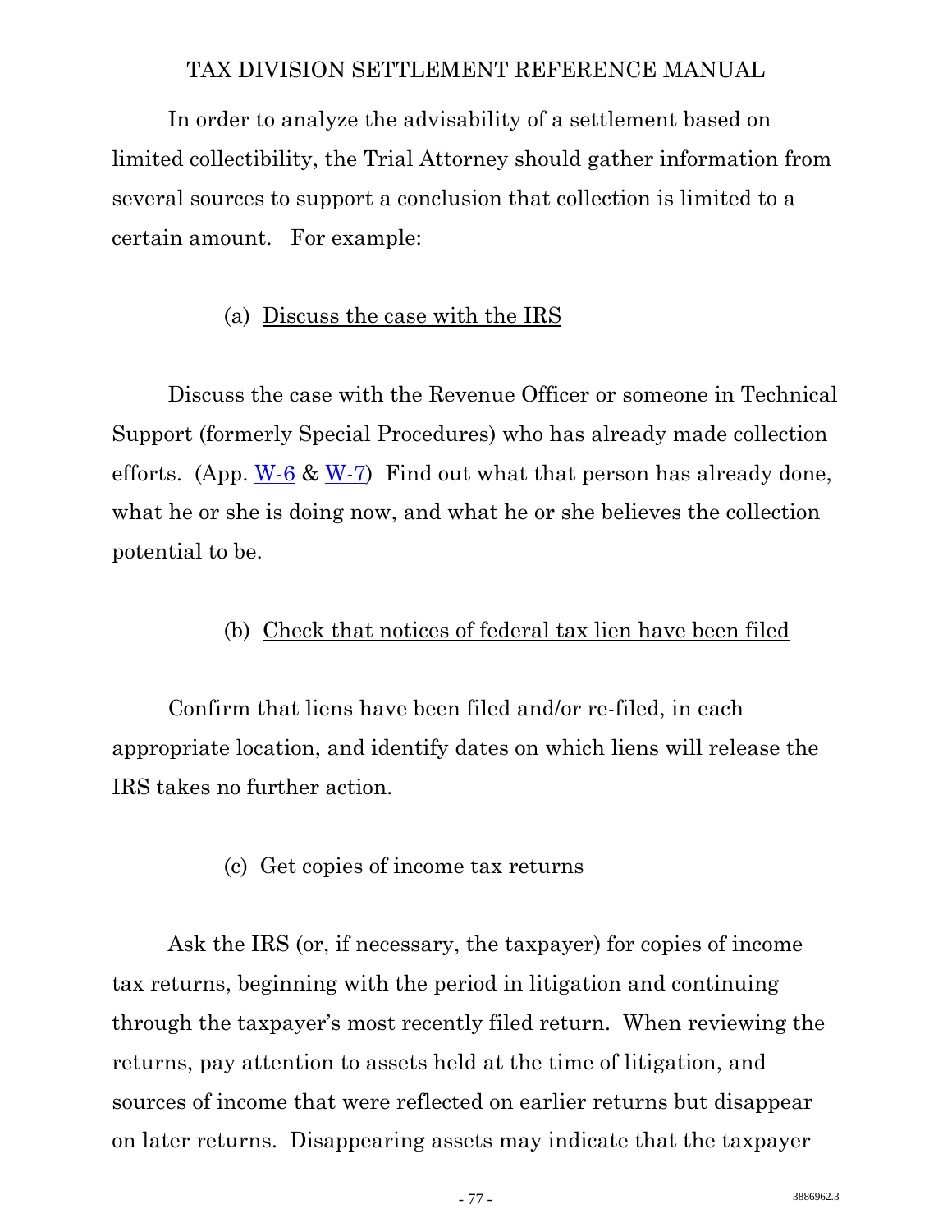In order to analyze the advisability of a settlement based on limited collectibility, the Trial Attorney should gather information from several sources to support a conclusion that collection is limited to a certain amount. For example:

(a) Discuss the case with the IRS

Discuss the case with the Revenue Officer or someone in Technical Support (formerly Special Procedures) who has already made collection efforts. (App. W-6 & W-7) Find out what that person has already done, what he or she is doing now, and what he or she believes the collection potential to be.

(b) Check that notices of federal tax lien have been filed

Confirm that liens have been filed and/or re-filed, in each appropriate location, and identify dates on which liens will release the IRS takes no further action.

(c) Get copies of income tax returns

Ask the IRS (or, if necessary, the taxpayer) for copies of income tax returns, beginning with the period in litigation and continuing through the taxpayer's most recently filed return. When reviewing the returns, pay attention to assets held at the time of litigation, and sources of income that were reflected on earlier returns but disappear on later returns. Disappearing assets may indicate that the taxpayer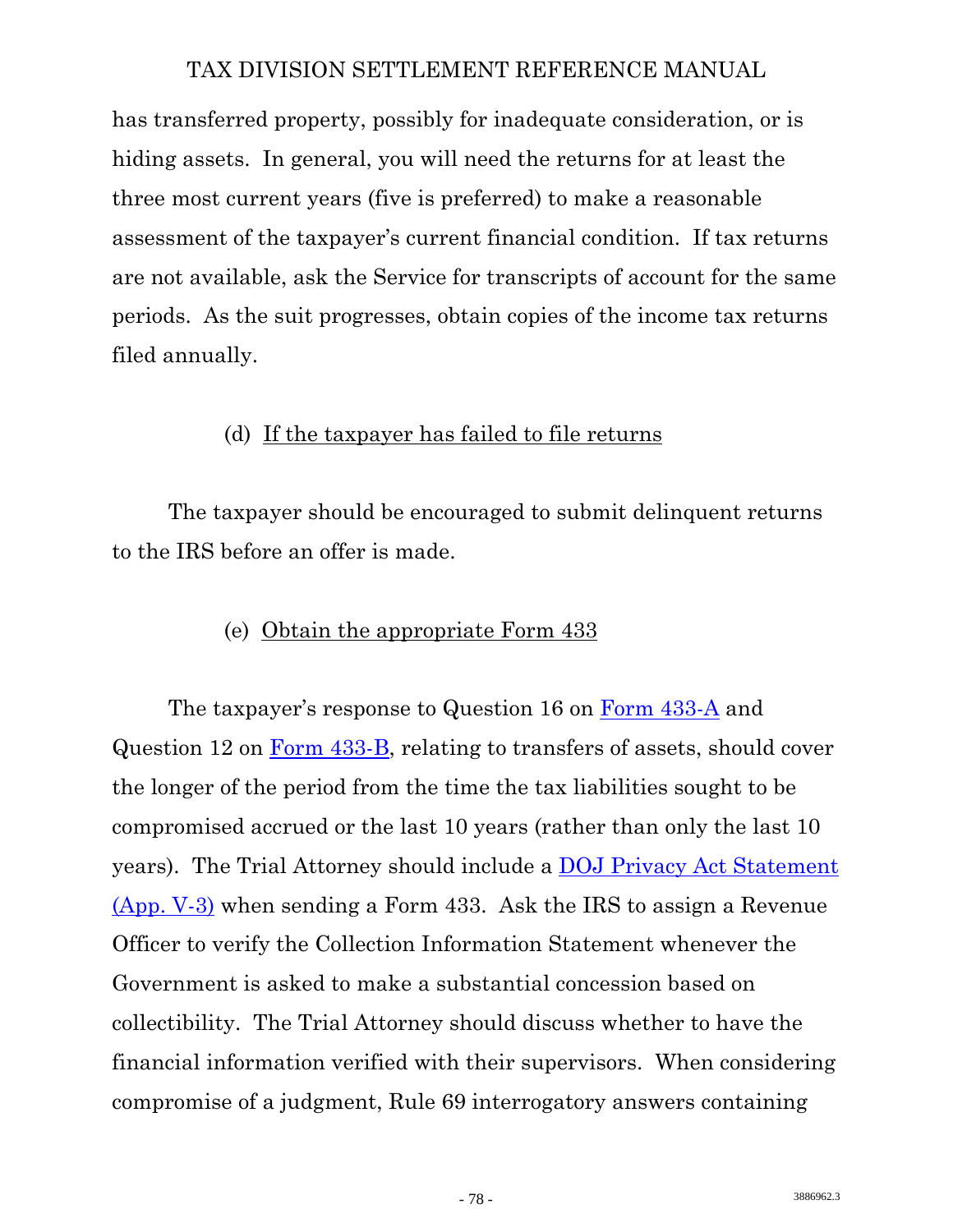has transferred property, possibly for inadequate consideration, or is hiding assets. In general, you will need the returns for at least the three most current years (five is preferred) to make a reasonable assessment of the taxpayer's current financial condition. If tax returns are not available, ask the Service for transcripts of account for the same periods. As the suit progresses, obtain copies of the income tax returns filed annually.

(d) If the taxpayer has failed to file returns

The taxpayer should be encouraged to submit delinquent returns to the IRS before an offer is made.

(e) Obtain the appropriate Form 433

The taxpayer's response to Question 16 on Form 433-A and Question 12 on Form 433-B, relating to transfers of assets, should cover the longer of the period from the time the tax liabilities sought to be compromised accrued or the last 10 years (rather than only the last 10 years). The Trial Attorney should include a DOJ Privacy Act Statement (App. V-3) when sending a Form 433. Ask the IRS to assign a Revenue Officer to verify the Collection Information Statement whenever the Government is asked to make a substantial concession based on collectibility. The Trial Attorney should discuss whether to have the financial information verified with their supervisors. When considering compromise of a judgment, Rule 69 interrogatory answers containing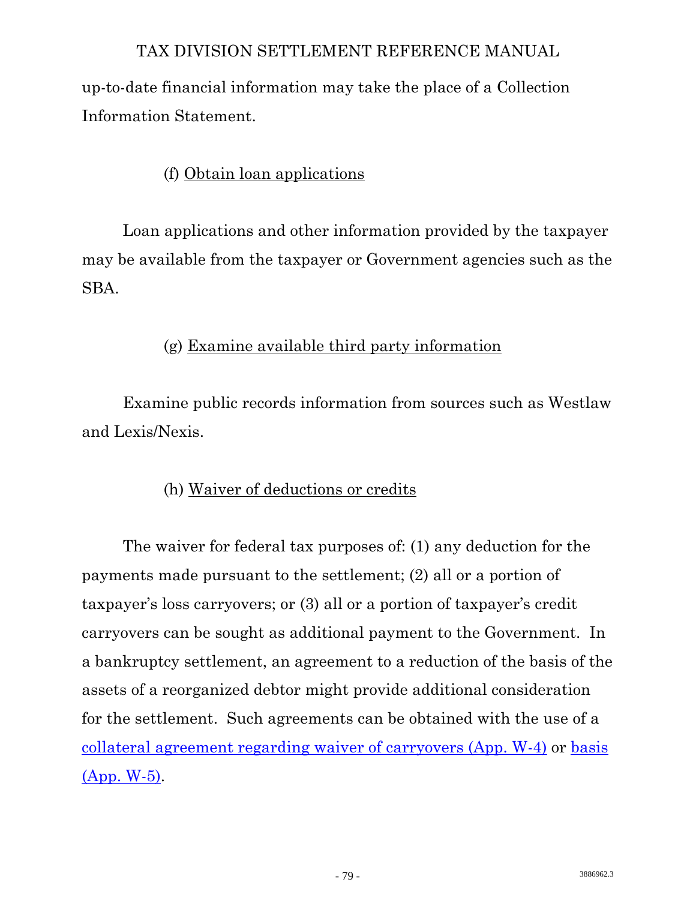up-to-date financial information may take the place of a Collection Information Statement.

(f) Obtain loan applications

Loan applications and other information provided by the taxpayer may be available from the taxpayer or Government agencies such as the SBA.

(g) Examine available third party information

Examine public records information from sources such as Westlaw and Lexis/Nexis.

(h) Waiver of deductions or credits

The waiver for federal tax purposes of: (1) any deduction for the payments made pursuant to the settlement; (2) all or a portion of taxpayer's loss carryovers; or (3) all or a portion of taxpayer's credit carryovers can be sought as additional payment to the Government. In a bankruptcy settlement, an agreement to a reduction of the basis of the assets of a reorganized debtor might provide additional consideration for the settlement. Such agreements can be obtained with the use of a collateral agreement regarding waiver of carryovers (App. W-4) or basis (App. W-5).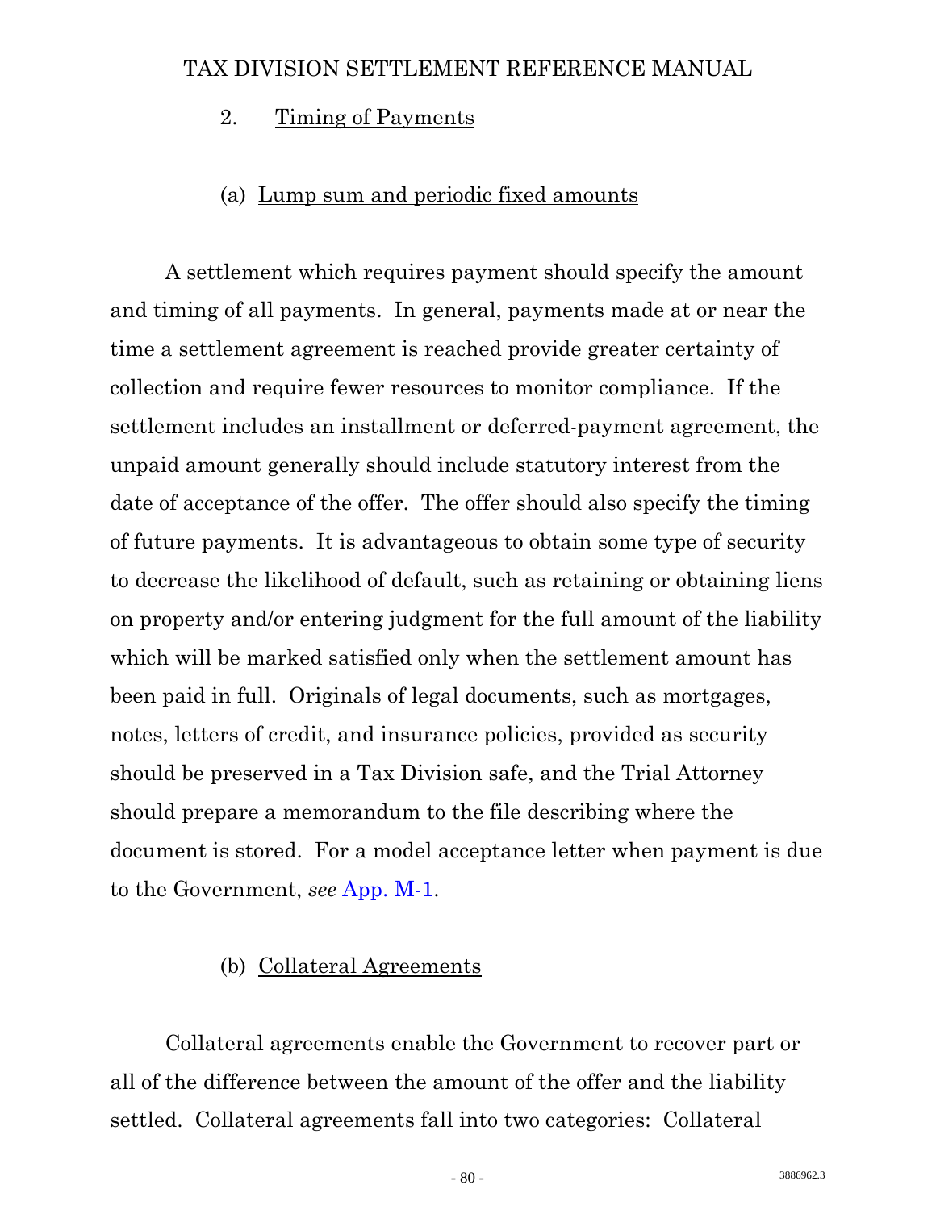### 2. Timing of Payments

#### (a) Lump sum and periodic fixed amounts

A settlement which requires payment should specify the amount and timing of all payments. In general, payments made at or near the time a settlement agreement is reached provide greater certainty of collection and require fewer resources to monitor compliance. If the settlement includes an installment or deferred-payment agreement, the unpaid amount generally should include statutory interest from the date of acceptance of the offer. The offer should also specify the timing of future payments. It is advantageous to obtain some type of security to decrease the likelihood of default, such as retaining or obtaining liens on property and/or entering judgment for the full amount of the liability which will be marked satisfied only when the settlement amount has been paid in full. Originals of legal documents, such as mortgages, notes, letters of credit, and insurance policies, provided as security should be preserved in a Tax Division safe, and the Trial Attorney should prepare a memorandum to the file describing where the document is stored. For a model acceptance letter when payment is due to the Government, *see* App. M-1.

#### (b) Collateral Agreements

Collateral agreements enable the Government to recover part or all of the difference between the amount of the offer and the liability settled. Collateral agreements fall into two categories: Collateral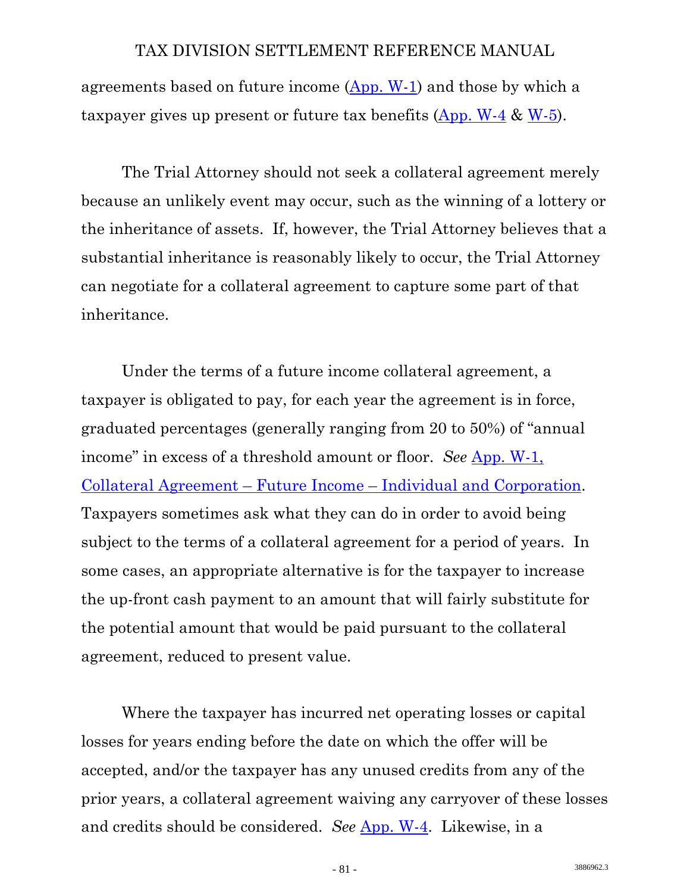agreements based on future income (App. W-1) and those by which a taxpayer gives up present or future tax benefits (App. W-4 & W-5).

The Trial Attorney should not seek a collateral agreement merely because an unlikely event may occur, such as the winning of a lottery or the inheritance of assets. If, however, the Trial Attorney believes that a substantial inheritance is reasonably likely to occur, the Trial Attorney can negotiate for a collateral agreement to capture some part of that inheritance.

Under the terms of a future income collateral agreement, a taxpayer is obligated to pay, for each year the agreement is in force, graduated percentages (generally ranging from 20 to 50%) of "annual income" in excess of a threshold amount or floor. *See* App. W-1, Collateral Agreement – Future Income – Individual and Corporation. Taxpayers sometimes ask what they can do in order to avoid being subject to the terms of a collateral agreement for a period of years. In some cases, an appropriate alternative is for the taxpayer to increase the up-front cash payment to an amount that will fairly substitute for the potential amount that would be paid pursuant to the collateral agreement, reduced to present value.

Where the taxpayer has incurred net operating losses or capital losses for years ending before the date on which the offer will be accepted, and/or the taxpayer has any unused credits from any of the prior years, a collateral agreement waiving any carryover of these losses and credits should be considered. *See* App. W-4. Likewise, in a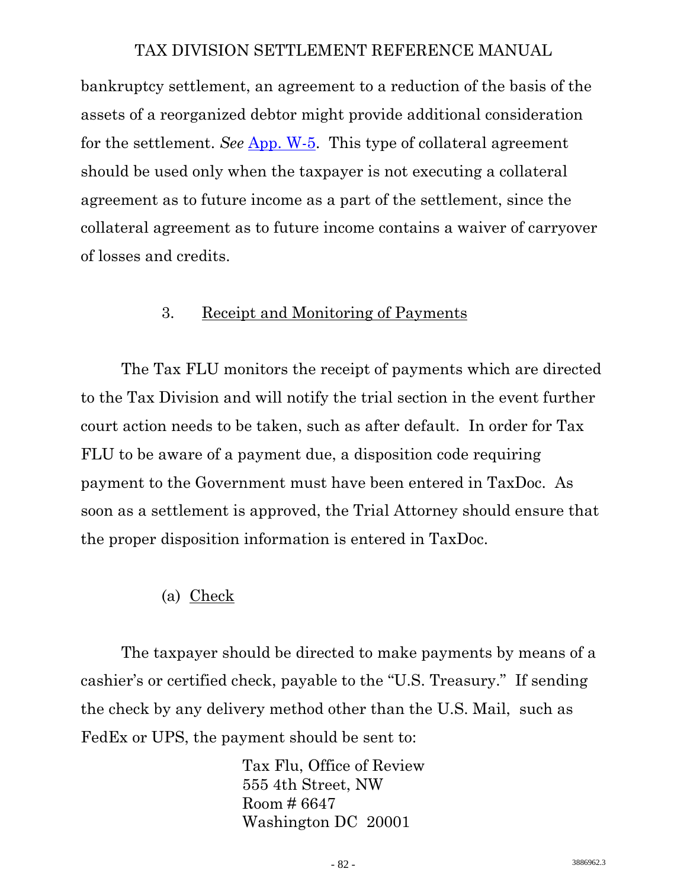bankruptcy settlement, an agreement to a reduction of the basis of the assets of a reorganized debtor might provide additional consideration for the settlement. *See* App. W-5. This type of collateral agreement should be used only when the taxpayer is not executing a collateral agreement as to future income as a part of the settlement, since the collateral agreement as to future income contains a waiver of carryover of losses and credits.

### 3. Receipt and Monitoring of Payments

The Tax FLU monitors the receipt of payments which are directed to the Tax Division and will notify the trial section in the event further court action needs to be taken, such as after default. In order for Tax FLU to be aware of a payment due, a disposition code requiring payment to the Government must have been entered in TaxDoc. As soon as a settlement is approved, the Trial Attorney should ensure that the proper disposition information is entered in TaxDoc.

#### (a) Check

The taxpayer should be directed to make payments by means of a cashier's or certified check, payable to the "U.S. Treasury." If sending the check by any delivery method other than the U.S. Mail, such as FedEx or UPS, the payment should be sent to:

Tax Flu, Office of Review
555 4th Street, NW
Room # 6647
Washington DC 20001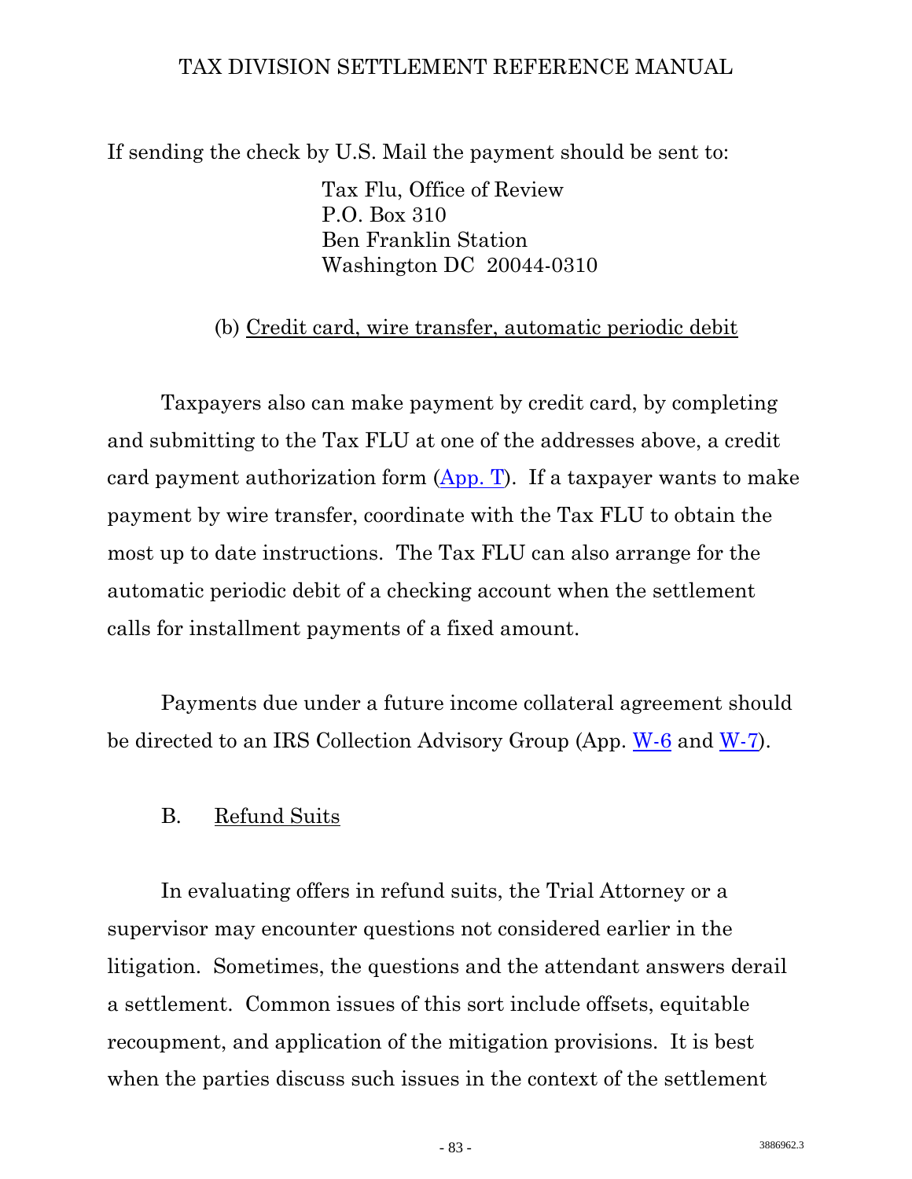If sending the check by U.S. Mail the payment should be sent to:

Tax Flu, Office of Review
P.O. Box 310
Ben Franklin Station
Washington DC 20044-0310

(b) Credit card, wire transfer, automatic periodic debit

Taxpayers also can make payment by credit card, by completing and submitting to the Tax FLU at one of the addresses above, a credit card payment authorization form (App. T). If a taxpayer wants to make payment by wire transfer, coordinate with the Tax FLU to obtain the most up to date instructions. The Tax FLU can also arrange for the automatic periodic debit of a checking account when the settlement calls for installment payments of a fixed amount.

Payments due under a future income collateral agreement should be directed to an IRS Collection Advisory Group (App. W-6 and W-7).

## B. Refund Suits

In evaluating offers in refund suits, the Trial Attorney or a supervisor may encounter questions not considered earlier in the litigation. Sometimes, the questions and the attendant answers derail a settlement. Common issues of this sort include offsets, equitable recoupment, and application of the mitigation provisions. It is best when the parties discuss such issues in the context of the settlement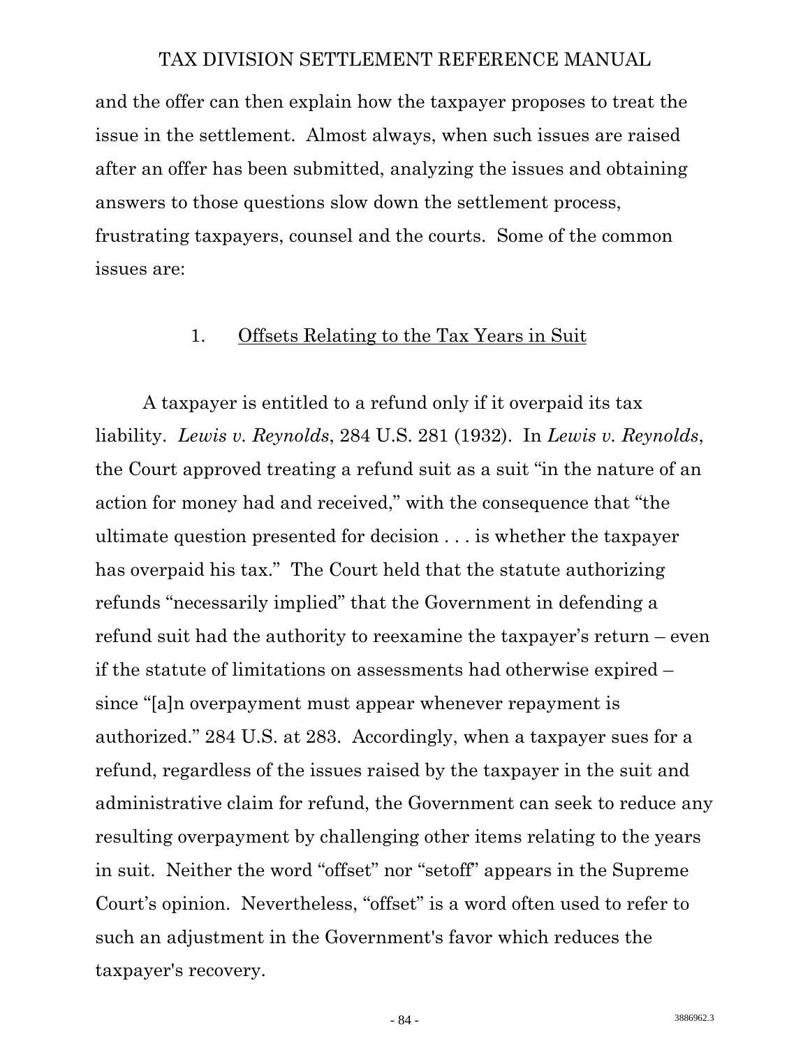and the offer can then explain how the taxpayer proposes to treat the issue in the settlement. Almost always, when such issues are raised after an offer has been submitted, analyzing the issues and obtaining answers to those questions slow down the settlement process, frustrating taxpayers, counsel and the courts. Some of the common issues are:

### 1. <u>Offsets Relating to the Tax Years in Suit</u>

A taxpayer is entitled to a refund only if it overpaid its tax liability. *Lewis v. Reynolds*, 284 U.S. 281 (1932). In *Lewis v. Reynolds*, the Court approved treating a refund suit as a suit "in the nature of an action for money had and received," with the consequence that "the ultimate question presented for decision . . . is whether the taxpayer has overpaid his tax." The Court held that the statute authorizing refunds "necessarily implied" that the Government in defending a refund suit had the authority to reexamine the taxpayer's return – even if the statute of limitations on assessments had otherwise expired – since "[a]n overpayment must appear whenever repayment is authorized." 284 U.S. at 283. Accordingly, when a taxpayer sues for a refund, regardless of the issues raised by the taxpayer in the suit and administrative claim for refund, the Government can seek to reduce any resulting overpayment by challenging other items relating to the years in suit. Neither the word "offset" nor "setoff" appears in the Supreme Court's opinion. Nevertheless, "offset" is a word often used to refer to such an adjustment in the Government's favor which reduces the taxpayer's recovery.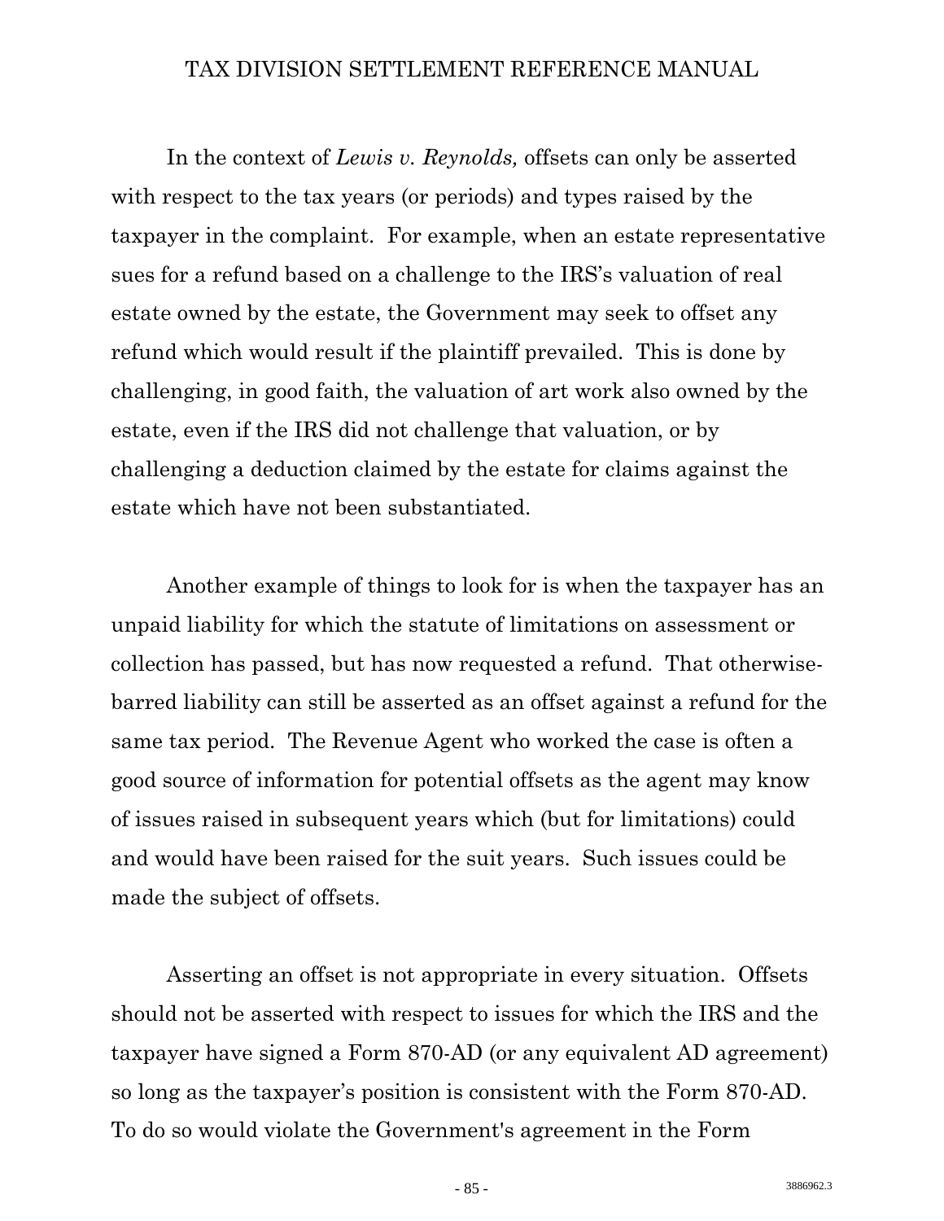In the context of *Lewis v. Reynolds,* offsets can only be asserted with respect to the tax years (or periods) and types raised by the taxpayer in the complaint. For example, when an estate representative sues for a refund based on a challenge to the IRS's valuation of real estate owned by the estate, the Government may seek to offset any refund which would result if the plaintiff prevailed. This is done by challenging, in good faith, the valuation of art work also owned by the estate, even if the IRS did not challenge that valuation, or by challenging a deduction claimed by the estate for claims against the estate which have not been substantiated.

Another example of things to look for is when the taxpayer has an unpaid liability for which the statute of limitations on assessment or collection has passed, but has now requested a refund. That otherwise-barred liability can still be asserted as an offset against a refund for the same tax period. The Revenue Agent who worked the case is often a good source of information for potential offsets as the agent may know of issues raised in subsequent years which (but for limitations) could and would have been raised for the suit years. Such issues could be made the subject of offsets.

Asserting an offset is not appropriate in every situation. Offsets should not be asserted with respect to issues for which the IRS and the taxpayer have signed a Form 870-AD (or any equivalent AD agreement) so long as the taxpayer's position is consistent with the Form 870-AD. To do so would violate the Government's agreement in the Form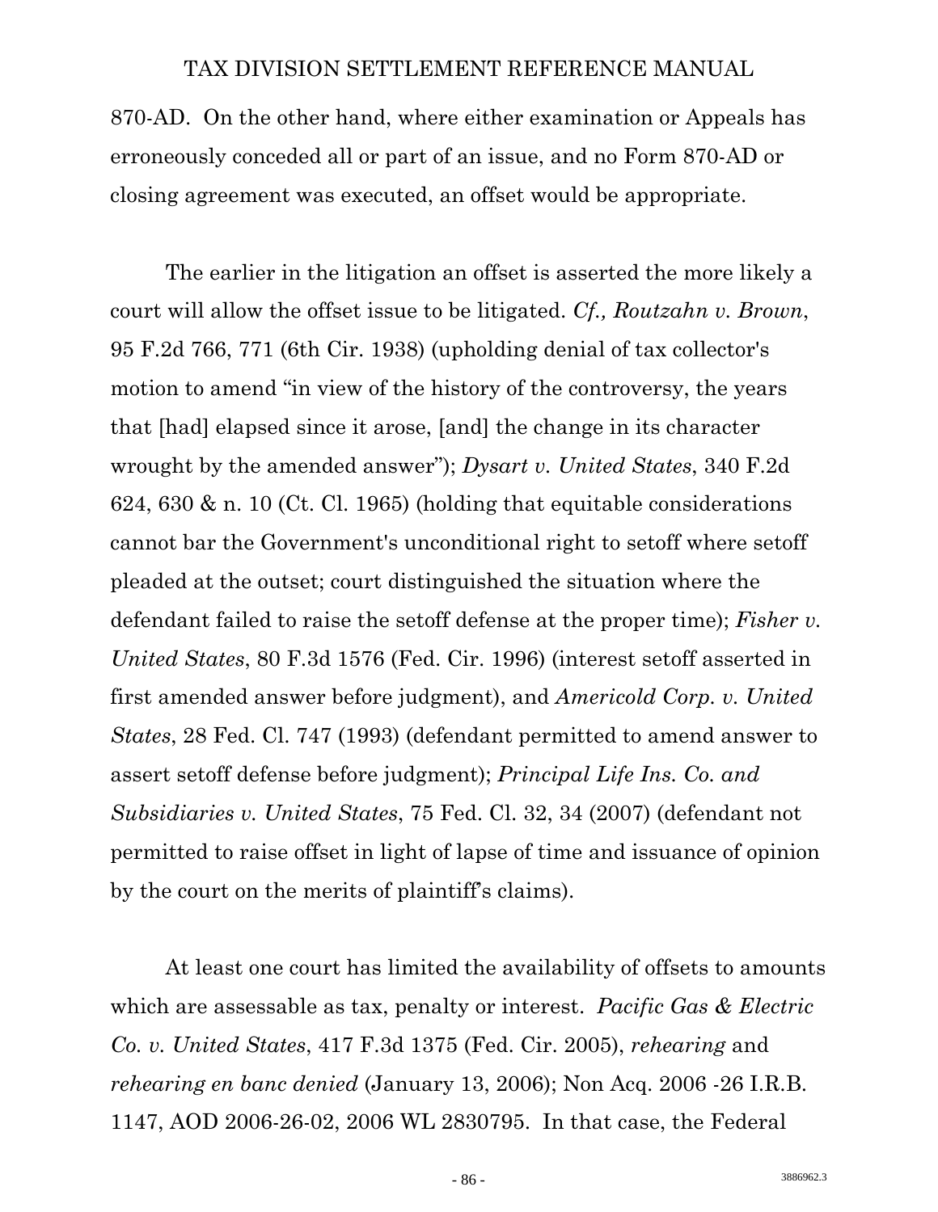870-AD. On the other hand, where either examination or Appeals has erroneously conceded all or part of an issue, and no Form 870-AD or closing agreement was executed, an offset would be appropriate.

The earlier in the litigation an offset is asserted the more likely a court will allow the offset issue to be litigated. *Cf., Routzahn v. Brown*, 95 F.2d 766, 771 (6th Cir. 1938) (upholding denial of tax collector's motion to amend "in view of the history of the controversy, the years that [had] elapsed since it arose, [and] the change in its character wrought by the amended answer"); *Dysart v. United States*, 340 F.2d 624, 630 & n. 10 (Ct. Cl. 1965) (holding that equitable considerations cannot bar the Government's unconditional right to setoff where setoff pleaded at the outset; court distinguished the situation where the defendant failed to raise the setoff defense at the proper time); *Fisher v. United States*, 80 F.3d 1576 (Fed. Cir. 1996) (interest setoff asserted in first amended answer before judgment), and *Americold Corp. v. United States*, 28 Fed. Cl. 747 (1993) (defendant permitted to amend answer to assert setoff defense before judgment); *Principal Life Ins. Co. and Subsidiaries v. United States*, 75 Fed. Cl. 32, 34 (2007) (defendant not permitted to raise offset in light of lapse of time and issuance of opinion by the court on the merits of plaintiff's claims).

At least one court has limited the availability of offsets to amounts which are assessable as tax, penalty or interest. *Pacific Gas & Electric Co. v. United States*, 417 F.3d 1375 (Fed. Cir. 2005), *rehearing* and *rehearing en banc denied* (January 13, 2006); Non Acq. 2006 -26 I.R.B. 1147, AOD 2006-26-02, 2006 WL 2830795. In that case, the Federal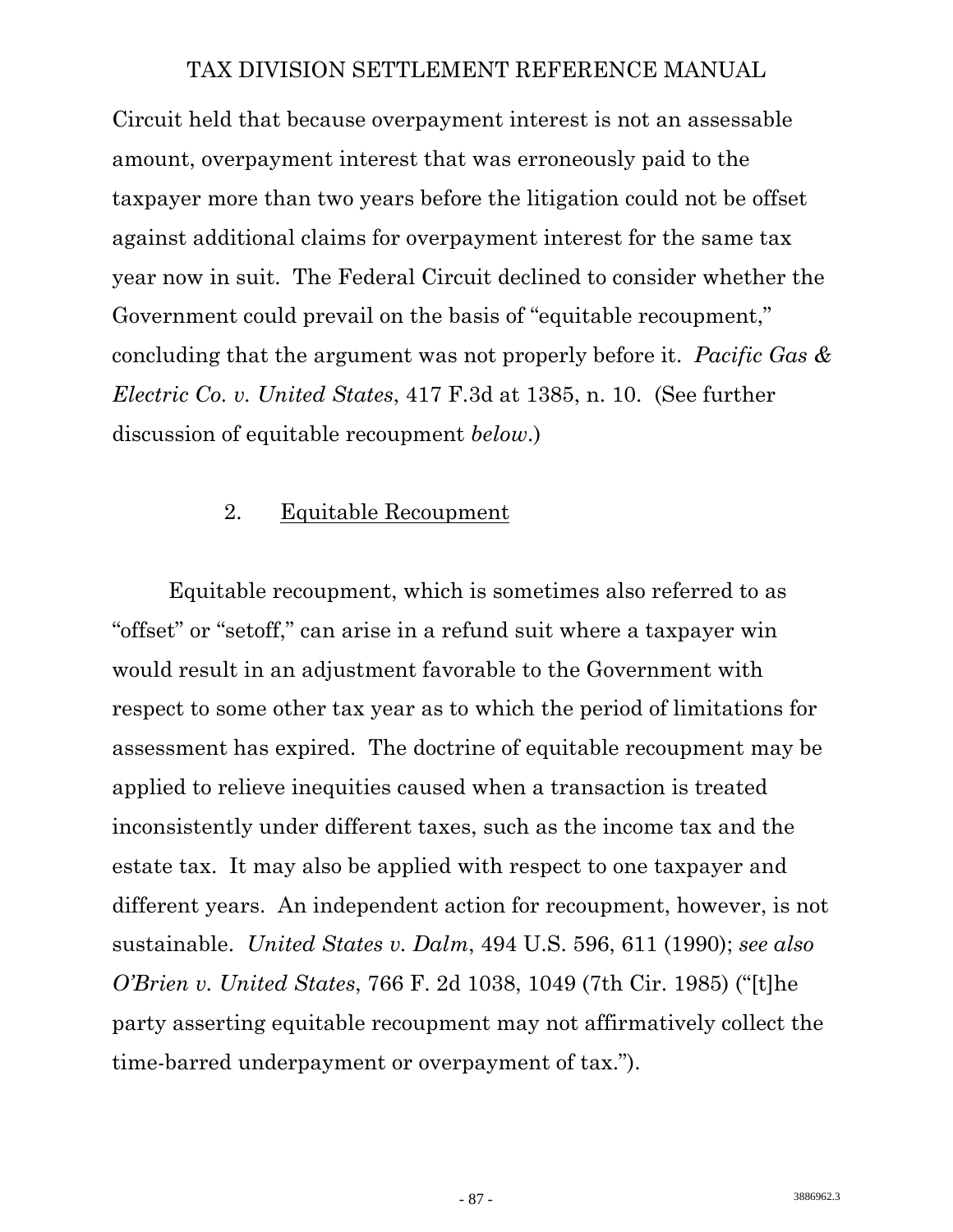Circuit held that because overpayment interest is not an assessable amount, overpayment interest that was erroneously paid to the taxpayer more than two years before the litigation could not be offset against additional claims for overpayment interest for the same tax year now in suit. The Federal Circuit declined to consider whether the Government could prevail on the basis of "equitable recoupment," concluding that the argument was not properly before it. *Pacific Gas & Electric Co. v. United States*, 417 F.3d at 1385, n. 10. (See further discussion of equitable recoupment *below*.)

### 2. Equitable Recoupment

Equitable recoupment, which is sometimes also referred to as "offset" or "setoff," can arise in a refund suit where a taxpayer win would result in an adjustment favorable to the Government with respect to some other tax year as to which the period of limitations for assessment has expired. The doctrine of equitable recoupment may be applied to relieve inequities caused when a transaction is treated inconsistently under different taxes, such as the income tax and the estate tax. It may also be applied with respect to one taxpayer and different years. An independent action for recoupment, however, is not sustainable. *United States v. Dalm*, 494 U.S. 596, 611 (1990); *see also O'Brien v. United States*, 766 F. 2d 1038, 1049 (7th Cir. 1985) ("[t]he party asserting equitable recoupment may not affirmatively collect the time-barred underpayment or overpayment of tax.").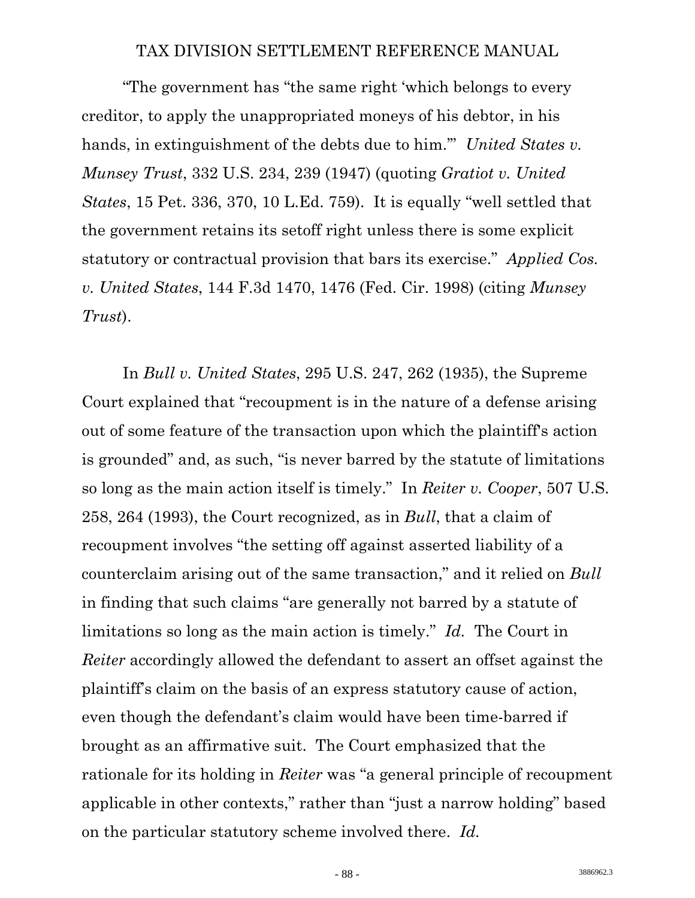"The government has "the same right 'which belongs to every creditor, to apply the unappropriated moneys of his debtor, in his hands, in extinguishment of the debts due to him.'" *United States v. Munsey Trust*, 332 U.S. 234, 239 (1947) (quoting *Gratiot v. United States*, 15 Pet. 336, 370, 10 L.Ed. 759). It is equally "well settled that the government retains its setoff right unless there is some explicit statutory or contractual provision that bars its exercise." *Applied Cos. v. United States*, 144 F.3d 1470, 1476 (Fed. Cir. 1998) (citing *Munsey Trust*).

In *Bull v. United States*, 295 U.S. 247, 262 (1935), the Supreme Court explained that "recoupment is in the nature of a defense arising out of some feature of the transaction upon which the plaintiff's action is grounded" and, as such, "is never barred by the statute of limitations so long as the main action itself is timely." In *Reiter v. Cooper*, 507 U.S. 258, 264 (1993), the Court recognized, as in *Bull*, that a claim of recoupment involves "the setting off against asserted liability of a counterclaim arising out of the same transaction," and it relied on *Bull* in finding that such claims "are generally not barred by a statute of limitations so long as the main action is timely." *Id.* The Court in *Reiter* accordingly allowed the defendant to assert an offset against the plaintiff's claim on the basis of an express statutory cause of action, even though the defendant's claim would have been time-barred if brought as an affirmative suit. The Court emphasized that the rationale for its holding in *Reiter* was "a general principle of recoupment applicable in other contexts," rather than "just a narrow holding" based on the particular statutory scheme involved there. *Id.*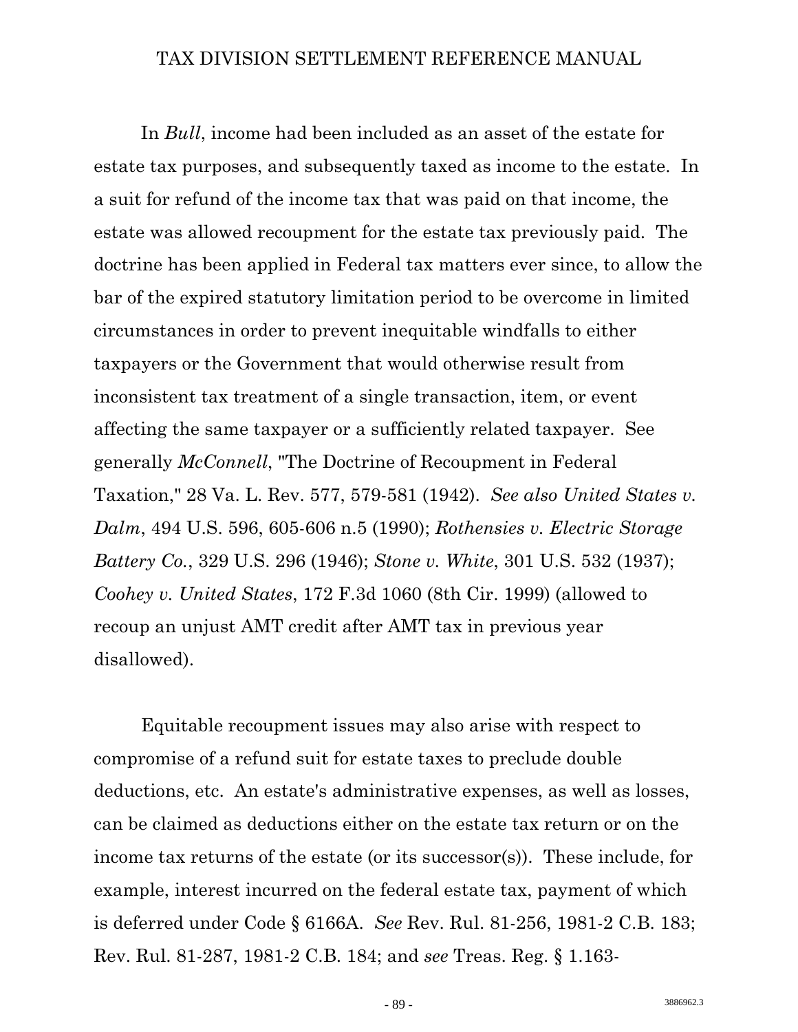In *Bull*, income had been included as an asset of the estate for estate tax purposes, and subsequently taxed as income to the estate. In a suit for refund of the income tax that was paid on that income, the estate was allowed recoupment for the estate tax previously paid. The doctrine has been applied in Federal tax matters ever since, to allow the bar of the expired statutory limitation period to be overcome in limited circumstances in order to prevent inequitable windfalls to either taxpayers or the Government that would otherwise result from inconsistent tax treatment of a single transaction, item, or event affecting the same taxpayer or a sufficiently related taxpayer. See generally *McConnell*, "The Doctrine of Recoupment in Federal Taxation," 28 Va. L. Rev. 577, 579-581 (1942). *See also United States v. Dalm*, 494 U.S. 596, 605-606 n.5 (1990); *Rothensies v. Electric Storage Battery Co.*, 329 U.S. 296 (1946); *Stone v. White*, 301 U.S. 532 (1937); *Coohey v. United States*, 172 F.3d 1060 (8th Cir. 1999) (allowed to recoup an unjust AMT credit after AMT tax in previous year disallowed).

Equitable recoupment issues may also arise with respect to compromise of a refund suit for estate taxes to preclude double deductions, etc. An estate's administrative expenses, as well as losses, can be claimed as deductions either on the estate tax return or on the income tax returns of the estate (or its successor(s)). These include, for example, interest incurred on the federal estate tax, payment of which is deferred under Code § 6166A. *See* Rev. Rul. 81-256, 1981-2 C.B. 183; Rev. Rul. 81-287, 1981-2 C.B. 184; and *see* Treas. Reg. § 1.163-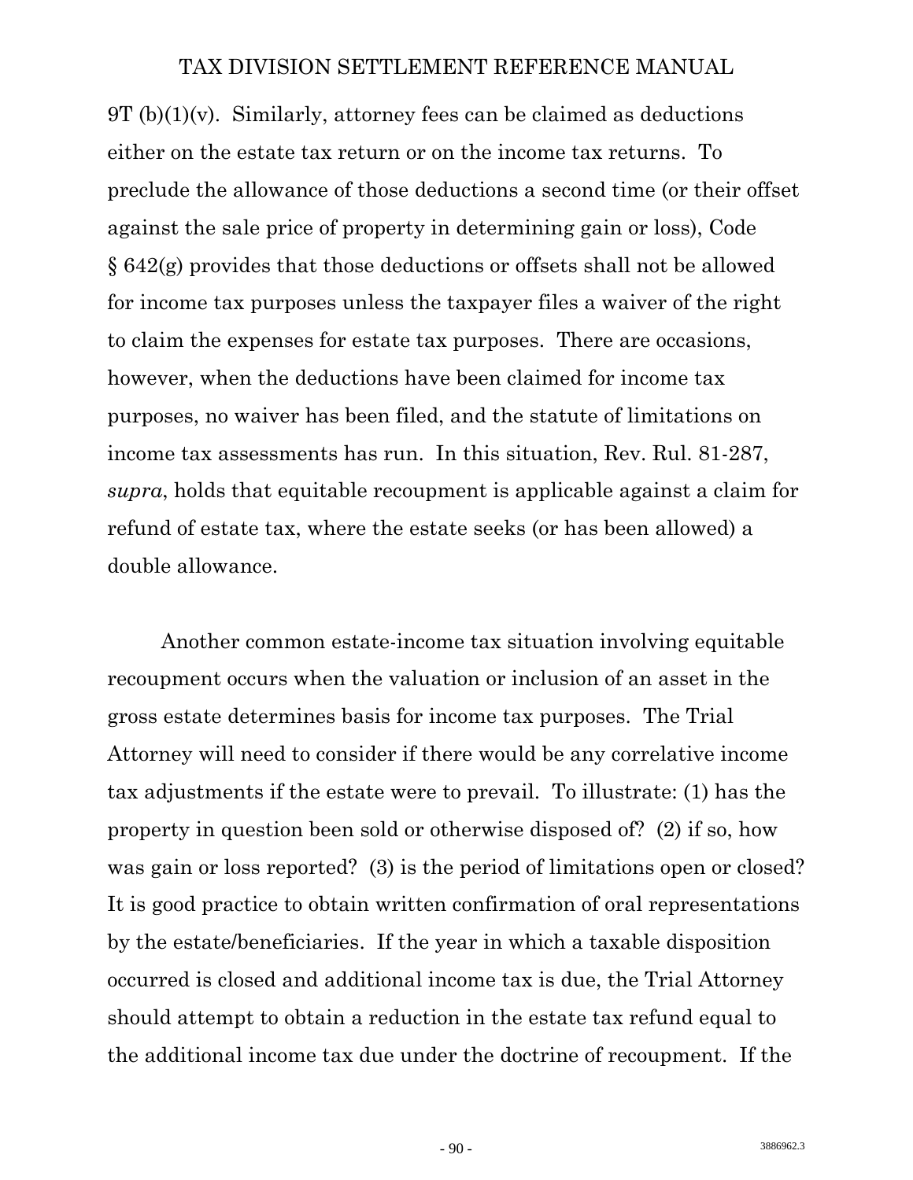9T (b)(1)(v). Similarly, attorney fees can be claimed as deductions either on the estate tax return or on the income tax returns. To preclude the allowance of those deductions a second time (or their offset against the sale price of property in determining gain or loss), Code § 642(g) provides that those deductions or offsets shall not be allowed for income tax purposes unless the taxpayer files a waiver of the right to claim the expenses for estate tax purposes. There are occasions, however, when the deductions have been claimed for income tax purposes, no waiver has been filed, and the statute of limitations on income tax assessments has run. In this situation, Rev. Rul. 81-287, *supra*, holds that equitable recoupment is applicable against a claim for refund of estate tax, where the estate seeks (or has been allowed) a double allowance.

Another common estate-income tax situation involving equitable recoupment occurs when the valuation or inclusion of an asset in the gross estate determines basis for income tax purposes. The Trial Attorney will need to consider if there would be any correlative income tax adjustments if the estate were to prevail. To illustrate: (1) has the property in question been sold or otherwise disposed of? (2) if so, how was gain or loss reported? (3) is the period of limitations open or closed? It is good practice to obtain written confirmation of oral representations by the estate/beneficiaries. If the year in which a taxable disposition occurred is closed and additional income tax is due, the Trial Attorney should attempt to obtain a reduction in the estate tax refund equal to the additional income tax due under the doctrine of recoupment. If the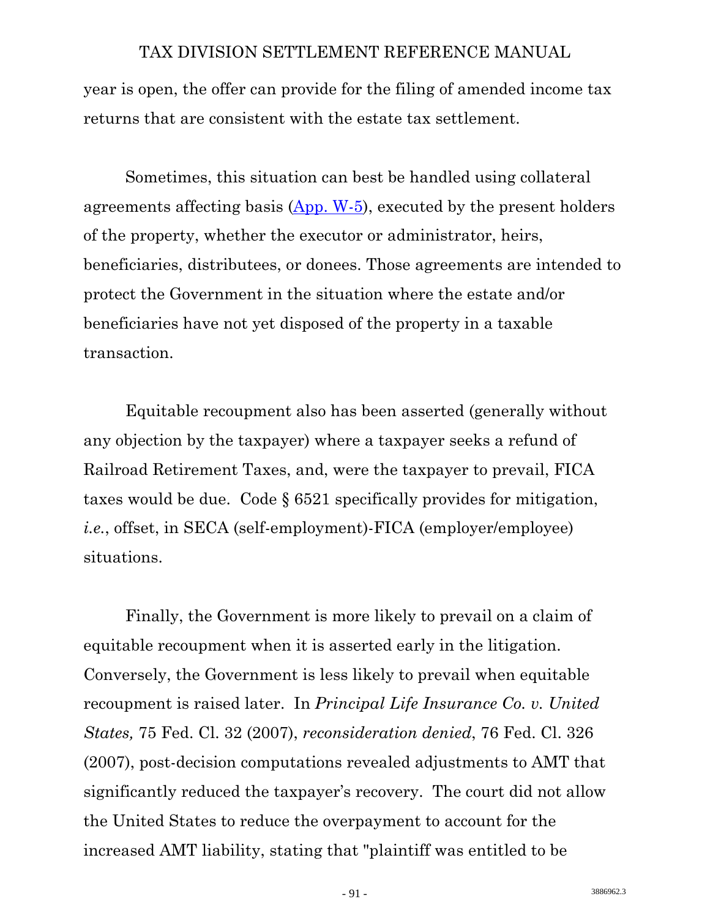year is open, the offer can provide for the filing of amended income tax returns that are consistent with the estate tax settlement.

Sometimes, this situation can best be handled using collateral agreements affecting basis (App. W-5), executed by the present holders of the property, whether the executor or administrator, heirs, beneficiaries, distributees, or donees. Those agreements are intended to protect the Government in the situation where the estate and/or beneficiaries have not yet disposed of the property in a taxable transaction.

Equitable recoupment also has been asserted (generally without any objection by the taxpayer) where a taxpayer seeks a refund of Railroad Retirement Taxes, and, were the taxpayer to prevail, FICA taxes would be due. Code § 6521 specifically provides for mitigation, *i.e.*, offset, in SECA (self-employment)-FICA (employer/employee) situations.

Finally, the Government is more likely to prevail on a claim of equitable recoupment when it is asserted early in the litigation. Conversely, the Government is less likely to prevail when equitable recoupment is raised later. In *Principal Life Insurance Co. v. United States,* 75 Fed. Cl. 32 (2007), *reconsideration denied*, 76 Fed. Cl. 326 (2007), post-decision computations revealed adjustments to AMT that significantly reduced the taxpayer's recovery. The court did not allow the United States to reduce the overpayment to account for the increased AMT liability, stating that "plaintiff was entitled to be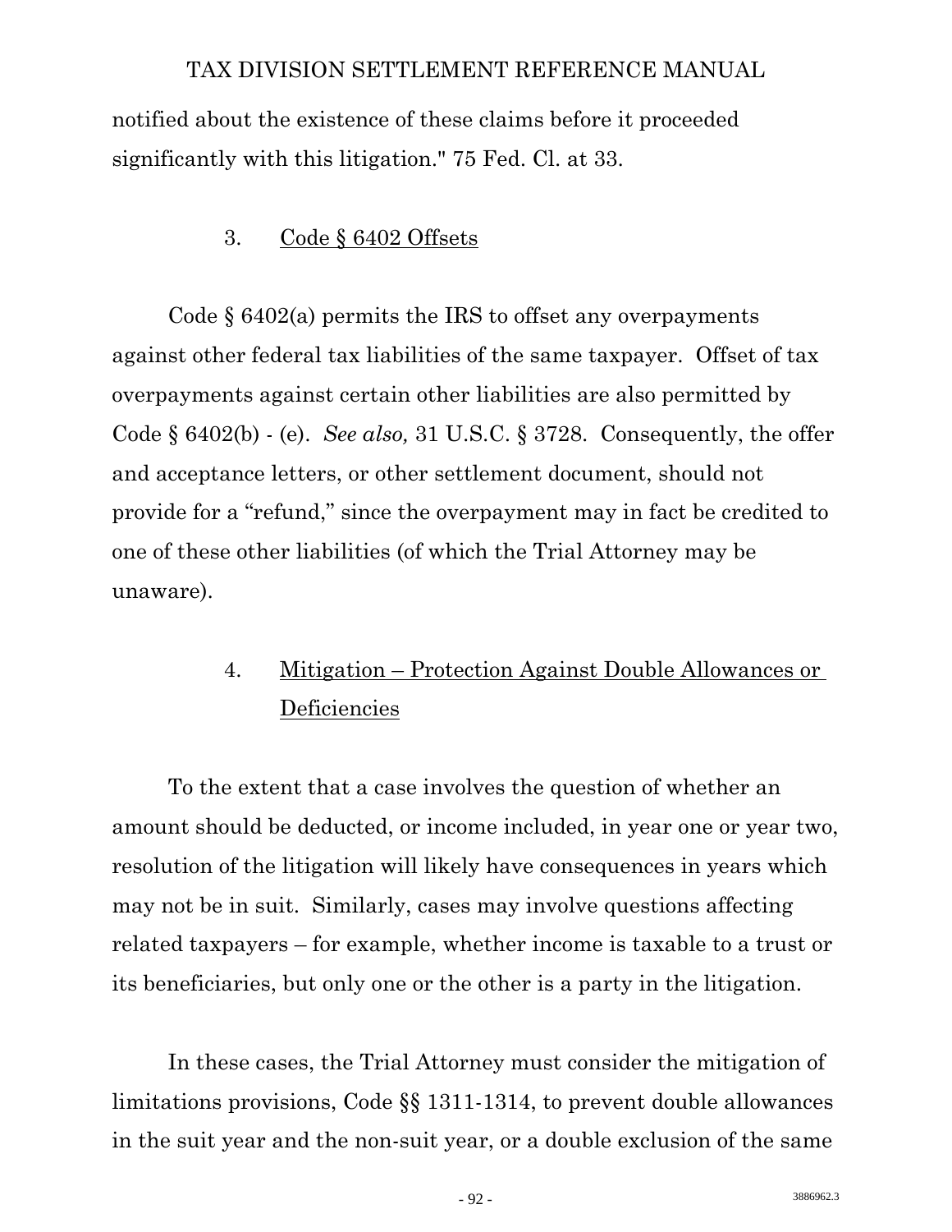notified about the existence of these claims before it proceeded significantly with this litigation." 75 Fed. Cl. at 33.

### 3. Code § 6402 Offsets

Code § 6402(a) permits the IRS to offset any overpayments against other federal tax liabilities of the same taxpayer. Offset of tax overpayments against certain other liabilities are also permitted by Code § 6402(b) - (e). *See also,* 31 U.S.C. § 3728. Consequently, the offer and acceptance letters, or other settlement document, should not provide for a "refund," since the overpayment may in fact be credited to one of these other liabilities (of which the Trial Attorney may be unaware).

### 4. Mitigation – Protection Against Double Allowances or Deficiencies

To the extent that a case involves the question of whether an amount should be deducted, or income included, in year one or year two, resolution of the litigation will likely have consequences in years which may not be in suit. Similarly, cases may involve questions affecting related taxpayers – for example, whether income is taxable to a trust or its beneficiaries, but only one or the other is a party in the litigation.

In these cases, the Trial Attorney must consider the mitigation of limitations provisions, Code §§ 1311-1314, to prevent double allowances in the suit year and the non-suit year, or a double exclusion of the same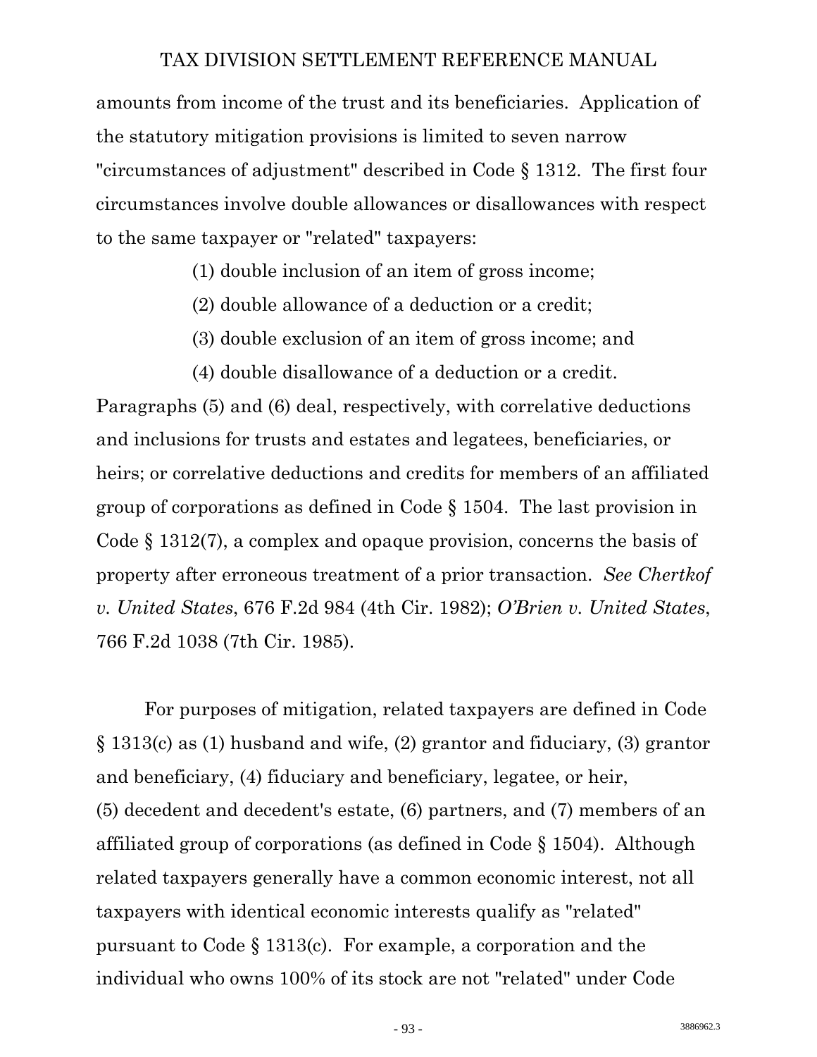amounts from income of the trust and its beneficiaries. Application of the statutory mitigation provisions is limited to seven narrow "circumstances of adjustment" described in Code § 1312. The first four circumstances involve double allowances or disallowances with respect to the same taxpayer or "related" taxpayers:

(1) double inclusion of an item of gross income;

(2) double allowance of a deduction or a credit;

(3) double exclusion of an item of gross income; and

(4) double disallowance of a deduction or a credit.

Paragraphs (5) and (6) deal, respectively, with correlative deductions and inclusions for trusts and estates and legatees, beneficiaries, or heirs; or correlative deductions and credits for members of an affiliated group of corporations as defined in Code § 1504. The last provision in Code § 1312(7), a complex and opaque provision, concerns the basis of property after erroneous treatment of a prior transaction. *See Chertkof v. United States*, 676 F.2d 984 (4th Cir. 1982); *O'Brien v. United States*, 766 F.2d 1038 (7th Cir. 1985).

For purposes of mitigation, related taxpayers are defined in Code § 1313(c) as (1) husband and wife, (2) grantor and fiduciary, (3) grantor and beneficiary, (4) fiduciary and beneficiary, legatee, or heir, (5) decedent and decedent's estate, (6) partners, and (7) members of an affiliated group of corporations (as defined in Code § 1504). Although related taxpayers generally have a common economic interest, not all taxpayers with identical economic interests qualify as "related" pursuant to Code § 1313(c). For example, a corporation and the individual who owns 100% of its stock are not "related" under Code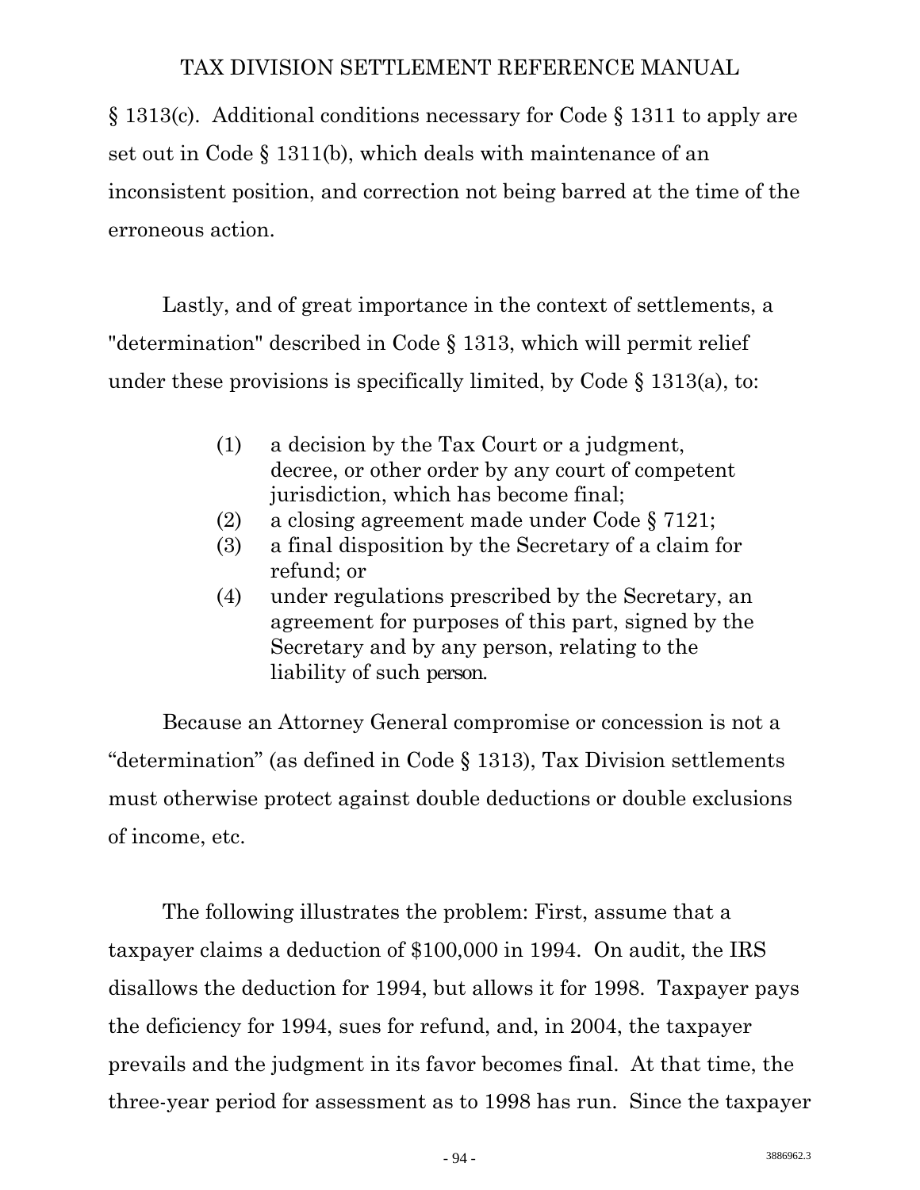§ 1313(c). Additional conditions necessary for Code § 1311 to apply are set out in Code § 1311(b), which deals with maintenance of an inconsistent position, and correction not being barred at the time of the erroneous action.

Lastly, and of great importance in the context of settlements, a "determination" described in Code § 1313, which will permit relief under these provisions is specifically limited, by Code § 1313(a), to:

> (1) a decision by the Tax Court or a judgment, decree, or other order by any court of competent jurisdiction, which has become final;
> (2) a closing agreement made under Code § 7121;
> (3) a final disposition by the Secretary of a claim for refund; or
> (4) under regulations prescribed by the Secretary, an agreement for purposes of this part, signed by the Secretary and by any person, relating to the liability of such person.

Because an Attorney General compromise or concession is not a "determination" (as defined in Code § 1313), Tax Division settlements must otherwise protect against double deductions or double exclusions of income, etc.

The following illustrates the problem: First, assume that a taxpayer claims a deduction of $100,000 in 1994. On audit, the IRS disallows the deduction for 1994, but allows it for 1998. Taxpayer pays the deficiency for 1994, sues for refund, and, in 2004, the taxpayer prevails and the judgment in its favor becomes final. At that time, the three-year period for assessment as to 1998 has run. Since the taxpayer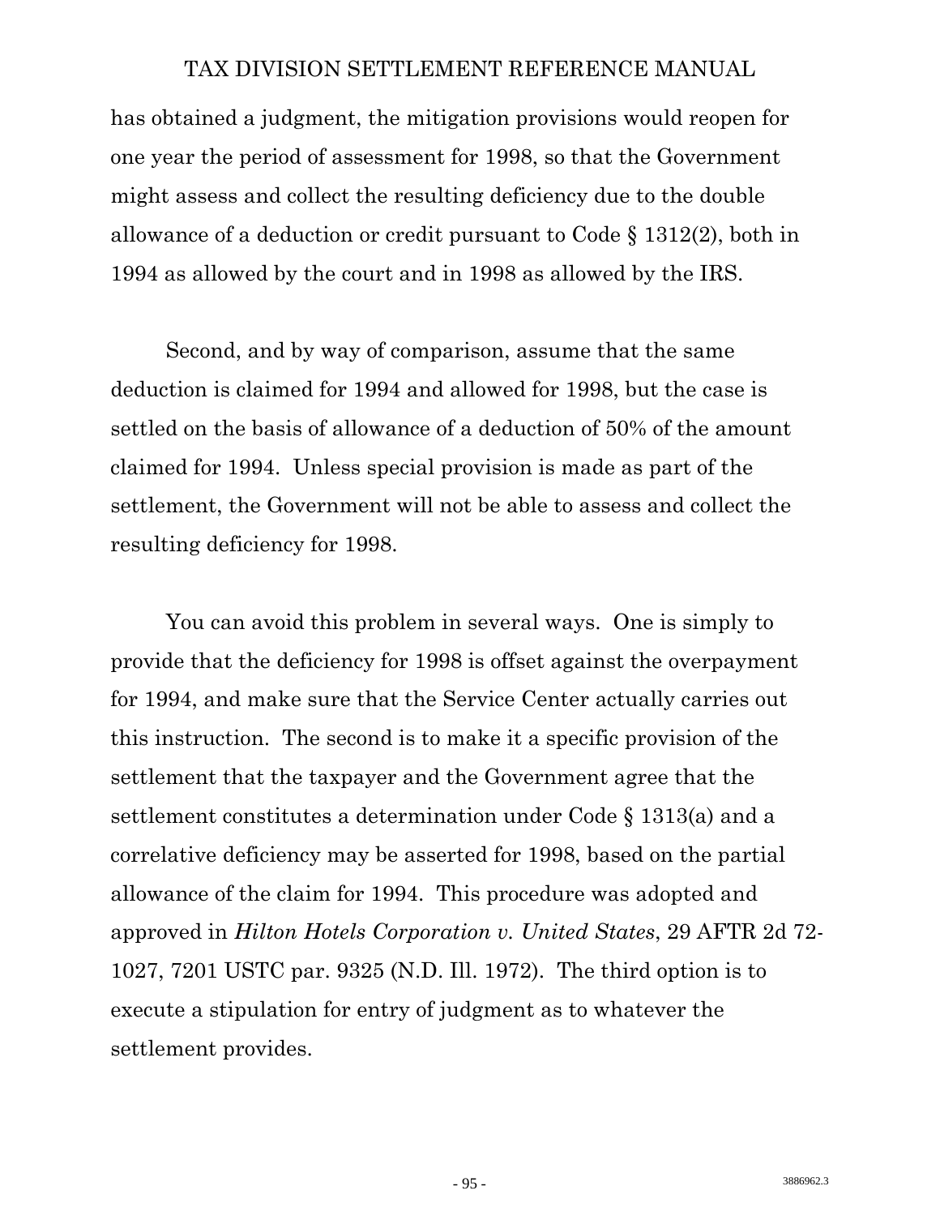has obtained a judgment, the mitigation provisions would reopen for one year the period of assessment for 1998, so that the Government might assess and collect the resulting deficiency due to the double allowance of a deduction or credit pursuant to Code § 1312(2), both in 1994 as allowed by the court and in 1998 as allowed by the IRS.

Second, and by way of comparison, assume that the same deduction is claimed for 1994 and allowed for 1998, but the case is settled on the basis of allowance of a deduction of 50% of the amount claimed for 1994. Unless special provision is made as part of the settlement, the Government will not be able to assess and collect the resulting deficiency for 1998.

You can avoid this problem in several ways. One is simply to provide that the deficiency for 1998 is offset against the overpayment for 1994, and make sure that the Service Center actually carries out this instruction. The second is to make it a specific provision of the settlement that the taxpayer and the Government agree that the settlement constitutes a determination under Code § 1313(a) and a correlative deficiency may be asserted for 1998, based on the partial allowance of the claim for 1994. This procedure was adopted and approved in *Hilton Hotels Corporation v. United States*, 29 AFTR 2d 72-1027, 7201 USTC par. 9325 (N.D. Ill. 1972). The third option is to execute a stipulation for entry of judgment as to whatever the settlement provides.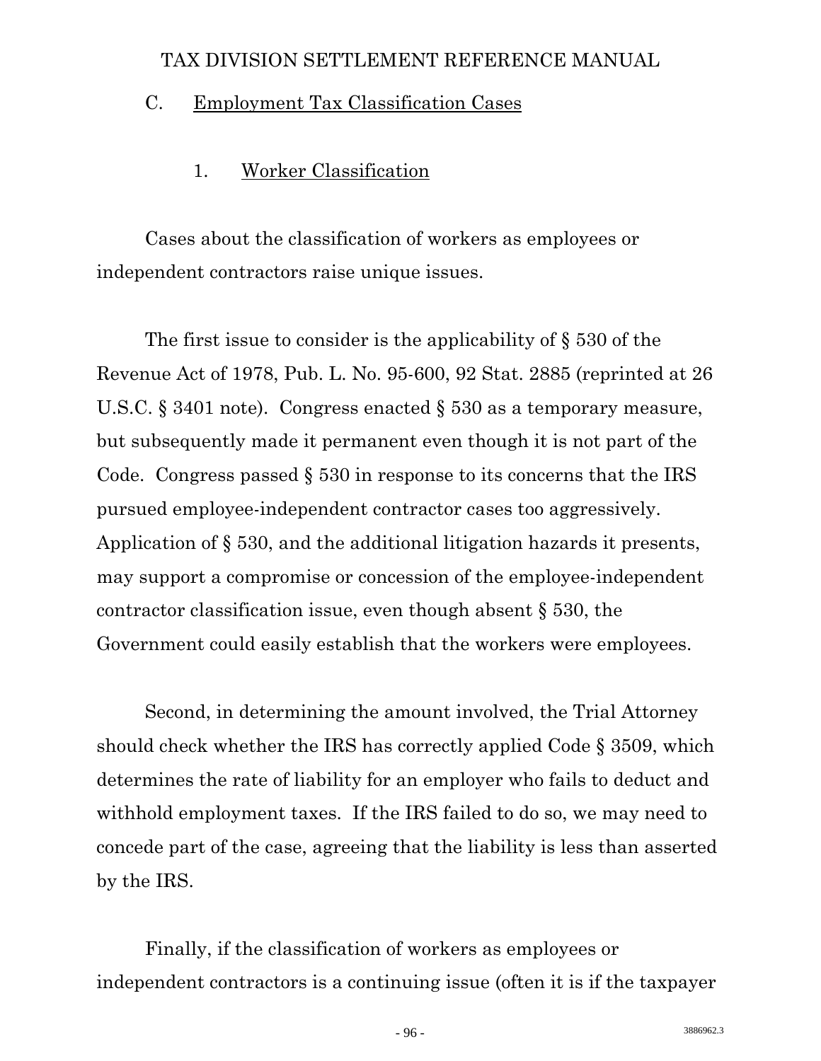## C. Employment Tax Classification Cases

### 1. Worker Classification

Cases about the classification of workers as employees or independent contractors raise unique issues.

The first issue to consider is the applicability of § 530 of the Revenue Act of 1978, Pub. L. No. 95-600, 92 Stat. 2885 (reprinted at 26 U.S.C. § 3401 note). Congress enacted § 530 as a temporary measure, but subsequently made it permanent even though it is not part of the Code. Congress passed § 530 in response to its concerns that the IRS pursued employee-independent contractor cases too aggressively. Application of § 530, and the additional litigation hazards it presents, may support a compromise or concession of the employee-independent contractor classification issue, even though absent § 530, the Government could easily establish that the workers were employees.

Second, in determining the amount involved, the Trial Attorney should check whether the IRS has correctly applied Code § 3509, which determines the rate of liability for an employer who fails to deduct and withhold employment taxes. If the IRS failed to do so, we may need to concede part of the case, agreeing that the liability is less than asserted by the IRS.

Finally, if the classification of workers as employees or independent contractors is a continuing issue (often it is if the taxpayer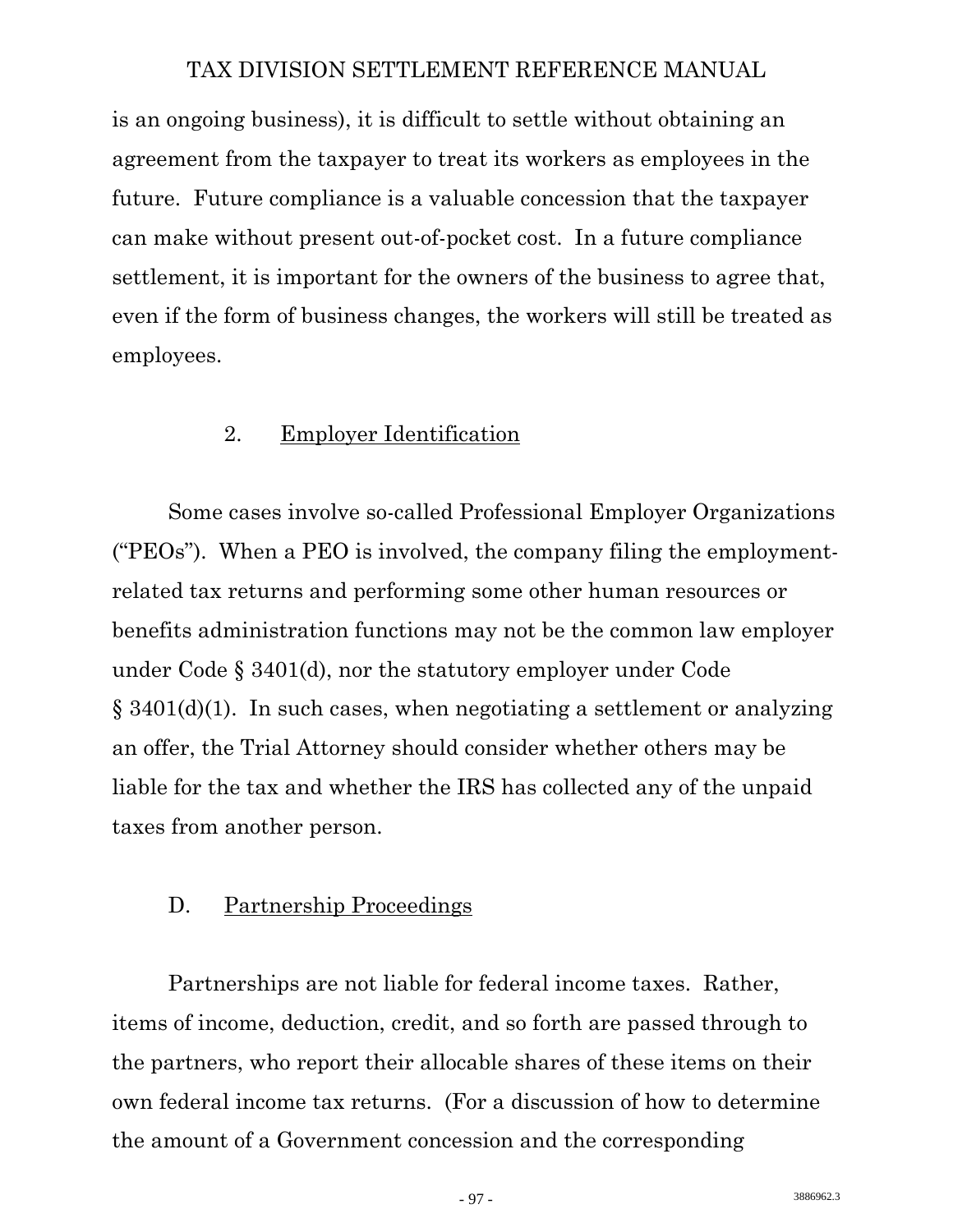is an ongoing business), it is difficult to settle without obtaining an agreement from the taxpayer to treat its workers as employees in the future. Future compliance is a valuable concession that the taxpayer can make without present out-of-pocket cost. In a future compliance settlement, it is important for the owners of the business to agree that, even if the form of business changes, the workers will still be treated as employees.

### 2. Employer Identification

Some cases involve so-called Professional Employer Organizations ("PEOs"). When a PEO is involved, the company filing the employment-related tax returns and performing some other human resources or benefits administration functions may not be the common law employer under Code § 3401(d), nor the statutory employer under Code § 3401(d)(1). In such cases, when negotiating a settlement or analyzing an offer, the Trial Attorney should consider whether others may be liable for the tax and whether the IRS has collected any of the unpaid taxes from another person.

## D. Partnership Proceedings

Partnerships are not liable for federal income taxes. Rather, items of income, deduction, credit, and so forth are passed through to the partners, who report their allocable shares of these items on their own federal income tax returns. (For a discussion of how to determine the amount of a Government concession and the corresponding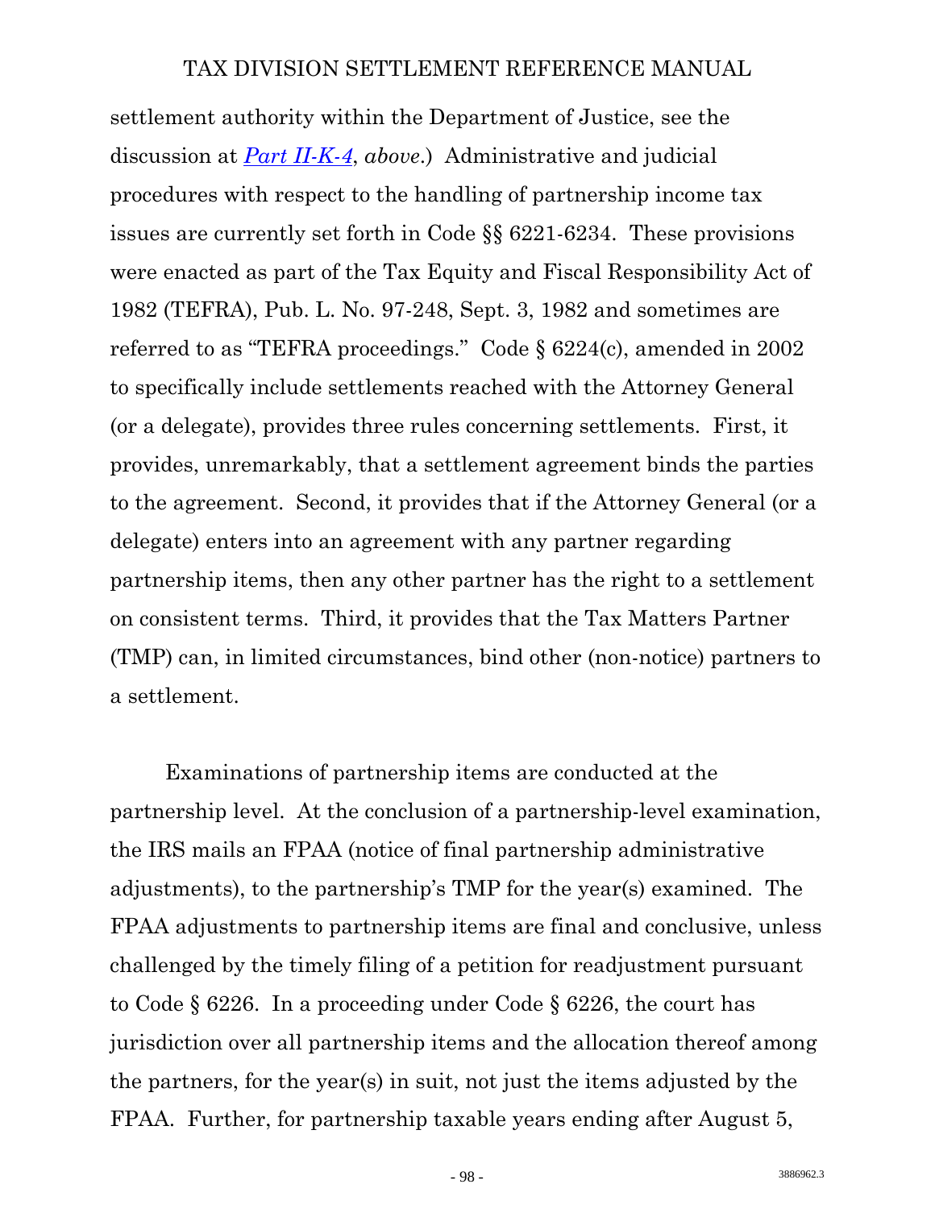settlement authority within the Department of Justice, see the discussion at *Part II-K-4*, *above*.) Administrative and judicial procedures with respect to the handling of partnership income tax issues are currently set forth in Code §§ 6221-6234. These provisions were enacted as part of the Tax Equity and Fiscal Responsibility Act of 1982 (TEFRA), Pub. L. No. 97-248, Sept. 3, 1982 and sometimes are referred to as "TEFRA proceedings." Code § 6224(c), amended in 2002 to specifically include settlements reached with the Attorney General (or a delegate), provides three rules concerning settlements. First, it provides, unremarkably, that a settlement agreement binds the parties to the agreement. Second, it provides that if the Attorney General (or a delegate) enters into an agreement with any partner regarding partnership items, then any other partner has the right to a settlement on consistent terms. Third, it provides that the Tax Matters Partner (TMP) can, in limited circumstances, bind other (non-notice) partners to a settlement.

Examinations of partnership items are conducted at the partnership level. At the conclusion of a partnership-level examination, the IRS mails an FPAA (notice of final partnership administrative adjustments), to the partnership's TMP for the year(s) examined. The FPAA adjustments to partnership items are final and conclusive, unless challenged by the timely filing of a petition for readjustment pursuant to Code § 6226. In a proceeding under Code § 6226, the court has jurisdiction over all partnership items and the allocation thereof among the partners, for the year(s) in suit, not just the items adjusted by the FPAA. Further, for partnership taxable years ending after August 5,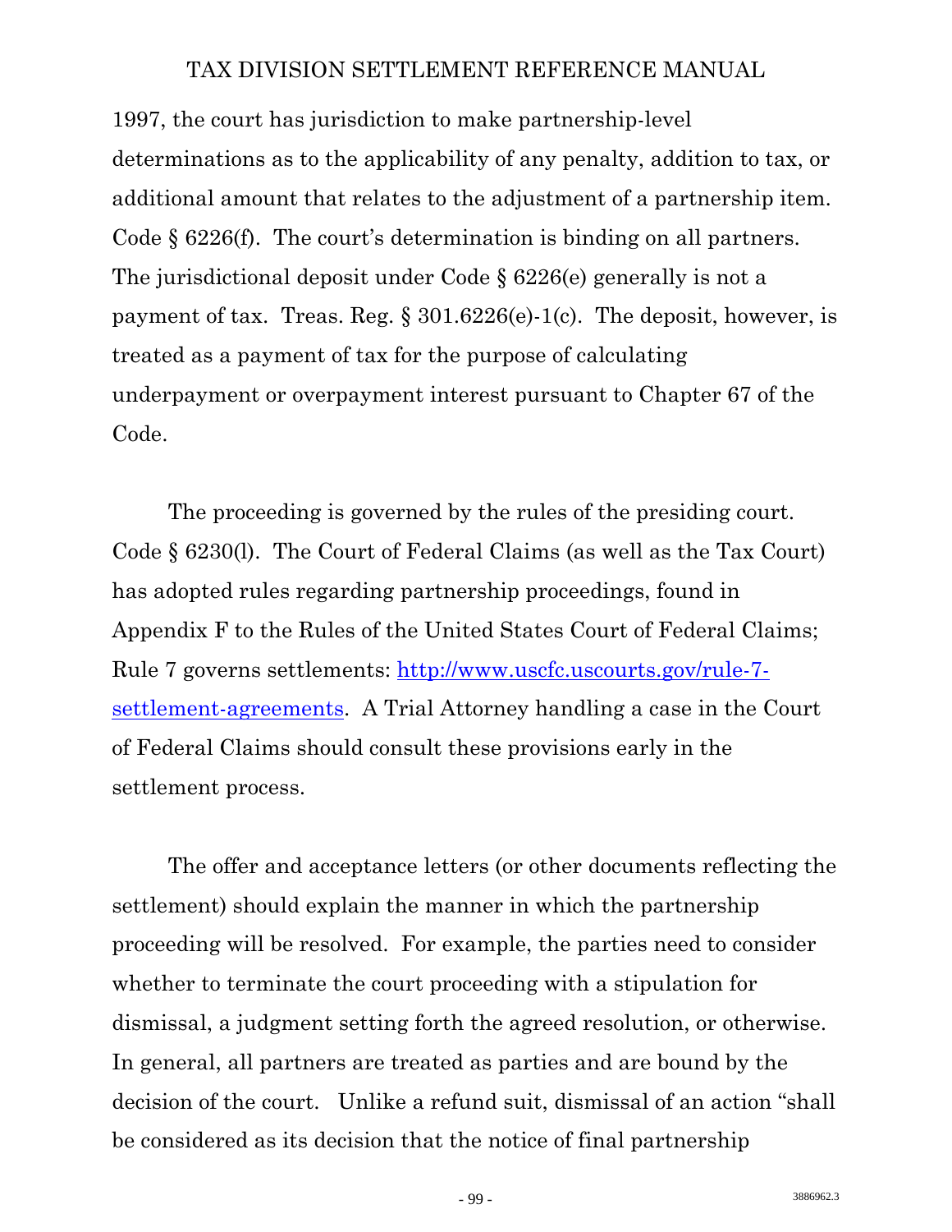1997, the court has jurisdiction to make partnership-level determinations as to the applicability of any penalty, addition to tax, or additional amount that relates to the adjustment of a partnership item. Code § 6226(f). The court's determination is binding on all partners. The jurisdictional deposit under Code § 6226(e) generally is not a payment of tax. Treas. Reg. § 301.6226(e)-1(c). The deposit, however, is treated as a payment of tax for the purpose of calculating underpayment or overpayment interest pursuant to Chapter 67 of the Code.

The proceeding is governed by the rules of the presiding court. Code § 6230(l). The Court of Federal Claims (as well as the Tax Court) has adopted rules regarding partnership proceedings, found in Appendix F to the Rules of the United States Court of Federal Claims; Rule 7 governs settlements: [http://www.uscfc.uscourts.gov/rule-7-settlement-agreements](http://www.uscfc.uscourts.gov/rule-7-settlement-agreements). A Trial Attorney handling a case in the Court of Federal Claims should consult these provisions early in the settlement process.

The offer and acceptance letters (or other documents reflecting the settlement) should explain the manner in which the partnership proceeding will be resolved. For example, the parties need to consider whether to terminate the court proceeding with a stipulation for dismissal, a judgment setting forth the agreed resolution, or otherwise. In general, all partners are treated as parties and are bound by the decision of the court. Unlike a refund suit, dismissal of an action "shall be considered as its decision that the notice of final partnership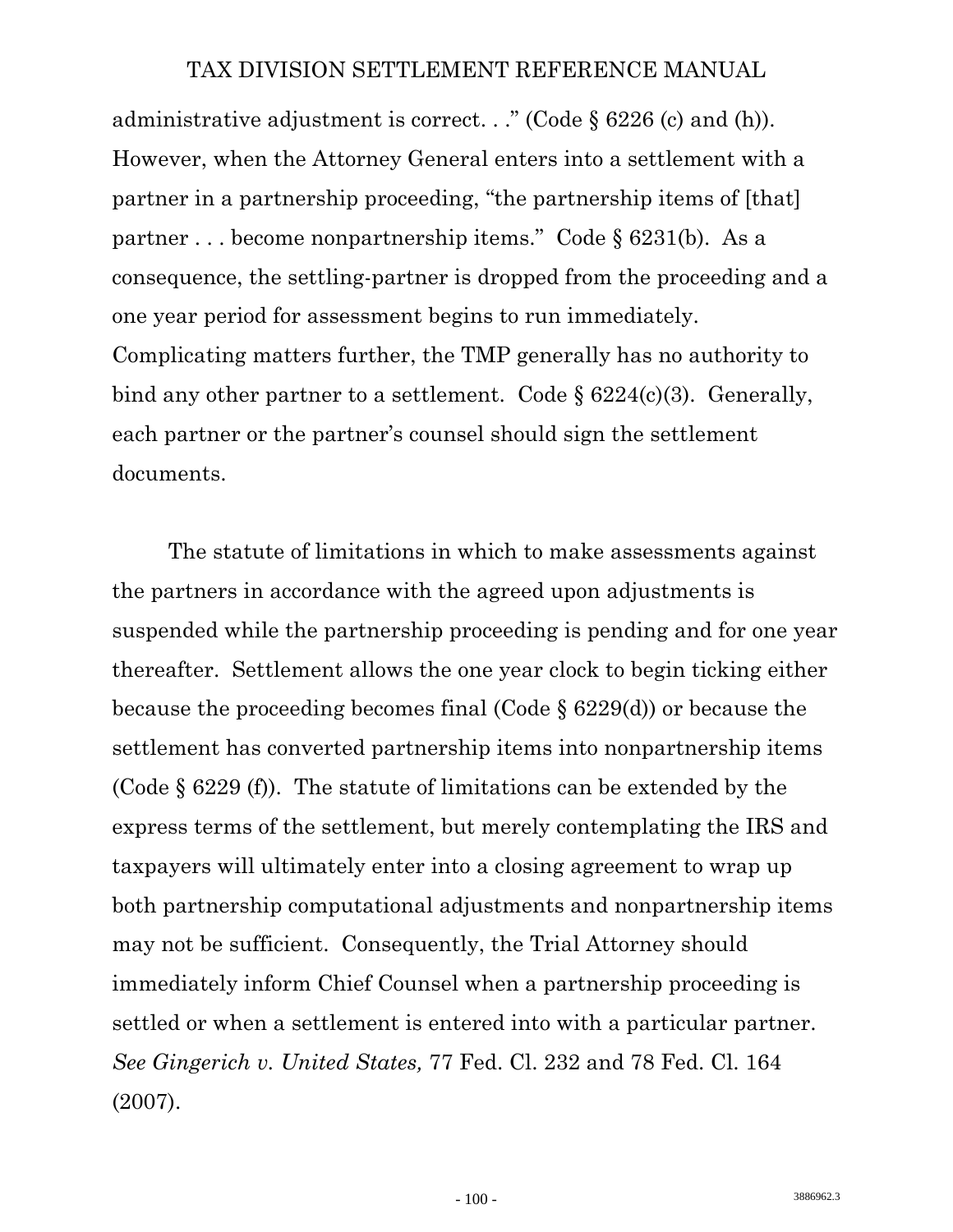administrative adjustment is correct. . ." (Code § 6226 (c) and (h)). However, when the Attorney General enters into a settlement with a partner in a partnership proceeding, "the partnership items of [that] partner . . . become nonpartnership items." Code § 6231(b). As a consequence, the settling-partner is dropped from the proceeding and a one year period for assessment begins to run immediately. Complicating matters further, the TMP generally has no authority to bind any other partner to a settlement. Code § 6224(c)(3). Generally, each partner or the partner's counsel should sign the settlement documents.

The statute of limitations in which to make assessments against the partners in accordance with the agreed upon adjustments is suspended while the partnership proceeding is pending and for one year thereafter. Settlement allows the one year clock to begin ticking either because the proceeding becomes final (Code § 6229(d)) or because the settlement has converted partnership items into nonpartnership items (Code § 6229 (f)). The statute of limitations can be extended by the express terms of the settlement, but merely contemplating the IRS and taxpayers will ultimately enter into a closing agreement to wrap up both partnership computational adjustments and nonpartnership items may not be sufficient. Consequently, the Trial Attorney should immediately inform Chief Counsel when a partnership proceeding is settled or when a settlement is entered into with a particular partner. *See Gingerich v. United States,* 77 Fed. Cl. 232 and 78 Fed. Cl. 164 (2007).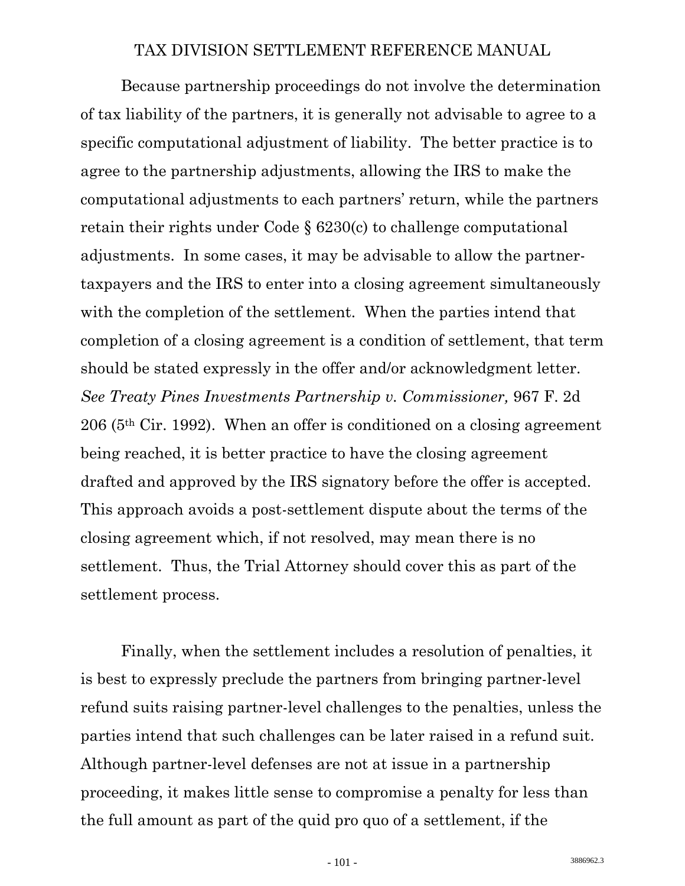Because partnership proceedings do not involve the determination of tax liability of the partners, it is generally not advisable to agree to a specific computational adjustment of liability. The better practice is to agree to the partnership adjustments, allowing the IRS to make the computational adjustments to each partners' return, while the partners retain their rights under Code § 6230(c) to challenge computational adjustments. In some cases, it may be advisable to allow the partner-taxpayers and the IRS to enter into a closing agreement simultaneously with the completion of the settlement. When the parties intend that completion of a closing agreement is a condition of settlement, that term should be stated expressly in the offer and/or acknowledgment letter. *See Treaty Pines Investments Partnership v. Commissioner,* 967 F. 2d 206 (5th Cir. 1992). When an offer is conditioned on a closing agreement being reached, it is better practice to have the closing agreement drafted and approved by the IRS signatory before the offer is accepted. This approach avoids a post-settlement dispute about the terms of the closing agreement which, if not resolved, may mean there is no settlement. Thus, the Trial Attorney should cover this as part of the settlement process.

Finally, when the settlement includes a resolution of penalties, it is best to expressly preclude the partners from bringing partner-level refund suits raising partner-level challenges to the penalties, unless the parties intend that such challenges can be later raised in a refund suit. Although partner-level defenses are not at issue in a partnership proceeding, it makes little sense to compromise a penalty for less than the full amount as part of the quid pro quo of a settlement, if the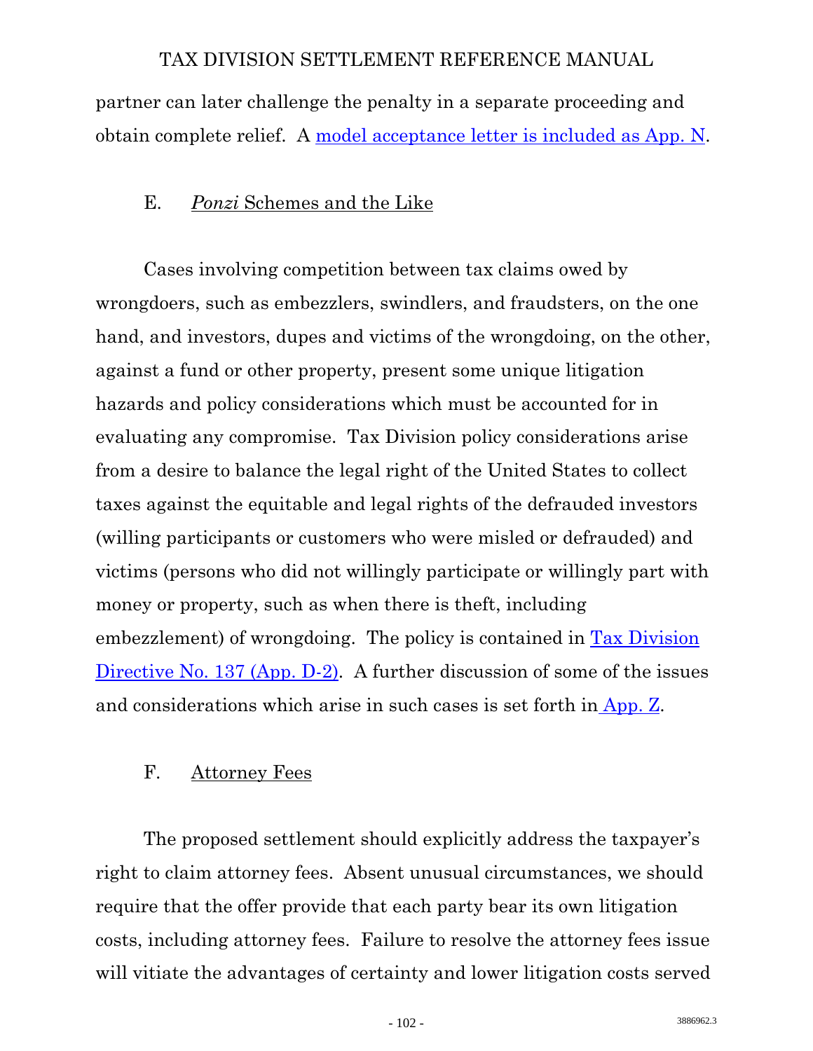partner can later challenge the penalty in a separate proceeding and obtain complete relief. A model acceptance letter is included as App. N.

### E. *Ponzi* Schemes and the Like

Cases involving competition between tax claims owed by wrongdoers, such as embezzlers, swindlers, and fraudsters, on the one hand, and investors, dupes and victims of the wrongdoing, on the other, against a fund or other property, present some unique litigation hazards and policy considerations which must be accounted for in evaluating any compromise. Tax Division policy considerations arise from a desire to balance the legal right of the United States to collect taxes against the equitable and legal rights of the defrauded investors (willing participants or customers who were misled or defrauded) and victims (persons who did not willingly participate or willingly part with money or property, such as when there is theft, including embezzlement) of wrongdoing. The policy is contained in Tax Division Directive No. 137 (App. D-2). A further discussion of some of the issues and considerations which arise in such cases is set forth in App. Z.

### F. Attorney Fees

The proposed settlement should explicitly address the taxpayer's right to claim attorney fees. Absent unusual circumstances, we should require that the offer provide that each party bear its own litigation costs, including attorney fees. Failure to resolve the attorney fees issue will vitiate the advantages of certainty and lower litigation costs served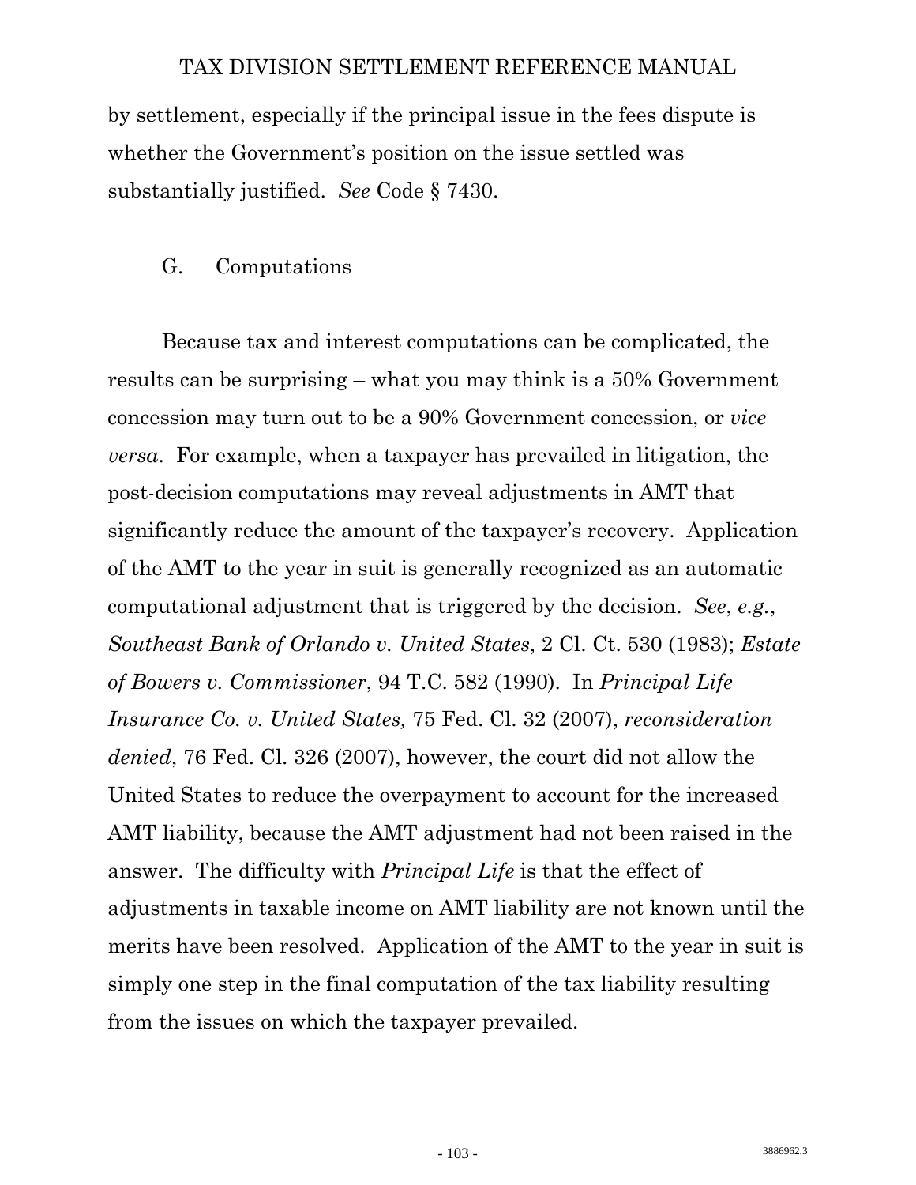by settlement, especially if the principal issue in the fees dispute is whether the Government's position on the issue settled was substantially justified. *See* Code § 7430.

### G. Computations

Because tax and interest computations can be complicated, the results can be surprising – what you may think is a 50% Government concession may turn out to be a 90% Government concession, or *vice versa*. For example, when a taxpayer has prevailed in litigation, the post-decision computations may reveal adjustments in AMT that significantly reduce the amount of the taxpayer's recovery. Application of the AMT to the year in suit is generally recognized as an automatic computational adjustment that is triggered by the decision. *See*, *e.g.*, *Southeast Bank of Orlando v. United States*, 2 Cl. Ct. 530 (1983); *Estate of Bowers v. Commissioner*, 94 T.C. 582 (1990). In *Principal Life Insurance Co. v. United States,* 75 Fed. Cl. 32 (2007), *reconsideration denied*, 76 Fed. Cl. 326 (2007), however, the court did not allow the United States to reduce the overpayment to account for the increased AMT liability, because the AMT adjustment had not been raised in the answer. The difficulty with *Principal Life* is that the effect of adjustments in taxable income on AMT liability are not known until the merits have been resolved. Application of the AMT to the year in suit is simply one step in the final computation of the tax liability resulting from the issues on which the taxpayer prevailed.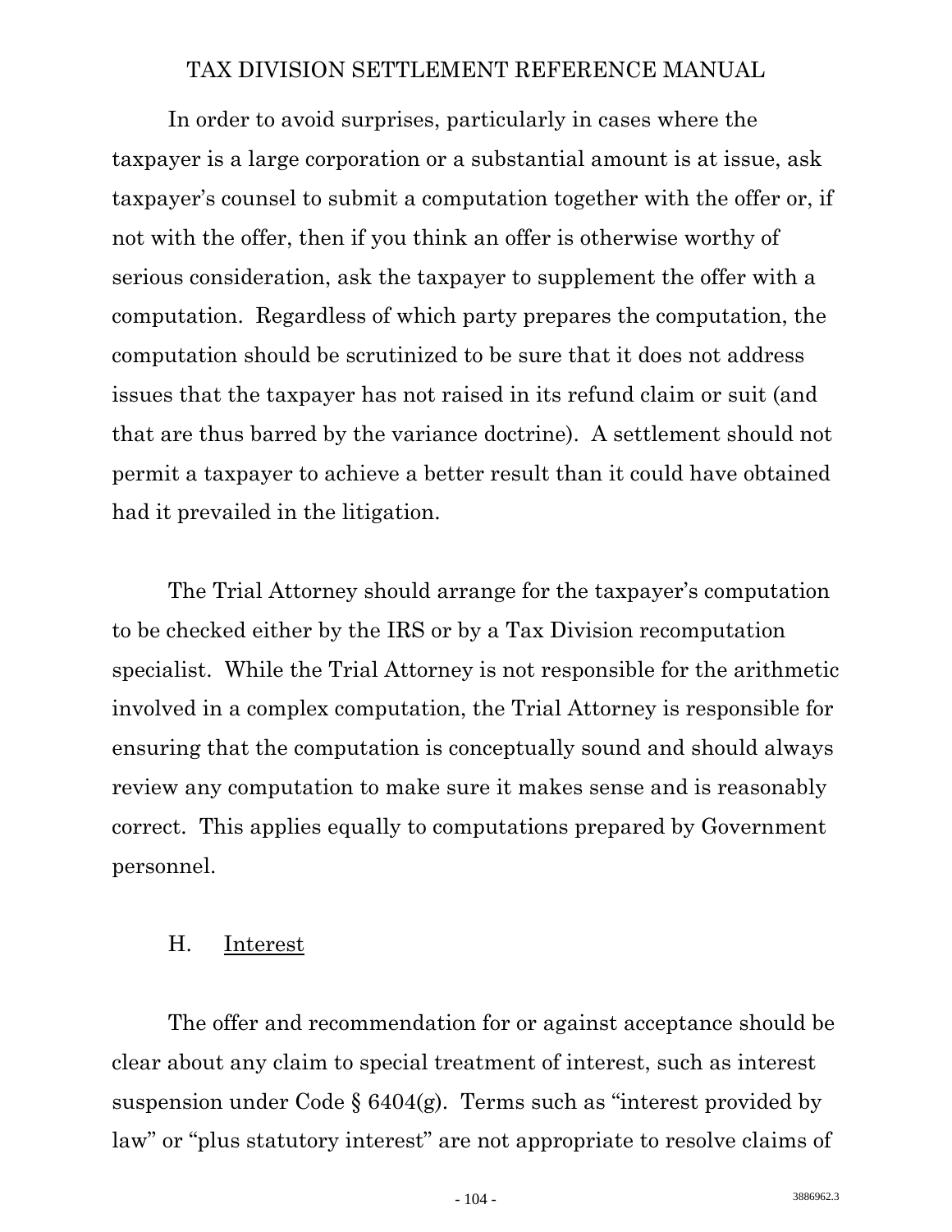In order to avoid surprises, particularly in cases where the taxpayer is a large corporation or a substantial amount is at issue, ask taxpayer's counsel to submit a computation together with the offer or, if not with the offer, then if you think an offer is otherwise worthy of serious consideration, ask the taxpayer to supplement the offer with a computation. Regardless of which party prepares the computation, the computation should be scrutinized to be sure that it does not address issues that the taxpayer has not raised in its refund claim or suit (and that are thus barred by the variance doctrine). A settlement should not permit a taxpayer to achieve a better result than it could have obtained had it prevailed in the litigation.

The Trial Attorney should arrange for the taxpayer's computation to be checked either by the IRS or by a Tax Division recomputation specialist. While the Trial Attorney is not responsible for the arithmetic involved in a complex computation, the Trial Attorney is responsible for ensuring that the computation is conceptually sound and should always review any computation to make sure it makes sense and is reasonably correct. This applies equally to computations prepared by Government personnel.

### H. Interest

The offer and recommendation for or against acceptance should be clear about any claim to special treatment of interest, such as interest suspension under Code § 6404(g). Terms such as "interest provided by law" or "plus statutory interest" are not appropriate to resolve claims of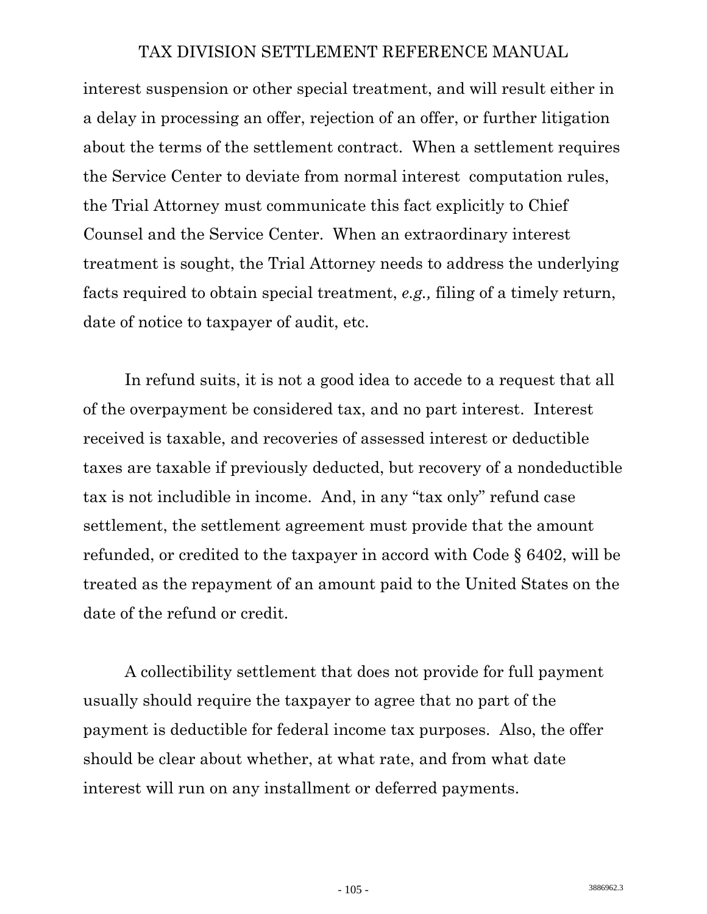interest suspension or other special treatment, and will result either in a delay in processing an offer, rejection of an offer, or further litigation about the terms of the settlement contract. When a settlement requires the Service Center to deviate from normal interest computation rules, the Trial Attorney must communicate this fact explicitly to Chief Counsel and the Service Center. When an extraordinary interest treatment is sought, the Trial Attorney needs to address the underlying facts required to obtain special treatment, *e.g.,* filing of a timely return, date of notice to taxpayer of audit, etc.

In refund suits, it is not a good idea to accede to a request that all of the overpayment be considered tax, and no part interest. Interest received is taxable, and recoveries of assessed interest or deductible taxes are taxable if previously deducted, but recovery of a nondeductible tax is not includible in income. And, in any "tax only" refund case settlement, the settlement agreement must provide that the amount refunded, or credited to the taxpayer in accord with Code § 6402, will be treated as the repayment of an amount paid to the United States on the date of the refund or credit.

A collectibility settlement that does not provide for full payment usually should require the taxpayer to agree that no part of the payment is deductible for federal income tax purposes. Also, the offer should be clear about whether, at what rate, and from what date interest will run on any installment or deferred payments.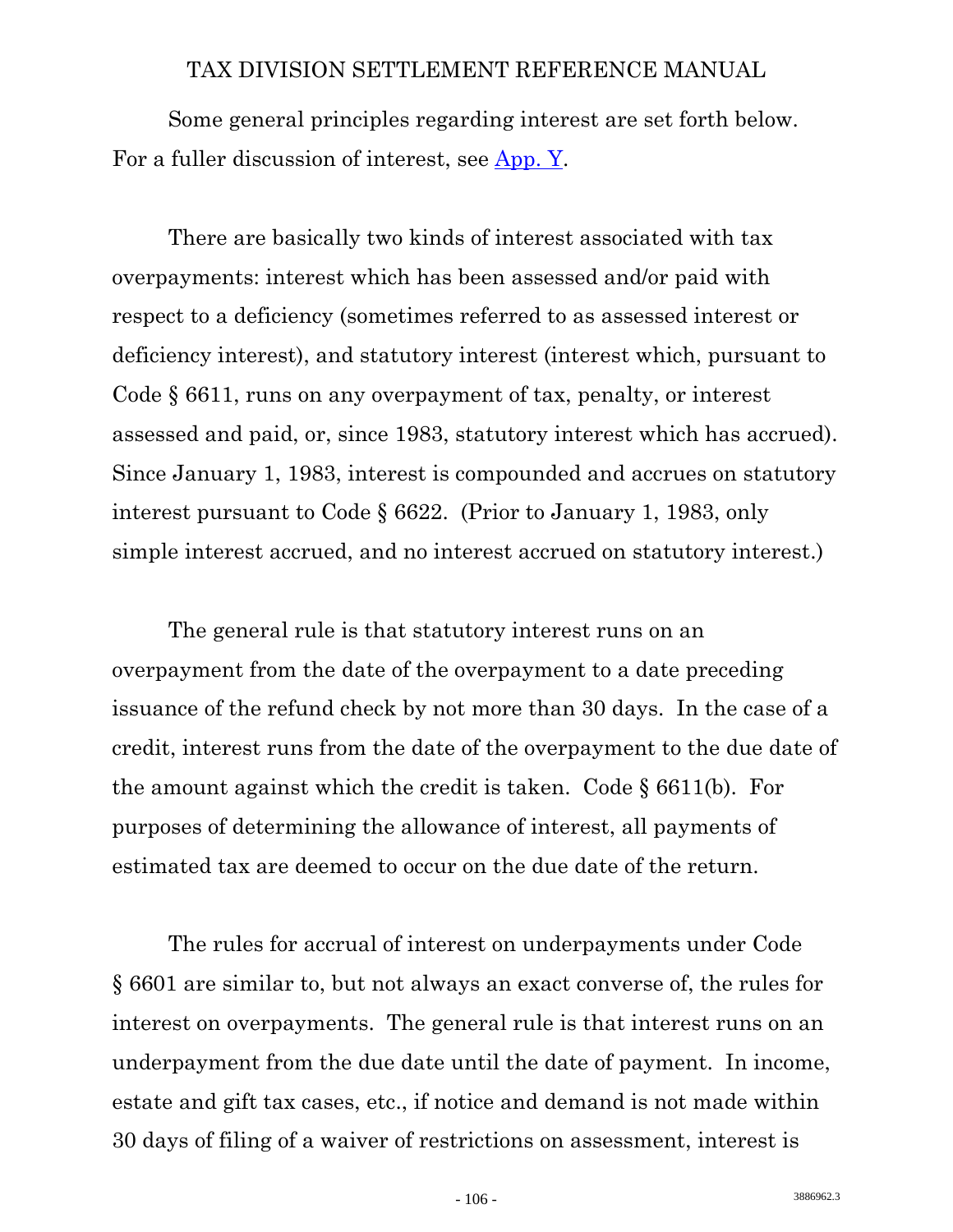Some general principles regarding interest are set forth below. For a fuller discussion of interest, see [App. Y](#).

There are basically two kinds of interest associated with tax overpayments: interest which has been assessed and/or paid with respect to a deficiency (sometimes referred to as assessed interest or deficiency interest), and statutory interest (interest which, pursuant to Code § 6611, runs on any overpayment of tax, penalty, or interest assessed and paid, or, since 1983, statutory interest which has accrued). Since January 1, 1983, interest is compounded and accrues on statutory interest pursuant to Code § 6622. (Prior to January 1, 1983, only simple interest accrued, and no interest accrued on statutory interest.)

The general rule is that statutory interest runs on an overpayment from the date of the overpayment to a date preceding issuance of the refund check by not more than 30 days. In the case of a credit, interest runs from the date of the overpayment to the due date of the amount against which the credit is taken. Code § 6611(b). For purposes of determining the allowance of interest, all payments of estimated tax are deemed to occur on the due date of the return.

The rules for accrual of interest on underpayments under Code § 6601 are similar to, but not always an exact converse of, the rules for interest on overpayments. The general rule is that interest runs on an underpayment from the due date until the date of payment. In income, estate and gift tax cases, etc., if notice and demand is not made within 30 days of filing of a waiver of restrictions on assessment, interest is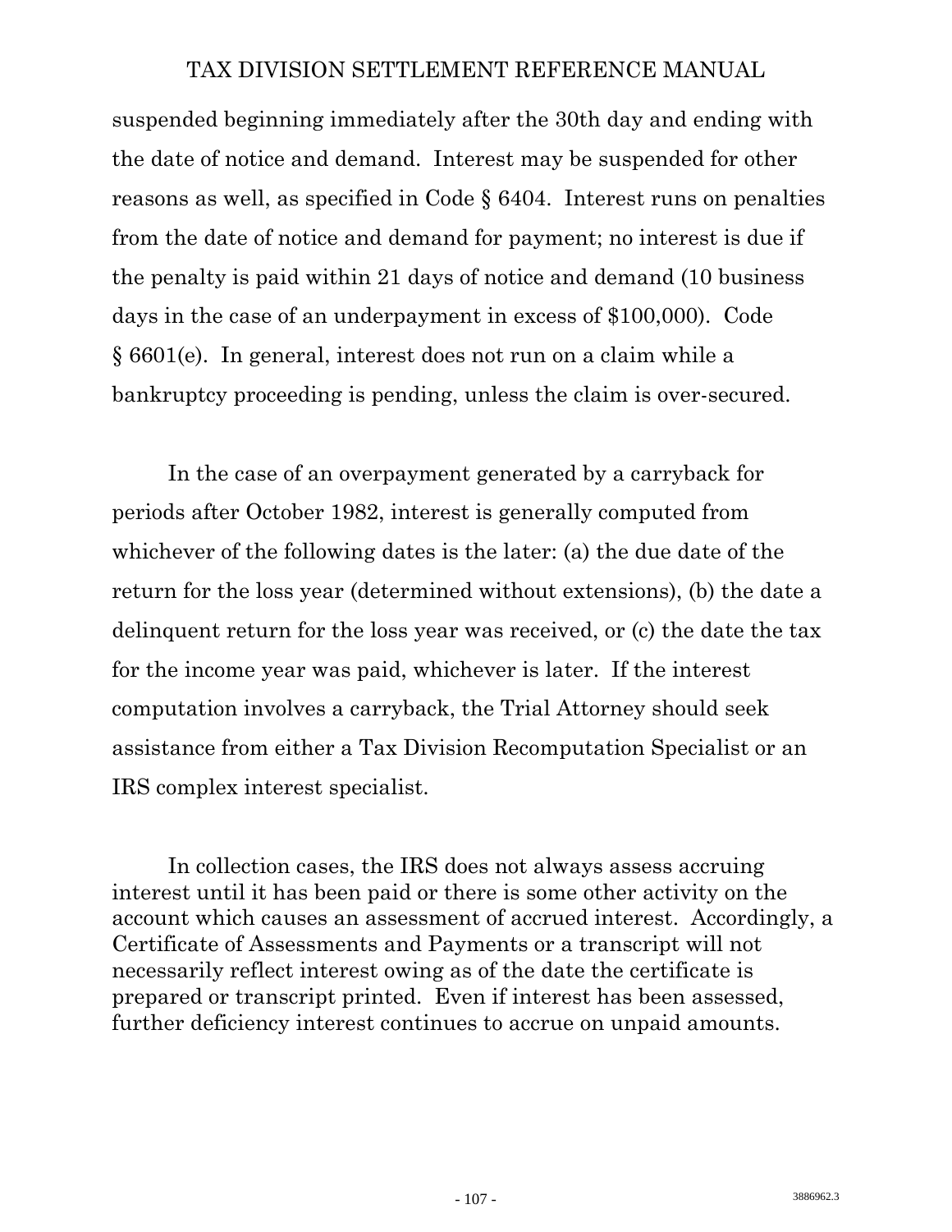suspended beginning immediately after the 30th day and ending with the date of notice and demand. Interest may be suspended for other reasons as well, as specified in Code § 6404. Interest runs on penalties from the date of notice and demand for payment; no interest is due if the penalty is paid within 21 days of notice and demand (10 business days in the case of an underpayment in excess of $100,000). Code § 6601(e). In general, interest does not run on a claim while a bankruptcy proceeding is pending, unless the claim is over-secured.

In the case of an overpayment generated by a carryback for periods after October 1982, interest is generally computed from whichever of the following dates is the later: (a) the due date of the return for the loss year (determined without extensions), (b) the date a delinquent return for the loss year was received, or (c) the date the tax for the income year was paid, whichever is later. If the interest computation involves a carryback, the Trial Attorney should seek assistance from either a Tax Division Recomputation Specialist or an IRS complex interest specialist.

In collection cases, the IRS does not always assess accruing interest until it has been paid or there is some other activity on the account which causes an assessment of accrued interest. Accordingly, a Certificate of Assessments and Payments or a transcript will not necessarily reflect interest owing as of the date the certificate is prepared or transcript printed. Even if interest has been assessed, further deficiency interest continues to accrue on unpaid amounts.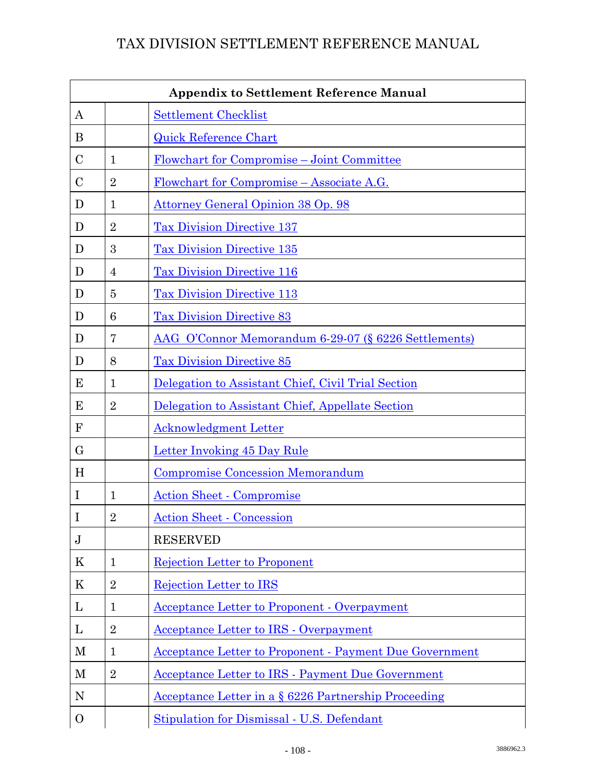# TAX DIVISION SETTLEMENT REFERENCE MANUAL

| **Appendix to Settlement Reference Manual** | | |
|---|---|---|
| A | | Settlement Checklist |
| B | | Quick Reference Chart |
| C | 1 | Flowchart for Compromise – Joint Committee |
| C | 2 | Flowchart for Compromise – Associate A.G. |
| D | 1 | Attorney General Opinion 38 Op. 98 |
| D | 2 | Tax Division Directive 137 |
| D | 3 | Tax Division Directive 135 |
| D | 4 | Tax Division Directive 116 |
| D | 5 | Tax Division Directive 113 |
| D | 6 | Tax Division Directive 83 |
| D | 7 | AAG O'Connor Memorandum 6-29-07 (§ 6226 Settlements) |
| D | 8 | Tax Division Directive 85 |
| E | 1 | Delegation to Assistant Chief, Civil Trial Section |
| E | 2 | Delegation to Assistant Chief, Appellate Section |
| F | | Acknowledgment Letter |
| G | | Letter Invoking 45 Day Rule |
| H | | Compromise Concession Memorandum |
| I | 1 | Action Sheet - Compromise |
| I | 2 | Action Sheet - Concession |
| J | | RESERVED |
| K | 1 | Rejection Letter to Proponent |
| K | 2 | Rejection Letter to IRS |
| L | 1 | Acceptance Letter to Proponent - Overpayment |
| L | 2 | Acceptance Letter to IRS - Overpayment |
| M | 1 | Acceptance Letter to Proponent - Payment Due Government |
| M | 2 | Acceptance Letter to IRS - Payment Due Government |
| N | | Acceptance Letter in a § 6226 Partnership Proceeding |
| O | | Stipulation for Dismissal - U.S. Defendant |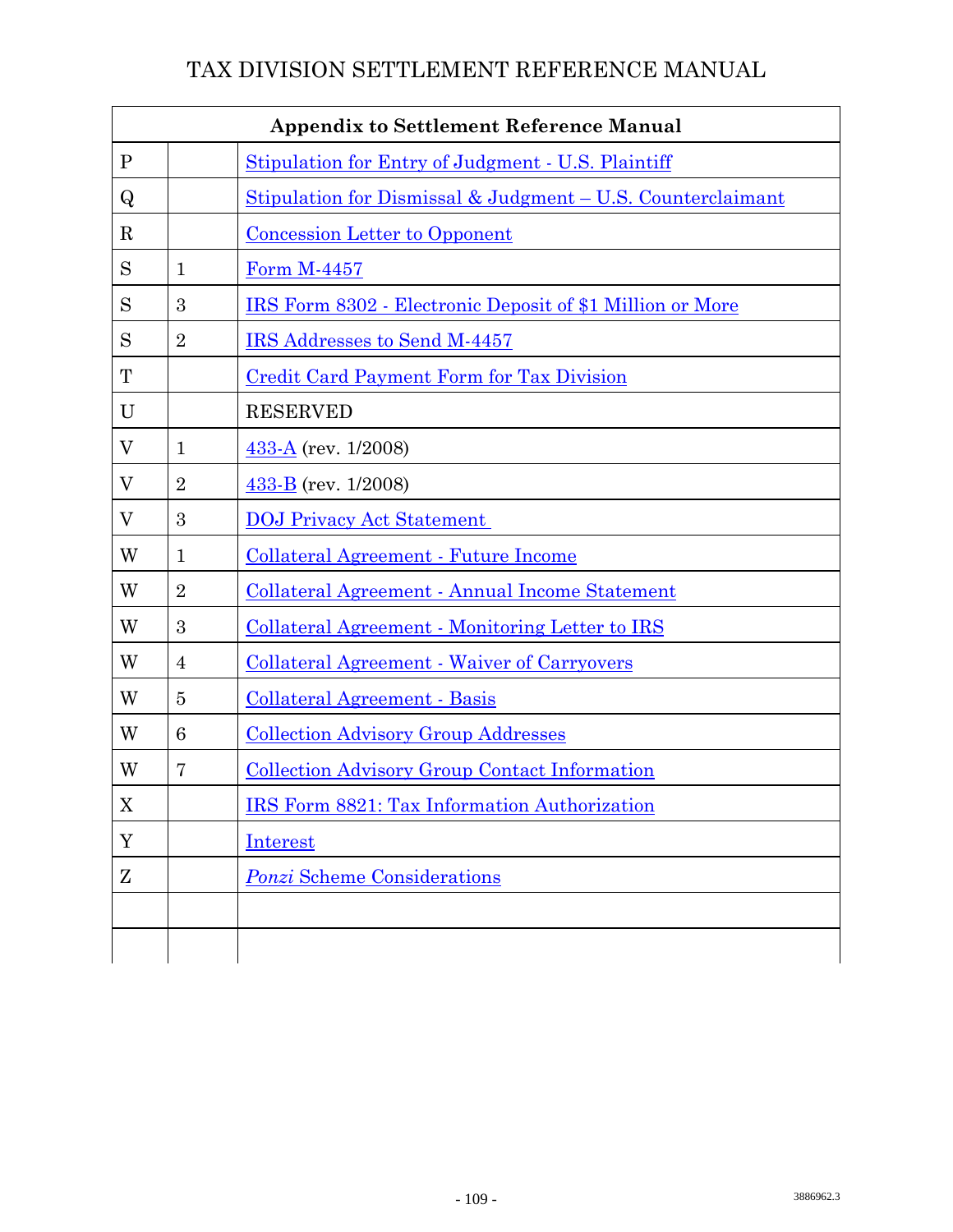# TAX DIVISION SETTLEMENT REFERENCE MANUAL

| Appendix to Settlement Reference Manual | | |
|---|---|---|
| P | | Stipulation for Entry of Judgment - U.S. Plaintiff |
| Q | | Stipulation for Dismissal & Judgment – U.S. Counterclaimant |
| R | | Concession Letter to Opponent |
| S | 1 | Form M-4457 |
| S | 3 | IRS Form 8302 - Electronic Deposit of $1 Million or More |
| S | 2 | IRS Addresses to Send M-4457 |
| T | | Credit Card Payment Form for Tax Division |
| U | | RESERVED |
| V | 1 | 433-A (rev. 1/2008) |
| V | 2 | 433-B (rev. 1/2008) |
| V | 3 | DOJ Privacy Act Statement |
| W | 1 | Collateral Agreement - Future Income |
| W | 2 | Collateral Agreement - Annual Income Statement |
| W | 3 | Collateral Agreement - Monitoring Letter to IRS |
| W | 4 | Collateral Agreement - Waiver of Carryovers |
| W | 5 | Collateral Agreement - Basis |
| W | 6 | Collection Advisory Group Addresses |
| W | 7 | Collection Advisory Group Contact Information |
| X | | IRS Form 8821: Tax Information Authorization |
| Y | | Interest |
| Z | | *Ponzi* Scheme Considerations |
| | | |
| | | |

3886962.3